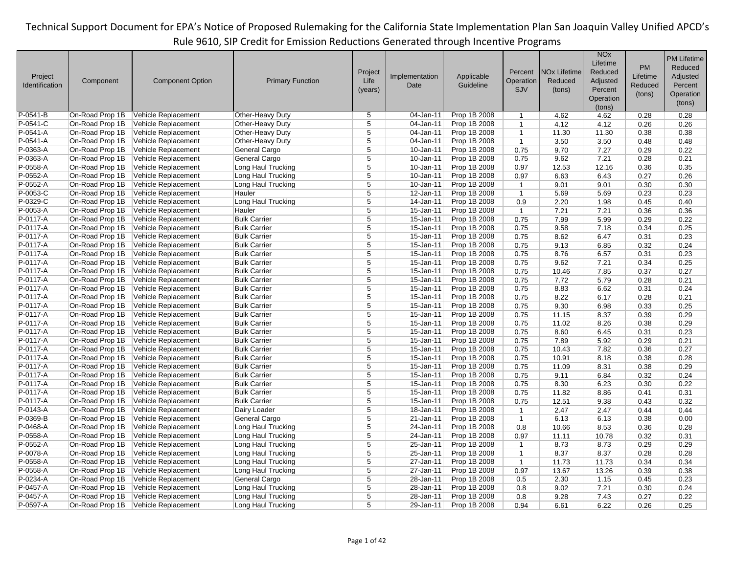Technical Support Document for EPA's Notice of Proposed Rulemaking for the California State Implementation Plan San Joaquin Valley Unified APCD's Rule 9610, SIP Credit for Emission Reductions Generated through Incentive Programs

| Project Identification | Component | Component Option | Primary Function | Project Life (years) | Implementation Date | Applicable Guideline | Percent Operation SJV | NOx Lifetime Reduced (tons) | NOx Lifetime Reduced Adjusted Percent Operation (tons) | PM Lifetime Reduced (tons) | PM Lifetime Reduced Adjusted Percent Operation (tons) |
|---|---|---|---|---|---|---|---|---|---|---|---|
| P-0541-B | On-Road Prop 1B | Vehicle Replacement | Other-Heavy Duty | 5 | 04-Jan-11 | Prop 1B 2008 | 1 | 4.62 | 4.62 | 0.28 | 0.28 |
| P-0541-C | On-Road Prop 1B | Vehicle Replacement | Other-Heavy Duty | 5 | 04-Jan-11 | Prop 1B 2008 | 1 | 4.12 | 4.12 | 0.26 | 0.26 |
| P-0541-A | On-Road Prop 1B | Vehicle Replacement | Other-Heavy Duty | 5 | 04-Jan-11 | Prop 1B 2008 | 1 | 11.30 | 11.30 | 0.38 | 0.38 |
| P-0541-A | On-Road Prop 1B | Vehicle Replacement | Other-Heavy Duty | 5 | 04-Jan-11 | Prop 1B 2008 | 1 | 3.50 | 3.50 | 0.48 | 0.48 |
| P-0363-A | On-Road Prop 1B | Vehicle Replacement | General Cargo | 5 | 10-Jan-11 | Prop 1B 2008 | 0.75 | 9.70 | 7.27 | 0.29 | 0.22 |
| P-0363-A | On-Road Prop 1B | Vehicle Replacement | General Cargo | 5 | 10-Jan-11 | Prop 1B 2008 | 0.75 | 9.62 | 7.21 | 0.28 | 0.21 |
| P-0558-A | On-Road Prop 1B | Vehicle Replacement | Long Haul Trucking | 5 | 10-Jan-11 | Prop 1B 2008 | 0.97 | 12.53 | 12.16 | 0.36 | 0.35 |
| P-0552-A | On-Road Prop 1B | Vehicle Replacement | Long Haul Trucking | 5 | 10-Jan-11 | Prop 1B 2008 | 0.97 | 6.63 | 6.43 | 0.27 | 0.26 |
| P-0552-A | On-Road Prop 1B | Vehicle Replacement | Long Haul Trucking | 5 | 10-Jan-11 | Prop 1B 2008 | 1 | 9.01 | 9.01 | 0.30 | 0.30 |
| P-0053-C | On-Road Prop 1B | Vehicle Replacement | Hauler | 5 | 12-Jan-11 | Prop 1B 2008 | 1 | 5.69 | 5.69 | 0.23 | 0.23 |
| P-0329-C | On-Road Prop 1B | Vehicle Replacement | Long Haul Trucking | 5 | 14-Jan-11 | Prop 1B 2008 | 0.9 | 2.20 | 1.98 | 0.45 | 0.40 |
| P-0053-A | On-Road Prop 1B | Vehicle Replacement | Hauler | 5 | 15-Jan-11 | Prop 1B 2008 | 1 | 7.21 | 7.21 | 0.36 | 0.36 |
| P-0117-A | On-Road Prop 1B | Vehicle Replacement | Bulk Carrier | 5 | 15-Jan-11 | Prop 1B 2008 | 0.75 | 7.99 | 5.99 | 0.29 | 0.22 |
| P-0117-A | On-Road Prop 1B | Vehicle Replacement | Bulk Carrier | 5 | 15-Jan-11 | Prop 1B 2008 | 0.75 | 9.58 | 7.18 | 0.34 | 0.25 |
| P-0117-A | On-Road Prop 1B | Vehicle Replacement | Bulk Carrier | 5 | 15-Jan-11 | Prop 1B 2008 | 0.75 | 8.62 | 6.47 | 0.31 | 0.23 |
| P-0117-A | On-Road Prop 1B | Vehicle Replacement | Bulk Carrier | 5 | 15-Jan-11 | Prop 1B 2008 | 0.75 | 9.13 | 6.85 | 0.32 | 0.24 |
| P-0117-A | On-Road Prop 1B | Vehicle Replacement | Bulk Carrier | 5 | 15-Jan-11 | Prop 1B 2008 | 0.75 | 8.76 | 6.57 | 0.31 | 0.23 |
| P-0117-A | On-Road Prop 1B | Vehicle Replacement | Bulk Carrier | 5 | 15-Jan-11 | Prop 1B 2008 | 0.75 | 9.62 | 7.21 | 0.34 | 0.25 |
| P-0117-A | On-Road Prop 1B | Vehicle Replacement | Bulk Carrier | 5 | 15-Jan-11 | Prop 1B 2008 | 0.75 | 10.46 | 7.85 | 0.37 | 0.27 |
| P-0117-A | On-Road Prop 1B | Vehicle Replacement | Bulk Carrier | 5 | 15-Jan-11 | Prop 1B 2008 | 0.75 | 7.72 | 5.79 | 0.28 | 0.21 |
| P-0117-A | On-Road Prop 1B | Vehicle Replacement | Bulk Carrier | 5 | 15-Jan-11 | Prop 1B 2008 | 0.75 | 8.83 | 6.62 | 0.31 | 0.24 |
| P-0117-A | On-Road Prop 1B | Vehicle Replacement | Bulk Carrier | 5 | 15-Jan-11 | Prop 1B 2008 | 0.75 | 8.22 | 6.17 | 0.28 | 0.21 |
| P-0117-A | On-Road Prop 1B | Vehicle Replacement | Bulk Carrier | 5 | 15-Jan-11 | Prop 1B 2008 | 0.75 | 9.30 | 6.98 | 0.33 | 0.25 |
| P-0117-A | On-Road Prop 1B | Vehicle Replacement | Bulk Carrier | 5 | 15-Jan-11 | Prop 1B 2008 | 0.75 | 11.15 | 8.37 | 0.39 | 0.29 |
| P-0117-A | On-Road Prop 1B | Vehicle Replacement | Bulk Carrier | 5 | 15-Jan-11 | Prop 1B 2008 | 0.75 | 11.02 | 8.26 | 0.38 | 0.29 |
| P-0117-A | On-Road Prop 1B | Vehicle Replacement | Bulk Carrier | 5 | 15-Jan-11 | Prop 1B 2008 | 0.75 | 8.60 | 6.45 | 0.31 | 0.23 |
| P-0117-A | On-Road Prop 1B | Vehicle Replacement | Bulk Carrier | 5 | 15-Jan-11 | Prop 1B 2008 | 0.75 | 7.89 | 5.92 | 0.29 | 0.21 |
| P-0117-A | On-Road Prop 1B | Vehicle Replacement | Bulk Carrier | 5 | 15-Jan-11 | Prop 1B 2008 | 0.75 | 10.43 | 7.82 | 0.36 | 0.27 |
| P-0117-A | On-Road Prop 1B | Vehicle Replacement | Bulk Carrier | 5 | 15-Jan-11 | Prop 1B 2008 | 0.75 | 10.91 | 8.18 | 0.38 | 0.28 |
| P-0117-A | On-Road Prop 1B | Vehicle Replacement | Bulk Carrier | 5 | 15-Jan-11 | Prop 1B 2008 | 0.75 | 11.09 | 8.31 | 0.38 | 0.29 |
| P-0117-A | On-Road Prop 1B | Vehicle Replacement | Bulk Carrier | 5 | 15-Jan-11 | Prop 1B 2008 | 0.75 | 9.11 | 6.84 | 0.32 | 0.24 |
| P-0117-A | On-Road Prop 1B | Vehicle Replacement | Bulk Carrier | 5 | 15-Jan-11 | Prop 1B 2008 | 0.75 | 8.30 | 6.23 | 0.30 | 0.22 |
| P-0117-A | On-Road Prop 1B | Vehicle Replacement | Bulk Carrier | 5 | 15-Jan-11 | Prop 1B 2008 | 0.75 | 11.82 | 8.86 | 0.41 | 0.31 |
| P-0117-A | On-Road Prop 1B | Vehicle Replacement | Bulk Carrier | 5 | 15-Jan-11 | Prop 1B 2008 | 0.75 | 12.51 | 9.38 | 0.43 | 0.32 |
| P-0143-A | On-Road Prop 1B | Vehicle Replacement | Dairy Loader | 5 | 18-Jan-11 | Prop 1B 2008 | 1 | 2.47 | 2.47 | 0.44 | 0.44 |
| P-0369-B | On-Road Prop 1B | Vehicle Replacement | General Cargo | 5 | 21-Jan-11 | Prop 1B 2008 | 1 | 6.13 | 6.13 | 0.38 | 0.00 |
| P-0468-A | On-Road Prop 1B | Vehicle Replacement | Long Haul Trucking | 5 | 24-Jan-11 | Prop 1B 2008 | 0.8 | 10.66 | 8.53 | 0.36 | 0.28 |
| P-0558-A | On-Road Prop 1B | Vehicle Replacement | Long Haul Trucking | 5 | 24-Jan-11 | Prop 1B 2008 | 0.97 | 11.11 | 10.78 | 0.32 | 0.31 |
| P-0552-A | On-Road Prop 1B | Vehicle Replacement | Long Haul Trucking | 5 | 25-Jan-11 | Prop 1B 2008 | 1 | 8.73 | 8.73 | 0.29 | 0.29 |
| P-0078-A | On-Road Prop 1B | Vehicle Replacement | Long Haul Trucking | 5 | 25-Jan-11 | Prop 1B 2008 | 1 | 8.37 | 8.37 | 0.28 | 0.28 |
| P-0558-A | On-Road Prop 1B | Vehicle Replacement | Long Haul Trucking | 5 | 27-Jan-11 | Prop 1B 2008 | 1 | 11.73 | 11.73 | 0.34 | 0.34 |
| P-0558-A | On-Road Prop 1B | Vehicle Replacement | Long Haul Trucking | 5 | 27-Jan-11 | Prop 1B 2008 | 0.97 | 13.67 | 13.26 | 0.39 | 0.38 |
| P-0234-A | On-Road Prop 1B | Vehicle Replacement | General Cargo | 5 | 28-Jan-11 | Prop 1B 2008 | 0.5 | 2.30 | 1.15 | 0.45 | 0.23 |
| P-0457-A | On-Road Prop 1B | Vehicle Replacement | Long Haul Trucking | 5 | 28-Jan-11 | Prop 1B 2008 | 0.8 | 9.02 | 7.21 | 0.30 | 0.24 |
| P-0457-A | On-Road Prop 1B | Vehicle Replacement | Long Haul Trucking | 5 | 28-Jan-11 | Prop 1B 2008 | 0.8 | 9.28 | 7.43 | 0.27 | 0.22 |
| P-0597-A | On-Road Prop 1B | Vehicle Replacement | Long Haul Trucking | 5 | 29-Jan-11 | Prop 1B 2008 | 0.94 | 6.61 | 6.22 | 0.26 | 0.25 |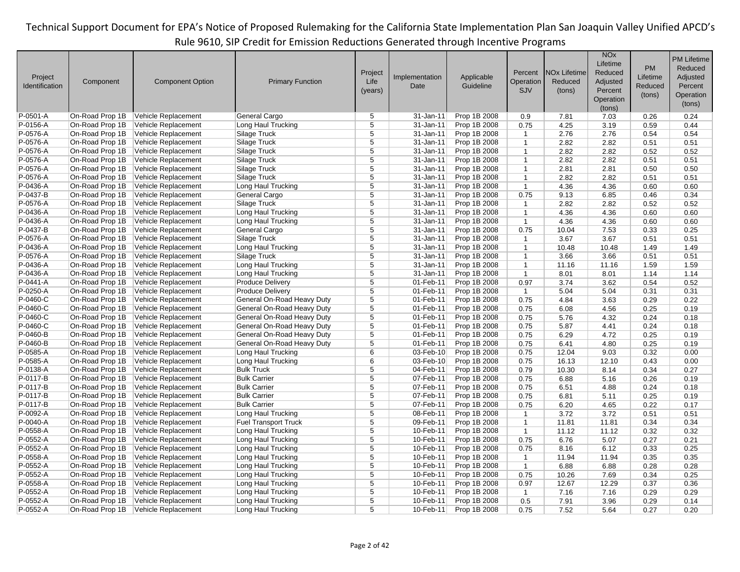# Technical Support Document for EPA's Notice of Proposed Rulemaking for the California State Implementation Plan San Joaquin Valley Unified APCD's Rule 9610, SIP Credit for Emission Reductions Generated through Incentive Programs

| Project Identification | Component | Component Option | Primary Function | Project Life (years) | Implementation Date | Applicable Guideline | Percent Operation SJV | NOx Lifetime Reduced (tons) | NOx Lifetime Reduced Adjusted Percent Operation (tons) | PM Lifetime Reduced (tons) | PM Lifetime Reduced Adjusted Percent Operation (tons) |
|---|---|---|---|---|---|---|---|---|---|---|---|
| P-0501-A | On-Road Prop 1B | Vehicle Replacement | General Cargo | 5 | 31-Jan-11 | Prop 1B 2008 | 0.9 | 7.81 | 7.03 | 0.26 | 0.24 |
| P-0156-A | On-Road Prop 1B | Vehicle Replacement | Long Haul Trucking | 5 | 31-Jan-11 | Prop 1B 2008 | 0.75 | 4.25 | 3.19 | 0.59 | 0.44 |
| P-0576-A | On-Road Prop 1B | Vehicle Replacement | Silage Truck | 5 | 31-Jan-11 | Prop 1B 2008 | 1 | 2.76 | 2.76 | 0.54 | 0.54 |
| P-0576-A | On-Road Prop 1B | Vehicle Replacement | Silage Truck | 5 | 31-Jan-11 | Prop 1B 2008 | 1 | 2.82 | 2.82 | 0.51 | 0.51 |
| P-0576-A | On-Road Prop 1B | Vehicle Replacement | Silage Truck | 5 | 31-Jan-11 | Prop 1B 2008 | 1 | 2.82 | 2.82 | 0.52 | 0.52 |
| P-0576-A | On-Road Prop 1B | Vehicle Replacement | Silage Truck | 5 | 31-Jan-11 | Prop 1B 2008 | 1 | 2.82 | 2.82 | 0.51 | 0.51 |
| P-0576-A | On-Road Prop 1B | Vehicle Replacement | Silage Truck | 5 | 31-Jan-11 | Prop 1B 2008 | 1 | 2.81 | 2.81 | 0.50 | 0.50 |
| P-0576-A | On-Road Prop 1B | Vehicle Replacement | Silage Truck | 5 | 31-Jan-11 | Prop 1B 2008 | 1 | 2.82 | 2.82 | 0.51 | 0.51 |
| P-0436-A | On-Road Prop 1B | Vehicle Replacement | Long Haul Trucking | 5 | 31-Jan-11 | Prop 1B 2008 | 1 | 4.36 | 4.36 | 0.60 | 0.60 |
| P-0437-B | On-Road Prop 1B | Vehicle Replacement | General Cargo | 5 | 31-Jan-11 | Prop 1B 2008 | 0.75 | 9.13 | 6.85 | 0.46 | 0.34 |
| P-0576-A | On-Road Prop 1B | Vehicle Replacement | Silage Truck | 5 | 31-Jan-11 | Prop 1B 2008 | 1 | 2.82 | 2.82 | 0.52 | 0.52 |
| P-0436-A | On-Road Prop 1B | Vehicle Replacement | Long Haul Trucking | 5 | 31-Jan-11 | Prop 1B 2008 | 1 | 4.36 | 4.36 | 0.60 | 0.60 |
| P-0436-A | On-Road Prop 1B | Vehicle Replacement | Long Haul Trucking | 5 | 31-Jan-11 | Prop 1B 2008 | 1 | 4.36 | 4.36 | 0.60 | 0.60 |
| P-0437-B | On-Road Prop 1B | Vehicle Replacement | General Cargo | 5 | 31-Jan-11 | Prop 1B 2008 | 0.75 | 10.04 | 7.53 | 0.33 | 0.25 |
| P-0576-A | On-Road Prop 1B | Vehicle Replacement | Silage Truck | 5 | 31-Jan-11 | Prop 1B 2008 | 1 | 3.67 | 3.67 | 0.51 | 0.51 |
| P-0436-A | On-Road Prop 1B | Vehicle Replacement | Long Haul Trucking | 5 | 31-Jan-11 | Prop 1B 2008 | 1 | 10.48 | 10.48 | 1.49 | 1.49 |
| P-0576-A | On-Road Prop 1B | Vehicle Replacement | Silage Truck | 5 | 31-Jan-11 | Prop 1B 2008 | 1 | 3.66 | 3.66 | 0.51 | 0.51 |
| P-0436-A | On-Road Prop 1B | Vehicle Replacement | Long Haul Trucking | 5 | 31-Jan-11 | Prop 1B 2008 | 1 | 11.16 | 11.16 | 1.59 | 1.59 |
| P-0436-A | On-Road Prop 1B | Vehicle Replacement | Long Haul Trucking | 5 | 31-Jan-11 | Prop 1B 2008 | 1 | 8.01 | 8.01 | 1.14 | 1.14 |
| P-0441-A | On-Road Prop 1B | Vehicle Replacement | Produce Delivery | 5 | 01-Feb-11 | Prop 1B 2008 | 0.97 | 3.74 | 3.62 | 0.54 | 0.52 |
| P-0250-A | On-Road Prop 1B | Vehicle Replacement | Produce Delivery | 5 | 01-Feb-11 | Prop 1B 2008 | 1 | 5.04 | 5.04 | 0.31 | 0.31 |
| P-0460-C | On-Road Prop 1B | Vehicle Replacement | General On-Road Heavy Duty | 5 | 01-Feb-11 | Prop 1B 2008 | 0.75 | 4.84 | 3.63 | 0.29 | 0.22 |
| P-0460-C | On-Road Prop 1B | Vehicle Replacement | General On-Road Heavy Duty | 5 | 01-Feb-11 | Prop 1B 2008 | 0.75 | 6.08 | 4.56 | 0.25 | 0.19 |
| P-0460-C | On-Road Prop 1B | Vehicle Replacement | General On-Road Heavy Duty | 5 | 01-Feb-11 | Prop 1B 2008 | 0.75 | 5.76 | 4.32 | 0.24 | 0.18 |
| P-0460-C | On-Road Prop 1B | Vehicle Replacement | General On-Road Heavy Duty | 5 | 01-Feb-11 | Prop 1B 2008 | 0.75 | 5.87 | 4.41 | 0.24 | 0.18 |
| P-0460-B | On-Road Prop 1B | Vehicle Replacement | General On-Road Heavy Duty | 5 | 01-Feb-11 | Prop 1B 2008 | 0.75 | 6.29 | 4.72 | 0.25 | 0.19 |
| P-0460-B | On-Road Prop 1B | Vehicle Replacement | General On-Road Heavy Duty | 5 | 01-Feb-11 | Prop 1B 2008 | 0.75 | 6.41 | 4.80 | 0.25 | 0.19 |
| P-0585-A | On-Road Prop 1B | Vehicle Replacement | Long Haul Trucking | 6 | 03-Feb-10 | Prop 1B 2008 | 0.75 | 12.04 | 9.03 | 0.32 | 0.00 |
| P-0585-A | On-Road Prop 1B | Vehicle Replacement | Long Haul Trucking | 6 | 03-Feb-10 | Prop 1B 2008 | 0.75 | 16.13 | 12.10 | 0.43 | 0.00 |
| P-0138-A | On-Road Prop 1B | Vehicle Replacement | Bulk Truck | 5 | 04-Feb-11 | Prop 1B 2008 | 0.79 | 10.30 | 8.14 | 0.34 | 0.27 |
| P-0117-B | On-Road Prop 1B | Vehicle Replacement | Bulk Carrier | 5 | 07-Feb-11 | Prop 1B 2008 | 0.75 | 6.88 | 5.16 | 0.26 | 0.19 |
| P-0117-B | On-Road Prop 1B | Vehicle Replacement | Bulk Carrier | 5 | 07-Feb-11 | Prop 1B 2008 | 0.75 | 6.51 | 4.88 | 0.24 | 0.18 |
| P-0117-B | On-Road Prop 1B | Vehicle Replacement | Bulk Carrier | 5 | 07-Feb-11 | Prop 1B 2008 | 0.75 | 6.81 | 5.11 | 0.25 | 0.19 |
| P-0117-B | On-Road Prop 1B | Vehicle Replacement | Bulk Carrier | 5 | 07-Feb-11 | Prop 1B 2008 | 0.75 | 6.20 | 4.65 | 0.22 | 0.17 |
| P-0092-A | On-Road Prop 1B | Vehicle Replacement | Long Haul Trucking | 5 | 08-Feb-11 | Prop 1B 2008 | 1 | 3.72 | 3.72 | 0.51 | 0.51 |
| P-0040-A | On-Road Prop 1B | Vehicle Replacement | Fuel Transport Truck | 5 | 09-Feb-11 | Prop 1B 2008 | 1 | 11.81 | 11.81 | 0.34 | 0.34 |
| P-0558-A | On-Road Prop 1B | Vehicle Replacement | Long Haul Trucking | 5 | 10-Feb-11 | Prop 1B 2008 | 1 | 11.12 | 11.12 | 0.32 | 0.32 |
| P-0552-A | On-Road Prop 1B | Vehicle Replacement | Long Haul Trucking | 5 | 10-Feb-11 | Prop 1B 2008 | 0.75 | 6.76 | 5.07 | 0.27 | 0.21 |
| P-0552-A | On-Road Prop 1B | Vehicle Replacement | Long Haul Trucking | 5 | 10-Feb-11 | Prop 1B 2008 | 0.75 | 8.16 | 6.12 | 0.33 | 0.25 |
| P-0558-A | On-Road Prop 1B | Vehicle Replacement | Long Haul Trucking | 5 | 10-Feb-11 | Prop 1B 2008 | 1 | 11.94 | 11.94 | 0.35 | 0.35 |
| P-0552-A | On-Road Prop 1B | Vehicle Replacement | Long Haul Trucking | 5 | 10-Feb-11 | Prop 1B 2008 | 1 | 6.88 | 6.88 | 0.28 | 0.28 |
| P-0552-A | On-Road Prop 1B | Vehicle Replacement | Long Haul Trucking | 5 | 10-Feb-11 | Prop 1B 2008 | 0.75 | 10.26 | 7.69 | 0.34 | 0.25 |
| P-0558-A | On-Road Prop 1B | Vehicle Replacement | Long Haul Trucking | 5 | 10-Feb-11 | Prop 1B 2008 | 0.97 | 12.67 | 12.29 | 0.37 | 0.36 |
| P-0552-A | On-Road Prop 1B | Vehicle Replacement | Long Haul Trucking | 5 | 10-Feb-11 | Prop 1B 2008 | 1 | 7.16 | 7.16 | 0.29 | 0.29 |
| P-0552-A | On-Road Prop 1B | Vehicle Replacement | Long Haul Trucking | 5 | 10-Feb-11 | Prop 1B 2008 | 0.5 | 7.91 | 3.96 | 0.29 | 0.14 |
| P-0552-A | On-Road Prop 1B | Vehicle Replacement | Long Haul Trucking | 5 | 10-Feb-11 | Prop 1B 2008 | 0.75 | 7.52 | 5.64 | 0.27 | 0.20 |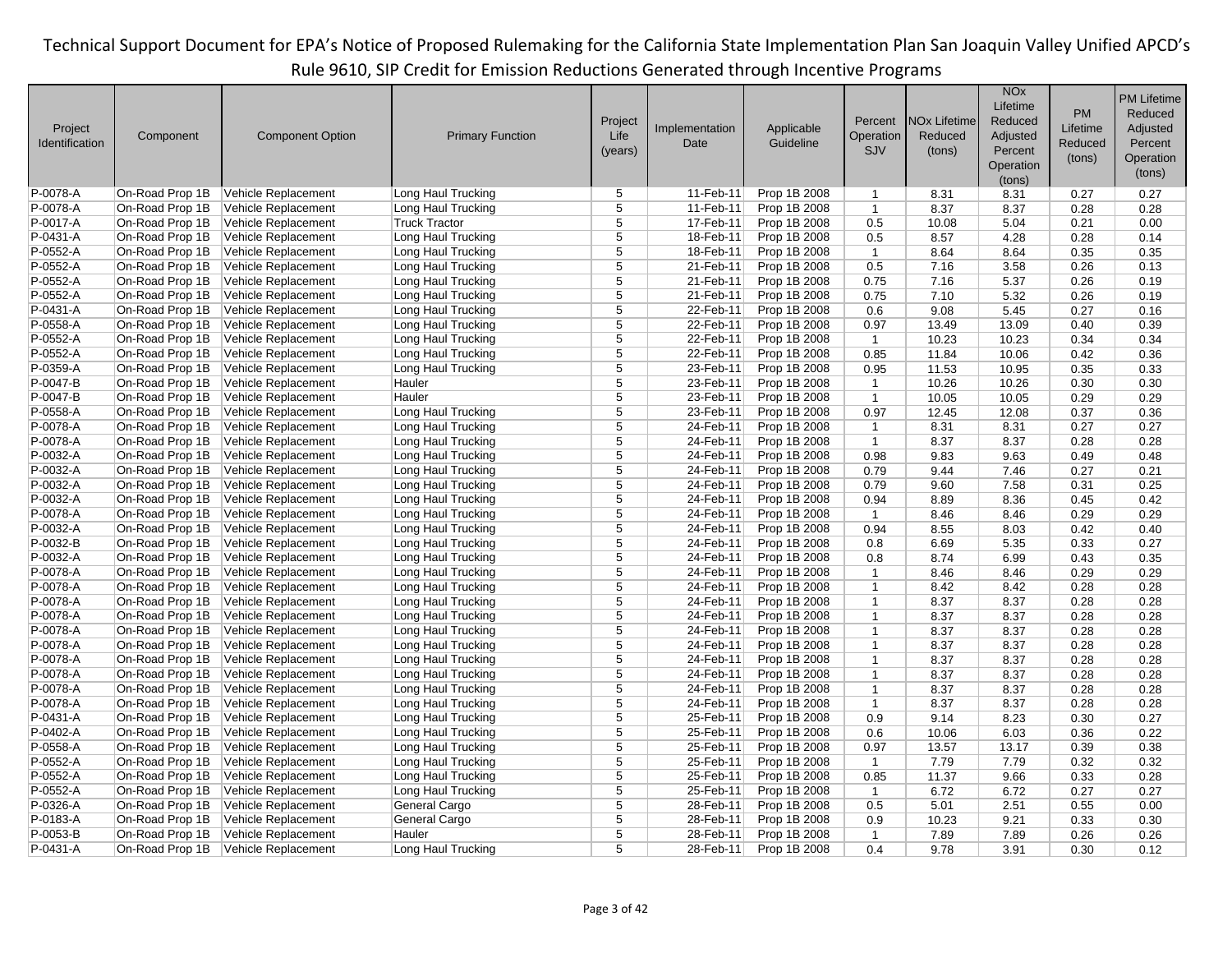| Project Identification | Component | Component Option | Primary Function | Project Life (years) | Implementation Date | Applicable Guideline | Percent Operation SJV | NOx Lifetime Reduced (tons) | NOx Lifetime Reduced Adjusted Percent Operation (tons) | PM Lifetime Reduced (tons) | PM Lifetime Reduced Adjusted Percent Operation (tons) |
|---|---|---|---|---|---|---|---|---|---|---|---|
| P-0078-A | On-Road Prop 1B | Vehicle Replacement | Long Haul Trucking | 5 | 11-Feb-11 | Prop 1B 2008 | 1 | 8.31 | 8.31 | 0.27 | 0.27 |
| P-0078-A | On-Road Prop 1B | Vehicle Replacement | Long Haul Trucking | 5 | 11-Feb-11 | Prop 1B 2008 | 1 | 8.37 | 8.37 | 0.28 | 0.28 |
| P-0017-A | On-Road Prop 1B | Vehicle Replacement | Truck Tractor | 5 | 17-Feb-11 | Prop 1B 2008 | 0.5 | 10.08 | 5.04 | 0.21 | 0.00 |
| P-0431-A | On-Road Prop 1B | Vehicle Replacement | Long Haul Trucking | 5 | 18-Feb-11 | Prop 1B 2008 | 0.5 | 8.57 | 4.28 | 0.28 | 0.14 |
| P-0552-A | On-Road Prop 1B | Vehicle Replacement | Long Haul Trucking | 5 | 18-Feb-11 | Prop 1B 2008 | 1 | 8.64 | 8.64 | 0.35 | 0.35 |
| P-0552-A | On-Road Prop 1B | Vehicle Replacement | Long Haul Trucking | 5 | 21-Feb-11 | Prop 1B 2008 | 0.5 | 7.16 | 3.58 | 0.26 | 0.13 |
| P-0552-A | On-Road Prop 1B | Vehicle Replacement | Long Haul Trucking | 5 | 21-Feb-11 | Prop 1B 2008 | 0.75 | 7.16 | 5.37 | 0.26 | 0.19 |
| P-0552-A | On-Road Prop 1B | Vehicle Replacement | Long Haul Trucking | 5 | 21-Feb-11 | Prop 1B 2008 | 0.75 | 7.10 | 5.32 | 0.26 | 0.19 |
| P-0431-A | On-Road Prop 1B | Vehicle Replacement | Long Haul Trucking | 5 | 22-Feb-11 | Prop 1B 2008 | 0.6 | 9.08 | 5.45 | 0.27 | 0.16 |
| P-0558-A | On-Road Prop 1B | Vehicle Replacement | Long Haul Trucking | 5 | 22-Feb-11 | Prop 1B 2008 | 0.97 | 13.49 | 13.09 | 0.40 | 0.39 |
| P-0552-A | On-Road Prop 1B | Vehicle Replacement | Long Haul Trucking | 5 | 22-Feb-11 | Prop 1B 2008 | 1 | 10.23 | 10.23 | 0.34 | 0.34 |
| P-0552-A | On-Road Prop 1B | Vehicle Replacement | Long Haul Trucking | 5 | 22-Feb-11 | Prop 1B 2008 | 0.85 | 11.84 | 10.06 | 0.42 | 0.36 |
| P-0359-A | On-Road Prop 1B | Vehicle Replacement | Long Haul Trucking | 5 | 23-Feb-11 | Prop 1B 2008 | 0.95 | 11.53 | 10.95 | 0.35 | 0.33 |
| P-0047-B | On-Road Prop 1B | Vehicle Replacement | Hauler | 5 | 23-Feb-11 | Prop 1B 2008 | 1 | 10.26 | 10.26 | 0.30 | 0.30 |
| P-0047-B | On-Road Prop 1B | Vehicle Replacement | Hauler | 5 | 23-Feb-11 | Prop 1B 2008 | 1 | 10.05 | 10.05 | 0.29 | 0.29 |
| P-0558-A | On-Road Prop 1B | Vehicle Replacement | Long Haul Trucking | 5 | 23-Feb-11 | Prop 1B 2008 | 0.97 | 12.45 | 12.08 | 0.37 | 0.36 |
| P-0078-A | On-Road Prop 1B | Vehicle Replacement | Long Haul Trucking | 5 | 24-Feb-11 | Prop 1B 2008 | 1 | 8.31 | 8.31 | 0.27 | 0.27 |
| P-0078-A | On-Road Prop 1B | Vehicle Replacement | Long Haul Trucking | 5 | 24-Feb-11 | Prop 1B 2008 | 1 | 8.37 | 8.37 | 0.28 | 0.28 |
| P-0032-A | On-Road Prop 1B | Vehicle Replacement | Long Haul Trucking | 5 | 24-Feb-11 | Prop 1B 2008 | 0.98 | 9.83 | 9.63 | 0.49 | 0.48 |
| P-0032-A | On-Road Prop 1B | Vehicle Replacement | Long Haul Trucking | 5 | 24-Feb-11 | Prop 1B 2008 | 0.79 | 9.44 | 7.46 | 0.27 | 0.21 |
| P-0032-A | On-Road Prop 1B | Vehicle Replacement | Long Haul Trucking | 5 | 24-Feb-11 | Prop 1B 2008 | 0.79 | 9.60 | 7.58 | 0.31 | 0.25 |
| P-0032-A | On-Road Prop 1B | Vehicle Replacement | Long Haul Trucking | 5 | 24-Feb-11 | Prop 1B 2008 | 0.94 | 8.89 | 8.36 | 0.45 | 0.42 |
| P-0078-A | On-Road Prop 1B | Vehicle Replacement | Long Haul Trucking | 5 | 24-Feb-11 | Prop 1B 2008 | 1 | 8.46 | 8.46 | 0.29 | 0.29 |
| P-0032-A | On-Road Prop 1B | Vehicle Replacement | Long Haul Trucking | 5 | 24-Feb-11 | Prop 1B 2008 | 0.94 | 8.55 | 8.03 | 0.42 | 0.40 |
| P-0032-B | On-Road Prop 1B | Vehicle Replacement | Long Haul Trucking | 5 | 24-Feb-11 | Prop 1B 2008 | 0.8 | 6.69 | 5.35 | 0.33 | 0.27 |
| P-0032-A | On-Road Prop 1B | Vehicle Replacement | Long Haul Trucking | 5 | 24-Feb-11 | Prop 1B 2008 | 0.8 | 8.74 | 6.99 | 0.43 | 0.35 |
| P-0078-A | On-Road Prop 1B | Vehicle Replacement | Long Haul Trucking | 5 | 24-Feb-11 | Prop 1B 2008 | 1 | 8.46 | 8.46 | 0.29 | 0.29 |
| P-0078-A | On-Road Prop 1B | Vehicle Replacement | Long Haul Trucking | 5 | 24-Feb-11 | Prop 1B 2008 | 1 | 8.42 | 8.42 | 0.28 | 0.28 |
| P-0078-A | On-Road Prop 1B | Vehicle Replacement | Long Haul Trucking | 5 | 24-Feb-11 | Prop 1B 2008 | 1 | 8.37 | 8.37 | 0.28 | 0.28 |
| P-0078-A | On-Road Prop 1B | Vehicle Replacement | Long Haul Trucking | 5 | 24-Feb-11 | Prop 1B 2008 | 1 | 8.37 | 8.37 | 0.28 | 0.28 |
| P-0078-A | On-Road Prop 1B | Vehicle Replacement | Long Haul Trucking | 5 | 24-Feb-11 | Prop 1B 2008 | 1 | 8.37 | 8.37 | 0.28 | 0.28 |
| P-0078-A | On-Road Prop 1B | Vehicle Replacement | Long Haul Trucking | 5 | 24-Feb-11 | Prop 1B 2008 | 1 | 8.37 | 8.37 | 0.28 | 0.28 |
| P-0078-A | On-Road Prop 1B | Vehicle Replacement | Long Haul Trucking | 5 | 24-Feb-11 | Prop 1B 2008 | 1 | 8.37 | 8.37 | 0.28 | 0.28 |
| P-0078-A | On-Road Prop 1B | Vehicle Replacement | Long Haul Trucking | 5 | 24-Feb-11 | Prop 1B 2008 | 1 | 8.37 | 8.37 | 0.28 | 0.28 |
| P-0078-A | On-Road Prop 1B | Vehicle Replacement | Long Haul Trucking | 5 | 24-Feb-11 | Prop 1B 2008 | 1 | 8.37 | 8.37 | 0.28 | 0.28 |
| P-0078-A | On-Road Prop 1B | Vehicle Replacement | Long Haul Trucking | 5 | 24-Feb-11 | Prop 1B 2008 | 1 | 8.37 | 8.37 | 0.28 | 0.28 |
| P-0431-A | On-Road Prop 1B | Vehicle Replacement | Long Haul Trucking | 5 | 25-Feb-11 | Prop 1B 2008 | 0.9 | 9.14 | 8.23 | 0.30 | 0.27 |
| P-0402-A | On-Road Prop 1B | Vehicle Replacement | Long Haul Trucking | 5 | 25-Feb-11 | Prop 1B 2008 | 0.6 | 10.06 | 6.03 | 0.36 | 0.22 |
| P-0558-A | On-Road Prop 1B | Vehicle Replacement | Long Haul Trucking | 5 | 25-Feb-11 | Prop 1B 2008 | 0.97 | 13.57 | 13.17 | 0.39 | 0.38 |
| P-0552-A | On-Road Prop 1B | Vehicle Replacement | Long Haul Trucking | 5 | 25-Feb-11 | Prop 1B 2008 | 1 | 7.79 | 7.79 | 0.32 | 0.32 |
| P-0552-A | On-Road Prop 1B | Vehicle Replacement | Long Haul Trucking | 5 | 25-Feb-11 | Prop 1B 2008 | 0.85 | 11.37 | 9.66 | 0.33 | 0.28 |
| P-0552-A | On-Road Prop 1B | Vehicle Replacement | Long Haul Trucking | 5 | 25-Feb-11 | Prop 1B 2008 | 1 | 6.72 | 6.72 | 0.27 | 0.27 |
| P-0326-A | On-Road Prop 1B | Vehicle Replacement | General Cargo | 5 | 28-Feb-11 | Prop 1B 2008 | 0.5 | 5.01 | 2.51 | 0.55 | 0.00 |
| P-0183-A | On-Road Prop 1B | Vehicle Replacement | General Cargo | 5 | 28-Feb-11 | Prop 1B 2008 | 0.9 | 10.23 | 9.21 | 0.33 | 0.30 |
| P-0053-B | On-Road Prop 1B | Vehicle Replacement | Hauler | 5 | 28-Feb-11 | Prop 1B 2008 | 1 | 7.89 | 7.89 | 0.26 | 0.26 |
| P-0431-A | On-Road Prop 1B | Vehicle Replacement | Long Haul Trucking | 5 | 28-Feb-11 | Prop 1B 2008 | 0.4 | 9.78 | 3.91 | 0.30 | 0.12 |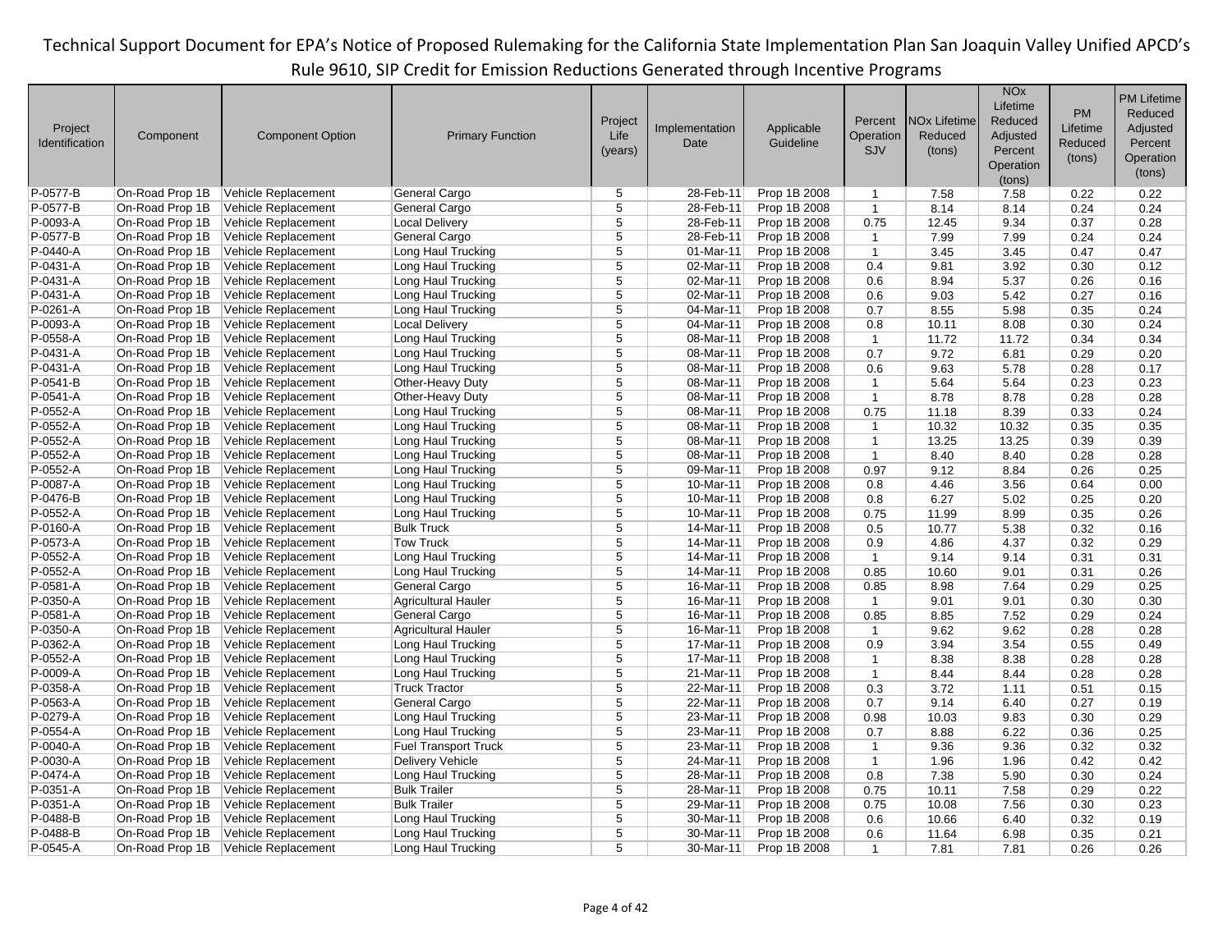| Project Identification | Component | Component Option | Primary Function | Project Life (years) | Implementation Date | Applicable Guideline | Percent Operation SJV | NOx Lifetime Reduced (tons) | NOx Lifetime Reduced Adjusted Percent Operation (tons) | PM Lifetime Reduced (tons) | PM Lifetime Reduced Adjusted Percent Operation (tons) |
|---|---|---|---|---|---|---|---|---|---|---|---|
| P-0577-B | On-Road Prop 1B | Vehicle Replacement | General Cargo | 5 | 28-Feb-11 | Prop 1B 2008 | 1 | 7.58 | 7.58 | 0.22 | 0.22 |
| P-0577-B | On-Road Prop 1B | Vehicle Replacement | General Cargo | 5 | 28-Feb-11 | Prop 1B 2008 | 1 | 8.14 | 8.14 | 0.24 | 0.24 |
| P-0093-A | On-Road Prop 1B | Vehicle Replacement | Local Delivery | 5 | 28-Feb-11 | Prop 1B 2008 | 0.75 | 12.45 | 9.34 | 0.37 | 0.28 |
| P-0577-B | On-Road Prop 1B | Vehicle Replacement | General Cargo | 5 | 28-Feb-11 | Prop 1B 2008 | 1 | 7.99 | 7.99 | 0.24 | 0.24 |
| P-0440-A | On-Road Prop 1B | Vehicle Replacement | Long Haul Trucking | 5 | 01-Mar-11 | Prop 1B 2008 | 1 | 3.45 | 3.45 | 0.47 | 0.47 |
| P-0431-A | On-Road Prop 1B | Vehicle Replacement | Long Haul Trucking | 5 | 02-Mar-11 | Prop 1B 2008 | 0.4 | 9.81 | 3.92 | 0.30 | 0.12 |
| P-0431-A | On-Road Prop 1B | Vehicle Replacement | Long Haul Trucking | 5 | 02-Mar-11 | Prop 1B 2008 | 0.6 | 8.94 | 5.37 | 0.26 | 0.16 |
| P-0431-A | On-Road Prop 1B | Vehicle Replacement | Long Haul Trucking | 5 | 02-Mar-11 | Prop 1B 2008 | 0.6 | 9.03 | 5.42 | 0.27 | 0.16 |
| P-0261-A | On-Road Prop 1B | Vehicle Replacement | Long Haul Trucking | 5 | 04-Mar-11 | Prop 1B 2008 | 0.7 | 8.55 | 5.98 | 0.35 | 0.24 |
| P-0093-A | On-Road Prop 1B | Vehicle Replacement | Local Delivery | 5 | 04-Mar-11 | Prop 1B 2008 | 0.8 | 10.11 | 8.08 | 0.30 | 0.24 |
| P-0558-A | On-Road Prop 1B | Vehicle Replacement | Long Haul Trucking | 5 | 08-Mar-11 | Prop 1B 2008 | 1 | 11.72 | 11.72 | 0.34 | 0.34 |
| P-0431-A | On-Road Prop 1B | Vehicle Replacement | Long Haul Trucking | 5 | 08-Mar-11 | Prop 1B 2008 | 0.7 | 9.72 | 6.81 | 0.29 | 0.20 |
| P-0431-A | On-Road Prop 1B | Vehicle Replacement | Long Haul Trucking | 5 | 08-Mar-11 | Prop 1B 2008 | 0.6 | 9.63 | 5.78 | 0.28 | 0.17 |
| P-0541-B | On-Road Prop 1B | Vehicle Replacement | Other-Heavy Duty | 5 | 08-Mar-11 | Prop 1B 2008 | 1 | 5.64 | 5.64 | 0.23 | 0.23 |
| P-0541-A | On-Road Prop 1B | Vehicle Replacement | Other-Heavy Duty | 5 | 08-Mar-11 | Prop 1B 2008 | 1 | 8.78 | 8.78 | 0.28 | 0.28 |
| P-0552-A | On-Road Prop 1B | Vehicle Replacement | Long Haul Trucking | 5 | 08-Mar-11 | Prop 1B 2008 | 0.75 | 11.18 | 8.39 | 0.33 | 0.24 |
| P-0552-A | On-Road Prop 1B | Vehicle Replacement | Long Haul Trucking | 5 | 08-Mar-11 | Prop 1B 2008 | 1 | 10.32 | 10.32 | 0.35 | 0.35 |
| P-0552-A | On-Road Prop 1B | Vehicle Replacement | Long Haul Trucking | 5 | 08-Mar-11 | Prop 1B 2008 | 1 | 13.25 | 13.25 | 0.39 | 0.39 |
| P-0552-A | On-Road Prop 1B | Vehicle Replacement | Long Haul Trucking | 5 | 08-Mar-11 | Prop 1B 2008 | 1 | 8.40 | 8.40 | 0.28 | 0.28 |
| P-0552-A | On-Road Prop 1B | Vehicle Replacement | Long Haul Trucking | 5 | 09-Mar-11 | Prop 1B 2008 | 0.97 | 9.12 | 8.84 | 0.26 | 0.25 |
| P-0087-A | On-Road Prop 1B | Vehicle Replacement | Long Haul Trucking | 5 | 10-Mar-11 | Prop 1B 2008 | 0.8 | 4.46 | 3.56 | 0.64 | 0.00 |
| P-0476-B | On-Road Prop 1B | Vehicle Replacement | Long Haul Trucking | 5 | 10-Mar-11 | Prop 1B 2008 | 0.8 | 6.27 | 5.02 | 0.25 | 0.20 |
| P-0552-A | On-Road Prop 1B | Vehicle Replacement | Long Haul Trucking | 5 | 10-Mar-11 | Prop 1B 2008 | 0.75 | 11.99 | 8.99 | 0.35 | 0.26 |
| P-0160-A | On-Road Prop 1B | Vehicle Replacement | Bulk Truck | 5 | 14-Mar-11 | Prop 1B 2008 | 0.5 | 10.77 | 5.38 | 0.32 | 0.16 |
| P-0573-A | On-Road Prop 1B | Vehicle Replacement | Tow Truck | 5 | 14-Mar-11 | Prop 1B 2008 | 0.9 | 4.86 | 4.37 | 0.32 | 0.29 |
| P-0552-A | On-Road Prop 1B | Vehicle Replacement | Long Haul Trucking | 5 | 14-Mar-11 | Prop 1B 2008 | 1 | 9.14 | 9.14 | 0.31 | 0.31 |
| P-0552-A | On-Road Prop 1B | Vehicle Replacement | Long Haul Trucking | 5 | 14-Mar-11 | Prop 1B 2008 | 0.85 | 10.60 | 9.01 | 0.31 | 0.26 |
| P-0581-A | On-Road Prop 1B | Vehicle Replacement | General Cargo | 5 | 16-Mar-11 | Prop 1B 2008 | 0.85 | 8.98 | 7.64 | 0.29 | 0.25 |
| P-0350-A | On-Road Prop 1B | Vehicle Replacement | Agricultural Hauler | 5 | 16-Mar-11 | Prop 1B 2008 | 1 | 9.01 | 9.01 | 0.30 | 0.30 |
| P-0581-A | On-Road Prop 1B | Vehicle Replacement | General Cargo | 5 | 16-Mar-11 | Prop 1B 2008 | 0.85 | 8.85 | 7.52 | 0.29 | 0.24 |
| P-0350-A | On-Road Prop 1B | Vehicle Replacement | Agricultural Hauler | 5 | 16-Mar-11 | Prop 1B 2008 | 1 | 9.62 | 9.62 | 0.28 | 0.28 |
| P-0362-A | On-Road Prop 1B | Vehicle Replacement | Long Haul Trucking | 5 | 17-Mar-11 | Prop 1B 2008 | 0.9 | 3.94 | 3.54 | 0.55 | 0.49 |
| P-0552-A | On-Road Prop 1B | Vehicle Replacement | Long Haul Trucking | 5 | 17-Mar-11 | Prop 1B 2008 | 1 | 8.38 | 8.38 | 0.28 | 0.28 |
| P-0009-A | On-Road Prop 1B | Vehicle Replacement | Long Haul Trucking | 5 | 21-Mar-11 | Prop 1B 2008 | 1 | 8.44 | 8.44 | 0.28 | 0.28 |
| P-0358-A | On-Road Prop 1B | Vehicle Replacement | Truck Tractor | 5 | 22-Mar-11 | Prop 1B 2008 | 0.3 | 3.72 | 1.11 | 0.51 | 0.15 |
| P-0563-A | On-Road Prop 1B | Vehicle Replacement | General Cargo | 5 | 22-Mar-11 | Prop 1B 2008 | 0.7 | 9.14 | 6.40 | 0.27 | 0.19 |
| P-0279-A | On-Road Prop 1B | Vehicle Replacement | Long Haul Trucking | 5 | 23-Mar-11 | Prop 1B 2008 | 0.98 | 10.03 | 9.83 | 0.30 | 0.29 |
| P-0554-A | On-Road Prop 1B | Vehicle Replacement | Long Haul Trucking | 5 | 23-Mar-11 | Prop 1B 2008 | 0.7 | 8.88 | 6.22 | 0.36 | 0.25 |
| P-0040-A | On-Road Prop 1B | Vehicle Replacement | Fuel Transport Truck | 5 | 23-Mar-11 | Prop 1B 2008 | 1 | 9.36 | 9.36 | 0.32 | 0.32 |
| P-0030-A | On-Road Prop 1B | Vehicle Replacement | Delivery Vehicle | 5 | 24-Mar-11 | Prop 1B 2008 | 1 | 1.96 | 1.96 | 0.42 | 0.42 |
| P-0474-A | On-Road Prop 1B | Vehicle Replacement | Long Haul Trucking | 5 | 28-Mar-11 | Prop 1B 2008 | 0.8 | 7.38 | 5.90 | 0.30 | 0.24 |
| P-0351-A | On-Road Prop 1B | Vehicle Replacement | Bulk Trailer | 5 | 28-Mar-11 | Prop 1B 2008 | 0.75 | 10.11 | 7.58 | 0.29 | 0.22 |
| P-0351-A | On-Road Prop 1B | Vehicle Replacement | Bulk Trailer | 5 | 29-Mar-11 | Prop 1B 2008 | 0.75 | 10.08 | 7.56 | 0.30 | 0.23 |
| P-0488-B | On-Road Prop 1B | Vehicle Replacement | Long Haul Trucking | 5 | 30-Mar-11 | Prop 1B 2008 | 0.6 | 10.66 | 6.40 | 0.32 | 0.19 |
| P-0488-B | On-Road Prop 1B | Vehicle Replacement | Long Haul Trucking | 5 | 30-Mar-11 | Prop 1B 2008 | 0.6 | 11.64 | 6.98 | 0.35 | 0.21 |
| P-0545-A | On-Road Prop 1B | Vehicle Replacement | Long Haul Trucking | 5 | 30-Mar-11 | Prop 1B 2008 | 1 | 7.81 | 7.81 | 0.26 | 0.26 |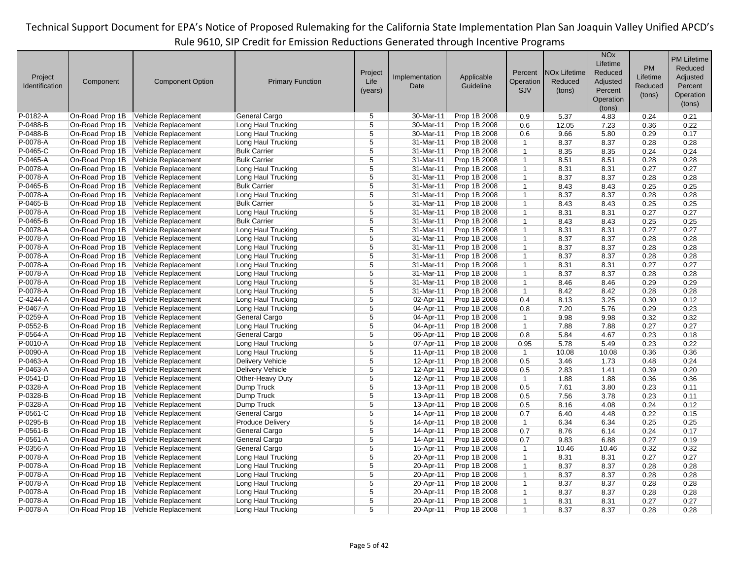| Project Identification | Component | Component Option | Primary Function | Project Life (years) | Implementation Date | Applicable Guideline | Percent Operation SJV | NOx Lifetime Reduced (tons) | NOx Lifetime Reduced Adjusted Percent Operation (tons) | PM Lifetime Reduced (tons) | PM Lifetime Reduced Adjusted Percent Operation (tons) |
|---|---|---|---|---|---|---|---|---|---|---|---|
| P-0182-A | On-Road Prop 1B | Vehicle Replacement | General Cargo | 5 | 30-Mar-11 | Prop 1B 2008 | 0.9 | 5.37 | 4.83 | 0.24 | 0.21 |
| P-0488-B | On-Road Prop 1B | Vehicle Replacement | Long Haul Trucking | 5 | 30-Mar-11 | Prop 1B 2008 | 0.6 | 12.05 | 7.23 | 0.36 | 0.22 |
| P-0488-B | On-Road Prop 1B | Vehicle Replacement | Long Haul Trucking | 5 | 30-Mar-11 | Prop 1B 2008 | 0.6 | 9.66 | 5.80 | 0.29 | 0.17 |
| P-0078-A | On-Road Prop 1B | Vehicle Replacement | Long Haul Trucking | 5 | 31-Mar-11 | Prop 1B 2008 | 1 | 8.37 | 8.37 | 0.28 | 0.28 |
| P-0465-C | On-Road Prop 1B | Vehicle Replacement | Bulk Carrier | 5 | 31-Mar-11 | Prop 1B 2008 | 1 | 8.35 | 8.35 | 0.24 | 0.24 |
| P-0465-A | On-Road Prop 1B | Vehicle Replacement | Bulk Carrier | 5 | 31-Mar-11 | Prop 1B 2008 | 1 | 8.51 | 8.51 | 0.28 | 0.28 |
| P-0078-A | On-Road Prop 1B | Vehicle Replacement | Long Haul Trucking | 5 | 31-Mar-11 | Prop 1B 2008 | 1 | 8.31 | 8.31 | 0.27 | 0.27 |
| P-0078-A | On-Road Prop 1B | Vehicle Replacement | Long Haul Trucking | 5 | 31-Mar-11 | Prop 1B 2008 | 1 | 8.37 | 8.37 | 0.28 | 0.28 |
| P-0465-B | On-Road Prop 1B | Vehicle Replacement | Bulk Carrier | 5 | 31-Mar-11 | Prop 1B 2008 | 1 | 8.43 | 8.43 | 0.25 | 0.25 |
| P-0078-A | On-Road Prop 1B | Vehicle Replacement | Long Haul Trucking | 5 | 31-Mar-11 | Prop 1B 2008 | 1 | 8.37 | 8.37 | 0.28 | 0.28 |
| P-0465-B | On-Road Prop 1B | Vehicle Replacement | Bulk Carrier | 5 | 31-Mar-11 | Prop 1B 2008 | 1 | 8.43 | 8.43 | 0.25 | 0.25 |
| P-0078-A | On-Road Prop 1B | Vehicle Replacement | Long Haul Trucking | 5 | 31-Mar-11 | Prop 1B 2008 | 1 | 8.31 | 8.31 | 0.27 | 0.27 |
| P-0465-B | On-Road Prop 1B | Vehicle Replacement | Bulk Carrier | 5 | 31-Mar-11 | Prop 1B 2008 | 1 | 8.43 | 8.43 | 0.25 | 0.25 |
| P-0078-A | On-Road Prop 1B | Vehicle Replacement | Long Haul Trucking | 5 | 31-Mar-11 | Prop 1B 2008 | 1 | 8.31 | 8.31 | 0.27 | 0.27 |
| P-0078-A | On-Road Prop 1B | Vehicle Replacement | Long Haul Trucking | 5 | 31-Mar-11 | Prop 1B 2008 | 1 | 8.37 | 8.37 | 0.28 | 0.28 |
| P-0078-A | On-Road Prop 1B | Vehicle Replacement | Long Haul Trucking | 5 | 31-Mar-11 | Prop 1B 2008 | 1 | 8.37 | 8.37 | 0.28 | 0.28 |
| P-0078-A | On-Road Prop 1B | Vehicle Replacement | Long Haul Trucking | 5 | 31-Mar-11 | Prop 1B 2008 | 1 | 8.37 | 8.37 | 0.28 | 0.28 |
| P-0078-A | On-Road Prop 1B | Vehicle Replacement | Long Haul Trucking | 5 | 31-Mar-11 | Prop 1B 2008 | 1 | 8.31 | 8.31 | 0.27 | 0.27 |
| P-0078-A | On-Road Prop 1B | Vehicle Replacement | Long Haul Trucking | 5 | 31-Mar-11 | Prop 1B 2008 | 1 | 8.37 | 8.37 | 0.28 | 0.28 |
| P-0078-A | On-Road Prop 1B | Vehicle Replacement | Long Haul Trucking | 5 | 31-Mar-11 | Prop 1B 2008 | 1 | 8.46 | 8.46 | 0.29 | 0.29 |
| P-0078-A | On-Road Prop 1B | Vehicle Replacement | Long Haul Trucking | 5 | 31-Mar-11 | Prop 1B 2008 | 1 | 8.42 | 8.42 | 0.28 | 0.28 |
| C-4244-A | On-Road Prop 1B | Vehicle Replacement | Long Haul Trucking | 5 | 02-Apr-11 | Prop 1B 2008 | 0.4 | 8.13 | 3.25 | 0.30 | 0.12 |
| P-0467-A | On-Road Prop 1B | Vehicle Replacement | Long Haul Trucking | 5 | 04-Apr-11 | Prop 1B 2008 | 0.8 | 7.20 | 5.76 | 0.29 | 0.23 |
| P-0259-A | On-Road Prop 1B | Vehicle Replacement | General Cargo | 5 | 04-Apr-11 | Prop 1B 2008 | 1 | 9.98 | 9.98 | 0.32 | 0.32 |
| P-0552-B | On-Road Prop 1B | Vehicle Replacement | Long Haul Trucking | 5 | 04-Apr-11 | Prop 1B 2008 | 1 | 7.88 | 7.88 | 0.27 | 0.27 |
| P-0564-A | On-Road Prop 1B | Vehicle Replacement | General Cargo | 5 | 06-Apr-11 | Prop 1B 2008 | 0.8 | 5.84 | 4.67 | 0.23 | 0.18 |
| P-0010-A | On-Road Prop 1B | Vehicle Replacement | Long Haul Trucking | 5 | 07-Apr-11 | Prop 1B 2008 | 0.95 | 5.78 | 5.49 | 0.23 | 0.22 |
| P-0090-A | On-Road Prop 1B | Vehicle Replacement | Long Haul Trucking | 5 | 11-Apr-11 | Prop 1B 2008 | 1 | 10.08 | 10.08 | 0.36 | 0.36 |
| P-0463-A | On-Road Prop 1B | Vehicle Replacement | Delivery Vehicle | 5 | 12-Apr-11 | Prop 1B 2008 | 0.5 | 3.46 | 1.73 | 0.48 | 0.24 |
| P-0463-A | On-Road Prop 1B | Vehicle Replacement | Delivery Vehicle | 5 | 12-Apr-11 | Prop 1B 2008 | 0.5 | 2.83 | 1.41 | 0.39 | 0.20 |
| P-0541-D | On-Road Prop 1B | Vehicle Replacement | Other-Heavy Duty | 5 | 12-Apr-11 | Prop 1B 2008 | 1 | 1.88 | 1.88 | 0.36 | 0.36 |
| P-0328-A | On-Road Prop 1B | Vehicle Replacement | Dump Truck | 5 | 13-Apr-11 | Prop 1B 2008 | 0.5 | 7.61 | 3.80 | 0.23 | 0.11 |
| P-0328-B | On-Road Prop 1B | Vehicle Replacement | Dump Truck | 5 | 13-Apr-11 | Prop 1B 2008 | 0.5 | 7.56 | 3.78 | 0.23 | 0.11 |
| P-0328-A | On-Road Prop 1B | Vehicle Replacement | Dump Truck | 5 | 13-Apr-11 | Prop 1B 2008 | 0.5 | 8.16 | 4.08 | 0.24 | 0.12 |
| P-0561-C | On-Road Prop 1B | Vehicle Replacement | General Cargo | 5 | 14-Apr-11 | Prop 1B 2008 | 0.7 | 6.40 | 4.48 | 0.22 | 0.15 |
| P-0295-B | On-Road Prop 1B | Vehicle Replacement | Produce Delivery | 5 | 14-Apr-11 | Prop 1B 2008 | 1 | 6.34 | 6.34 | 0.25 | 0.25 |
| P-0561-B | On-Road Prop 1B | Vehicle Replacement | General Cargo | 5 | 14-Apr-11 | Prop 1B 2008 | 0.7 | 8.76 | 6.14 | 0.24 | 0.17 |
| P-0561-A | On-Road Prop 1B | Vehicle Replacement | General Cargo | 5 | 14-Apr-11 | Prop 1B 2008 | 0.7 | 9.83 | 6.88 | 0.27 | 0.19 |
| P-0356-A | On-Road Prop 1B | Vehicle Replacement | General Cargo | 5 | 15-Apr-11 | Prop 1B 2008 | 1 | 10.46 | 10.46 | 0.32 | 0.32 |
| P-0078-A | On-Road Prop 1B | Vehicle Replacement | Long Haul Trucking | 5 | 20-Apr-11 | Prop 1B 2008 | 1 | 8.31 | 8.31 | 0.27 | 0.27 |
| P-0078-A | On-Road Prop 1B | Vehicle Replacement | Long Haul Trucking | 5 | 20-Apr-11 | Prop 1B 2008 | 1 | 8.37 | 8.37 | 0.28 | 0.28 |
| P-0078-A | On-Road Prop 1B | Vehicle Replacement | Long Haul Trucking | 5 | 20-Apr-11 | Prop 1B 2008 | 1 | 8.37 | 8.37 | 0.28 | 0.28 |
| P-0078-A | On-Road Prop 1B | Vehicle Replacement | Long Haul Trucking | 5 | 20-Apr-11 | Prop 1B 2008 | 1 | 8.37 | 8.37 | 0.28 | 0.28 |
| P-0078-A | On-Road Prop 1B | Vehicle Replacement | Long Haul Trucking | 5 | 20-Apr-11 | Prop 1B 2008 | 1 | 8.37 | 8.37 | 0.28 | 0.28 |
| P-0078-A | On-Road Prop 1B | Vehicle Replacement | Long Haul Trucking | 5 | 20-Apr-11 | Prop 1B 2008 | 1 | 8.31 | 8.31 | 0.27 | 0.27 |
| P-0078-A | On-Road Prop 1B | Vehicle Replacement | Long Haul Trucking | 5 | 20-Apr-11 | Prop 1B 2008 | 1 | 8.37 | 8.37 | 0.28 | 0.28 |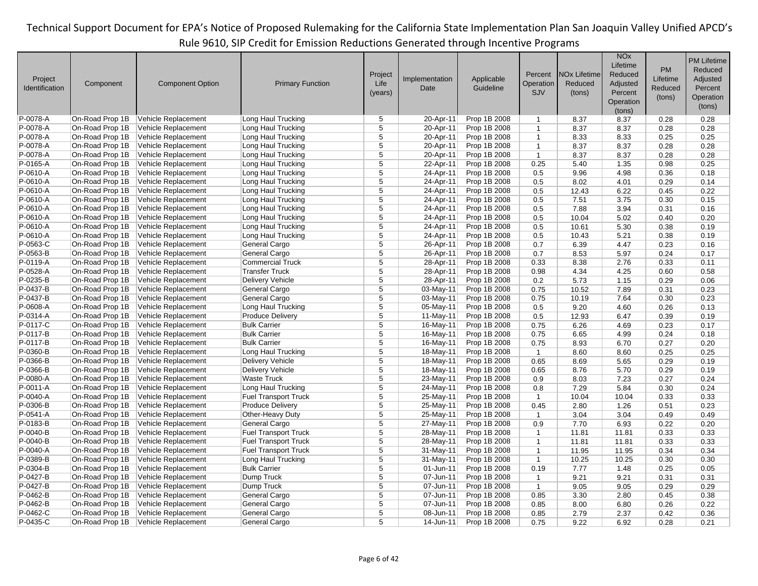| Project Identification | Component | Component Option | Primary Function | Project Life (years) | Implementation Date | Applicable Guideline | Percent Operation SJV | NOx Lifetime Reduced (tons) | NOx Lifetime Reduced Adjusted Percent Operation (tons) | PM Lifetime Reduced (tons) | PM Lifetime Reduced Adjusted Percent Operation (tons) |
|---|---|---|---|---|---|---|---|---|---|---|---|
| P-0078-A | On-Road Prop 1B | Vehicle Replacement | Long Haul Trucking | 5 | 20-Apr-11 | Prop 1B 2008 | 1 | 8.37 | 8.37 | 0.28 | 0.28 |
| P-0078-A | On-Road Prop 1B | Vehicle Replacement | Long Haul Trucking | 5 | 20-Apr-11 | Prop 1B 2008 | 1 | 8.37 | 8.37 | 0.28 | 0.28 |
| P-0078-A | On-Road Prop 1B | Vehicle Replacement | Long Haul Trucking | 5 | 20-Apr-11 | Prop 1B 2008 | 1 | 8.33 | 8.33 | 0.25 | 0.25 |
| P-0078-A | On-Road Prop 1B | Vehicle Replacement | Long Haul Trucking | 5 | 20-Apr-11 | Prop 1B 2008 | 1 | 8.37 | 8.37 | 0.28 | 0.28 |
| P-0078-A | On-Road Prop 1B | Vehicle Replacement | Long Haul Trucking | 5 | 20-Apr-11 | Prop 1B 2008 | 1 | 8.37 | 8.37 | 0.28 | 0.28 |
| P-0165-A | On-Road Prop 1B | Vehicle Replacement | Long Haul Trucking | 5 | 22-Apr-11 | Prop 1B 2008 | 0.25 | 5.40 | 1.35 | 0.98 | 0.25 |
| P-0610-A | On-Road Prop 1B | Vehicle Replacement | Long Haul Trucking | 5 | 24-Apr-11 | Prop 1B 2008 | 0.5 | 9.96 | 4.98 | 0.36 | 0.18 |
| P-0610-A | On-Road Prop 1B | Vehicle Replacement | Long Haul Trucking | 5 | 24-Apr-11 | Prop 1B 2008 | 0.5 | 8.02 | 4.01 | 0.29 | 0.14 |
| P-0610-A | On-Road Prop 1B | Vehicle Replacement | Long Haul Trucking | 5 | 24-Apr-11 | Prop 1B 2008 | 0.5 | 12.43 | 6.22 | 0.45 | 0.22 |
| P-0610-A | On-Road Prop 1B | Vehicle Replacement | Long Haul Trucking | 5 | 24-Apr-11 | Prop 1B 2008 | 0.5 | 7.51 | 3.75 | 0.30 | 0.15 |
| P-0610-A | On-Road Prop 1B | Vehicle Replacement | Long Haul Trucking | 5 | 24-Apr-11 | Prop 1B 2008 | 0.5 | 7.88 | 3.94 | 0.31 | 0.16 |
| P-0610-A | On-Road Prop 1B | Vehicle Replacement | Long Haul Trucking | 5 | 24-Apr-11 | Prop 1B 2008 | 0.5 | 10.04 | 5.02 | 0.40 | 0.20 |
| P-0610-A | On-Road Prop 1B | Vehicle Replacement | Long Haul Trucking | 5 | 24-Apr-11 | Prop 1B 2008 | 0.5 | 10.61 | 5.30 | 0.38 | 0.19 |
| P-0610-A | On-Road Prop 1B | Vehicle Replacement | Long Haul Trucking | 5 | 24-Apr-11 | Prop 1B 2008 | 0.5 | 10.43 | 5.21 | 0.38 | 0.19 |
| P-0563-C | On-Road Prop 1B | Vehicle Replacement | General Cargo | 5 | 26-Apr-11 | Prop 1B 2008 | 0.7 | 6.39 | 4.47 | 0.23 | 0.16 |
| P-0563-B | On-Road Prop 1B | Vehicle Replacement | General Cargo | 5 | 26-Apr-11 | Prop 1B 2008 | 0.7 | 8.53 | 5.97 | 0.24 | 0.17 |
| P-0119-A | On-Road Prop 1B | Vehicle Replacement | Commercial Truck | 5 | 28-Apr-11 | Prop 1B 2008 | 0.33 | 8.38 | 2.76 | 0.33 | 0.11 |
| P-0528-A | On-Road Prop 1B | Vehicle Replacement | Transfer Truck | 5 | 28-Apr-11 | Prop 1B 2008 | 0.98 | 4.34 | 4.25 | 0.60 | 0.58 |
| P-0235-B | On-Road Prop 1B | Vehicle Replacement | Delivery Vehicle | 5 | 28-Apr-11 | Prop 1B 2008 | 0.2 | 5.73 | 1.15 | 0.29 | 0.06 |
| P-0437-B | On-Road Prop 1B | Vehicle Replacement | General Cargo | 5 | 03-May-11 | Prop 1B 2008 | 0.75 | 10.52 | 7.89 | 0.31 | 0.23 |
| P-0437-B | On-Road Prop 1B | Vehicle Replacement | General Cargo | 5 | 03-May-11 | Prop 1B 2008 | 0.75 | 10.19 | 7.64 | 0.30 | 0.23 |
| P-0608-A | On-Road Prop 1B | Vehicle Replacement | Long Haul Trucking | 5 | 05-May-11 | Prop 1B 2008 | 0.5 | 9.20 | 4.60 | 0.26 | 0.13 |
| P-0314-A | On-Road Prop 1B | Vehicle Replacement | Produce Delivery | 5 | 11-May-11 | Prop 1B 2008 | 0.5 | 12.93 | 6.47 | 0.39 | 0.19 |
| P-0117-C | On-Road Prop 1B | Vehicle Replacement | Bulk Carrier | 5 | 16-May-11 | Prop 1B 2008 | 0.75 | 6.26 | 4.69 | 0.23 | 0.17 |
| P-0117-B | On-Road Prop 1B | Vehicle Replacement | Bulk Carrier | 5 | 16-May-11 | Prop 1B 2008 | 0.75 | 6.65 | 4.99 | 0.24 | 0.18 |
| P-0117-B | On-Road Prop 1B | Vehicle Replacement | Bulk Carrier | 5 | 16-May-11 | Prop 1B 2008 | 0.75 | 8.93 | 6.70 | 0.27 | 0.20 |
| P-0360-B | On-Road Prop 1B | Vehicle Replacement | Long Haul Trucking | 5 | 18-May-11 | Prop 1B 2008 | 1 | 8.60 | 8.60 | 0.25 | 0.25 |
| P-0366-B | On-Road Prop 1B | Vehicle Replacement | Delivery Vehicle | 5 | 18-May-11 | Prop 1B 2008 | 0.65 | 8.69 | 5.65 | 0.29 | 0.19 |
| P-0366-B | On-Road Prop 1B | Vehicle Replacement | Delivery Vehicle | 5 | 18-May-11 | Prop 1B 2008 | 0.65 | 8.76 | 5.70 | 0.29 | 0.19 |
| P-0080-A | On-Road Prop 1B | Vehicle Replacement | Waste Truck | 5 | 23-May-11 | Prop 1B 2008 | 0.9 | 8.03 | 7.23 | 0.27 | 0.24 |
| P-0011-A | On-Road Prop 1B | Vehicle Replacement | Long Haul Trucking | 5 | 24-May-11 | Prop 1B 2008 | 0.8 | 7.29 | 5.84 | 0.30 | 0.24 |
| P-0040-A | On-Road Prop 1B | Vehicle Replacement | Fuel Transport Truck | 5 | 25-May-11 | Prop 1B 2008 | 1 | 10.04 | 10.04 | 0.33 | 0.33 |
| P-0306-B | On-Road Prop 1B | Vehicle Replacement | Produce Delivery | 5 | 25-May-11 | Prop 1B 2008 | 0.45 | 2.80 | 1.26 | 0.51 | 0.23 |
| P-0541-A | On-Road Prop 1B | Vehicle Replacement | Other-Heavy Duty | 5 | 25-May-11 | Prop 1B 2008 | 1 | 3.04 | 3.04 | 0.49 | 0.49 |
| P-0183-B | On-Road Prop 1B | Vehicle Replacement | General Cargo | 5 | 27-May-11 | Prop 1B 2008 | 0.9 | 7.70 | 6.93 | 0.22 | 0.20 |
| P-0040-B | On-Road Prop 1B | Vehicle Replacement | Fuel Transport Truck | 5 | 28-May-11 | Prop 1B 2008 | 1 | 11.81 | 11.81 | 0.33 | 0.33 |
| P-0040-B | On-Road Prop 1B | Vehicle Replacement | Fuel Transport Truck | 5 | 28-May-11 | Prop 1B 2008 | 1 | 11.81 | 11.81 | 0.33 | 0.33 |
| P-0040-A | On-Road Prop 1B | Vehicle Replacement | Fuel Transport Truck | 5 | 31-May-11 | Prop 1B 2008 | 1 | 11.95 | 11.95 | 0.34 | 0.34 |
| P-0389-B | On-Road Prop 1B | Vehicle Replacement | Long Haul Trucking | 5 | 31-May-11 | Prop 1B 2008 | 1 | 10.25 | 10.25 | 0.30 | 0.30 |
| P-0304-B | On-Road Prop 1B | Vehicle Replacement | Bulk Carrier | 5 | 01-Jun-11 | Prop 1B 2008 | 0.19 | 7.77 | 1.48 | 0.25 | 0.05 |
| P-0427-B | On-Road Prop 1B | Vehicle Replacement | Dump Truck | 5 | 07-Jun-11 | Prop 1B 2008 | 1 | 9.21 | 9.21 | 0.31 | 0.31 |
| P-0427-B | On-Road Prop 1B | Vehicle Replacement | Dump Truck | 5 | 07-Jun-11 | Prop 1B 2008 | 1 | 9.05 | 9.05 | 0.29 | 0.29 |
| P-0462-B | On-Road Prop 1B | Vehicle Replacement | General Cargo | 5 | 07-Jun-11 | Prop 1B 2008 | 0.85 | 3.30 | 2.80 | 0.45 | 0.38 |
| P-0462-B | On-Road Prop 1B | Vehicle Replacement | General Cargo | 5 | 07-Jun-11 | Prop 1B 2008 | 0.85 | 8.00 | 6.80 | 0.26 | 0.22 |
| P-0462-C | On-Road Prop 1B | Vehicle Replacement | General Cargo | 5 | 08-Jun-11 | Prop 1B 2008 | 0.85 | 2.79 | 2.37 | 0.42 | 0.36 |
| P-0435-C | On-Road Prop 1B | Vehicle Replacement | General Cargo | 5 | 14-Jun-11 | Prop 1B 2008 | 0.75 | 9.22 | 6.92 | 0.28 | 0.21 |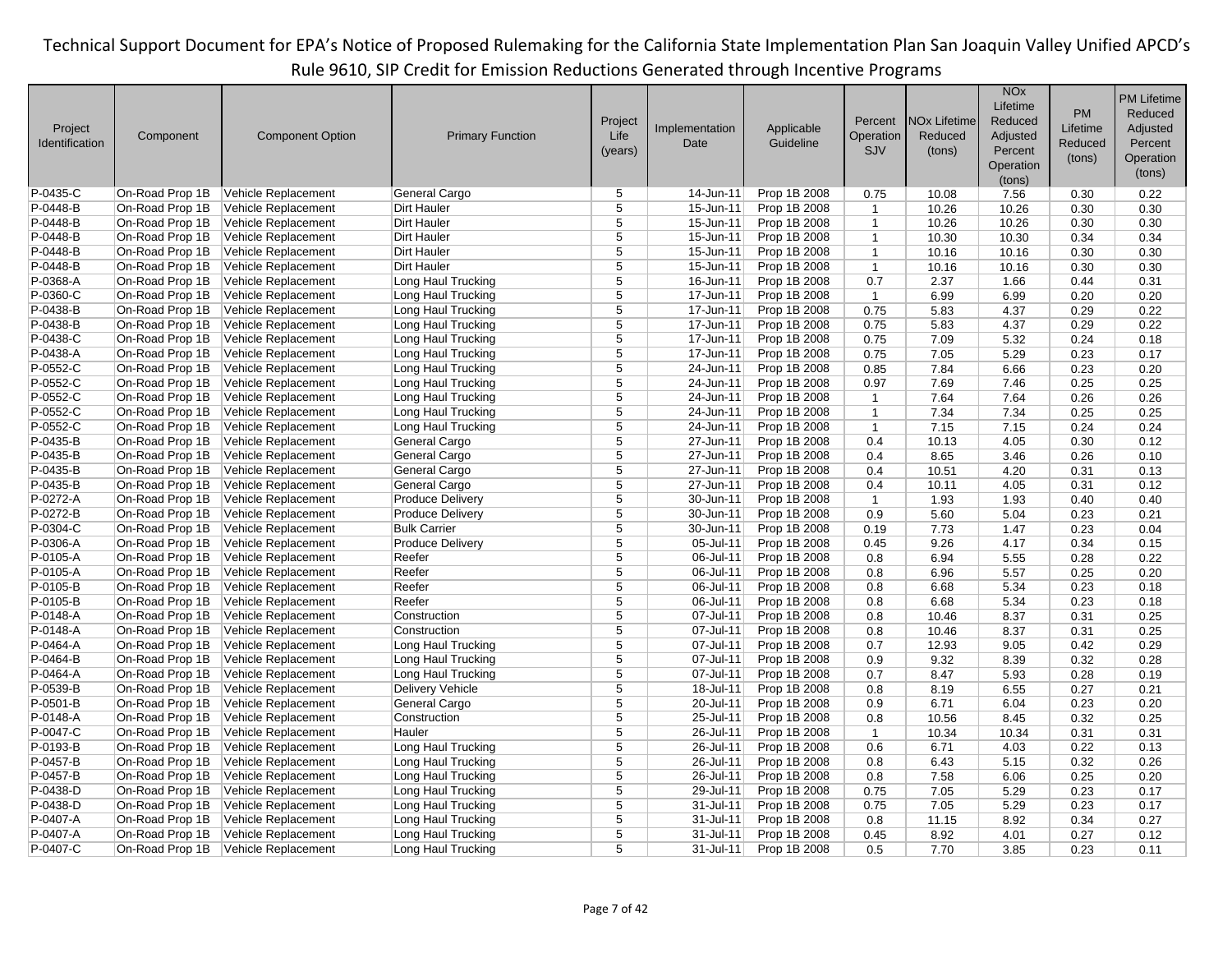| Project Identification | Component | Component Option | Primary Function | Project Life (years) | Implementation Date | Applicable Guideline | Percent Operation SJV | NOx Lifetime Reduced (tons) | NOx Lifetime Reduced Adjusted Percent Operation (tons) | PM Lifetime Reduced (tons) | PM Lifetime Reduced Adjusted Percent Operation (tons) |
|---|---|---|---|---|---|---|---|---|---|---|---|
| P-0435-C | On-Road Prop 1B | Vehicle Replacement | General Cargo | 5 | 14-Jun-11 | Prop 1B 2008 | 0.75 | 10.08 | 7.56 | 0.30 | 0.22 |
| P-0448-B | On-Road Prop 1B | Vehicle Replacement | Dirt Hauler | 5 | 15-Jun-11 | Prop 1B 2008 | 1 | 10.26 | 10.26 | 0.30 | 0.30 |
| P-0448-B | On-Road Prop 1B | Vehicle Replacement | Dirt Hauler | 5 | 15-Jun-11 | Prop 1B 2008 | 1 | 10.26 | 10.26 | 0.30 | 0.30 |
| P-0448-B | On-Road Prop 1B | Vehicle Replacement | Dirt Hauler | 5 | 15-Jun-11 | Prop 1B 2008 | 1 | 10.30 | 10.30 | 0.34 | 0.34 |
| P-0448-B | On-Road Prop 1B | Vehicle Replacement | Dirt Hauler | 5 | 15-Jun-11 | Prop 1B 2008 | 1 | 10.16 | 10.16 | 0.30 | 0.30 |
| P-0448-B | On-Road Prop 1B | Vehicle Replacement | Dirt Hauler | 5 | 15-Jun-11 | Prop 1B 2008 | 1 | 10.16 | 10.16 | 0.30 | 0.30 |
| P-0368-A | On-Road Prop 1B | Vehicle Replacement | Long Haul Trucking | 5 | 16-Jun-11 | Prop 1B 2008 | 0.7 | 2.37 | 1.66 | 0.44 | 0.31 |
| P-0360-C | On-Road Prop 1B | Vehicle Replacement | Long Haul Trucking | 5 | 17-Jun-11 | Prop 1B 2008 | 1 | 6.99 | 6.99 | 0.20 | 0.20 |
| P-0438-B | On-Road Prop 1B | Vehicle Replacement | Long Haul Trucking | 5 | 17-Jun-11 | Prop 1B 2008 | 0.75 | 5.83 | 4.37 | 0.29 | 0.22 |
| P-0438-B | On-Road Prop 1B | Vehicle Replacement | Long Haul Trucking | 5 | 17-Jun-11 | Prop 1B 2008 | 0.75 | 5.83 | 4.37 | 0.29 | 0.22 |
| P-0438-C | On-Road Prop 1B | Vehicle Replacement | Long Haul Trucking | 5 | 17-Jun-11 | Prop 1B 2008 | 0.75 | 7.09 | 5.32 | 0.24 | 0.18 |
| P-0438-A | On-Road Prop 1B | Vehicle Replacement | Long Haul Trucking | 5 | 17-Jun-11 | Prop 1B 2008 | 0.75 | 7.05 | 5.29 | 0.23 | 0.17 |
| P-0552-C | On-Road Prop 1B | Vehicle Replacement | Long Haul Trucking | 5 | 24-Jun-11 | Prop 1B 2008 | 0.85 | 7.84 | 6.66 | 0.23 | 0.20 |
| P-0552-C | On-Road Prop 1B | Vehicle Replacement | Long Haul Trucking | 5 | 24-Jun-11 | Prop 1B 2008 | 0.97 | 7.69 | 7.46 | 0.25 | 0.25 |
| P-0552-C | On-Road Prop 1B | Vehicle Replacement | Long Haul Trucking | 5 | 24-Jun-11 | Prop 1B 2008 | 1 | 7.64 | 7.64 | 0.26 | 0.26 |
| P-0552-C | On-Road Prop 1B | Vehicle Replacement | Long Haul Trucking | 5 | 24-Jun-11 | Prop 1B 2008 | 1 | 7.34 | 7.34 | 0.25 | 0.25 |
| P-0552-C | On-Road Prop 1B | Vehicle Replacement | Long Haul Trucking | 5 | 24-Jun-11 | Prop 1B 2008 | 1 | 7.15 | 7.15 | 0.24 | 0.24 |
| P-0435-B | On-Road Prop 1B | Vehicle Replacement | General Cargo | 5 | 27-Jun-11 | Prop 1B 2008 | 0.4 | 10.13 | 4.05 | 0.30 | 0.12 |
| P-0435-B | On-Road Prop 1B | Vehicle Replacement | General Cargo | 5 | 27-Jun-11 | Prop 1B 2008 | 0.4 | 8.65 | 3.46 | 0.26 | 0.10 |
| P-0435-B | On-Road Prop 1B | Vehicle Replacement | General Cargo | 5 | 27-Jun-11 | Prop 1B 2008 | 0.4 | 10.51 | 4.20 | 0.31 | 0.13 |
| P-0435-B | On-Road Prop 1B | Vehicle Replacement | General Cargo | 5 | 27-Jun-11 | Prop 1B 2008 | 0.4 | 10.11 | 4.05 | 0.31 | 0.12 |
| P-0272-A | On-Road Prop 1B | Vehicle Replacement | Produce Delivery | 5 | 30-Jun-11 | Prop 1B 2008 | 1 | 1.93 | 1.93 | 0.40 | 0.40 |
| P-0272-B | On-Road Prop 1B | Vehicle Replacement | Produce Delivery | 5 | 30-Jun-11 | Prop 1B 2008 | 0.9 | 5.60 | 5.04 | 0.23 | 0.21 |
| P-0304-C | On-Road Prop 1B | Vehicle Replacement | Bulk Carrier | 5 | 30-Jun-11 | Prop 1B 2008 | 0.19 | 7.73 | 1.47 | 0.23 | 0.04 |
| P-0306-A | On-Road Prop 1B | Vehicle Replacement | Produce Delivery | 5 | 05-Jul-11 | Prop 1B 2008 | 0.45 | 9.26 | 4.17 | 0.34 | 0.15 |
| P-0105-A | On-Road Prop 1B | Vehicle Replacement | Reefer | 5 | 06-Jul-11 | Prop 1B 2008 | 0.8 | 6.94 | 5.55 | 0.28 | 0.22 |
| P-0105-A | On-Road Prop 1B | Vehicle Replacement | Reefer | 5 | 06-Jul-11 | Prop 1B 2008 | 0.8 | 6.96 | 5.57 | 0.25 | 0.20 |
| P-0105-B | On-Road Prop 1B | Vehicle Replacement | Reefer | 5 | 06-Jul-11 | Prop 1B 2008 | 0.8 | 6.68 | 5.34 | 0.23 | 0.18 |
| P-0105-B | On-Road Prop 1B | Vehicle Replacement | Reefer | 5 | 06-Jul-11 | Prop 1B 2008 | 0.8 | 6.68 | 5.34 | 0.23 | 0.18 |
| P-0148-A | On-Road Prop 1B | Vehicle Replacement | Construction | 5 | 07-Jul-11 | Prop 1B 2008 | 0.8 | 10.46 | 8.37 | 0.31 | 0.25 |
| P-0148-A | On-Road Prop 1B | Vehicle Replacement | Construction | 5 | 07-Jul-11 | Prop 1B 2008 | 0.8 | 10.46 | 8.37 | 0.31 | 0.25 |
| P-0464-A | On-Road Prop 1B | Vehicle Replacement | Long Haul Trucking | 5 | 07-Jul-11 | Prop 1B 2008 | 0.7 | 12.93 | 9.05 | 0.42 | 0.29 |
| P-0464-B | On-Road Prop 1B | Vehicle Replacement | Long Haul Trucking | 5 | 07-Jul-11 | Prop 1B 2008 | 0.9 | 9.32 | 8.39 | 0.32 | 0.28 |
| P-0464-A | On-Road Prop 1B | Vehicle Replacement | Long Haul Trucking | 5 | 07-Jul-11 | Prop 1B 2008 | 0.7 | 8.47 | 5.93 | 0.28 | 0.19 |
| P-0539-B | On-Road Prop 1B | Vehicle Replacement | Delivery Vehicle | 5 | 18-Jul-11 | Prop 1B 2008 | 0.8 | 8.19 | 6.55 | 0.27 | 0.21 |
| P-0501-B | On-Road Prop 1B | Vehicle Replacement | General Cargo | 5 | 20-Jul-11 | Prop 1B 2008 | 0.9 | 6.71 | 6.04 | 0.23 | 0.20 |
| P-0148-A | On-Road Prop 1B | Vehicle Replacement | Construction | 5 | 25-Jul-11 | Prop 1B 2008 | 0.8 | 10.56 | 8.45 | 0.32 | 0.25 |
| P-0047-C | On-Road Prop 1B | Vehicle Replacement | Hauler | 5 | 26-Jul-11 | Prop 1B 2008 | 1 | 10.34 | 10.34 | 0.31 | 0.31 |
| P-0193-B | On-Road Prop 1B | Vehicle Replacement | Long Haul Trucking | 5 | 26-Jul-11 | Prop 1B 2008 | 0.6 | 6.71 | 4.03 | 0.22 | 0.13 |
| P-0457-B | On-Road Prop 1B | Vehicle Replacement | Long Haul Trucking | 5 | 26-Jul-11 | Prop 1B 2008 | 0.8 | 6.43 | 5.15 | 0.32 | 0.26 |
| P-0457-B | On-Road Prop 1B | Vehicle Replacement | Long Haul Trucking | 5 | 26-Jul-11 | Prop 1B 2008 | 0.8 | 7.58 | 6.06 | 0.25 | 0.20 |
| P-0438-D | On-Road Prop 1B | Vehicle Replacement | Long Haul Trucking | 5 | 29-Jul-11 | Prop 1B 2008 | 0.75 | 7.05 | 5.29 | 0.23 | 0.17 |
| P-0438-D | On-Road Prop 1B | Vehicle Replacement | Long Haul Trucking | 5 | 31-Jul-11 | Prop 1B 2008 | 0.75 | 7.05 | 5.29 | 0.23 | 0.17 |
| P-0407-A | On-Road Prop 1B | Vehicle Replacement | Long Haul Trucking | 5 | 31-Jul-11 | Prop 1B 2008 | 0.8 | 11.15 | 8.92 | 0.34 | 0.27 |
| P-0407-A | On-Road Prop 1B | Vehicle Replacement | Long Haul Trucking | 5 | 31-Jul-11 | Prop 1B 2008 | 0.45 | 8.92 | 4.01 | 0.27 | 0.12 |
| P-0407-C | On-Road Prop 1B | Vehicle Replacement | Long Haul Trucking | 5 | 31-Jul-11 | Prop 1B 2008 | 0.5 | 7.70 | 3.85 | 0.23 | 0.11 |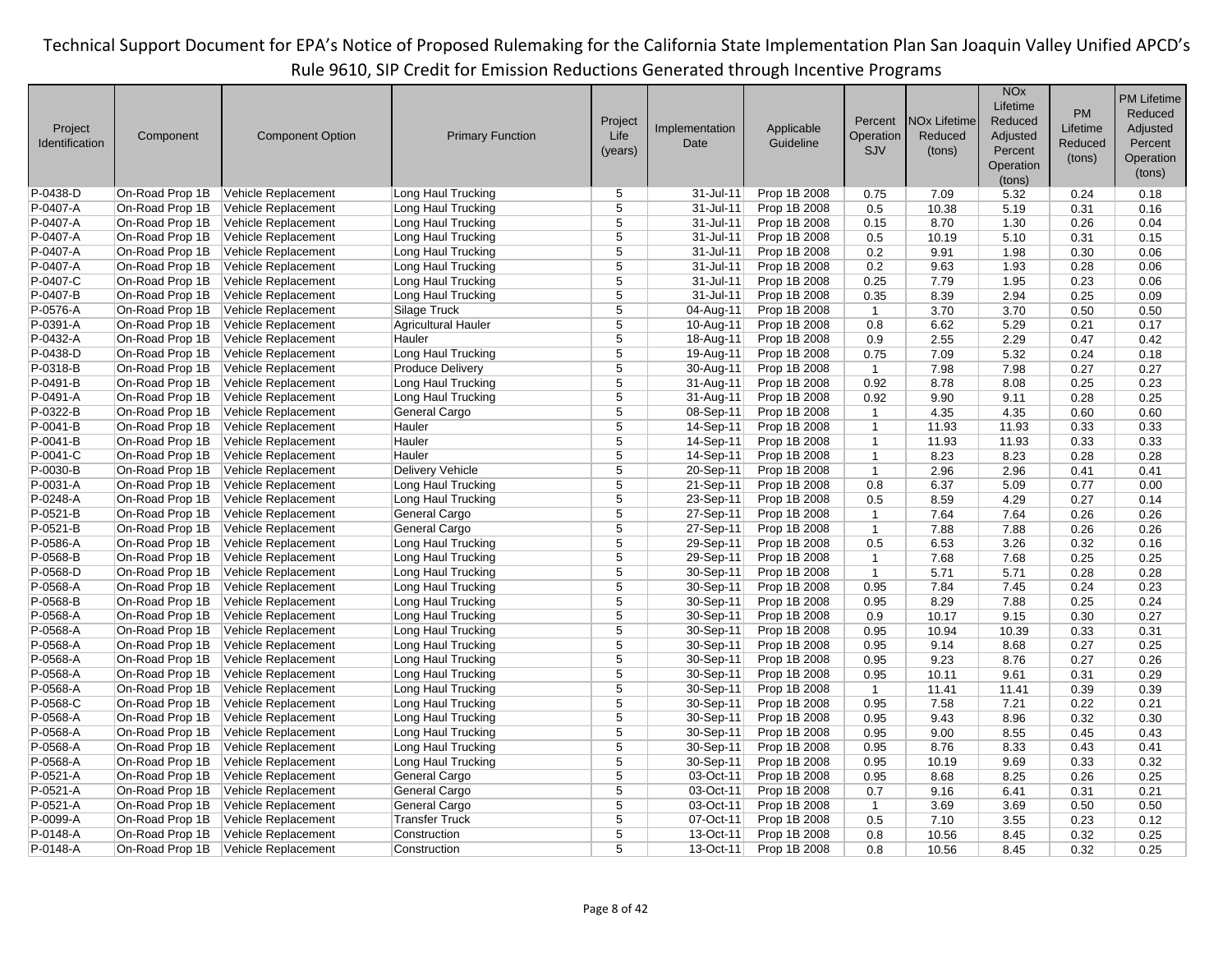| Project Identification | Component | Component Option | Primary Function | Project Life (years) | Implementation Date | Applicable Guideline | Percent Operation SJV | NOx Lifetime Reduced (tons) | NOx Lifetime Reduced Adjusted Percent Operation (tons) | PM Lifetime Reduced (tons) | PM Lifetime Reduced Adjusted Percent Operation (tons) |
|---|---|---|---|---|---|---|---|---|---|---|---|
| P-0438-D | On-Road Prop 1B | Vehicle Replacement | Long Haul Trucking | 5 | 31-Jul-11 | Prop 1B 2008 | 0.75 | 7.09 | 5.32 | 0.24 | 0.18 |
| P-0407-A | On-Road Prop 1B | Vehicle Replacement | Long Haul Trucking | 5 | 31-Jul-11 | Prop 1B 2008 | 0.5 | 10.38 | 5.19 | 0.31 | 0.16 |
| P-0407-A | On-Road Prop 1B | Vehicle Replacement | Long Haul Trucking | 5 | 31-Jul-11 | Prop 1B 2008 | 0.15 | 8.70 | 1.30 | 0.26 | 0.04 |
| P-0407-A | On-Road Prop 1B | Vehicle Replacement | Long Haul Trucking | 5 | 31-Jul-11 | Prop 1B 2008 | 0.5 | 10.19 | 5.10 | 0.31 | 0.15 |
| P-0407-A | On-Road Prop 1B | Vehicle Replacement | Long Haul Trucking | 5 | 31-Jul-11 | Prop 1B 2008 | 0.2 | 9.91 | 1.98 | 0.30 | 0.06 |
| P-0407-A | On-Road Prop 1B | Vehicle Replacement | Long Haul Trucking | 5 | 31-Jul-11 | Prop 1B 2008 | 0.2 | 9.63 | 1.93 | 0.28 | 0.06 |
| P-0407-C | On-Road Prop 1B | Vehicle Replacement | Long Haul Trucking | 5 | 31-Jul-11 | Prop 1B 2008 | 0.25 | 7.79 | 1.95 | 0.23 | 0.06 |
| P-0407-B | On-Road Prop 1B | Vehicle Replacement | Long Haul Trucking | 5 | 31-Jul-11 | Prop 1B 2008 | 0.35 | 8.39 | 2.94 | 0.25 | 0.09 |
| P-0576-A | On-Road Prop 1B | Vehicle Replacement | Silage Truck | 5 | 04-Aug-11 | Prop 1B 2008 | 1 | 3.70 | 3.70 | 0.50 | 0.50 |
| P-0391-A | On-Road Prop 1B | Vehicle Replacement | Agricultural Hauler | 5 | 10-Aug-11 | Prop 1B 2008 | 0.8 | 6.62 | 5.29 | 0.21 | 0.17 |
| P-0432-A | On-Road Prop 1B | Vehicle Replacement | Hauler | 5 | 18-Aug-11 | Prop 1B 2008 | 0.9 | 2.55 | 2.29 | 0.47 | 0.42 |
| P-0438-D | On-Road Prop 1B | Vehicle Replacement | Long Haul Trucking | 5 | 19-Aug-11 | Prop 1B 2008 | 0.75 | 7.09 | 5.32 | 0.24 | 0.18 |
| P-0318-B | On-Road Prop 1B | Vehicle Replacement | Produce Delivery | 5 | 30-Aug-11 | Prop 1B 2008 | 1 | 7.98 | 7.98 | 0.27 | 0.27 |
| P-0491-B | On-Road Prop 1B | Vehicle Replacement | Long Haul Trucking | 5 | 31-Aug-11 | Prop 1B 2008 | 0.92 | 8.78 | 8.08 | 0.25 | 0.23 |
| P-0491-A | On-Road Prop 1B | Vehicle Replacement | Long Haul Trucking | 5 | 31-Aug-11 | Prop 1B 2008 | 0.92 | 9.90 | 9.11 | 0.28 | 0.25 |
| P-0322-B | On-Road Prop 1B | Vehicle Replacement | General Cargo | 5 | 08-Sep-11 | Prop 1B 2008 | 1 | 4.35 | 4.35 | 0.60 | 0.60 |
| P-0041-B | On-Road Prop 1B | Vehicle Replacement | Hauler | 5 | 14-Sep-11 | Prop 1B 2008 | 1 | 11.93 | 11.93 | 0.33 | 0.33 |
| P-0041-B | On-Road Prop 1B | Vehicle Replacement | Hauler | 5 | 14-Sep-11 | Prop 1B 2008 | 1 | 11.93 | 11.93 | 0.33 | 0.33 |
| P-0041-C | On-Road Prop 1B | Vehicle Replacement | Hauler | 5 | 14-Sep-11 | Prop 1B 2008 | 1 | 8.23 | 8.23 | 0.28 | 0.28 |
| P-0030-B | On-Road Prop 1B | Vehicle Replacement | Delivery Vehicle | 5 | 20-Sep-11 | Prop 1B 2008 | 1 | 2.96 | 2.96 | 0.41 | 0.41 |
| P-0031-A | On-Road Prop 1B | Vehicle Replacement | Long Haul Trucking | 5 | 21-Sep-11 | Prop 1B 2008 | 0.8 | 6.37 | 5.09 | 0.77 | 0.00 |
| P-0248-A | On-Road Prop 1B | Vehicle Replacement | Long Haul Trucking | 5 | 23-Sep-11 | Prop 1B 2008 | 0.5 | 8.59 | 4.29 | 0.27 | 0.14 |
| P-0521-B | On-Road Prop 1B | Vehicle Replacement | General Cargo | 5 | 27-Sep-11 | Prop 1B 2008 | 1 | 7.64 | 7.64 | 0.26 | 0.26 |
| P-0521-B | On-Road Prop 1B | Vehicle Replacement | General Cargo | 5 | 27-Sep-11 | Prop 1B 2008 | 1 | 7.88 | 7.88 | 0.26 | 0.26 |
| P-0586-A | On-Road Prop 1B | Vehicle Replacement | Long Haul Trucking | 5 | 29-Sep-11 | Prop 1B 2008 | 0.5 | 6.53 | 3.26 | 0.32 | 0.16 |
| P-0568-B | On-Road Prop 1B | Vehicle Replacement | Long Haul Trucking | 5 | 29-Sep-11 | Prop 1B 2008 | 1 | 7.68 | 7.68 | 0.25 | 0.25 |
| P-0568-D | On-Road Prop 1B | Vehicle Replacement | Long Haul Trucking | 5 | 30-Sep-11 | Prop 1B 2008 | 1 | 5.71 | 5.71 | 0.28 | 0.28 |
| P-0568-A | On-Road Prop 1B | Vehicle Replacement | Long Haul Trucking | 5 | 30-Sep-11 | Prop 1B 2008 | 0.95 | 7.84 | 7.45 | 0.24 | 0.23 |
| P-0568-B | On-Road Prop 1B | Vehicle Replacement | Long Haul Trucking | 5 | 30-Sep-11 | Prop 1B 2008 | 0.95 | 8.29 | 7.88 | 0.25 | 0.24 |
| P-0568-A | On-Road Prop 1B | Vehicle Replacement | Long Haul Trucking | 5 | 30-Sep-11 | Prop 1B 2008 | 0.9 | 10.17 | 9.15 | 0.30 | 0.27 |
| P-0568-A | On-Road Prop 1B | Vehicle Replacement | Long Haul Trucking | 5 | 30-Sep-11 | Prop 1B 2008 | 0.95 | 10.94 | 10.39 | 0.33 | 0.31 |
| P-0568-A | On-Road Prop 1B | Vehicle Replacement | Long Haul Trucking | 5 | 30-Sep-11 | Prop 1B 2008 | 0.95 | 9.14 | 8.68 | 0.27 | 0.25 |
| P-0568-A | On-Road Prop 1B | Vehicle Replacement | Long Haul Trucking | 5 | 30-Sep-11 | Prop 1B 2008 | 0.95 | 9.23 | 8.76 | 0.27 | 0.26 |
| P-0568-A | On-Road Prop 1B | Vehicle Replacement | Long Haul Trucking | 5 | 30-Sep-11 | Prop 1B 2008 | 0.95 | 10.11 | 9.61 | 0.31 | 0.29 |
| P-0568-A | On-Road Prop 1B | Vehicle Replacement | Long Haul Trucking | 5 | 30-Sep-11 | Prop 1B 2008 | 1 | 11.41 | 11.41 | 0.39 | 0.39 |
| P-0568-C | On-Road Prop 1B | Vehicle Replacement | Long Haul Trucking | 5 | 30-Sep-11 | Prop 1B 2008 | 0.95 | 7.58 | 7.21 | 0.22 | 0.21 |
| P-0568-A | On-Road Prop 1B | Vehicle Replacement | Long Haul Trucking | 5 | 30-Sep-11 | Prop 1B 2008 | 0.95 | 9.43 | 8.96 | 0.32 | 0.30 |
| P-0568-A | On-Road Prop 1B | Vehicle Replacement | Long Haul Trucking | 5 | 30-Sep-11 | Prop 1B 2008 | 0.95 | 9.00 | 8.55 | 0.45 | 0.43 |
| P-0568-A | On-Road Prop 1B | Vehicle Replacement | Long Haul Trucking | 5 | 30-Sep-11 | Prop 1B 2008 | 0.95 | 8.76 | 8.33 | 0.43 | 0.41 |
| P-0568-A | On-Road Prop 1B | Vehicle Replacement | Long Haul Trucking | 5 | 30-Sep-11 | Prop 1B 2008 | 0.95 | 10.19 | 9.69 | 0.33 | 0.32 |
| P-0521-A | On-Road Prop 1B | Vehicle Replacement | General Cargo | 5 | 03-Oct-11 | Prop 1B 2008 | 0.95 | 8.68 | 8.25 | 0.26 | 0.25 |
| P-0521-A | On-Road Prop 1B | Vehicle Replacement | General Cargo | 5 | 03-Oct-11 | Prop 1B 2008 | 0.7 | 9.16 | 6.41 | 0.31 | 0.21 |
| P-0521-A | On-Road Prop 1B | Vehicle Replacement | General Cargo | 5 | 03-Oct-11 | Prop 1B 2008 | 1 | 3.69 | 3.69 | 0.50 | 0.50 |
| P-0099-A | On-Road Prop 1B | Vehicle Replacement | Transfer Truck | 5 | 07-Oct-11 | Prop 1B 2008 | 0.5 | 7.10 | 3.55 | 0.23 | 0.12 |
| P-0148-A | On-Road Prop 1B | Vehicle Replacement | Construction | 5 | 13-Oct-11 | Prop 1B 2008 | 0.8 | 10.56 | 8.45 | 0.32 | 0.25 |
| P-0148-A | On-Road Prop 1B | Vehicle Replacement | Construction | 5 | 13-Oct-11 | Prop 1B 2008 | 0.8 | 10.56 | 8.45 | 0.32 | 0.25 |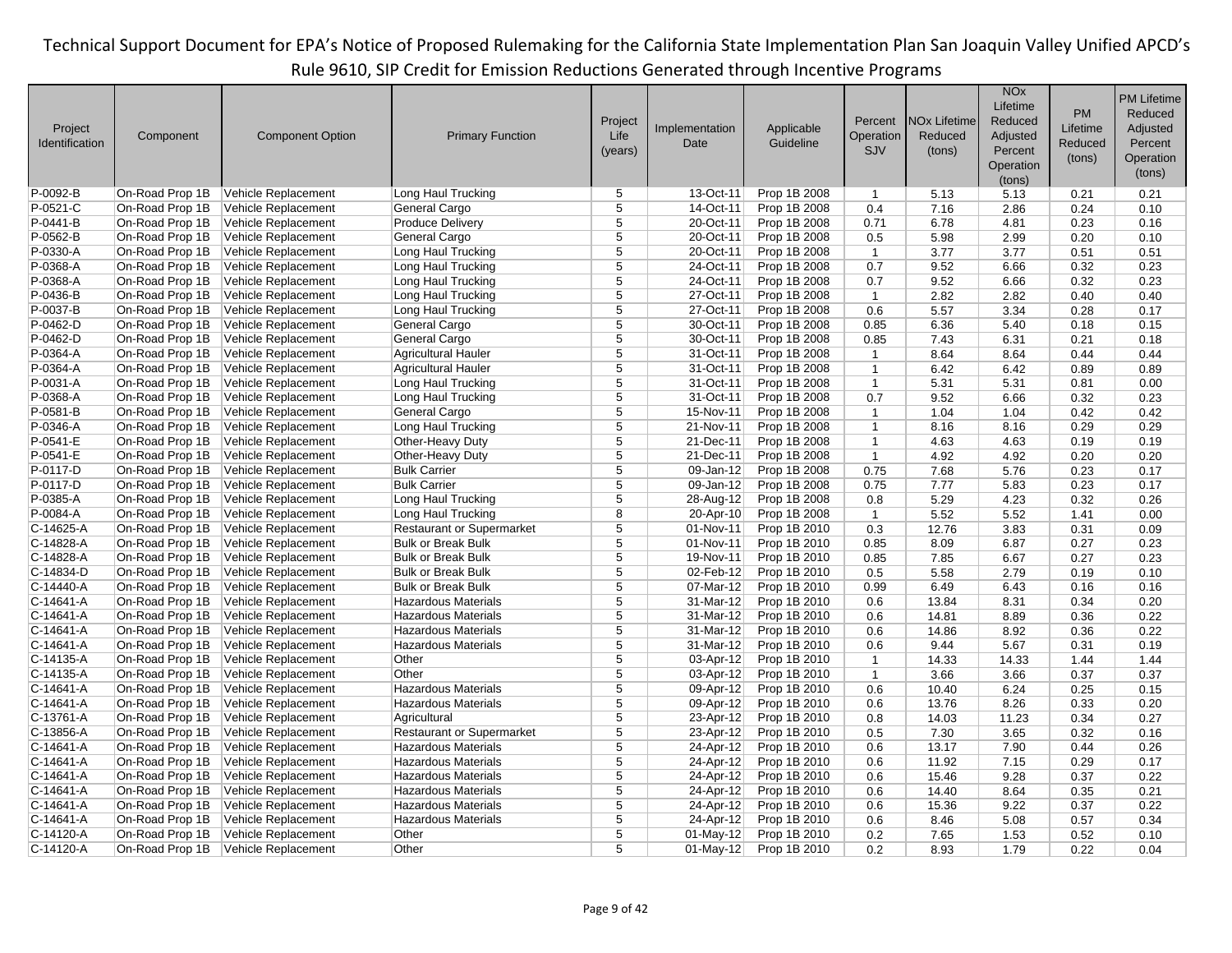| Project Identification | Component | Component Option | Primary Function | Project Life (years) | Implementation Date | Applicable Guideline | Percent Operation SJV | NOx Lifetime Reduced (tons) | NOx Lifetime Reduced Adjusted Percent Operation (tons) | PM Lifetime Reduced (tons) | PM Lifetime Reduced Adjusted Percent Operation (tons) |
|---|---|---|---|---|---|---|---|---|---|---|---|
| P-0092-B | On-Road Prop 1B | Vehicle Replacement | Long Haul Trucking | 5 | 13-Oct-11 | Prop 1B 2008 | 1 | 5.13 | 5.13 | 0.21 | 0.21 |
| P-0521-C | On-Road Prop 1B | Vehicle Replacement | General Cargo | 5 | 14-Oct-11 | Prop 1B 2008 | 0.4 | 7.16 | 2.86 | 0.24 | 0.10 |
| P-0441-B | On-Road Prop 1B | Vehicle Replacement | Produce Delivery | 5 | 20-Oct-11 | Prop 1B 2008 | 0.71 | 6.78 | 4.81 | 0.23 | 0.16 |
| P-0562-B | On-Road Prop 1B | Vehicle Replacement | General Cargo | 5 | 20-Oct-11 | Prop 1B 2008 | 0.5 | 5.98 | 2.99 | 0.20 | 0.10 |
| P-0330-A | On-Road Prop 1B | Vehicle Replacement | Long Haul Trucking | 5 | 20-Oct-11 | Prop 1B 2008 | 1 | 3.77 | 3.77 | 0.51 | 0.51 |
| P-0368-A | On-Road Prop 1B | Vehicle Replacement | Long Haul Trucking | 5 | 24-Oct-11 | Prop 1B 2008 | 0.7 | 9.52 | 6.66 | 0.32 | 0.23 |
| P-0368-A | On-Road Prop 1B | Vehicle Replacement | Long Haul Trucking | 5 | 24-Oct-11 | Prop 1B 2008 | 0.7 | 9.52 | 6.66 | 0.32 | 0.23 |
| P-0436-B | On-Road Prop 1B | Vehicle Replacement | Long Haul Trucking | 5 | 27-Oct-11 | Prop 1B 2008 | 1 | 2.82 | 2.82 | 0.40 | 0.40 |
| P-0037-B | On-Road Prop 1B | Vehicle Replacement | Long Haul Trucking | 5 | 27-Oct-11 | Prop 1B 2008 | 0.6 | 5.57 | 3.34 | 0.28 | 0.17 |
| P-0462-D | On-Road Prop 1B | Vehicle Replacement | General Cargo | 5 | 30-Oct-11 | Prop 1B 2008 | 0.85 | 6.36 | 5.40 | 0.18 | 0.15 |
| P-0462-D | On-Road Prop 1B | Vehicle Replacement | General Cargo | 5 | 30-Oct-11 | Prop 1B 2008 | 0.85 | 7.43 | 6.31 | 0.21 | 0.18 |
| P-0364-A | On-Road Prop 1B | Vehicle Replacement | Agricultural Hauler | 5 | 31-Oct-11 | Prop 1B 2008 | 1 | 8.64 | 8.64 | 0.44 | 0.44 |
| P-0364-A | On-Road Prop 1B | Vehicle Replacement | Agricultural Hauler | 5 | 31-Oct-11 | Prop 1B 2008 | 1 | 6.42 | 6.42 | 0.89 | 0.89 |
| P-0031-A | On-Road Prop 1B | Vehicle Replacement | Long Haul Trucking | 5 | 31-Oct-11 | Prop 1B 2008 | 1 | 5.31 | 5.31 | 0.81 | 0.00 |
| P-0368-A | On-Road Prop 1B | Vehicle Replacement | Long Haul Trucking | 5 | 31-Oct-11 | Prop 1B 2008 | 0.7 | 9.52 | 6.66 | 0.32 | 0.23 |
| P-0581-B | On-Road Prop 1B | Vehicle Replacement | General Cargo | 5 | 15-Nov-11 | Prop 1B 2008 | 1 | 1.04 | 1.04 | 0.42 | 0.42 |
| P-0346-A | On-Road Prop 1B | Vehicle Replacement | Long Haul Trucking | 5 | 21-Nov-11 | Prop 1B 2008 | 1 | 8.16 | 8.16 | 0.29 | 0.29 |
| P-0541-E | On-Road Prop 1B | Vehicle Replacement | Other-Heavy Duty | 5 | 21-Dec-11 | Prop 1B 2008 | 1 | 4.63 | 4.63 | 0.19 | 0.19 |
| P-0541-E | On-Road Prop 1B | Vehicle Replacement | Other-Heavy Duty | 5 | 21-Dec-11 | Prop 1B 2008 | 1 | 4.92 | 4.92 | 0.20 | 0.20 |
| P-0117-D | On-Road Prop 1B | Vehicle Replacement | Bulk Carrier | 5 | 09-Jan-12 | Prop 1B 2008 | 0.75 | 7.68 | 5.76 | 0.23 | 0.17 |
| P-0117-D | On-Road Prop 1B | Vehicle Replacement | Bulk Carrier | 5 | 09-Jan-12 | Prop 1B 2008 | 0.75 | 7.77 | 5.83 | 0.23 | 0.17 |
| P-0385-A | On-Road Prop 1B | Vehicle Replacement | Long Haul Trucking | 5 | 28-Aug-12 | Prop 1B 2008 | 0.8 | 5.29 | 4.23 | 0.32 | 0.26 |
| P-0084-A | On-Road Prop 1B | Vehicle Replacement | Long Haul Trucking | 8 | 20-Apr-10 | Prop 1B 2008 | 1 | 5.52 | 5.52 | 1.41 | 0.00 |
| C-14625-A | On-Road Prop 1B | Vehicle Replacement | Restaurant or Supermarket | 5 | 01-Nov-11 | Prop 1B 2010 | 0.3 | 12.76 | 3.83 | 0.31 | 0.09 |
| C-14828-A | On-Road Prop 1B | Vehicle Replacement | Bulk or Break Bulk | 5 | 01-Nov-11 | Prop 1B 2010 | 0.85 | 8.09 | 6.87 | 0.27 | 0.23 |
| C-14828-A | On-Road Prop 1B | Vehicle Replacement | Bulk or Break Bulk | 5 | 19-Nov-11 | Prop 1B 2010 | 0.85 | 7.85 | 6.67 | 0.27 | 0.23 |
| C-14834-D | On-Road Prop 1B | Vehicle Replacement | Bulk or Break Bulk | 5 | 02-Feb-12 | Prop 1B 2010 | 0.5 | 5.58 | 2.79 | 0.19 | 0.10 |
| C-14440-A | On-Road Prop 1B | Vehicle Replacement | Bulk or Break Bulk | 5 | 07-Mar-12 | Prop 1B 2010 | 0.99 | 6.49 | 6.43 | 0.16 | 0.16 |
| C-14641-A | On-Road Prop 1B | Vehicle Replacement | Hazardous Materials | 5 | 31-Mar-12 | Prop 1B 2010 | 0.6 | 13.84 | 8.31 | 0.34 | 0.20 |
| C-14641-A | On-Road Prop 1B | Vehicle Replacement | Hazardous Materials | 5 | 31-Mar-12 | Prop 1B 2010 | 0.6 | 14.81 | 8.89 | 0.36 | 0.22 |
| C-14641-A | On-Road Prop 1B | Vehicle Replacement | Hazardous Materials | 5 | 31-Mar-12 | Prop 1B 2010 | 0.6 | 14.86 | 8.92 | 0.36 | 0.22 |
| C-14641-A | On-Road Prop 1B | Vehicle Replacement | Hazardous Materials | 5 | 31-Mar-12 | Prop 1B 2010 | 0.6 | 9.44 | 5.67 | 0.31 | 0.19 |
| C-14135-A | On-Road Prop 1B | Vehicle Replacement | Other | 5 | 03-Apr-12 | Prop 1B 2010 | 1 | 14.33 | 14.33 | 1.44 | 1.44 |
| C-14135-A | On-Road Prop 1B | Vehicle Replacement | Other | 5 | 03-Apr-12 | Prop 1B 2010 | 1 | 3.66 | 3.66 | 0.37 | 0.37 |
| C-14641-A | On-Road Prop 1B | Vehicle Replacement | Hazardous Materials | 5 | 09-Apr-12 | Prop 1B 2010 | 0.6 | 10.40 | 6.24 | 0.25 | 0.15 |
| C-14641-A | On-Road Prop 1B | Vehicle Replacement | Hazardous Materials | 5 | 09-Apr-12 | Prop 1B 2010 | 0.6 | 13.76 | 8.26 | 0.33 | 0.20 |
| C-13761-A | On-Road Prop 1B | Vehicle Replacement | Agricultural | 5 | 23-Apr-12 | Prop 1B 2010 | 0.8 | 14.03 | 11.23 | 0.34 | 0.27 |
| C-13856-A | On-Road Prop 1B | Vehicle Replacement | Restaurant or Supermarket | 5 | 23-Apr-12 | Prop 1B 2010 | 0.5 | 7.30 | 3.65 | 0.32 | 0.16 |
| C-14641-A | On-Road Prop 1B | Vehicle Replacement | Hazardous Materials | 5 | 24-Apr-12 | Prop 1B 2010 | 0.6 | 13.17 | 7.90 | 0.44 | 0.26 |
| C-14641-A | On-Road Prop 1B | Vehicle Replacement | Hazardous Materials | 5 | 24-Apr-12 | Prop 1B 2010 | 0.6 | 11.92 | 7.15 | 0.29 | 0.17 |
| C-14641-A | On-Road Prop 1B | Vehicle Replacement | Hazardous Materials | 5 | 24-Apr-12 | Prop 1B 2010 | 0.6 | 15.46 | 9.28 | 0.37 | 0.22 |
| C-14641-A | On-Road Prop 1B | Vehicle Replacement | Hazardous Materials | 5 | 24-Apr-12 | Prop 1B 2010 | 0.6 | 14.40 | 8.64 | 0.35 | 0.21 |
| C-14641-A | On-Road Prop 1B | Vehicle Replacement | Hazardous Materials | 5 | 24-Apr-12 | Prop 1B 2010 | 0.6 | 15.36 | 9.22 | 0.37 | 0.22 |
| C-14641-A | On-Road Prop 1B | Vehicle Replacement | Hazardous Materials | 5 | 24-Apr-12 | Prop 1B 2010 | 0.6 | 8.46 | 5.08 | 0.57 | 0.34 |
| C-14120-A | On-Road Prop 1B | Vehicle Replacement | Other | 5 | 01-May-12 | Prop 1B 2010 | 0.2 | 7.65 | 1.53 | 0.52 | 0.10 |
| C-14120-A | On-Road Prop 1B | Vehicle Replacement | Other | 5 | 01-May-12 | Prop 1B 2010 | 0.2 | 8.93 | 1.79 | 0.22 | 0.04 |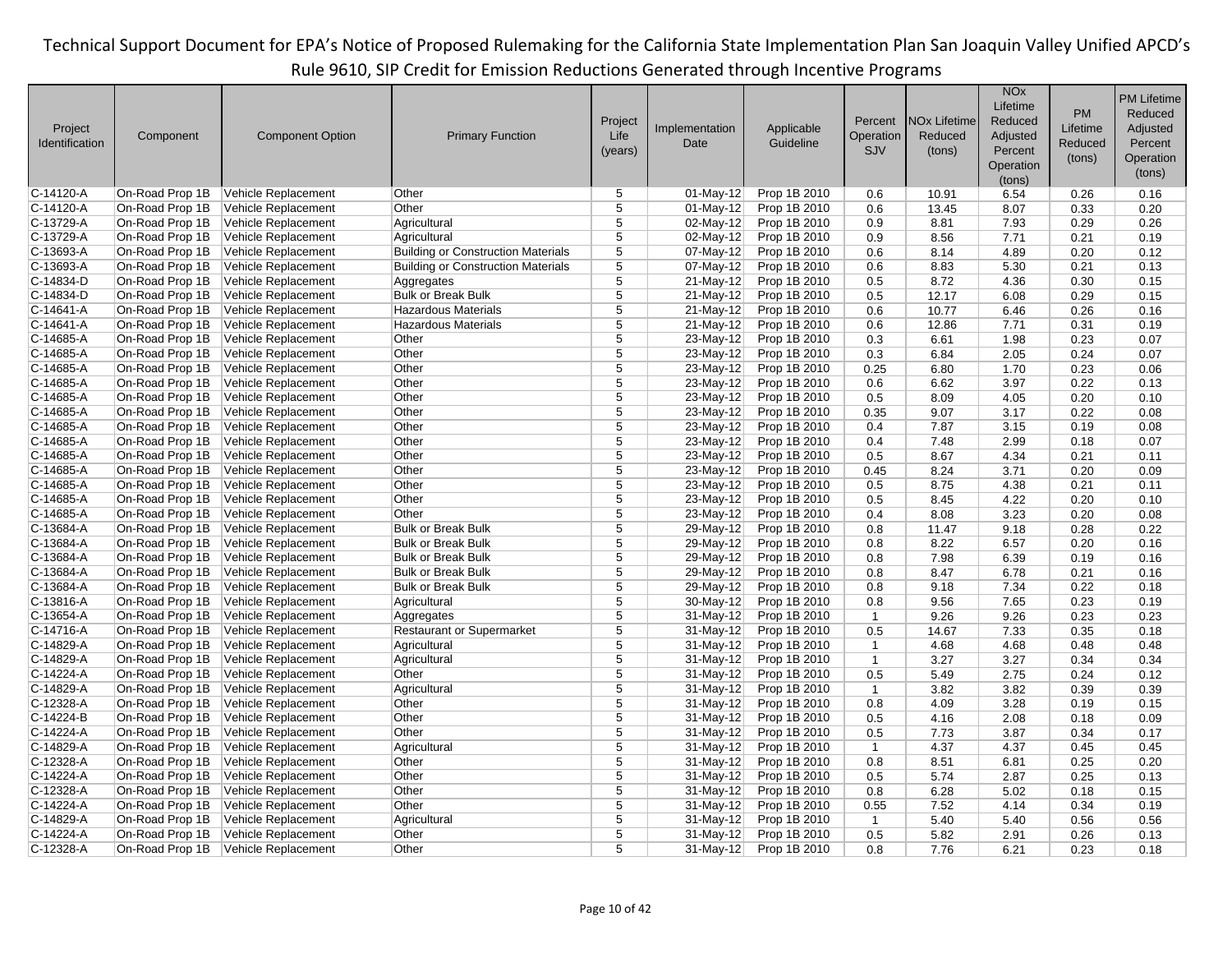| Project Identification | Component | Component Option | Primary Function | Project Life (years) | Implementation Date | Applicable Guideline | Percent Operation SJV | NOx Lifetime Reduced (tons) | NOx Lifetime Reduced Adjusted Percent Operation (tons) | PM Lifetime Reduced (tons) | PM Lifetime Reduced Adjusted Percent Operation (tons) |
|---|---|---|---|---|---|---|---|---|---|---|---|
| C-14120-A | On-Road Prop 1B | Vehicle Replacement | Other | 5 | 01-May-12 | Prop 1B 2010 | 0.6 | 10.91 | 6.54 | 0.26 | 0.16 |
| C-14120-A | On-Road Prop 1B | Vehicle Replacement | Other | 5 | 01-May-12 | Prop 1B 2010 | 0.6 | 13.45 | 8.07 | 0.33 | 0.20 |
| C-13729-A | On-Road Prop 1B | Vehicle Replacement | Agricultural | 5 | 02-May-12 | Prop 1B 2010 | 0.9 | 8.81 | 7.93 | 0.29 | 0.26 |
| C-13729-A | On-Road Prop 1B | Vehicle Replacement | Agricultural | 5 | 02-May-12 | Prop 1B 2010 | 0.9 | 8.56 | 7.71 | 0.21 | 0.19 |
| C-13693-A | On-Road Prop 1B | Vehicle Replacement | Building or Construction Materials | 5 | 07-May-12 | Prop 1B 2010 | 0.6 | 8.14 | 4.89 | 0.20 | 0.12 |
| C-13693-A | On-Road Prop 1B | Vehicle Replacement | Building or Construction Materials | 5 | 07-May-12 | Prop 1B 2010 | 0.6 | 8.83 | 5.30 | 0.21 | 0.13 |
| C-14834-D | On-Road Prop 1B | Vehicle Replacement | Aggregates | 5 | 21-May-12 | Prop 1B 2010 | 0.5 | 8.72 | 4.36 | 0.30 | 0.15 |
| C-14834-D | On-Road Prop 1B | Vehicle Replacement | Bulk or Break Bulk | 5 | 21-May-12 | Prop 1B 2010 | 0.5 | 12.17 | 6.08 | 0.29 | 0.15 |
| C-14641-A | On-Road Prop 1B | Vehicle Replacement | Hazardous Materials | 5 | 21-May-12 | Prop 1B 2010 | 0.6 | 10.77 | 6.46 | 0.26 | 0.16 |
| C-14641-A | On-Road Prop 1B | Vehicle Replacement | Hazardous Materials | 5 | 21-May-12 | Prop 1B 2010 | 0.6 | 12.86 | 7.71 | 0.31 | 0.19 |
| C-14685-A | On-Road Prop 1B | Vehicle Replacement | Other | 5 | 23-May-12 | Prop 1B 2010 | 0.3 | 6.61 | 1.98 | 0.23 | 0.07 |
| C-14685-A | On-Road Prop 1B | Vehicle Replacement | Other | 5 | 23-May-12 | Prop 1B 2010 | 0.3 | 6.84 | 2.05 | 0.24 | 0.07 |
| C-14685-A | On-Road Prop 1B | Vehicle Replacement | Other | 5 | 23-May-12 | Prop 1B 2010 | 0.25 | 6.80 | 1.70 | 0.23 | 0.06 |
| C-14685-A | On-Road Prop 1B | Vehicle Replacement | Other | 5 | 23-May-12 | Prop 1B 2010 | 0.6 | 6.62 | 3.97 | 0.22 | 0.13 |
| C-14685-A | On-Road Prop 1B | Vehicle Replacement | Other | 5 | 23-May-12 | Prop 1B 2010 | 0.5 | 8.09 | 4.05 | 0.20 | 0.10 |
| C-14685-A | On-Road Prop 1B | Vehicle Replacement | Other | 5 | 23-May-12 | Prop 1B 2010 | 0.35 | 9.07 | 3.17 | 0.22 | 0.08 |
| C-14685-A | On-Road Prop 1B | Vehicle Replacement | Other | 5 | 23-May-12 | Prop 1B 2010 | 0.4 | 7.87 | 3.15 | 0.19 | 0.08 |
| C-14685-A | On-Road Prop 1B | Vehicle Replacement | Other | 5 | 23-May-12 | Prop 1B 2010 | 0.4 | 7.48 | 2.99 | 0.18 | 0.07 |
| C-14685-A | On-Road Prop 1B | Vehicle Replacement | Other | 5 | 23-May-12 | Prop 1B 2010 | 0.5 | 8.67 | 4.34 | 0.21 | 0.11 |
| C-14685-A | On-Road Prop 1B | Vehicle Replacement | Other | 5 | 23-May-12 | Prop 1B 2010 | 0.45 | 8.24 | 3.71 | 0.20 | 0.09 |
| C-14685-A | On-Road Prop 1B | Vehicle Replacement | Other | 5 | 23-May-12 | Prop 1B 2010 | 0.5 | 8.75 | 4.38 | 0.21 | 0.11 |
| C-14685-A | On-Road Prop 1B | Vehicle Replacement | Other | 5 | 23-May-12 | Prop 1B 2010 | 0.5 | 8.45 | 4.22 | 0.20 | 0.10 |
| C-14685-A | On-Road Prop 1B | Vehicle Replacement | Other | 5 | 23-May-12 | Prop 1B 2010 | 0.4 | 8.08 | 3.23 | 0.20 | 0.08 |
| C-13684-A | On-Road Prop 1B | Vehicle Replacement | Bulk or Break Bulk | 5 | 29-May-12 | Prop 1B 2010 | 0.8 | 11.47 | 9.18 | 0.28 | 0.22 |
| C-13684-A | On-Road Prop 1B | Vehicle Replacement | Bulk or Break Bulk | 5 | 29-May-12 | Prop 1B 2010 | 0.8 | 8.22 | 6.57 | 0.20 | 0.16 |
| C-13684-A | On-Road Prop 1B | Vehicle Replacement | Bulk or Break Bulk | 5 | 29-May-12 | Prop 1B 2010 | 0.8 | 7.98 | 6.39 | 0.19 | 0.16 |
| C-13684-A | On-Road Prop 1B | Vehicle Replacement | Bulk or Break Bulk | 5 | 29-May-12 | Prop 1B 2010 | 0.8 | 8.47 | 6.78 | 0.21 | 0.16 |
| C-13684-A | On-Road Prop 1B | Vehicle Replacement | Bulk or Break Bulk | 5 | 29-May-12 | Prop 1B 2010 | 0.8 | 9.18 | 7.34 | 0.22 | 0.18 |
| C-13816-A | On-Road Prop 1B | Vehicle Replacement | Agricultural | 5 | 30-May-12 | Prop 1B 2010 | 0.8 | 9.56 | 7.65 | 0.23 | 0.19 |
| C-13654-A | On-Road Prop 1B | Vehicle Replacement | Aggregates | 5 | 31-May-12 | Prop 1B 2010 | 1 | 9.26 | 9.26 | 0.23 | 0.23 |
| C-14716-A | On-Road Prop 1B | Vehicle Replacement | Restaurant or Supermarket | 5 | 31-May-12 | Prop 1B 2010 | 0.5 | 14.67 | 7.33 | 0.35 | 0.18 |
| C-14829-A | On-Road Prop 1B | Vehicle Replacement | Agricultural | 5 | 31-May-12 | Prop 1B 2010 | 1 | 4.68 | 4.68 | 0.48 | 0.48 |
| C-14829-A | On-Road Prop 1B | Vehicle Replacement | Agricultural | 5 | 31-May-12 | Prop 1B 2010 | 1 | 3.27 | 3.27 | 0.34 | 0.34 |
| C-14224-A | On-Road Prop 1B | Vehicle Replacement | Other | 5 | 31-May-12 | Prop 1B 2010 | 0.5 | 5.49 | 2.75 | 0.24 | 0.12 |
| C-14829-A | On-Road Prop 1B | Vehicle Replacement | Agricultural | 5 | 31-May-12 | Prop 1B 2010 | 1 | 3.82 | 3.82 | 0.39 | 0.39 |
| C-12328-A | On-Road Prop 1B | Vehicle Replacement | Other | 5 | 31-May-12 | Prop 1B 2010 | 0.8 | 4.09 | 3.28 | 0.19 | 0.15 |
| C-14224-B | On-Road Prop 1B | Vehicle Replacement | Other | 5 | 31-May-12 | Prop 1B 2010 | 0.5 | 4.16 | 2.08 | 0.18 | 0.09 |
| C-14224-A | On-Road Prop 1B | Vehicle Replacement | Other | 5 | 31-May-12 | Prop 1B 2010 | 0.5 | 7.73 | 3.87 | 0.34 | 0.17 |
| C-14829-A | On-Road Prop 1B | Vehicle Replacement | Agricultural | 5 | 31-May-12 | Prop 1B 2010 | 1 | 4.37 | 4.37 | 0.45 | 0.45 |
| C-12328-A | On-Road Prop 1B | Vehicle Replacement | Other | 5 | 31-May-12 | Prop 1B 2010 | 0.8 | 8.51 | 6.81 | 0.25 | 0.20 |
| C-14224-A | On-Road Prop 1B | Vehicle Replacement | Other | 5 | 31-May-12 | Prop 1B 2010 | 0.5 | 5.74 | 2.87 | 0.25 | 0.13 |
| C-12328-A | On-Road Prop 1B | Vehicle Replacement | Other | 5 | 31-May-12 | Prop 1B 2010 | 0.8 | 6.28 | 5.02 | 0.18 | 0.15 |
| C-14224-A | On-Road Prop 1B | Vehicle Replacement | Other | 5 | 31-May-12 | Prop 1B 2010 | 0.55 | 7.52 | 4.14 | 0.34 | 0.19 |
| C-14829-A | On-Road Prop 1B | Vehicle Replacement | Agricultural | 5 | 31-May-12 | Prop 1B 2010 | 1 | 5.40 | 5.40 | 0.56 | 0.56 |
| C-14224-A | On-Road Prop 1B | Vehicle Replacement | Other | 5 | 31-May-12 | Prop 1B 2010 | 0.5 | 5.82 | 2.91 | 0.26 | 0.13 |
| C-12328-A | On-Road Prop 1B | Vehicle Replacement | Other | 5 | 31-May-12 | Prop 1B 2010 | 0.8 | 7.76 | 6.21 | 0.23 | 0.18 |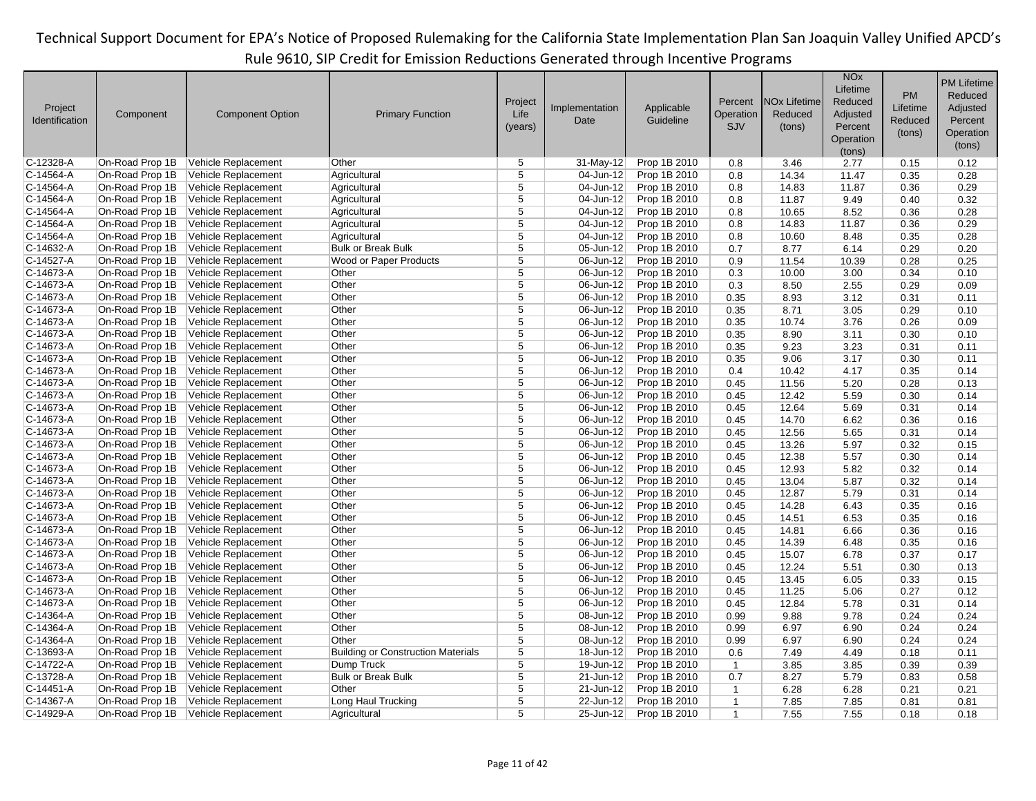| Project Identification | Component | Component Option | Primary Function | Project Life (years) | Implementation Date | Applicable Guideline | Percent Operation SJV | NOx Lifetime Reduced (tons) | NOx Lifetime Reduced Adjusted Percent Operation (tons) | PM Lifetime Reduced (tons) | PM Lifetime Reduced Adjusted Percent Operation (tons) |
|---|---|---|---|---|---|---|---|---|---|---|---|
| C-12328-A | On-Road Prop 1B | Vehicle Replacement | Other | 5 | 31-May-12 | Prop 1B 2010 | 0.8 | 3.46 | 2.77 | 0.15 | 0.12 |
| C-14564-A | On-Road Prop 1B | Vehicle Replacement | Agricultural | 5 | 04-Jun-12 | Prop 1B 2010 | 0.8 | 14.34 | 11.47 | 0.35 | 0.28 |
| C-14564-A | On-Road Prop 1B | Vehicle Replacement | Agricultural | 5 | 04-Jun-12 | Prop 1B 2010 | 0.8 | 14.83 | 11.87 | 0.36 | 0.29 |
| C-14564-A | On-Road Prop 1B | Vehicle Replacement | Agricultural | 5 | 04-Jun-12 | Prop 1B 2010 | 0.8 | 11.87 | 9.49 | 0.40 | 0.32 |
| C-14564-A | On-Road Prop 1B | Vehicle Replacement | Agricultural | 5 | 04-Jun-12 | Prop 1B 2010 | 0.8 | 10.65 | 8.52 | 0.36 | 0.28 |
| C-14564-A | On-Road Prop 1B | Vehicle Replacement | Agricultural | 5 | 04-Jun-12 | Prop 1B 2010 | 0.8 | 14.83 | 11.87 | 0.36 | 0.29 |
| C-14564-A | On-Road Prop 1B | Vehicle Replacement | Agricultural | 5 | 04-Jun-12 | Prop 1B 2010 | 0.8 | 10.60 | 8.48 | 0.35 | 0.28 |
| C-14632-A | On-Road Prop 1B | Vehicle Replacement | Bulk or Break Bulk | 5 | 05-Jun-12 | Prop 1B 2010 | 0.7 | 8.77 | 6.14 | 0.29 | 0.20 |
| C-14527-A | On-Road Prop 1B | Vehicle Replacement | Wood or Paper Products | 5 | 06-Jun-12 | Prop 1B 2010 | 0.9 | 11.54 | 10.39 | 0.28 | 0.25 |
| C-14673-A | On-Road Prop 1B | Vehicle Replacement | Other | 5 | 06-Jun-12 | Prop 1B 2010 | 0.3 | 10.00 | 3.00 | 0.34 | 0.10 |
| C-14673-A | On-Road Prop 1B | Vehicle Replacement | Other | 5 | 06-Jun-12 | Prop 1B 2010 | 0.3 | 8.50 | 2.55 | 0.29 | 0.09 |
| C-14673-A | On-Road Prop 1B | Vehicle Replacement | Other | 5 | 06-Jun-12 | Prop 1B 2010 | 0.35 | 8.93 | 3.12 | 0.31 | 0.11 |
| C-14673-A | On-Road Prop 1B | Vehicle Replacement | Other | 5 | 06-Jun-12 | Prop 1B 2010 | 0.35 | 8.71 | 3.05 | 0.29 | 0.10 |
| C-14673-A | On-Road Prop 1B | Vehicle Replacement | Other | 5 | 06-Jun-12 | Prop 1B 2010 | 0.35 | 10.74 | 3.76 | 0.26 | 0.09 |
| C-14673-A | On-Road Prop 1B | Vehicle Replacement | Other | 5 | 06-Jun-12 | Prop 1B 2010 | 0.35 | 8.90 | 3.11 | 0.30 | 0.10 |
| C-14673-A | On-Road Prop 1B | Vehicle Replacement | Other | 5 | 06-Jun-12 | Prop 1B 2010 | 0.35 | 9.23 | 3.23 | 0.31 | 0.11 |
| C-14673-A | On-Road Prop 1B | Vehicle Replacement | Other | 5 | 06-Jun-12 | Prop 1B 2010 | 0.35 | 9.06 | 3.17 | 0.30 | 0.11 |
| C-14673-A | On-Road Prop 1B | Vehicle Replacement | Other | 5 | 06-Jun-12 | Prop 1B 2010 | 0.4 | 10.42 | 4.17 | 0.35 | 0.14 |
| C-14673-A | On-Road Prop 1B | Vehicle Replacement | Other | 5 | 06-Jun-12 | Prop 1B 2010 | 0.45 | 11.56 | 5.20 | 0.28 | 0.13 |
| C-14673-A | On-Road Prop 1B | Vehicle Replacement | Other | 5 | 06-Jun-12 | Prop 1B 2010 | 0.45 | 12.42 | 5.59 | 0.30 | 0.14 |
| C-14673-A | On-Road Prop 1B | Vehicle Replacement | Other | 5 | 06-Jun-12 | Prop 1B 2010 | 0.45 | 12.64 | 5.69 | 0.31 | 0.14 |
| C-14673-A | On-Road Prop 1B | Vehicle Replacement | Other | 5 | 06-Jun-12 | Prop 1B 2010 | 0.45 | 14.70 | 6.62 | 0.36 | 0.16 |
| C-14673-A | On-Road Prop 1B | Vehicle Replacement | Other | 5 | 06-Jun-12 | Prop 1B 2010 | 0.45 | 12.56 | 5.65 | 0.31 | 0.14 |
| C-14673-A | On-Road Prop 1B | Vehicle Replacement | Other | 5 | 06-Jun-12 | Prop 1B 2010 | 0.45 | 13.26 | 5.97 | 0.32 | 0.15 |
| C-14673-A | On-Road Prop 1B | Vehicle Replacement | Other | 5 | 06-Jun-12 | Prop 1B 2010 | 0.45 | 12.38 | 5.57 | 0.30 | 0.14 |
| C-14673-A | On-Road Prop 1B | Vehicle Replacement | Other | 5 | 06-Jun-12 | Prop 1B 2010 | 0.45 | 12.93 | 5.82 | 0.32 | 0.14 |
| C-14673-A | On-Road Prop 1B | Vehicle Replacement | Other | 5 | 06-Jun-12 | Prop 1B 2010 | 0.45 | 13.04 | 5.87 | 0.32 | 0.14 |
| C-14673-A | On-Road Prop 1B | Vehicle Replacement | Other | 5 | 06-Jun-12 | Prop 1B 2010 | 0.45 | 12.87 | 5.79 | 0.31 | 0.14 |
| C-14673-A | On-Road Prop 1B | Vehicle Replacement | Other | 5 | 06-Jun-12 | Prop 1B 2010 | 0.45 | 14.28 | 6.43 | 0.35 | 0.16 |
| C-14673-A | On-Road Prop 1B | Vehicle Replacement | Other | 5 | 06-Jun-12 | Prop 1B 2010 | 0.45 | 14.51 | 6.53 | 0.35 | 0.16 |
| C-14673-A | On-Road Prop 1B | Vehicle Replacement | Other | 5 | 06-Jun-12 | Prop 1B 2010 | 0.45 | 14.81 | 6.66 | 0.36 | 0.16 |
| C-14673-A | On-Road Prop 1B | Vehicle Replacement | Other | 5 | 06-Jun-12 | Prop 1B 2010 | 0.45 | 14.39 | 6.48 | 0.35 | 0.16 |
| C-14673-A | On-Road Prop 1B | Vehicle Replacement | Other | 5 | 06-Jun-12 | Prop 1B 2010 | 0.45 | 15.07 | 6.78 | 0.37 | 0.17 |
| C-14673-A | On-Road Prop 1B | Vehicle Replacement | Other | 5 | 06-Jun-12 | Prop 1B 2010 | 0.45 | 12.24 | 5.51 | 0.30 | 0.13 |
| C-14673-A | On-Road Prop 1B | Vehicle Replacement | Other | 5 | 06-Jun-12 | Prop 1B 2010 | 0.45 | 13.45 | 6.05 | 0.33 | 0.15 |
| C-14673-A | On-Road Prop 1B | Vehicle Replacement | Other | 5 | 06-Jun-12 | Prop 1B 2010 | 0.45 | 11.25 | 5.06 | 0.27 | 0.12 |
| C-14673-A | On-Road Prop 1B | Vehicle Replacement | Other | 5 | 06-Jun-12 | Prop 1B 2010 | 0.45 | 12.84 | 5.78 | 0.31 | 0.14 |
| C-14364-A | On-Road Prop 1B | Vehicle Replacement | Other | 5 | 08-Jun-12 | Prop 1B 2010 | 0.99 | 9.88 | 9.78 | 0.24 | 0.24 |
| C-14364-A | On-Road Prop 1B | Vehicle Replacement | Other | 5 | 08-Jun-12 | Prop 1B 2010 | 0.99 | 6.97 | 6.90 | 0.24 | 0.24 |
| C-14364-A | On-Road Prop 1B | Vehicle Replacement | Other | 5 | 08-Jun-12 | Prop 1B 2010 | 0.99 | 6.97 | 6.90 | 0.24 | 0.24 |
| C-13693-A | On-Road Prop 1B | Vehicle Replacement | Building or Construction Materials | 5 | 18-Jun-12 | Prop 1B 2010 | 0.6 | 7.49 | 4.49 | 0.18 | 0.11 |
| C-14722-A | On-Road Prop 1B | Vehicle Replacement | Dump Truck | 5 | 19-Jun-12 | Prop 1B 2010 | 1 | 3.85 | 3.85 | 0.39 | 0.39 |
| C-13728-A | On-Road Prop 1B | Vehicle Replacement | Bulk or Break Bulk | 5 | 21-Jun-12 | Prop 1B 2010 | 0.7 | 8.27 | 5.79 | 0.83 | 0.58 |
| C-14451-A | On-Road Prop 1B | Vehicle Replacement | Other | 5 | 21-Jun-12 | Prop 1B 2010 | 1 | 6.28 | 6.28 | 0.21 | 0.21 |
| C-14367-A | On-Road Prop 1B | Vehicle Replacement | Long Haul Trucking | 5 | 22-Jun-12 | Prop 1B 2010 | 1 | 7.85 | 7.85 | 0.81 | 0.81 |
| C-14929-A | On-Road Prop 1B | Vehicle Replacement | Agricultural | 5 | 25-Jun-12 | Prop 1B 2010 | 1 | 7.55 | 7.55 | 0.18 | 0.18 |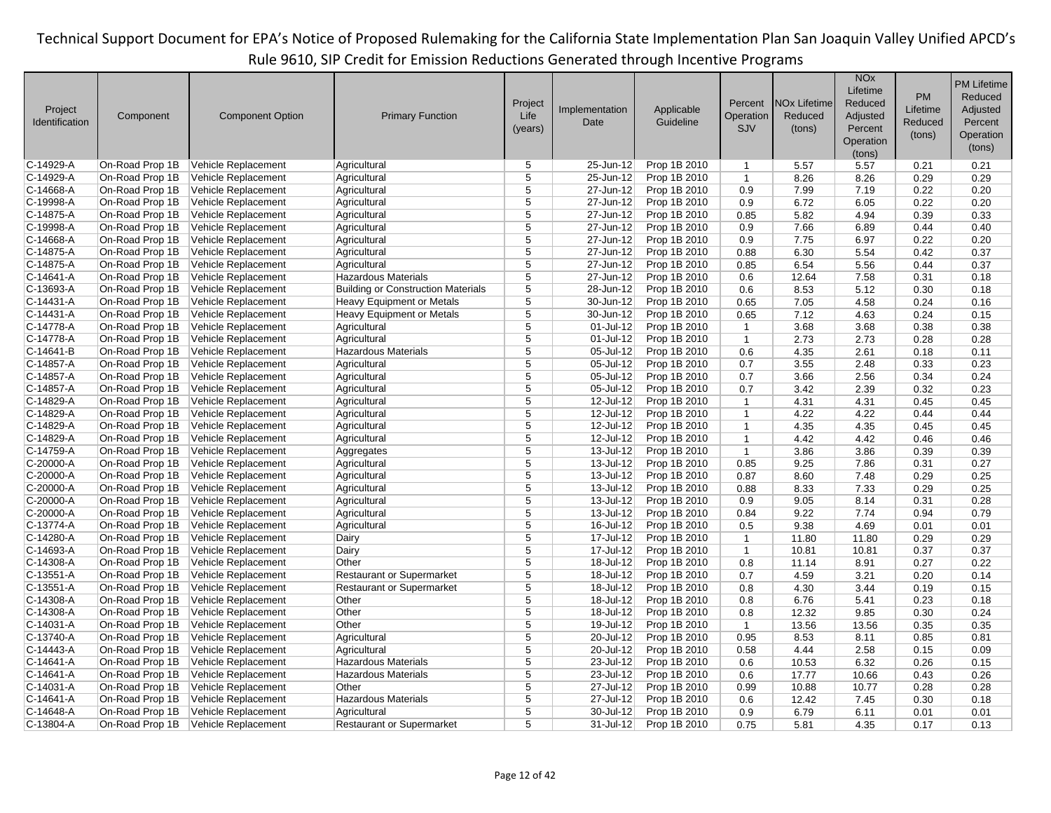Technical Support Document for EPA's Notice of Proposed Rulemaking for the California State Implementation Plan San Joaquin Valley Unified APCD's Rule 9610, SIP Credit for Emission Reductions Generated through Incentive Programs

| Project Identification | Component | Component Option | Primary Function | Project Life (years) | Implementation Date | Applicable Guideline | Percent Operation SJV | NOx Lifetime Reduced (tons) | NOx Lifetime Reduced Adjusted Percent Operation (tons) | PM Lifetime Reduced (tons) | PM Lifetime Reduced Adjusted Percent Operation (tons) |
|---|---|---|---|---|---|---|---|---|---|---|---|
| C-14929-A | On-Road Prop 1B | Vehicle Replacement | Agricultural | 5 | 25-Jun-12 | Prop 1B 2010 | 1 | 5.57 | 5.57 | 0.21 | 0.21 |
| C-14929-A | On-Road Prop 1B | Vehicle Replacement | Agricultural | 5 | 25-Jun-12 | Prop 1B 2010 | 1 | 8.26 | 8.26 | 0.29 | 0.29 |
| C-14668-A | On-Road Prop 1B | Vehicle Replacement | Agricultural | 5 | 27-Jun-12 | Prop 1B 2010 | 0.9 | 7.99 | 7.19 | 0.22 | 0.20 |
| C-19998-A | On-Road Prop 1B | Vehicle Replacement | Agricultural | 5 | 27-Jun-12 | Prop 1B 2010 | 0.9 | 6.72 | 6.05 | 0.22 | 0.20 |
| C-14875-A | On-Road Prop 1B | Vehicle Replacement | Agricultural | 5 | 27-Jun-12 | Prop 1B 2010 | 0.85 | 5.82 | 4.94 | 0.39 | 0.33 |
| C-19998-A | On-Road Prop 1B | Vehicle Replacement | Agricultural | 5 | 27-Jun-12 | Prop 1B 2010 | 0.9 | 7.66 | 6.89 | 0.44 | 0.40 |
| C-14668-A | On-Road Prop 1B | Vehicle Replacement | Agricultural | 5 | 27-Jun-12 | Prop 1B 2010 | 0.9 | 7.75 | 6.97 | 0.22 | 0.20 |
| C-14875-A | On-Road Prop 1B | Vehicle Replacement | Agricultural | 5 | 27-Jun-12 | Prop 1B 2010 | 0.88 | 6.30 | 5.54 | 0.42 | 0.37 |
| C-14875-A | On-Road Prop 1B | Vehicle Replacement | Agricultural | 5 | 27-Jun-12 | Prop 1B 2010 | 0.85 | 6.54 | 5.56 | 0.44 | 0.37 |
| C-14641-A | On-Road Prop 1B | Vehicle Replacement | Hazardous Materials | 5 | 27-Jun-12 | Prop 1B 2010 | 0.6 | 12.64 | 7.58 | 0.31 | 0.18 |
| C-13693-A | On-Road Prop 1B | Vehicle Replacement | Building or Construction Materials | 5 | 28-Jun-12 | Prop 1B 2010 | 0.6 | 8.53 | 5.12 | 0.30 | 0.18 |
| C-14431-A | On-Road Prop 1B | Vehicle Replacement | Heavy Equipment or Metals | 5 | 30-Jun-12 | Prop 1B 2010 | 0.65 | 7.05 | 4.58 | 0.24 | 0.16 |
| C-14431-A | On-Road Prop 1B | Vehicle Replacement | Heavy Equipment or Metals | 5 | 30-Jun-12 | Prop 1B 2010 | 0.65 | 7.12 | 4.63 | 0.24 | 0.15 |
| C-14778-A | On-Road Prop 1B | Vehicle Replacement | Agricultural | 5 | 01-Jul-12 | Prop 1B 2010 | 1 | 3.68 | 3.68 | 0.38 | 0.38 |
| C-14778-A | On-Road Prop 1B | Vehicle Replacement | Agricultural | 5 | 01-Jul-12 | Prop 1B 2010 | 1 | 2.73 | 2.73 | 0.28 | 0.28 |
| C-14641-B | On-Road Prop 1B | Vehicle Replacement | Hazardous Materials | 5 | 05-Jul-12 | Prop 1B 2010 | 0.6 | 4.35 | 2.61 | 0.18 | 0.11 |
| C-14857-A | On-Road Prop 1B | Vehicle Replacement | Agricultural | 5 | 05-Jul-12 | Prop 1B 2010 | 0.7 | 3.55 | 2.48 | 0.33 | 0.23 |
| C-14857-A | On-Road Prop 1B | Vehicle Replacement | Agricultural | 5 | 05-Jul-12 | Prop 1B 2010 | 0.7 | 3.66 | 2.56 | 0.34 | 0.24 |
| C-14857-A | On-Road Prop 1B | Vehicle Replacement | Agricultural | 5 | 05-Jul-12 | Prop 1B 2010 | 0.7 | 3.42 | 2.39 | 0.32 | 0.23 |
| C-14829-A | On-Road Prop 1B | Vehicle Replacement | Agricultural | 5 | 12-Jul-12 | Prop 1B 2010 | 1 | 4.31 | 4.31 | 0.45 | 0.45 |
| C-14829-A | On-Road Prop 1B | Vehicle Replacement | Agricultural | 5 | 12-Jul-12 | Prop 1B 2010 | 1 | 4.22 | 4.22 | 0.44 | 0.44 |
| C-14829-A | On-Road Prop 1B | Vehicle Replacement | Agricultural | 5 | 12-Jul-12 | Prop 1B 2010 | 1 | 4.35 | 4.35 | 0.45 | 0.45 |
| C-14829-A | On-Road Prop 1B | Vehicle Replacement | Agricultural | 5 | 12-Jul-12 | Prop 1B 2010 | 1 | 4.42 | 4.42 | 0.46 | 0.46 |
| C-14759-A | On-Road Prop 1B | Vehicle Replacement | Aggregates | 5 | 13-Jul-12 | Prop 1B 2010 | 1 | 3.86 | 3.86 | 0.39 | 0.39 |
| C-20000-A | On-Road Prop 1B | Vehicle Replacement | Agricultural | 5 | 13-Jul-12 | Prop 1B 2010 | 0.85 | 9.25 | 7.86 | 0.31 | 0.27 |
| C-20000-A | On-Road Prop 1B | Vehicle Replacement | Agricultural | 5 | 13-Jul-12 | Prop 1B 2010 | 0.87 | 8.60 | 7.48 | 0.29 | 0.25 |
| C-20000-A | On-Road Prop 1B | Vehicle Replacement | Agricultural | 5 | 13-Jul-12 | Prop 1B 2010 | 0.88 | 8.33 | 7.33 | 0.29 | 0.25 |
| C-20000-A | On-Road Prop 1B | Vehicle Replacement | Agricultural | 5 | 13-Jul-12 | Prop 1B 2010 | 0.9 | 9.05 | 8.14 | 0.31 | 0.28 |
| C-20000-A | On-Road Prop 1B | Vehicle Replacement | Agricultural | 5 | 13-Jul-12 | Prop 1B 2010 | 0.84 | 9.22 | 7.74 | 0.94 | 0.79 |
| C-13774-A | On-Road Prop 1B | Vehicle Replacement | Agricultural | 5 | 16-Jul-12 | Prop 1B 2010 | 0.5 | 9.38 | 4.69 | 0.01 | 0.01 |
| C-14280-A | On-Road Prop 1B | Vehicle Replacement | Dairy | 5 | 17-Jul-12 | Prop 1B 2010 | 1 | 11.80 | 11.80 | 0.29 | 0.29 |
| C-14693-A | On-Road Prop 1B | Vehicle Replacement | Dairy | 5 | 17-Jul-12 | Prop 1B 2010 | 1 | 10.81 | 10.81 | 0.37 | 0.37 |
| C-14308-A | On-Road Prop 1B | Vehicle Replacement | Other | 5 | 18-Jul-12 | Prop 1B 2010 | 0.8 | 11.14 | 8.91 | 0.27 | 0.22 |
| C-13551-A | On-Road Prop 1B | Vehicle Replacement | Restaurant or Supermarket | 5 | 18-Jul-12 | Prop 1B 2010 | 0.7 | 4.59 | 3.21 | 0.20 | 0.14 |
| C-13551-A | On-Road Prop 1B | Vehicle Replacement | Restaurant or Supermarket | 5 | 18-Jul-12 | Prop 1B 2010 | 0.8 | 4.30 | 3.44 | 0.19 | 0.15 |
| C-14308-A | On-Road Prop 1B | Vehicle Replacement | Other | 5 | 18-Jul-12 | Prop 1B 2010 | 0.8 | 6.76 | 5.41 | 0.23 | 0.18 |
| C-14308-A | On-Road Prop 1B | Vehicle Replacement | Other | 5 | 18-Jul-12 | Prop 1B 2010 | 0.8 | 12.32 | 9.85 | 0.30 | 0.24 |
| C-14031-A | On-Road Prop 1B | Vehicle Replacement | Other | 5 | 19-Jul-12 | Prop 1B 2010 | 1 | 13.56 | 13.56 | 0.35 | 0.35 |
| C-13740-A | On-Road Prop 1B | Vehicle Replacement | Agricultural | 5 | 20-Jul-12 | Prop 1B 2010 | 0.95 | 8.53 | 8.11 | 0.85 | 0.81 |
| C-14443-A | On-Road Prop 1B | Vehicle Replacement | Agricultural | 5 | 20-Jul-12 | Prop 1B 2010 | 0.58 | 4.44 | 2.58 | 0.15 | 0.09 |
| C-14641-A | On-Road Prop 1B | Vehicle Replacement | Hazardous Materials | 5 | 23-Jul-12 | Prop 1B 2010 | 0.6 | 10.53 | 6.32 | 0.26 | 0.15 |
| C-14641-A | On-Road Prop 1B | Vehicle Replacement | Hazardous Materials | 5 | 23-Jul-12 | Prop 1B 2010 | 0.6 | 17.77 | 10.66 | 0.43 | 0.26 |
| C-14031-A | On-Road Prop 1B | Vehicle Replacement | Other | 5 | 27-Jul-12 | Prop 1B 2010 | 0.99 | 10.88 | 10.77 | 0.28 | 0.28 |
| C-14641-A | On-Road Prop 1B | Vehicle Replacement | Hazardous Materials | 5 | 27-Jul-12 | Prop 1B 2010 | 0.6 | 12.42 | 7.45 | 0.30 | 0.18 |
| C-14648-A | On-Road Prop 1B | Vehicle Replacement | Agricultural | 5 | 30-Jul-12 | Prop 1B 2010 | 0.9 | 6.79 | 6.11 | 0.01 | 0.01 |
| C-13804-A | On-Road Prop 1B | Vehicle Replacement | Restaurant or Supermarket | 5 | 31-Jul-12 | Prop 1B 2010 | 0.75 | 5.81 | 4.35 | 0.17 | 0.13 |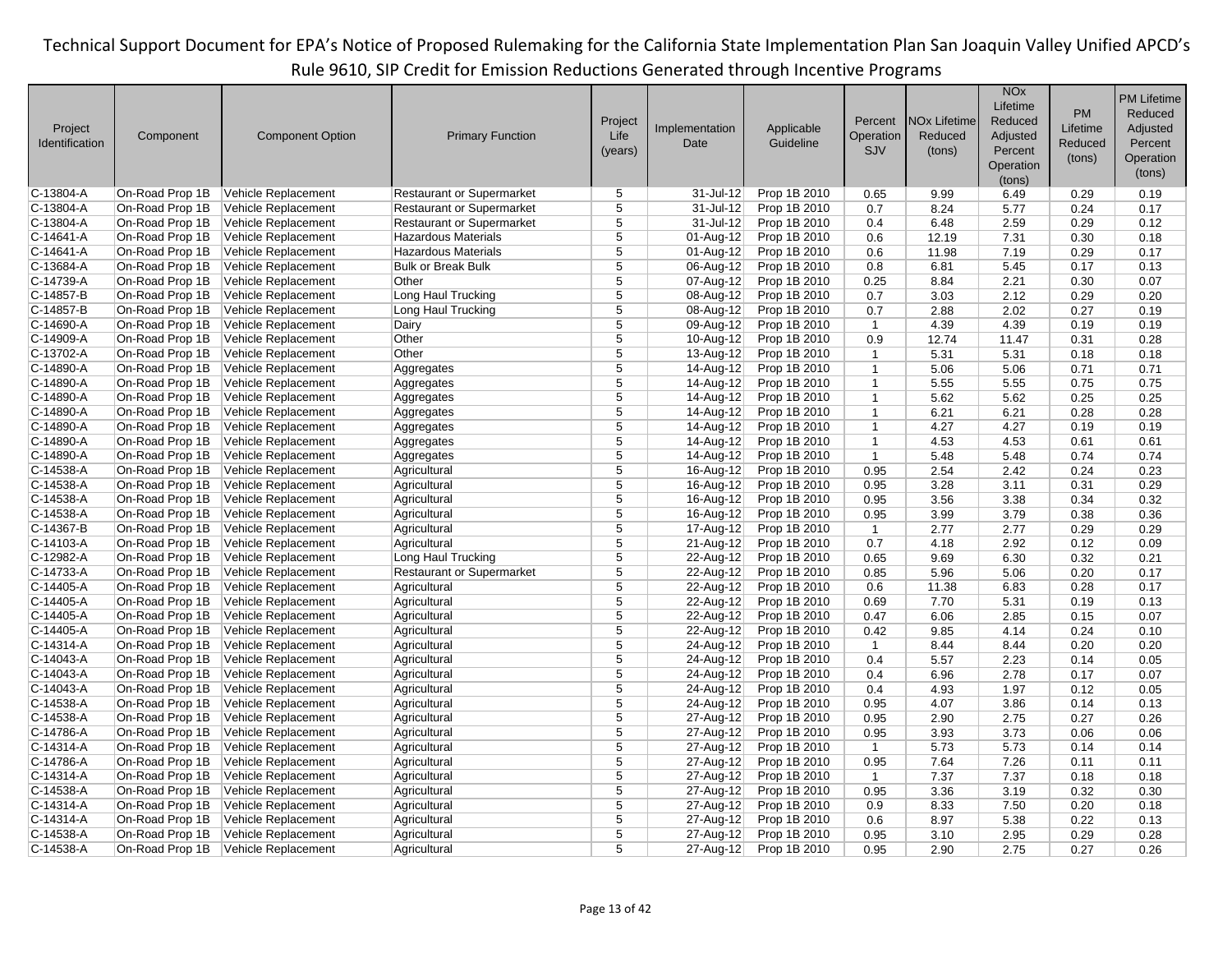| Project Identification | Component | Component Option | Primary Function | Project Life (years) | Implementation Date | Applicable Guideline | Percent Operation SJV | NOx Lifetime Reduced (tons) | NOx Lifetime Reduced Adjusted Percent Operation (tons) | PM Lifetime Reduced (tons) | PM Lifetime Reduced Adjusted Percent Operation (tons) |
|---|---|---|---|---|---|---|---|---|---|---|---|
| C-13804-A | On-Road Prop 1B | Vehicle Replacement | Restaurant or Supermarket | 5 | 31-Jul-12 | Prop 1B 2010 | 0.65 | 9.99 | 6.49 | 0.29 | 0.19 |
| C-13804-A | On-Road Prop 1B | Vehicle Replacement | Restaurant or Supermarket | 5 | 31-Jul-12 | Prop 1B 2010 | 0.7 | 8.24 | 5.77 | 0.24 | 0.17 |
| C-13804-A | On-Road Prop 1B | Vehicle Replacement | Restaurant or Supermarket | 5 | 31-Jul-12 | Prop 1B 2010 | 0.4 | 6.48 | 2.59 | 0.29 | 0.12 |
| C-14641-A | On-Road Prop 1B | Vehicle Replacement | Hazardous Materials | 5 | 01-Aug-12 | Prop 1B 2010 | 0.6 | 12.19 | 7.31 | 0.30 | 0.18 |
| C-14641-A | On-Road Prop 1B | Vehicle Replacement | Hazardous Materials | 5 | 01-Aug-12 | Prop 1B 2010 | 0.6 | 11.98 | 7.19 | 0.29 | 0.17 |
| C-13684-A | On-Road Prop 1B | Vehicle Replacement | Bulk or Break Bulk | 5 | 06-Aug-12 | Prop 1B 2010 | 0.8 | 6.81 | 5.45 | 0.17 | 0.13 |
| C-14739-A | On-Road Prop 1B | Vehicle Replacement | Other | 5 | 07-Aug-12 | Prop 1B 2010 | 0.25 | 8.84 | 2.21 | 0.30 | 0.07 |
| C-14857-B | On-Road Prop 1B | Vehicle Replacement | Long Haul Trucking | 5 | 08-Aug-12 | Prop 1B 2010 | 0.7 | 3.03 | 2.12 | 0.29 | 0.20 |
| C-14857-B | On-Road Prop 1B | Vehicle Replacement | Long Haul Trucking | 5 | 08-Aug-12 | Prop 1B 2010 | 0.7 | 2.88 | 2.02 | 0.27 | 0.19 |
| C-14690-A | On-Road Prop 1B | Vehicle Replacement | Dairy | 5 | 09-Aug-12 | Prop 1B 2010 | 1 | 4.39 | 4.39 | 0.19 | 0.19 |
| C-14909-A | On-Road Prop 1B | Vehicle Replacement | Other | 5 | 10-Aug-12 | Prop 1B 2010 | 0.9 | 12.74 | 11.47 | 0.31 | 0.28 |
| C-13702-A | On-Road Prop 1B | Vehicle Replacement | Other | 5 | 13-Aug-12 | Prop 1B 2010 | 1 | 5.31 | 5.31 | 0.18 | 0.18 |
| C-14890-A | On-Road Prop 1B | Vehicle Replacement | Aggregates | 5 | 14-Aug-12 | Prop 1B 2010 | 1 | 5.06 | 5.06 | 0.71 | 0.71 |
| C-14890-A | On-Road Prop 1B | Vehicle Replacement | Aggregates | 5 | 14-Aug-12 | Prop 1B 2010 | 1 | 5.55 | 5.55 | 0.75 | 0.75 |
| C-14890-A | On-Road Prop 1B | Vehicle Replacement | Aggregates | 5 | 14-Aug-12 | Prop 1B 2010 | 1 | 5.62 | 5.62 | 0.25 | 0.25 |
| C-14890-A | On-Road Prop 1B | Vehicle Replacement | Aggregates | 5 | 14-Aug-12 | Prop 1B 2010 | 1 | 6.21 | 6.21 | 0.28 | 0.28 |
| C-14890-A | On-Road Prop 1B | Vehicle Replacement | Aggregates | 5 | 14-Aug-12 | Prop 1B 2010 | 1 | 4.27 | 4.27 | 0.19 | 0.19 |
| C-14890-A | On-Road Prop 1B | Vehicle Replacement | Aggregates | 5 | 14-Aug-12 | Prop 1B 2010 | 1 | 4.53 | 4.53 | 0.61 | 0.61 |
| C-14890-A | On-Road Prop 1B | Vehicle Replacement | Aggregates | 5 | 14-Aug-12 | Prop 1B 2010 | 1 | 5.48 | 5.48 | 0.74 | 0.74 |
| C-14538-A | On-Road Prop 1B | Vehicle Replacement | Agricultural | 5 | 16-Aug-12 | Prop 1B 2010 | 0.95 | 2.54 | 2.42 | 0.24 | 0.23 |
| C-14538-A | On-Road Prop 1B | Vehicle Replacement | Agricultural | 5 | 16-Aug-12 | Prop 1B 2010 | 0.95 | 3.28 | 3.11 | 0.31 | 0.29 |
| C-14538-A | On-Road Prop 1B | Vehicle Replacement | Agricultural | 5 | 16-Aug-12 | Prop 1B 2010 | 0.95 | 3.56 | 3.38 | 0.34 | 0.32 |
| C-14538-A | On-Road Prop 1B | Vehicle Replacement | Agricultural | 5 | 16-Aug-12 | Prop 1B 2010 | 0.95 | 3.99 | 3.79 | 0.38 | 0.36 |
| C-14367-B | On-Road Prop 1B | Vehicle Replacement | Agricultural | 5 | 17-Aug-12 | Prop 1B 2010 | 1 | 2.77 | 2.77 | 0.29 | 0.29 |
| C-14103-A | On-Road Prop 1B | Vehicle Replacement | Agricultural | 5 | 21-Aug-12 | Prop 1B 2010 | 0.7 | 4.18 | 2.92 | 0.12 | 0.09 |
| C-12982-A | On-Road Prop 1B | Vehicle Replacement | Long Haul Trucking | 5 | 22-Aug-12 | Prop 1B 2010 | 0.65 | 9.69 | 6.30 | 0.32 | 0.21 |
| C-14733-A | On-Road Prop 1B | Vehicle Replacement | Restaurant or Supermarket | 5 | 22-Aug-12 | Prop 1B 2010 | 0.85 | 5.96 | 5.06 | 0.20 | 0.17 |
| C-14405-A | On-Road Prop 1B | Vehicle Replacement | Agricultural | 5 | 22-Aug-12 | Prop 1B 2010 | 0.6 | 11.38 | 6.83 | 0.28 | 0.17 |
| C-14405-A | On-Road Prop 1B | Vehicle Replacement | Agricultural | 5 | 22-Aug-12 | Prop 1B 2010 | 0.69 | 7.70 | 5.31 | 0.19 | 0.13 |
| C-14405-A | On-Road Prop 1B | Vehicle Replacement | Agricultural | 5 | 22-Aug-12 | Prop 1B 2010 | 0.47 | 6.06 | 2.85 | 0.15 | 0.07 |
| C-14405-A | On-Road Prop 1B | Vehicle Replacement | Agricultural | 5 | 22-Aug-12 | Prop 1B 2010 | 0.42 | 9.85 | 4.14 | 0.24 | 0.10 |
| C-14314-A | On-Road Prop 1B | Vehicle Replacement | Agricultural | 5 | 24-Aug-12 | Prop 1B 2010 | 1 | 8.44 | 8.44 | 0.20 | 0.20 |
| C-14043-A | On-Road Prop 1B | Vehicle Replacement | Agricultural | 5 | 24-Aug-12 | Prop 1B 2010 | 0.4 | 5.57 | 2.23 | 0.14 | 0.05 |
| C-14043-A | On-Road Prop 1B | Vehicle Replacement | Agricultural | 5 | 24-Aug-12 | Prop 1B 2010 | 0.4 | 6.96 | 2.78 | 0.17 | 0.07 |
| C-14043-A | On-Road Prop 1B | Vehicle Replacement | Agricultural | 5 | 24-Aug-12 | Prop 1B 2010 | 0.4 | 4.93 | 1.97 | 0.12 | 0.05 |
| C-14538-A | On-Road Prop 1B | Vehicle Replacement | Agricultural | 5 | 24-Aug-12 | Prop 1B 2010 | 0.95 | 4.07 | 3.86 | 0.14 | 0.13 |
| C-14538-A | On-Road Prop 1B | Vehicle Replacement | Agricultural | 5 | 27-Aug-12 | Prop 1B 2010 | 0.95 | 2.90 | 2.75 | 0.27 | 0.26 |
| C-14786-A | On-Road Prop 1B | Vehicle Replacement | Agricultural | 5 | 27-Aug-12 | Prop 1B 2010 | 0.95 | 3.93 | 3.73 | 0.06 | 0.06 |
| C-14314-A | On-Road Prop 1B | Vehicle Replacement | Agricultural | 5 | 27-Aug-12 | Prop 1B 2010 | 1 | 5.73 | 5.73 | 0.14 | 0.14 |
| C-14786-A | On-Road Prop 1B | Vehicle Replacement | Agricultural | 5 | 27-Aug-12 | Prop 1B 2010 | 0.95 | 7.64 | 7.26 | 0.11 | 0.11 |
| C-14314-A | On-Road Prop 1B | Vehicle Replacement | Agricultural | 5 | 27-Aug-12 | Prop 1B 2010 | 1 | 7.37 | 7.37 | 0.18 | 0.18 |
| C-14538-A | On-Road Prop 1B | Vehicle Replacement | Agricultural | 5 | 27-Aug-12 | Prop 1B 2010 | 0.95 | 3.36 | 3.19 | 0.32 | 0.30 |
| C-14314-A | On-Road Prop 1B | Vehicle Replacement | Agricultural | 5 | 27-Aug-12 | Prop 1B 2010 | 0.9 | 8.33 | 7.50 | 0.20 | 0.18 |
| C-14314-A | On-Road Prop 1B | Vehicle Replacement | Agricultural | 5 | 27-Aug-12 | Prop 1B 2010 | 0.6 | 8.97 | 5.38 | 0.22 | 0.13 |
| C-14538-A | On-Road Prop 1B | Vehicle Replacement | Agricultural | 5 | 27-Aug-12 | Prop 1B 2010 | 0.95 | 3.10 | 2.95 | 0.29 | 0.28 |
| C-14538-A | On-Road Prop 1B | Vehicle Replacement | Agricultural | 5 | 27-Aug-12 | Prop 1B 2010 | 0.95 | 2.90 | 2.75 | 0.27 | 0.26 |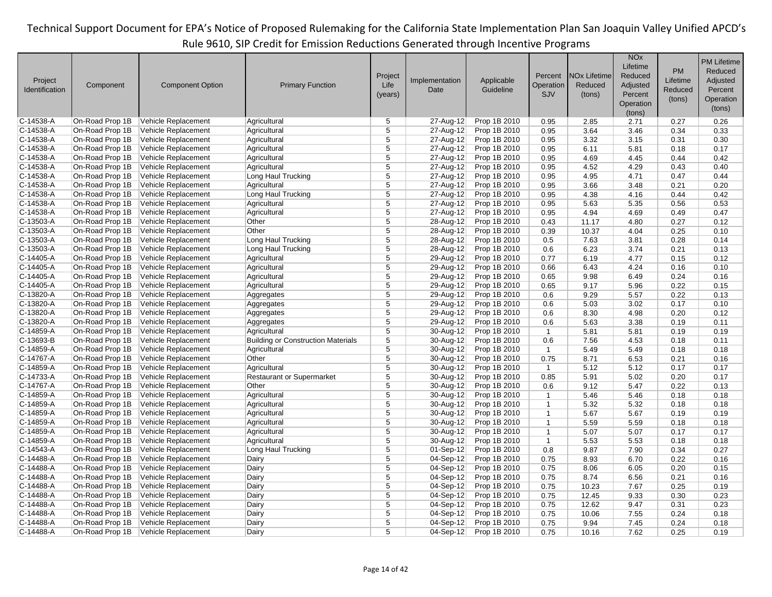Technical Support Document for EPA's Notice of Proposed Rulemaking for the California State Implementation Plan San Joaquin Valley Unified APCD's Rule 9610, SIP Credit for Emission Reductions Generated through Incentive Programs

| Project Identification | Component | Component Option | Primary Function | Project Life (years) | Implementation Date | Applicable Guideline | Percent Operation SJV | NOx Lifetime Reduced (tons) | NOx Lifetime Reduced Adjusted Percent Operation (tons) | PM Lifetime Reduced (tons) | PM Lifetime Reduced Adjusted Percent Operation (tons) |
|---|---|---|---|---|---|---|---|---|---|---|---|
| C-14538-A | On-Road Prop 1B | Vehicle Replacement | Agricultural | 5 | 27-Aug-12 | Prop 1B 2010 | 0.95 | 2.85 | 2.71 | 0.27 | 0.26 |
| C-14538-A | On-Road Prop 1B | Vehicle Replacement | Agricultural | 5 | 27-Aug-12 | Prop 1B 2010 | 0.95 | 3.64 | 3.46 | 0.34 | 0.33 |
| C-14538-A | On-Road Prop 1B | Vehicle Replacement | Agricultural | 5 | 27-Aug-12 | Prop 1B 2010 | 0.95 | 3.32 | 3.15 | 0.31 | 0.30 |
| C-14538-A | On-Road Prop 1B | Vehicle Replacement | Agricultural | 5 | 27-Aug-12 | Prop 1B 2010 | 0.95 | 6.11 | 5.81 | 0.18 | 0.17 |
| C-14538-A | On-Road Prop 1B | Vehicle Replacement | Agricultural | 5 | 27-Aug-12 | Prop 1B 2010 | 0.95 | 4.69 | 4.45 | 0.44 | 0.42 |
| C-14538-A | On-Road Prop 1B | Vehicle Replacement | Agricultural | 5 | 27-Aug-12 | Prop 1B 2010 | 0.95 | 4.52 | 4.29 | 0.43 | 0.40 |
| C-14538-A | On-Road Prop 1B | Vehicle Replacement | Long Haul Trucking | 5 | 27-Aug-12 | Prop 1B 2010 | 0.95 | 4.95 | 4.71 | 0.47 | 0.44 |
| C-14538-A | On-Road Prop 1B | Vehicle Replacement | Agricultural | 5 | 27-Aug-12 | Prop 1B 2010 | 0.95 | 3.66 | 3.48 | 0.21 | 0.20 |
| C-14538-A | On-Road Prop 1B | Vehicle Replacement | Long Haul Trucking | 5 | 27-Aug-12 | Prop 1B 2010 | 0.95 | 4.38 | 4.16 | 0.44 | 0.42 |
| C-14538-A | On-Road Prop 1B | Vehicle Replacement | Agricultural | 5 | 27-Aug-12 | Prop 1B 2010 | 0.95 | 5.63 | 5.35 | 0.56 | 0.53 |
| C-14538-A | On-Road Prop 1B | Vehicle Replacement | Agricultural | 5 | 27-Aug-12 | Prop 1B 2010 | 0.95 | 4.94 | 4.69 | 0.49 | 0.47 |
| C-13503-A | On-Road Prop 1B | Vehicle Replacement | Other | 5 | 28-Aug-12 | Prop 1B 2010 | 0.43 | 11.17 | 4.80 | 0.27 | 0.12 |
| C-13503-A | On-Road Prop 1B | Vehicle Replacement | Other | 5 | 28-Aug-12 | Prop 1B 2010 | 0.39 | 10.37 | 4.04 | 0.25 | 0.10 |
| C-13503-A | On-Road Prop 1B | Vehicle Replacement | Long Haul Trucking | 5 | 28-Aug-12 | Prop 1B 2010 | 0.5 | 7.63 | 3.81 | 0.28 | 0.14 |
| C-13503-A | On-Road Prop 1B | Vehicle Replacement | Long Haul Trucking | 5 | 28-Aug-12 | Prop 1B 2010 | 0.6 | 6.23 | 3.74 | 0.21 | 0.13 |
| C-14405-A | On-Road Prop 1B | Vehicle Replacement | Agricultural | 5 | 29-Aug-12 | Prop 1B 2010 | 0.77 | 6.19 | 4.77 | 0.15 | 0.12 |
| C-14405-A | On-Road Prop 1B | Vehicle Replacement | Agricultural | 5 | 29-Aug-12 | Prop 1B 2010 | 0.66 | 6.43 | 4.24 | 0.16 | 0.10 |
| C-14405-A | On-Road Prop 1B | Vehicle Replacement | Agricultural | 5 | 29-Aug-12 | Prop 1B 2010 | 0.65 | 9.98 | 6.49 | 0.24 | 0.16 |
| C-14405-A | On-Road Prop 1B | Vehicle Replacement | Agricultural | 5 | 29-Aug-12 | Prop 1B 2010 | 0.65 | 9.17 | 5.96 | 0.22 | 0.15 |
| C-13820-A | On-Road Prop 1B | Vehicle Replacement | Aggregates | 5 | 29-Aug-12 | Prop 1B 2010 | 0.6 | 9.29 | 5.57 | 0.22 | 0.13 |
| C-13820-A | On-Road Prop 1B | Vehicle Replacement | Aggregates | 5 | 29-Aug-12 | Prop 1B 2010 | 0.6 | 5.03 | 3.02 | 0.17 | 0.10 |
| C-13820-A | On-Road Prop 1B | Vehicle Replacement | Aggregates | 5 | 29-Aug-12 | Prop 1B 2010 | 0.6 | 8.30 | 4.98 | 0.20 | 0.12 |
| C-13820-A | On-Road Prop 1B | Vehicle Replacement | Aggregates | 5 | 29-Aug-12 | Prop 1B 2010 | 0.6 | 5.63 | 3.38 | 0.19 | 0.11 |
| C-14859-A | On-Road Prop 1B | Vehicle Replacement | Agricultural | 5 | 30-Aug-12 | Prop 1B 2010 | 1 | 5.81 | 5.81 | 0.19 | 0.19 |
| C-13693-B | On-Road Prop 1B | Vehicle Replacement | Building or Construction Materials | 5 | 30-Aug-12 | Prop 1B 2010 | 0.6 | 7.56 | 4.53 | 0.18 | 0.11 |
| C-14859-A | On-Road Prop 1B | Vehicle Replacement | Agricultural | 5 | 30-Aug-12 | Prop 1B 2010 | 1 | 5.49 | 5.49 | 0.18 | 0.18 |
| C-14767-A | On-Road Prop 1B | Vehicle Replacement | Other | 5 | 30-Aug-12 | Prop 1B 2010 | 0.75 | 8.71 | 6.53 | 0.21 | 0.16 |
| C-14859-A | On-Road Prop 1B | Vehicle Replacement | Agricultural | 5 | 30-Aug-12 | Prop 1B 2010 | 1 | 5.12 | 5.12 | 0.17 | 0.17 |
| C-14733-A | On-Road Prop 1B | Vehicle Replacement | Restaurant or Supermarket | 5 | 30-Aug-12 | Prop 1B 2010 | 0.85 | 5.91 | 5.02 | 0.20 | 0.17 |
| C-14767-A | On-Road Prop 1B | Vehicle Replacement | Other | 5 | 30-Aug-12 | Prop 1B 2010 | 0.6 | 9.12 | 5.47 | 0.22 | 0.13 |
| C-14859-A | On-Road Prop 1B | Vehicle Replacement | Agricultural | 5 | 30-Aug-12 | Prop 1B 2010 | 1 | 5.46 | 5.46 | 0.18 | 0.18 |
| C-14859-A | On-Road Prop 1B | Vehicle Replacement | Agricultural | 5 | 30-Aug-12 | Prop 1B 2010 | 1 | 5.32 | 5.32 | 0.18 | 0.18 |
| C-14859-A | On-Road Prop 1B | Vehicle Replacement | Agricultural | 5 | 30-Aug-12 | Prop 1B 2010 | 1 | 5.67 | 5.67 | 0.19 | 0.19 |
| C-14859-A | On-Road Prop 1B | Vehicle Replacement | Agricultural | 5 | 30-Aug-12 | Prop 1B 2010 | 1 | 5.59 | 5.59 | 0.18 | 0.18 |
| C-14859-A | On-Road Prop 1B | Vehicle Replacement | Agricultural | 5 | 30-Aug-12 | Prop 1B 2010 | 1 | 5.07 | 5.07 | 0.17 | 0.17 |
| C-14859-A | On-Road Prop 1B | Vehicle Replacement | Agricultural | 5 | 30-Aug-12 | Prop 1B 2010 | 1 | 5.53 | 5.53 | 0.18 | 0.18 |
| C-14543-A | On-Road Prop 1B | Vehicle Replacement | Long Haul Trucking | 5 | 01-Sep-12 | Prop 1B 2010 | 0.8 | 9.87 | 7.90 | 0.34 | 0.27 |
| C-14488-A | On-Road Prop 1B | Vehicle Replacement | Dairy | 5 | 04-Sep-12 | Prop 1B 2010 | 0.75 | 8.93 | 6.70 | 0.22 | 0.16 |
| C-14488-A | On-Road Prop 1B | Vehicle Replacement | Dairy | 5 | 04-Sep-12 | Prop 1B 2010 | 0.75 | 8.06 | 6.05 | 0.20 | 0.15 |
| C-14488-A | On-Road Prop 1B | Vehicle Replacement | Dairy | 5 | 04-Sep-12 | Prop 1B 2010 | 0.75 | 8.74 | 6.56 | 0.21 | 0.16 |
| C-14488-A | On-Road Prop 1B | Vehicle Replacement | Dairy | 5 | 04-Sep-12 | Prop 1B 2010 | 0.75 | 10.23 | 7.67 | 0.25 | 0.19 |
| C-14488-A | On-Road Prop 1B | Vehicle Replacement | Dairy | 5 | 04-Sep-12 | Prop 1B 2010 | 0.75 | 12.45 | 9.33 | 0.30 | 0.23 |
| C-14488-A | On-Road Prop 1B | Vehicle Replacement | Dairy | 5 | 04-Sep-12 | Prop 1B 2010 | 0.75 | 12.62 | 9.47 | 0.31 | 0.23 |
| C-14488-A | On-Road Prop 1B | Vehicle Replacement | Dairy | 5 | 04-Sep-12 | Prop 1B 2010 | 0.75 | 10.06 | 7.55 | 0.24 | 0.18 |
| C-14488-A | On-Road Prop 1B | Vehicle Replacement | Dairy | 5 | 04-Sep-12 | Prop 1B 2010 | 0.75 | 9.94 | 7.45 | 0.24 | 0.18 |
| C-14488-A | On-Road Prop 1B | Vehicle Replacement | Dairy | 5 | 04-Sep-12 | Prop 1B 2010 | 0.75 | 10.16 | 7.62 | 0.25 | 0.19 |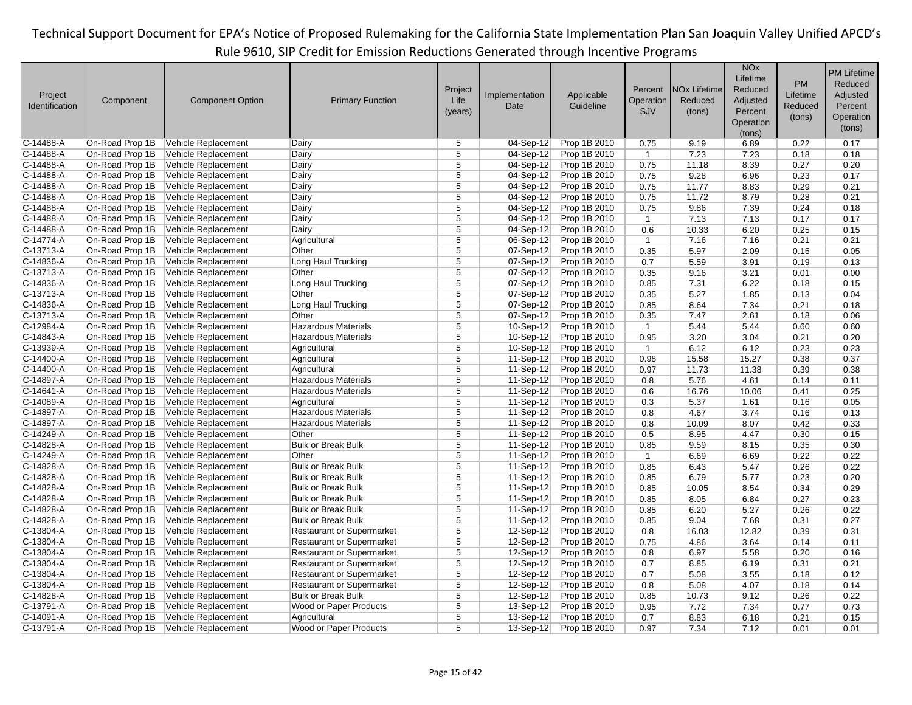Technical Support Document for EPA's Notice of Proposed Rulemaking for the California State Implementation Plan San Joaquin Valley Unified APCD's Rule 9610, SIP Credit for Emission Reductions Generated through Incentive Programs

| Project Identification | Component | Component Option | Primary Function | Project Life (years) | Implementation Date | Applicable Guideline | Percent Operation SJV | NOx Lifetime Reduced (tons) | NOx Lifetime Reduced Adjusted Percent Operation (tons) | PM Lifetime Reduced (tons) | PM Lifetime Reduced Adjusted Percent Operation (tons) |
|---|---|---|---|---|---|---|---|---|---|---|---|
| C-14488-A | On-Road Prop 1B | Vehicle Replacement | Dairy | 5 | 04-Sep-12 | Prop 1B 2010 | 0.75 | 9.19 | 6.89 | 0.22 | 0.17 |
| C-14488-A | On-Road Prop 1B | Vehicle Replacement | Dairy | 5 | 04-Sep-12 | Prop 1B 2010 | 1 | 7.23 | 7.23 | 0.18 | 0.18 |
| C-14488-A | On-Road Prop 1B | Vehicle Replacement | Dairy | 5 | 04-Sep-12 | Prop 1B 2010 | 0.75 | 11.18 | 8.39 | 0.27 | 0.20 |
| C-14488-A | On-Road Prop 1B | Vehicle Replacement | Dairy | 5 | 04-Sep-12 | Prop 1B 2010 | 0.75 | 9.28 | 6.96 | 0.23 | 0.17 |
| C-14488-A | On-Road Prop 1B | Vehicle Replacement | Dairy | 5 | 04-Sep-12 | Prop 1B 2010 | 0.75 | 11.77 | 8.83 | 0.29 | 0.21 |
| C-14488-A | On-Road Prop 1B | Vehicle Replacement | Dairy | 5 | 04-Sep-12 | Prop 1B 2010 | 0.75 | 11.72 | 8.79 | 0.28 | 0.21 |
| C-14488-A | On-Road Prop 1B | Vehicle Replacement | Dairy | 5 | 04-Sep-12 | Prop 1B 2010 | 0.75 | 9.86 | 7.39 | 0.24 | 0.18 |
| C-14488-A | On-Road Prop 1B | Vehicle Replacement | Dairy | 5 | 04-Sep-12 | Prop 1B 2010 | 1 | 7.13 | 7.13 | 0.17 | 0.17 |
| C-14488-A | On-Road Prop 1B | Vehicle Replacement | Dairy | 5 | 04-Sep-12 | Prop 1B 2010 | 0.6 | 10.33 | 6.20 | 0.25 | 0.15 |
| C-14774-A | On-Road Prop 1B | Vehicle Replacement | Agricultural | 5 | 06-Sep-12 | Prop 1B 2010 | 1 | 7.16 | 7.16 | 0.21 | 0.21 |
| C-13713-A | On-Road Prop 1B | Vehicle Replacement | Other | 5 | 07-Sep-12 | Prop 1B 2010 | 0.35 | 5.97 | 2.09 | 0.15 | 0.05 |
| C-14836-A | On-Road Prop 1B | Vehicle Replacement | Long Haul Trucking | 5 | 07-Sep-12 | Prop 1B 2010 | 0.7 | 5.59 | 3.91 | 0.19 | 0.13 |
| C-13713-A | On-Road Prop 1B | Vehicle Replacement | Other | 5 | 07-Sep-12 | Prop 1B 2010 | 0.35 | 9.16 | 3.21 | 0.01 | 0.00 |
| C-14836-A | On-Road Prop 1B | Vehicle Replacement | Long Haul Trucking | 5 | 07-Sep-12 | Prop 1B 2010 | 0.85 | 7.31 | 6.22 | 0.18 | 0.15 |
| C-13713-A | On-Road Prop 1B | Vehicle Replacement | Other | 5 | 07-Sep-12 | Prop 1B 2010 | 0.35 | 5.27 | 1.85 | 0.13 | 0.04 |
| C-14836-A | On-Road Prop 1B | Vehicle Replacement | Long Haul Trucking | 5 | 07-Sep-12 | Prop 1B 2010 | 0.85 | 8.64 | 7.34 | 0.21 | 0.18 |
| C-13713-A | On-Road Prop 1B | Vehicle Replacement | Other | 5 | 07-Sep-12 | Prop 1B 2010 | 0.35 | 7.47 | 2.61 | 0.18 | 0.06 |
| C-12984-A | On-Road Prop 1B | Vehicle Replacement | Hazardous Materials | 5 | 10-Sep-12 | Prop 1B 2010 | 1 | 5.44 | 5.44 | 0.60 | 0.60 |
| C-14843-A | On-Road Prop 1B | Vehicle Replacement | Hazardous Materials | 5 | 10-Sep-12 | Prop 1B 2010 | 0.95 | 3.20 | 3.04 | 0.21 | 0.20 |
| C-13939-A | On-Road Prop 1B | Vehicle Replacement | Agricultural | 5 | 10-Sep-12 | Prop 1B 2010 | 1 | 6.12 | 6.12 | 0.23 | 0.23 |
| C-14400-A | On-Road Prop 1B | Vehicle Replacement | Agricultural | 5 | 11-Sep-12 | Prop 1B 2010 | 0.98 | 15.58 | 15.27 | 0.38 | 0.37 |
| C-14400-A | On-Road Prop 1B | Vehicle Replacement | Agricultural | 5 | 11-Sep-12 | Prop 1B 2010 | 0.97 | 11.73 | 11.38 | 0.39 | 0.38 |
| C-14897-A | On-Road Prop 1B | Vehicle Replacement | Hazardous Materials | 5 | 11-Sep-12 | Prop 1B 2010 | 0.8 | 5.76 | 4.61 | 0.14 | 0.11 |
| C-14641-A | On-Road Prop 1B | Vehicle Replacement | Hazardous Materials | 5 | 11-Sep-12 | Prop 1B 2010 | 0.6 | 16.76 | 10.06 | 0.41 | 0.25 |
| C-14089-A | On-Road Prop 1B | Vehicle Replacement | Agricultural | 5 | 11-Sep-12 | Prop 1B 2010 | 0.3 | 5.37 | 1.61 | 0.16 | 0.05 |
| C-14897-A | On-Road Prop 1B | Vehicle Replacement | Hazardous Materials | 5 | 11-Sep-12 | Prop 1B 2010 | 0.8 | 4.67 | 3.74 | 0.16 | 0.13 |
| C-14897-A | On-Road Prop 1B | Vehicle Replacement | Hazardous Materials | 5 | 11-Sep-12 | Prop 1B 2010 | 0.8 | 10.09 | 8.07 | 0.42 | 0.33 |
| C-14249-A | On-Road Prop 1B | Vehicle Replacement | Other | 5 | 11-Sep-12 | Prop 1B 2010 | 0.5 | 8.95 | 4.47 | 0.30 | 0.15 |
| C-14828-A | On-Road Prop 1B | Vehicle Replacement | Bulk or Break Bulk | 5 | 11-Sep-12 | Prop 1B 2010 | 0.85 | 9.59 | 8.15 | 0.35 | 0.30 |
| C-14249-A | On-Road Prop 1B | Vehicle Replacement | Other | 5 | 11-Sep-12 | Prop 1B 2010 | 1 | 6.69 | 6.69 | 0.22 | 0.22 |
| C-14828-A | On-Road Prop 1B | Vehicle Replacement | Bulk or Break Bulk | 5 | 11-Sep-12 | Prop 1B 2010 | 0.85 | 6.43 | 5.47 | 0.26 | 0.22 |
| C-14828-A | On-Road Prop 1B | Vehicle Replacement | Bulk or Break Bulk | 5 | 11-Sep-12 | Prop 1B 2010 | 0.85 | 6.79 | 5.77 | 0.23 | 0.20 |
| C-14828-A | On-Road Prop 1B | Vehicle Replacement | Bulk or Break Bulk | 5 | 11-Sep-12 | Prop 1B 2010 | 0.85 | 10.05 | 8.54 | 0.34 | 0.29 |
| C-14828-A | On-Road Prop 1B | Vehicle Replacement | Bulk or Break Bulk | 5 | 11-Sep-12 | Prop 1B 2010 | 0.85 | 8.05 | 6.84 | 0.27 | 0.23 |
| C-14828-A | On-Road Prop 1B | Vehicle Replacement | Bulk or Break Bulk | 5 | 11-Sep-12 | Prop 1B 2010 | 0.85 | 6.20 | 5.27 | 0.26 | 0.22 |
| C-14828-A | On-Road Prop 1B | Vehicle Replacement | Bulk or Break Bulk | 5 | 11-Sep-12 | Prop 1B 2010 | 0.85 | 9.04 | 7.68 | 0.31 | 0.27 |
| C-13804-A | On-Road Prop 1B | Vehicle Replacement | Restaurant or Supermarket | 5 | 12-Sep-12 | Prop 1B 2010 | 0.8 | 16.03 | 12.82 | 0.39 | 0.31 |
| C-13804-A | On-Road Prop 1B | Vehicle Replacement | Restaurant or Supermarket | 5 | 12-Sep-12 | Prop 1B 2010 | 0.75 | 4.86 | 3.64 | 0.14 | 0.11 |
| C-13804-A | On-Road Prop 1B | Vehicle Replacement | Restaurant or Supermarket | 5 | 12-Sep-12 | Prop 1B 2010 | 0.8 | 6.97 | 5.58 | 0.20 | 0.16 |
| C-13804-A | On-Road Prop 1B | Vehicle Replacement | Restaurant or Supermarket | 5 | 12-Sep-12 | Prop 1B 2010 | 0.7 | 8.85 | 6.19 | 0.31 | 0.21 |
| C-13804-A | On-Road Prop 1B | Vehicle Replacement | Restaurant or Supermarket | 5 | 12-Sep-12 | Prop 1B 2010 | 0.7 | 5.08 | 3.55 | 0.18 | 0.12 |
| C-13804-A | On-Road Prop 1B | Vehicle Replacement | Restaurant or Supermarket | 5 | 12-Sep-12 | Prop 1B 2010 | 0.8 | 5.08 | 4.07 | 0.18 | 0.14 |
| C-14828-A | On-Road Prop 1B | Vehicle Replacement | Bulk or Break Bulk | 5 | 12-Sep-12 | Prop 1B 2010 | 0.85 | 10.73 | 9.12 | 0.26 | 0.22 |
| C-13791-A | On-Road Prop 1B | Vehicle Replacement | Wood or Paper Products | 5 | 13-Sep-12 | Prop 1B 2010 | 0.95 | 7.72 | 7.34 | 0.77 | 0.73 |
| C-14091-A | On-Road Prop 1B | Vehicle Replacement | Agricultural | 5 | 13-Sep-12 | Prop 1B 2010 | 0.7 | 8.83 | 6.18 | 0.21 | 0.15 |
| C-13791-A | On-Road Prop 1B | Vehicle Replacement | Wood or Paper Products | 5 | 13-Sep-12 | Prop 1B 2010 | 0.97 | 7.34 | 7.12 | 0.01 | 0.01 |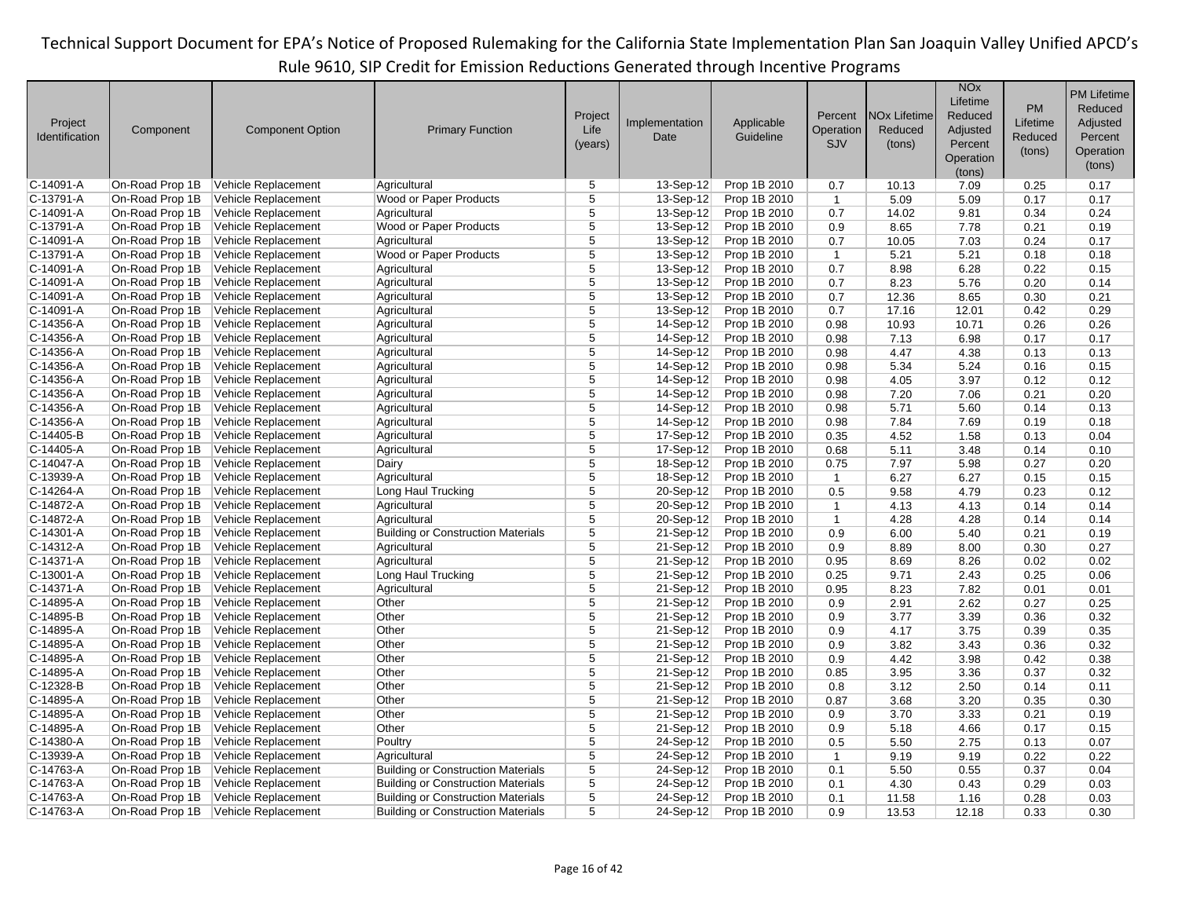| Project Identification | Component | Component Option | Primary Function | Project Life (years) | Implementation Date | Applicable Guideline | Percent Operation SJV | NOx Lifetime Reduced (tons) | NOx Lifetime Reduced Adjusted Percent Operation (tons) | PM Lifetime Reduced (tons) | PM Lifetime Reduced Adjusted Percent Operation (tons) |
|---|---|---|---|---|---|---|---|---|---|---|---|
| C-14091-A | On-Road Prop 1B | Vehicle Replacement | Agricultural | 5 | 13-Sep-12 | Prop 1B 2010 | 0.7 | 10.13 | 7.09 | 0.25 | 0.17 |
| C-13791-A | On-Road Prop 1B | Vehicle Replacement | Wood or Paper Products | 5 | 13-Sep-12 | Prop 1B 2010 | 1 | 5.09 | 5.09 | 0.17 | 0.17 |
| C-14091-A | On-Road Prop 1B | Vehicle Replacement | Agricultural | 5 | 13-Sep-12 | Prop 1B 2010 | 0.7 | 14.02 | 9.81 | 0.34 | 0.24 |
| C-13791-A | On-Road Prop 1B | Vehicle Replacement | Wood or Paper Products | 5 | 13-Sep-12 | Prop 1B 2010 | 0.9 | 8.65 | 7.78 | 0.21 | 0.19 |
| C-14091-A | On-Road Prop 1B | Vehicle Replacement | Agricultural | 5 | 13-Sep-12 | Prop 1B 2010 | 0.7 | 10.05 | 7.03 | 0.24 | 0.17 |
| C-13791-A | On-Road Prop 1B | Vehicle Replacement | Wood or Paper Products | 5 | 13-Sep-12 | Prop 1B 2010 | 1 | 5.21 | 5.21 | 0.18 | 0.18 |
| C-14091-A | On-Road Prop 1B | Vehicle Replacement | Agricultural | 5 | 13-Sep-12 | Prop 1B 2010 | 0.7 | 8.98 | 6.28 | 0.22 | 0.15 |
| C-14091-A | On-Road Prop 1B | Vehicle Replacement | Agricultural | 5 | 13-Sep-12 | Prop 1B 2010 | 0.7 | 8.23 | 5.76 | 0.20 | 0.14 |
| C-14091-A | On-Road Prop 1B | Vehicle Replacement | Agricultural | 5 | 13-Sep-12 | Prop 1B 2010 | 0.7 | 12.36 | 8.65 | 0.30 | 0.21 |
| C-14091-A | On-Road Prop 1B | Vehicle Replacement | Agricultural | 5 | 13-Sep-12 | Prop 1B 2010 | 0.7 | 17.16 | 12.01 | 0.42 | 0.29 |
| C-14356-A | On-Road Prop 1B | Vehicle Replacement | Agricultural | 5 | 14-Sep-12 | Prop 1B 2010 | 0.98 | 10.93 | 10.71 | 0.26 | 0.26 |
| C-14356-A | On-Road Prop 1B | Vehicle Replacement | Agricultural | 5 | 14-Sep-12 | Prop 1B 2010 | 0.98 | 7.13 | 6.98 | 0.17 | 0.17 |
| C-14356-A | On-Road Prop 1B | Vehicle Replacement | Agricultural | 5 | 14-Sep-12 | Prop 1B 2010 | 0.98 | 4.47 | 4.38 | 0.13 | 0.13 |
| C-14356-A | On-Road Prop 1B | Vehicle Replacement | Agricultural | 5 | 14-Sep-12 | Prop 1B 2010 | 0.98 | 5.34 | 5.24 | 0.16 | 0.15 |
| C-14356-A | On-Road Prop 1B | Vehicle Replacement | Agricultural | 5 | 14-Sep-12 | Prop 1B 2010 | 0.98 | 4.05 | 3.97 | 0.12 | 0.12 |
| C-14356-A | On-Road Prop 1B | Vehicle Replacement | Agricultural | 5 | 14-Sep-12 | Prop 1B 2010 | 0.98 | 7.20 | 7.06 | 0.21 | 0.20 |
| C-14356-A | On-Road Prop 1B | Vehicle Replacement | Agricultural | 5 | 14-Sep-12 | Prop 1B 2010 | 0.98 | 5.71 | 5.60 | 0.14 | 0.13 |
| C-14356-A | On-Road Prop 1B | Vehicle Replacement | Agricultural | 5 | 14-Sep-12 | Prop 1B 2010 | 0.98 | 7.84 | 7.69 | 0.19 | 0.18 |
| C-14405-B | On-Road Prop 1B | Vehicle Replacement | Agricultural | 5 | 17-Sep-12 | Prop 1B 2010 | 0.35 | 4.52 | 1.58 | 0.13 | 0.04 |
| C-14405-A | On-Road Prop 1B | Vehicle Replacement | Agricultural | 5 | 17-Sep-12 | Prop 1B 2010 | 0.68 | 5.11 | 3.48 | 0.14 | 0.10 |
| C-14047-A | On-Road Prop 1B | Vehicle Replacement | Dairy | 5 | 18-Sep-12 | Prop 1B 2010 | 0.75 | 7.97 | 5.98 | 0.27 | 0.20 |
| C-13939-A | On-Road Prop 1B | Vehicle Replacement | Agricultural | 5 | 18-Sep-12 | Prop 1B 2010 | 1 | 6.27 | 6.27 | 0.15 | 0.15 |
| C-14264-A | On-Road Prop 1B | Vehicle Replacement | Long Haul Trucking | 5 | 20-Sep-12 | Prop 1B 2010 | 0.5 | 9.58 | 4.79 | 0.23 | 0.12 |
| C-14872-A | On-Road Prop 1B | Vehicle Replacement | Agricultural | 5 | 20-Sep-12 | Prop 1B 2010 | 1 | 4.13 | 4.13 | 0.14 | 0.14 |
| C-14872-A | On-Road Prop 1B | Vehicle Replacement | Agricultural | 5 | 20-Sep-12 | Prop 1B 2010 | 1 | 4.28 | 4.28 | 0.14 | 0.14 |
| C-14301-A | On-Road Prop 1B | Vehicle Replacement | Building or Construction Materials | 5 | 21-Sep-12 | Prop 1B 2010 | 0.9 | 6.00 | 5.40 | 0.21 | 0.19 |
| C-14312-A | On-Road Prop 1B | Vehicle Replacement | Agricultural | 5 | 21-Sep-12 | Prop 1B 2010 | 0.9 | 8.89 | 8.00 | 0.30 | 0.27 |
| C-14371-A | On-Road Prop 1B | Vehicle Replacement | Agricultural | 5 | 21-Sep-12 | Prop 1B 2010 | 0.95 | 8.69 | 8.26 | 0.02 | 0.02 |
| C-13001-A | On-Road Prop 1B | Vehicle Replacement | Long Haul Trucking | 5 | 21-Sep-12 | Prop 1B 2010 | 0.25 | 9.71 | 2.43 | 0.25 | 0.06 |
| C-14371-A | On-Road Prop 1B | Vehicle Replacement | Agricultural | 5 | 21-Sep-12 | Prop 1B 2010 | 0.95 | 8.23 | 7.82 | 0.01 | 0.01 |
| C-14895-A | On-Road Prop 1B | Vehicle Replacement | Other | 5 | 21-Sep-12 | Prop 1B 2010 | 0.9 | 2.91 | 2.62 | 0.27 | 0.25 |
| C-14895-B | On-Road Prop 1B | Vehicle Replacement | Other | 5 | 21-Sep-12 | Prop 1B 2010 | 0.9 | 3.77 | 3.39 | 0.36 | 0.32 |
| C-14895-A | On-Road Prop 1B | Vehicle Replacement | Other | 5 | 21-Sep-12 | Prop 1B 2010 | 0.9 | 4.17 | 3.75 | 0.39 | 0.35 |
| C-14895-A | On-Road Prop 1B | Vehicle Replacement | Other | 5 | 21-Sep-12 | Prop 1B 2010 | 0.9 | 3.82 | 3.43 | 0.36 | 0.32 |
| C-14895-A | On-Road Prop 1B | Vehicle Replacement | Other | 5 | 21-Sep-12 | Prop 1B 2010 | 0.9 | 4.42 | 3.98 | 0.42 | 0.38 |
| C-14895-A | On-Road Prop 1B | Vehicle Replacement | Other | 5 | 21-Sep-12 | Prop 1B 2010 | 0.85 | 3.95 | 3.36 | 0.37 | 0.32 |
| C-12328-B | On-Road Prop 1B | Vehicle Replacement | Other | 5 | 21-Sep-12 | Prop 1B 2010 | 0.8 | 3.12 | 2.50 | 0.14 | 0.11 |
| C-14895-A | On-Road Prop 1B | Vehicle Replacement | Other | 5 | 21-Sep-12 | Prop 1B 2010 | 0.87 | 3.68 | 3.20 | 0.35 | 0.30 |
| C-14895-A | On-Road Prop 1B | Vehicle Replacement | Other | 5 | 21-Sep-12 | Prop 1B 2010 | 0.9 | 3.70 | 3.33 | 0.21 | 0.19 |
| C-14895-A | On-Road Prop 1B | Vehicle Replacement | Other | 5 | 21-Sep-12 | Prop 1B 2010 | 0.9 | 5.18 | 4.66 | 0.17 | 0.15 |
| C-14380-A | On-Road Prop 1B | Vehicle Replacement | Poultry | 5 | 24-Sep-12 | Prop 1B 2010 | 0.5 | 5.50 | 2.75 | 0.13 | 0.07 |
| C-13939-A | On-Road Prop 1B | Vehicle Replacement | Agricultural | 5 | 24-Sep-12 | Prop 1B 2010 | 1 | 9.19 | 9.19 | 0.22 | 0.22 |
| C-14763-A | On-Road Prop 1B | Vehicle Replacement | Building or Construction Materials | 5 | 24-Sep-12 | Prop 1B 2010 | 0.1 | 5.50 | 0.55 | 0.37 | 0.04 |
| C-14763-A | On-Road Prop 1B | Vehicle Replacement | Building or Construction Materials | 5 | 24-Sep-12 | Prop 1B 2010 | 0.1 | 4.30 | 0.43 | 0.29 | 0.03 |
| C-14763-A | On-Road Prop 1B | Vehicle Replacement | Building or Construction Materials | 5 | 24-Sep-12 | Prop 1B 2010 | 0.1 | 11.58 | 1.16 | 0.28 | 0.03 |
| C-14763-A | On-Road Prop 1B | Vehicle Replacement | Building or Construction Materials | 5 | 24-Sep-12 | Prop 1B 2010 | 0.9 | 13.53 | 12.18 | 0.33 | 0.30 |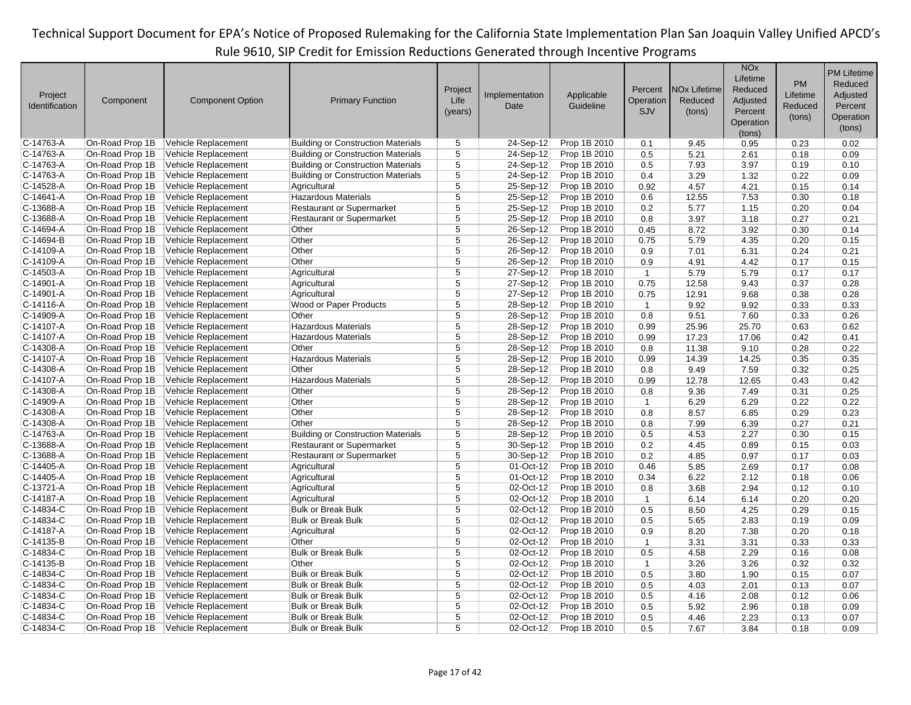| Project Identification | Component | Component Option | Primary Function | Project Life (years) | Implementation Date | Applicable Guideline | Percent Operation SJV | NOx Lifetime Reduced (tons) | NOx Lifetime Reduced Adjusted Percent Operation (tons) | PM Lifetime Reduced (tons) | PM Lifetime Reduced Adjusted Percent Operation (tons) |
|---|---|---|---|---|---|---|---|---|---|---|---|
| C-14763-A | On-Road Prop 1B | Vehicle Replacement | Building or Construction Materials | 5 | 24-Sep-12 | Prop 1B 2010 | 0.1 | 9.45 | 0.95 | 0.23 | 0.02 |
| C-14763-A | On-Road Prop 1B | Vehicle Replacement | Building or Construction Materials | 5 | 24-Sep-12 | Prop 1B 2010 | 0.5 | 5.21 | 2.61 | 0.18 | 0.09 |
| C-14763-A | On-Road Prop 1B | Vehicle Replacement | Building or Construction Materials | 5 | 24-Sep-12 | Prop 1B 2010 | 0.5 | 7.93 | 3.97 | 0.19 | 0.10 |
| C-14763-A | On-Road Prop 1B | Vehicle Replacement | Building or Construction Materials | 5 | 24-Sep-12 | Prop 1B 2010 | 0.4 | 3.29 | 1.32 | 0.22 | 0.09 |
| C-14528-A | On-Road Prop 1B | Vehicle Replacement | Agricultural | 5 | 25-Sep-12 | Prop 1B 2010 | 0.92 | 4.57 | 4.21 | 0.15 | 0.14 |
| C-14641-A | On-Road Prop 1B | Vehicle Replacement | Hazardous Materials | 5 | 25-Sep-12 | Prop 1B 2010 | 0.6 | 12.55 | 7.53 | 0.30 | 0.18 |
| C-13688-A | On-Road Prop 1B | Vehicle Replacement | Restaurant or Supermarket | 5 | 25-Sep-12 | Prop 1B 2010 | 0.2 | 5.77 | 1.15 | 0.20 | 0.04 |
| C-13688-A | On-Road Prop 1B | Vehicle Replacement | Restaurant or Supermarket | 5 | 25-Sep-12 | Prop 1B 2010 | 0.8 | 3.97 | 3.18 | 0.27 | 0.21 |
| C-14694-A | On-Road Prop 1B | Vehicle Replacement | Other | 5 | 26-Sep-12 | Prop 1B 2010 | 0.45 | 8.72 | 3.92 | 0.30 | 0.14 |
| C-14694-B | On-Road Prop 1B | Vehicle Replacement | Other | 5 | 26-Sep-12 | Prop 1B 2010 | 0.75 | 5.79 | 4.35 | 0.20 | 0.15 |
| C-14109-A | On-Road Prop 1B | Vehicle Replacement | Other | 5 | 26-Sep-12 | Prop 1B 2010 | 0.9 | 7.01 | 6.31 | 0.24 | 0.21 |
| C-14109-A | On-Road Prop 1B | Vehicle Replacement | Other | 5 | 26-Sep-12 | Prop 1B 2010 | 0.9 | 4.91 | 4.42 | 0.17 | 0.15 |
| C-14503-A | On-Road Prop 1B | Vehicle Replacement | Agricultural | 5 | 27-Sep-12 | Prop 1B 2010 | 1 | 5.79 | 5.79 | 0.17 | 0.17 |
| C-14901-A | On-Road Prop 1B | Vehicle Replacement | Agricultural | 5 | 27-Sep-12 | Prop 1B 2010 | 0.75 | 12.58 | 9.43 | 0.37 | 0.28 |
| C-14901-A | On-Road Prop 1B | Vehicle Replacement | Agricultural | 5 | 27-Sep-12 | Prop 1B 2010 | 0.75 | 12.91 | 9.68 | 0.38 | 0.28 |
| C-14116-A | On-Road Prop 1B | Vehicle Replacement | Wood or Paper Products | 5 | 28-Sep-12 | Prop 1B 2010 | 1 | 9.92 | 9.92 | 0.33 | 0.33 |
| C-14909-A | On-Road Prop 1B | Vehicle Replacement | Other | 5 | 28-Sep-12 | Prop 1B 2010 | 0.8 | 9.51 | 7.60 | 0.33 | 0.26 |
| C-14107-A | On-Road Prop 1B | Vehicle Replacement | Hazardous Materials | 5 | 28-Sep-12 | Prop 1B 2010 | 0.99 | 25.96 | 25.70 | 0.63 | 0.62 |
| C-14107-A | On-Road Prop 1B | Vehicle Replacement | Hazardous Materials | 5 | 28-Sep-12 | Prop 1B 2010 | 0.99 | 17.23 | 17.06 | 0.42 | 0.41 |
| C-14308-A | On-Road Prop 1B | Vehicle Replacement | Other | 5 | 28-Sep-12 | Prop 1B 2010 | 0.8 | 11.38 | 9.10 | 0.28 | 0.22 |
| C-14107-A | On-Road Prop 1B | Vehicle Replacement | Hazardous Materials | 5 | 28-Sep-12 | Prop 1B 2010 | 0.99 | 14.39 | 14.25 | 0.35 | 0.35 |
| C-14308-A | On-Road Prop 1B | Vehicle Replacement | Other | 5 | 28-Sep-12 | Prop 1B 2010 | 0.8 | 9.49 | 7.59 | 0.32 | 0.25 |
| C-14107-A | On-Road Prop 1B | Vehicle Replacement | Hazardous Materials | 5 | 28-Sep-12 | Prop 1B 2010 | 0.99 | 12.78 | 12.65 | 0.43 | 0.42 |
| C-14308-A | On-Road Prop 1B | Vehicle Replacement | Other | 5 | 28-Sep-12 | Prop 1B 2010 | 0.8 | 9.36 | 7.49 | 0.31 | 0.25 |
| C-14909-A | On-Road Prop 1B | Vehicle Replacement | Other | 5 | 28-Sep-12 | Prop 1B 2010 | 1 | 6.29 | 6.29 | 0.22 | 0.22 |
| C-14308-A | On-Road Prop 1B | Vehicle Replacement | Other | 5 | 28-Sep-12 | Prop 1B 2010 | 0.8 | 8.57 | 6.85 | 0.29 | 0.23 |
| C-14308-A | On-Road Prop 1B | Vehicle Replacement | Other | 5 | 28-Sep-12 | Prop 1B 2010 | 0.8 | 7.99 | 6.39 | 0.27 | 0.21 |
| C-14763-A | On-Road Prop 1B | Vehicle Replacement | Building or Construction Materials | 5 | 28-Sep-12 | Prop 1B 2010 | 0.5 | 4.53 | 2.27 | 0.30 | 0.15 |
| C-13688-A | On-Road Prop 1B | Vehicle Replacement | Restaurant or Supermarket | 5 | 30-Sep-12 | Prop 1B 2010 | 0.2 | 4.45 | 0.89 | 0.15 | 0.03 |
| C-13688-A | On-Road Prop 1B | Vehicle Replacement | Restaurant or Supermarket | 5 | 30-Sep-12 | Prop 1B 2010 | 0.2 | 4.85 | 0.97 | 0.17 | 0.03 |
| C-14405-A | On-Road Prop 1B | Vehicle Replacement | Agricultural | 5 | 01-Oct-12 | Prop 1B 2010 | 0.46 | 5.85 | 2.69 | 0.17 | 0.08 |
| C-14405-A | On-Road Prop 1B | Vehicle Replacement | Agricultural | 5 | 01-Oct-12 | Prop 1B 2010 | 0.34 | 6.22 | 2.12 | 0.18 | 0.06 |
| C-13721-A | On-Road Prop 1B | Vehicle Replacement | Agricultural | 5 | 02-Oct-12 | Prop 1B 2010 | 0.8 | 3.68 | 2.94 | 0.12 | 0.10 |
| C-14187-A | On-Road Prop 1B | Vehicle Replacement | Agricultural | 5 | 02-Oct-12 | Prop 1B 2010 | 1 | 6.14 | 6.14 | 0.20 | 0.20 |
| C-14834-C | On-Road Prop 1B | Vehicle Replacement | Bulk or Break Bulk | 5 | 02-Oct-12 | Prop 1B 2010 | 0.5 | 8.50 | 4.25 | 0.29 | 0.15 |
| C-14834-C | On-Road Prop 1B | Vehicle Replacement | Bulk or Break Bulk | 5 | 02-Oct-12 | Prop 1B 2010 | 0.5 | 5.65 | 2.83 | 0.19 | 0.09 |
| C-14187-A | On-Road Prop 1B | Vehicle Replacement | Agricultural | 5 | 02-Oct-12 | Prop 1B 2010 | 0.9 | 8.20 | 7.38 | 0.20 | 0.18 |
| C-14135-B | On-Road Prop 1B | Vehicle Replacement | Other | 5 | 02-Oct-12 | Prop 1B 2010 | 1 | 3.31 | 3.31 | 0.33 | 0.33 |
| C-14834-C | On-Road Prop 1B | Vehicle Replacement | Bulk or Break Bulk | 5 | 02-Oct-12 | Prop 1B 2010 | 0.5 | 4.58 | 2.29 | 0.16 | 0.08 |
| C-14135-B | On-Road Prop 1B | Vehicle Replacement | Other | 5 | 02-Oct-12 | Prop 1B 2010 | 1 | 3.26 | 3.26 | 0.32 | 0.32 |
| C-14834-C | On-Road Prop 1B | Vehicle Replacement | Bulk or Break Bulk | 5 | 02-Oct-12 | Prop 1B 2010 | 0.5 | 3.80 | 1.90 | 0.15 | 0.07 |
| C-14834-C | On-Road Prop 1B | Vehicle Replacement | Bulk or Break Bulk | 5 | 02-Oct-12 | Prop 1B 2010 | 0.5 | 4.03 | 2.01 | 0.13 | 0.07 |
| C-14834-C | On-Road Prop 1B | Vehicle Replacement | Bulk or Break Bulk | 5 | 02-Oct-12 | Prop 1B 2010 | 0.5 | 4.16 | 2.08 | 0.12 | 0.06 |
| C-14834-C | On-Road Prop 1B | Vehicle Replacement | Bulk or Break Bulk | 5 | 02-Oct-12 | Prop 1B 2010 | 0.5 | 5.92 | 2.96 | 0.18 | 0.09 |
| C-14834-C | On-Road Prop 1B | Vehicle Replacement | Bulk or Break Bulk | 5 | 02-Oct-12 | Prop 1B 2010 | 0.5 | 4.46 | 2.23 | 0.13 | 0.07 |
| C-14834-C | On-Road Prop 1B | Vehicle Replacement | Bulk or Break Bulk | 5 | 02-Oct-12 | Prop 1B 2010 | 0.5 | 7.67 | 3.84 | 0.18 | 0.09 |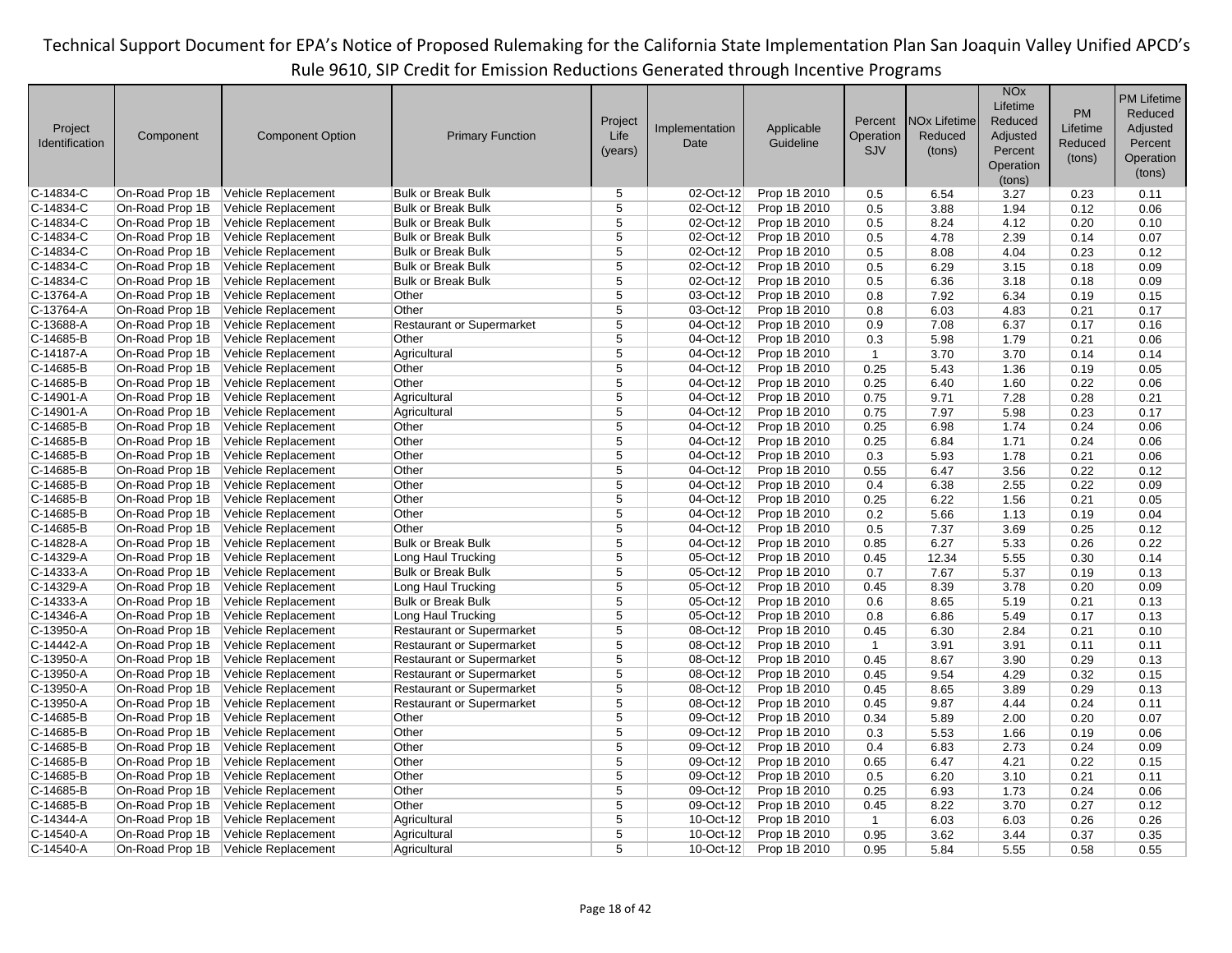Technical Support Document for EPA's Notice of Proposed Rulemaking for the California State Implementation Plan San Joaquin Valley Unified APCD's Rule 9610, SIP Credit for Emission Reductions Generated through Incentive Programs

| Project Identification | Component | Component Option | Primary Function | Project Life (years) | Implementation Date | Applicable Guideline | Percent Operation SJV | NOx Lifetime Reduced (tons) | NOx Lifetime Reduced Adjusted Percent Operation (tons) | PM Lifetime Reduced (tons) | PM Lifetime Reduced Adjusted Percent Operation (tons) |
|---|---|---|---|---|---|---|---|---|---|---|---|
| C-14834-C | On-Road Prop 1B | Vehicle Replacement | Bulk or Break Bulk | 5 | 02-Oct-12 | Prop 1B 2010 | 0.5 | 6.54 | 3.27 | 0.23 | 0.11 |
| C-14834-C | On-Road Prop 1B | Vehicle Replacement | Bulk or Break Bulk | 5 | 02-Oct-12 | Prop 1B 2010 | 0.5 | 3.88 | 1.94 | 0.12 | 0.06 |
| C-14834-C | On-Road Prop 1B | Vehicle Replacement | Bulk or Break Bulk | 5 | 02-Oct-12 | Prop 1B 2010 | 0.5 | 8.24 | 4.12 | 0.20 | 0.10 |
| C-14834-C | On-Road Prop 1B | Vehicle Replacement | Bulk or Break Bulk | 5 | 02-Oct-12 | Prop 1B 2010 | 0.5 | 4.78 | 2.39 | 0.14 | 0.07 |
| C-14834-C | On-Road Prop 1B | Vehicle Replacement | Bulk or Break Bulk | 5 | 02-Oct-12 | Prop 1B 2010 | 0.5 | 8.08 | 4.04 | 0.23 | 0.12 |
| C-14834-C | On-Road Prop 1B | Vehicle Replacement | Bulk or Break Bulk | 5 | 02-Oct-12 | Prop 1B 2010 | 0.5 | 6.29 | 3.15 | 0.18 | 0.09 |
| C-14834-C | On-Road Prop 1B | Vehicle Replacement | Bulk or Break Bulk | 5 | 02-Oct-12 | Prop 1B 2010 | 0.5 | 6.36 | 3.18 | 0.18 | 0.09 |
| C-13764-A | On-Road Prop 1B | Vehicle Replacement | Other | 5 | 03-Oct-12 | Prop 1B 2010 | 0.8 | 7.92 | 6.34 | 0.19 | 0.15 |
| C-13764-A | On-Road Prop 1B | Vehicle Replacement | Other | 5 | 03-Oct-12 | Prop 1B 2010 | 0.8 | 6.03 | 4.83 | 0.21 | 0.17 |
| C-13688-A | On-Road Prop 1B | Vehicle Replacement | Restaurant or Supermarket | 5 | 04-Oct-12 | Prop 1B 2010 | 0.9 | 7.08 | 6.37 | 0.17 | 0.16 |
| C-14685-B | On-Road Prop 1B | Vehicle Replacement | Other | 5 | 04-Oct-12 | Prop 1B 2010 | 0.3 | 5.98 | 1.79 | 0.21 | 0.06 |
| C-14187-A | On-Road Prop 1B | Vehicle Replacement | Agricultural | 5 | 04-Oct-12 | Prop 1B 2010 | 1 | 3.70 | 3.70 | 0.14 | 0.14 |
| C-14685-B | On-Road Prop 1B | Vehicle Replacement | Other | 5 | 04-Oct-12 | Prop 1B 2010 | 0.25 | 5.43 | 1.36 | 0.19 | 0.05 |
| C-14685-B | On-Road Prop 1B | Vehicle Replacement | Other | 5 | 04-Oct-12 | Prop 1B 2010 | 0.25 | 6.40 | 1.60 | 0.22 | 0.06 |
| C-14901-A | On-Road Prop 1B | Vehicle Replacement | Agricultural | 5 | 04-Oct-12 | Prop 1B 2010 | 0.75 | 9.71 | 7.28 | 0.28 | 0.21 |
| C-14901-A | On-Road Prop 1B | Vehicle Replacement | Agricultural | 5 | 04-Oct-12 | Prop 1B 2010 | 0.75 | 7.97 | 5.98 | 0.23 | 0.17 |
| C-14685-B | On-Road Prop 1B | Vehicle Replacement | Other | 5 | 04-Oct-12 | Prop 1B 2010 | 0.25 | 6.98 | 1.74 | 0.24 | 0.06 |
| C-14685-B | On-Road Prop 1B | Vehicle Replacement | Other | 5 | 04-Oct-12 | Prop 1B 2010 | 0.25 | 6.84 | 1.71 | 0.24 | 0.06 |
| C-14685-B | On-Road Prop 1B | Vehicle Replacement | Other | 5 | 04-Oct-12 | Prop 1B 2010 | 0.3 | 5.93 | 1.78 | 0.21 | 0.06 |
| C-14685-B | On-Road Prop 1B | Vehicle Replacement | Other | 5 | 04-Oct-12 | Prop 1B 2010 | 0.55 | 6.47 | 3.56 | 0.22 | 0.12 |
| C-14685-B | On-Road Prop 1B | Vehicle Replacement | Other | 5 | 04-Oct-12 | Prop 1B 2010 | 0.4 | 6.38 | 2.55 | 0.22 | 0.09 |
| C-14685-B | On-Road Prop 1B | Vehicle Replacement | Other | 5 | 04-Oct-12 | Prop 1B 2010 | 0.25 | 6.22 | 1.56 | 0.21 | 0.05 |
| C-14685-B | On-Road Prop 1B | Vehicle Replacement | Other | 5 | 04-Oct-12 | Prop 1B 2010 | 0.2 | 5.66 | 1.13 | 0.19 | 0.04 |
| C-14685-B | On-Road Prop 1B | Vehicle Replacement | Other | 5 | 04-Oct-12 | Prop 1B 2010 | 0.5 | 7.37 | 3.69 | 0.25 | 0.12 |
| C-14828-A | On-Road Prop 1B | Vehicle Replacement | Bulk or Break Bulk | 5 | 04-Oct-12 | Prop 1B 2010 | 0.85 | 6.27 | 5.33 | 0.26 | 0.22 |
| C-14329-A | On-Road Prop 1B | Vehicle Replacement | Long Haul Trucking | 5 | 05-Oct-12 | Prop 1B 2010 | 0.45 | 12.34 | 5.55 | 0.30 | 0.14 |
| C-14333-A | On-Road Prop 1B | Vehicle Replacement | Bulk or Break Bulk | 5 | 05-Oct-12 | Prop 1B 2010 | 0.7 | 7.67 | 5.37 | 0.19 | 0.13 |
| C-14329-A | On-Road Prop 1B | Vehicle Replacement | Long Haul Trucking | 5 | 05-Oct-12 | Prop 1B 2010 | 0.45 | 8.39 | 3.78 | 0.20 | 0.09 |
| C-14333-A | On-Road Prop 1B | Vehicle Replacement | Bulk or Break Bulk | 5 | 05-Oct-12 | Prop 1B 2010 | 0.6 | 8.65 | 5.19 | 0.21 | 0.13 |
| C-14346-A | On-Road Prop 1B | Vehicle Replacement | Long Haul Trucking | 5 | 05-Oct-12 | Prop 1B 2010 | 0.8 | 6.86 | 5.49 | 0.17 | 0.13 |
| C-13950-A | On-Road Prop 1B | Vehicle Replacement | Restaurant or Supermarket | 5 | 08-Oct-12 | Prop 1B 2010 | 0.45 | 6.30 | 2.84 | 0.21 | 0.10 |
| C-14442-A | On-Road Prop 1B | Vehicle Replacement | Restaurant or Supermarket | 5 | 08-Oct-12 | Prop 1B 2010 | 1 | 3.91 | 3.91 | 0.11 | 0.11 |
| C-13950-A | On-Road Prop 1B | Vehicle Replacement | Restaurant or Supermarket | 5 | 08-Oct-12 | Prop 1B 2010 | 0.45 | 8.67 | 3.90 | 0.29 | 0.13 |
| C-13950-A | On-Road Prop 1B | Vehicle Replacement | Restaurant or Supermarket | 5 | 08-Oct-12 | Prop 1B 2010 | 0.45 | 9.54 | 4.29 | 0.32 | 0.15 |
| C-13950-A | On-Road Prop 1B | Vehicle Replacement | Restaurant or Supermarket | 5 | 08-Oct-12 | Prop 1B 2010 | 0.45 | 8.65 | 3.89 | 0.29 | 0.13 |
| C-13950-A | On-Road Prop 1B | Vehicle Replacement | Restaurant or Supermarket | 5 | 08-Oct-12 | Prop 1B 2010 | 0.45 | 9.87 | 4.44 | 0.24 | 0.11 |
| C-14685-B | On-Road Prop 1B | Vehicle Replacement | Other | 5 | 09-Oct-12 | Prop 1B 2010 | 0.34 | 5.89 | 2.00 | 0.20 | 0.07 |
| C-14685-B | On-Road Prop 1B | Vehicle Replacement | Other | 5 | 09-Oct-12 | Prop 1B 2010 | 0.3 | 5.53 | 1.66 | 0.19 | 0.06 |
| C-14685-B | On-Road Prop 1B | Vehicle Replacement | Other | 5 | 09-Oct-12 | Prop 1B 2010 | 0.4 | 6.83 | 2.73 | 0.24 | 0.09 |
| C-14685-B | On-Road Prop 1B | Vehicle Replacement | Other | 5 | 09-Oct-12 | Prop 1B 2010 | 0.65 | 6.47 | 4.21 | 0.22 | 0.15 |
| C-14685-B | On-Road Prop 1B | Vehicle Replacement | Other | 5 | 09-Oct-12 | Prop 1B 2010 | 0.5 | 6.20 | 3.10 | 0.21 | 0.11 |
| C-14685-B | On-Road Prop 1B | Vehicle Replacement | Other | 5 | 09-Oct-12 | Prop 1B 2010 | 0.25 | 6.93 | 1.73 | 0.24 | 0.06 |
| C-14685-B | On-Road Prop 1B | Vehicle Replacement | Other | 5 | 09-Oct-12 | Prop 1B 2010 | 0.45 | 8.22 | 3.70 | 0.27 | 0.12 |
| C-14344-A | On-Road Prop 1B | Vehicle Replacement | Agricultural | 5 | 10-Oct-12 | Prop 1B 2010 | 1 | 6.03 | 6.03 | 0.26 | 0.26 |
| C-14540-A | On-Road Prop 1B | Vehicle Replacement | Agricultural | 5 | 10-Oct-12 | Prop 1B 2010 | 0.95 | 3.62 | 3.44 | 0.37 | 0.35 |
| C-14540-A | On-Road Prop 1B | Vehicle Replacement | Agricultural | 5 | 10-Oct-12 | Prop 1B 2010 | 0.95 | 5.84 | 5.55 | 0.58 | 0.55 |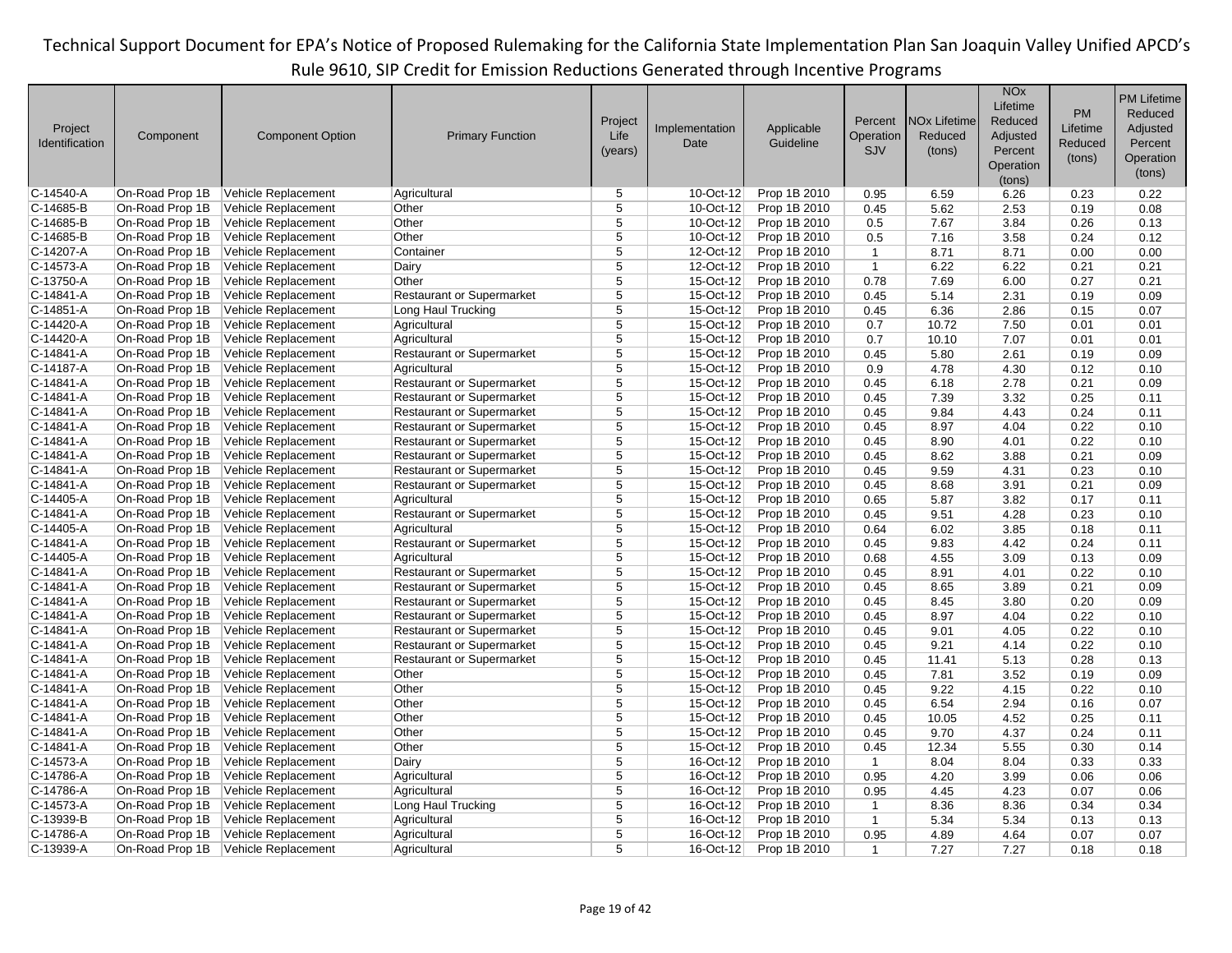| Project Identification | Component | Component Option | Primary Function | Project Life (years) | Implementation Date | Applicable Guideline | Percent Operation SJV | NOx Lifetime Reduced (tons) | NOx Lifetime Reduced Adjusted Percent Operation (tons) | PM Lifetime Reduced (tons) | PM Lifetime Reduced Adjusted Percent Operation (tons) |
|---|---|---|---|---|---|---|---|---|---|---|---|
| C-14540-A | On-Road Prop 1B | Vehicle Replacement | Agricultural | 5 | 10-Oct-12 | Prop 1B 2010 | 0.95 | 6.59 | 6.26 | 0.23 | 0.22 |
| C-14685-B | On-Road Prop 1B | Vehicle Replacement | Other | 5 | 10-Oct-12 | Prop 1B 2010 | 0.45 | 5.62 | 2.53 | 0.19 | 0.08 |
| C-14685-B | On-Road Prop 1B | Vehicle Replacement | Other | 5 | 10-Oct-12 | Prop 1B 2010 | 0.5 | 7.67 | 3.84 | 0.26 | 0.13 |
| C-14685-B | On-Road Prop 1B | Vehicle Replacement | Other | 5 | 10-Oct-12 | Prop 1B 2010 | 0.5 | 7.16 | 3.58 | 0.24 | 0.12 |
| C-14207-A | On-Road Prop 1B | Vehicle Replacement | Container | 5 | 12-Oct-12 | Prop 1B 2010 | 1 | 8.71 | 8.71 | 0.00 | 0.00 |
| C-14573-A | On-Road Prop 1B | Vehicle Replacement | Dairy | 5 | 12-Oct-12 | Prop 1B 2010 | 1 | 6.22 | 6.22 | 0.21 | 0.21 |
| C-13750-A | On-Road Prop 1B | Vehicle Replacement | Other | 5 | 15-Oct-12 | Prop 1B 2010 | 0.78 | 7.69 | 6.00 | 0.27 | 0.21 |
| C-14841-A | On-Road Prop 1B | Vehicle Replacement | Restaurant or Supermarket | 5 | 15-Oct-12 | Prop 1B 2010 | 0.45 | 5.14 | 2.31 | 0.19 | 0.09 |
| C-14851-A | On-Road Prop 1B | Vehicle Replacement | Long Haul Trucking | 5 | 15-Oct-12 | Prop 1B 2010 | 0.45 | 6.36 | 2.86 | 0.15 | 0.07 |
| C-14420-A | On-Road Prop 1B | Vehicle Replacement | Agricultural | 5 | 15-Oct-12 | Prop 1B 2010 | 0.7 | 10.72 | 7.50 | 0.01 | 0.01 |
| C-14420-A | On-Road Prop 1B | Vehicle Replacement | Agricultural | 5 | 15-Oct-12 | Prop 1B 2010 | 0.7 | 10.10 | 7.07 | 0.01 | 0.01 |
| C-14841-A | On-Road Prop 1B | Vehicle Replacement | Restaurant or Supermarket | 5 | 15-Oct-12 | Prop 1B 2010 | 0.45 | 5.80 | 2.61 | 0.19 | 0.09 |
| C-14187-A | On-Road Prop 1B | Vehicle Replacement | Agricultural | 5 | 15-Oct-12 | Prop 1B 2010 | 0.9 | 4.78 | 4.30 | 0.12 | 0.10 |
| C-14841-A | On-Road Prop 1B | Vehicle Replacement | Restaurant or Supermarket | 5 | 15-Oct-12 | Prop 1B 2010 | 0.45 | 6.18 | 2.78 | 0.21 | 0.09 |
| C-14841-A | On-Road Prop 1B | Vehicle Replacement | Restaurant or Supermarket | 5 | 15-Oct-12 | Prop 1B 2010 | 0.45 | 7.39 | 3.32 | 0.25 | 0.11 |
| C-14841-A | On-Road Prop 1B | Vehicle Replacement | Restaurant or Supermarket | 5 | 15-Oct-12 | Prop 1B 2010 | 0.45 | 9.84 | 4.43 | 0.24 | 0.11 |
| C-14841-A | On-Road Prop 1B | Vehicle Replacement | Restaurant or Supermarket | 5 | 15-Oct-12 | Prop 1B 2010 | 0.45 | 8.97 | 4.04 | 0.22 | 0.10 |
| C-14841-A | On-Road Prop 1B | Vehicle Replacement | Restaurant or Supermarket | 5 | 15-Oct-12 | Prop 1B 2010 | 0.45 | 8.90 | 4.01 | 0.22 | 0.10 |
| C-14841-A | On-Road Prop 1B | Vehicle Replacement | Restaurant or Supermarket | 5 | 15-Oct-12 | Prop 1B 2010 | 0.45 | 8.62 | 3.88 | 0.21 | 0.09 |
| C-14841-A | On-Road Prop 1B | Vehicle Replacement | Restaurant or Supermarket | 5 | 15-Oct-12 | Prop 1B 2010 | 0.45 | 9.59 | 4.31 | 0.23 | 0.10 |
| C-14841-A | On-Road Prop 1B | Vehicle Replacement | Restaurant or Supermarket | 5 | 15-Oct-12 | Prop 1B 2010 | 0.45 | 8.68 | 3.91 | 0.21 | 0.09 |
| C-14405-A | On-Road Prop 1B | Vehicle Replacement | Agricultural | 5 | 15-Oct-12 | Prop 1B 2010 | 0.65 | 5.87 | 3.82 | 0.17 | 0.11 |
| C-14841-A | On-Road Prop 1B | Vehicle Replacement | Restaurant or Supermarket | 5 | 15-Oct-12 | Prop 1B 2010 | 0.45 | 9.51 | 4.28 | 0.23 | 0.10 |
| C-14405-A | On-Road Prop 1B | Vehicle Replacement | Agricultural | 5 | 15-Oct-12 | Prop 1B 2010 | 0.64 | 6.02 | 3.85 | 0.18 | 0.11 |
| C-14841-A | On-Road Prop 1B | Vehicle Replacement | Restaurant or Supermarket | 5 | 15-Oct-12 | Prop 1B 2010 | 0.45 | 9.83 | 4.42 | 0.24 | 0.11 |
| C-14405-A | On-Road Prop 1B | Vehicle Replacement | Agricultural | 5 | 15-Oct-12 | Prop 1B 2010 | 0.68 | 4.55 | 3.09 | 0.13 | 0.09 |
| C-14841-A | On-Road Prop 1B | Vehicle Replacement | Restaurant or Supermarket | 5 | 15-Oct-12 | Prop 1B 2010 | 0.45 | 8.91 | 4.01 | 0.22 | 0.10 |
| C-14841-A | On-Road Prop 1B | Vehicle Replacement | Restaurant or Supermarket | 5 | 15-Oct-12 | Prop 1B 2010 | 0.45 | 8.65 | 3.89 | 0.21 | 0.09 |
| C-14841-A | On-Road Prop 1B | Vehicle Replacement | Restaurant or Supermarket | 5 | 15-Oct-12 | Prop 1B 2010 | 0.45 | 8.45 | 3.80 | 0.20 | 0.09 |
| C-14841-A | On-Road Prop 1B | Vehicle Replacement | Restaurant or Supermarket | 5 | 15-Oct-12 | Prop 1B 2010 | 0.45 | 8.97 | 4.04 | 0.22 | 0.10 |
| C-14841-A | On-Road Prop 1B | Vehicle Replacement | Restaurant or Supermarket | 5 | 15-Oct-12 | Prop 1B 2010 | 0.45 | 9.01 | 4.05 | 0.22 | 0.10 |
| C-14841-A | On-Road Prop 1B | Vehicle Replacement | Restaurant or Supermarket | 5 | 15-Oct-12 | Prop 1B 2010 | 0.45 | 9.21 | 4.14 | 0.22 | 0.10 |
| C-14841-A | On-Road Prop 1B | Vehicle Replacement | Restaurant or Supermarket | 5 | 15-Oct-12 | Prop 1B 2010 | 0.45 | 11.41 | 5.13 | 0.28 | 0.13 |
| C-14841-A | On-Road Prop 1B | Vehicle Replacement | Other | 5 | 15-Oct-12 | Prop 1B 2010 | 0.45 | 7.81 | 3.52 | 0.19 | 0.09 |
| C-14841-A | On-Road Prop 1B | Vehicle Replacement | Other | 5 | 15-Oct-12 | Prop 1B 2010 | 0.45 | 9.22 | 4.15 | 0.22 | 0.10 |
| C-14841-A | On-Road Prop 1B | Vehicle Replacement | Other | 5 | 15-Oct-12 | Prop 1B 2010 | 0.45 | 6.54 | 2.94 | 0.16 | 0.07 |
| C-14841-A | On-Road Prop 1B | Vehicle Replacement | Other | 5 | 15-Oct-12 | Prop 1B 2010 | 0.45 | 10.05 | 4.52 | 0.25 | 0.11 |
| C-14841-A | On-Road Prop 1B | Vehicle Replacement | Other | 5 | 15-Oct-12 | Prop 1B 2010 | 0.45 | 9.70 | 4.37 | 0.24 | 0.11 |
| C-14841-A | On-Road Prop 1B | Vehicle Replacement | Other | 5 | 15-Oct-12 | Prop 1B 2010 | 0.45 | 12.34 | 5.55 | 0.30 | 0.14 |
| C-14573-A | On-Road Prop 1B | Vehicle Replacement | Dairy | 5 | 16-Oct-12 | Prop 1B 2010 | 1 | 8.04 | 8.04 | 0.33 | 0.33 |
| C-14786-A | On-Road Prop 1B | Vehicle Replacement | Agricultural | 5 | 16-Oct-12 | Prop 1B 2010 | 0.95 | 4.20 | 3.99 | 0.06 | 0.06 |
| C-14786-A | On-Road Prop 1B | Vehicle Replacement | Agricultural | 5 | 16-Oct-12 | Prop 1B 2010 | 0.95 | 4.45 | 4.23 | 0.07 | 0.06 |
| C-14573-A | On-Road Prop 1B | Vehicle Replacement | Long Haul Trucking | 5 | 16-Oct-12 | Prop 1B 2010 | 1 | 8.36 | 8.36 | 0.34 | 0.34 |
| C-13939-B | On-Road Prop 1B | Vehicle Replacement | Agricultural | 5 | 16-Oct-12 | Prop 1B 2010 | 1 | 5.34 | 5.34 | 0.13 | 0.13 |
| C-14786-A | On-Road Prop 1B | Vehicle Replacement | Agricultural | 5 | 16-Oct-12 | Prop 1B 2010 | 0.95 | 4.89 | 4.64 | 0.07 | 0.07 |
| C-13939-A | On-Road Prop 1B | Vehicle Replacement | Agricultural | 5 | 16-Oct-12 | Prop 1B 2010 | 1 | 7.27 | 7.27 | 0.18 | 0.18 |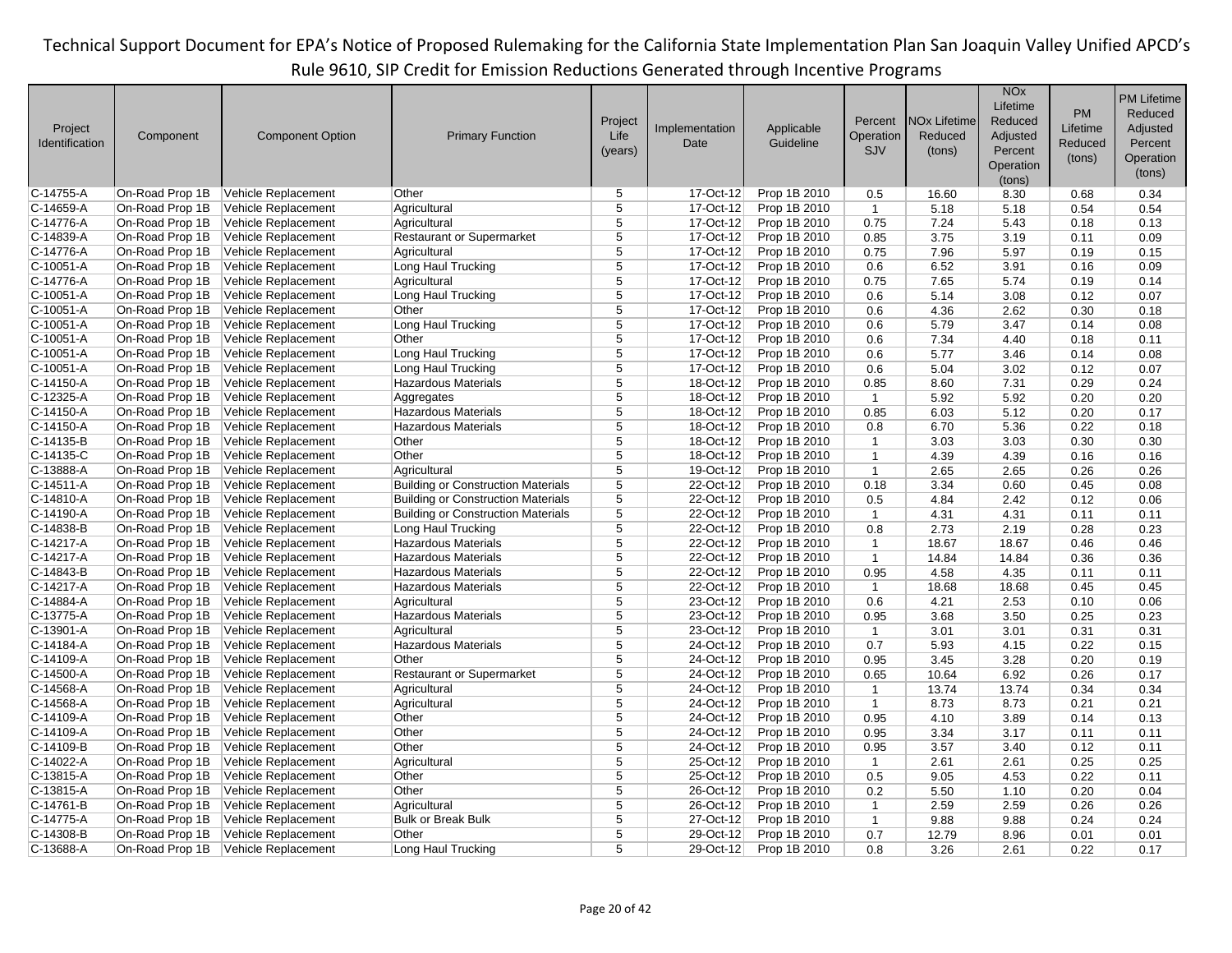| Project Identification | Component | Component Option | Primary Function | Project Life (years) | Implementation Date | Applicable Guideline | Percent Operation SJV | NOx Lifetime Reduced (tons) | NOx Lifetime Reduced Adjusted Percent Operation (tons) | PM Lifetime Reduced (tons) | PM Lifetime Reduced Adjusted Percent Operation (tons) |
|---|---|---|---|---|---|---|---|---|---|---|---|
| C-14755-A | On-Road Prop 1B | Vehicle Replacement | Other | 5 | 17-Oct-12 | Prop 1B 2010 | 0.5 | 16.60 | 8.30 | 0.68 | 0.34 |
| C-14659-A | On-Road Prop 1B | Vehicle Replacement | Agricultural | 5 | 17-Oct-12 | Prop 1B 2010 | 1 | 5.18 | 5.18 | 0.54 | 0.54 |
| C-14776-A | On-Road Prop 1B | Vehicle Replacement | Agricultural | 5 | 17-Oct-12 | Prop 1B 2010 | 0.75 | 7.24 | 5.43 | 0.18 | 0.13 |
| C-14839-A | On-Road Prop 1B | Vehicle Replacement | Restaurant or Supermarket | 5 | 17-Oct-12 | Prop 1B 2010 | 0.85 | 3.75 | 3.19 | 0.11 | 0.09 |
| C-14776-A | On-Road Prop 1B | Vehicle Replacement | Agricultural | 5 | 17-Oct-12 | Prop 1B 2010 | 0.75 | 7.96 | 5.97 | 0.19 | 0.15 |
| C-10051-A | On-Road Prop 1B | Vehicle Replacement | Long Haul Trucking | 5 | 17-Oct-12 | Prop 1B 2010 | 0.6 | 6.52 | 3.91 | 0.16 | 0.09 |
| C-14776-A | On-Road Prop 1B | Vehicle Replacement | Agricultural | 5 | 17-Oct-12 | Prop 1B 2010 | 0.75 | 7.65 | 5.74 | 0.19 | 0.14 |
| C-10051-A | On-Road Prop 1B | Vehicle Replacement | Long Haul Trucking | 5 | 17-Oct-12 | Prop 1B 2010 | 0.6 | 5.14 | 3.08 | 0.12 | 0.07 |
| C-10051-A | On-Road Prop 1B | Vehicle Replacement | Other | 5 | 17-Oct-12 | Prop 1B 2010 | 0.6 | 4.36 | 2.62 | 0.30 | 0.18 |
| C-10051-A | On-Road Prop 1B | Vehicle Replacement | Long Haul Trucking | 5 | 17-Oct-12 | Prop 1B 2010 | 0.6 | 5.79 | 3.47 | 0.14 | 0.08 |
| C-10051-A | On-Road Prop 1B | Vehicle Replacement | Other | 5 | 17-Oct-12 | Prop 1B 2010 | 0.6 | 7.34 | 4.40 | 0.18 | 0.11 |
| C-10051-A | On-Road Prop 1B | Vehicle Replacement | Long Haul Trucking | 5 | 17-Oct-12 | Prop 1B 2010 | 0.6 | 5.77 | 3.46 | 0.14 | 0.08 |
| C-10051-A | On-Road Prop 1B | Vehicle Replacement | Long Haul Trucking | 5 | 17-Oct-12 | Prop 1B 2010 | 0.6 | 5.04 | 3.02 | 0.12 | 0.07 |
| C-14150-A | On-Road Prop 1B | Vehicle Replacement | Hazardous Materials | 5 | 18-Oct-12 | Prop 1B 2010 | 0.85 | 8.60 | 7.31 | 0.29 | 0.24 |
| C-12325-A | On-Road Prop 1B | Vehicle Replacement | Aggregates | 5 | 18-Oct-12 | Prop 1B 2010 | 1 | 5.92 | 5.92 | 0.20 | 0.20 |
| C-14150-A | On-Road Prop 1B | Vehicle Replacement | Hazardous Materials | 5 | 18-Oct-12 | Prop 1B 2010 | 0.85 | 6.03 | 5.12 | 0.20 | 0.17 |
| C-14150-A | On-Road Prop 1B | Vehicle Replacement | Hazardous Materials | 5 | 18-Oct-12 | Prop 1B 2010 | 0.8 | 6.70 | 5.36 | 0.22 | 0.18 |
| C-14135-B | On-Road Prop 1B | Vehicle Replacement | Other | 5 | 18-Oct-12 | Prop 1B 2010 | 1 | 3.03 | 3.03 | 0.30 | 0.30 |
| C-14135-C | On-Road Prop 1B | Vehicle Replacement | Other | 5 | 18-Oct-12 | Prop 1B 2010 | 1 | 4.39 | 4.39 | 0.16 | 0.16 |
| C-13888-A | On-Road Prop 1B | Vehicle Replacement | Agricultural | 5 | 19-Oct-12 | Prop 1B 2010 | 1 | 2.65 | 2.65 | 0.26 | 0.26 |
| C-14511-A | On-Road Prop 1B | Vehicle Replacement | Building or Construction Materials | 5 | 22-Oct-12 | Prop 1B 2010 | 0.18 | 3.34 | 0.60 | 0.45 | 0.08 |
| C-14810-A | On-Road Prop 1B | Vehicle Replacement | Building or Construction Materials | 5 | 22-Oct-12 | Prop 1B 2010 | 0.5 | 4.84 | 2.42 | 0.12 | 0.06 |
| C-14190-A | On-Road Prop 1B | Vehicle Replacement | Building or Construction Materials | 5 | 22-Oct-12 | Prop 1B 2010 | 1 | 4.31 | 4.31 | 0.11 | 0.11 |
| C-14838-B | On-Road Prop 1B | Vehicle Replacement | Long Haul Trucking | 5 | 22-Oct-12 | Prop 1B 2010 | 0.8 | 2.73 | 2.19 | 0.28 | 0.23 |
| C-14217-A | On-Road Prop 1B | Vehicle Replacement | Hazardous Materials | 5 | 22-Oct-12 | Prop 1B 2010 | 1 | 18.67 | 18.67 | 0.46 | 0.46 |
| C-14217-A | On-Road Prop 1B | Vehicle Replacement | Hazardous Materials | 5 | 22-Oct-12 | Prop 1B 2010 | 1 | 14.84 | 14.84 | 0.36 | 0.36 |
| C-14843-B | On-Road Prop 1B | Vehicle Replacement | Hazardous Materials | 5 | 22-Oct-12 | Prop 1B 2010 | 0.95 | 4.58 | 4.35 | 0.11 | 0.11 |
| C-14217-A | On-Road Prop 1B | Vehicle Replacement | Hazardous Materials | 5 | 22-Oct-12 | Prop 1B 2010 | 1 | 18.68 | 18.68 | 0.45 | 0.45 |
| C-14884-A | On-Road Prop 1B | Vehicle Replacement | Agricultural | 5 | 23-Oct-12 | Prop 1B 2010 | 0.6 | 4.21 | 2.53 | 0.10 | 0.06 |
| C-13775-A | On-Road Prop 1B | Vehicle Replacement | Hazardous Materials | 5 | 23-Oct-12 | Prop 1B 2010 | 0.95 | 3.68 | 3.50 | 0.25 | 0.23 |
| C-13901-A | On-Road Prop 1B | Vehicle Replacement | Agricultural | 5 | 23-Oct-12 | Prop 1B 2010 | 1 | 3.01 | 3.01 | 0.31 | 0.31 |
| C-14184-A | On-Road Prop 1B | Vehicle Replacement | Hazardous Materials | 5 | 24-Oct-12 | Prop 1B 2010 | 0.7 | 5.93 | 4.15 | 0.22 | 0.15 |
| C-14109-A | On-Road Prop 1B | Vehicle Replacement | Other | 5 | 24-Oct-12 | Prop 1B 2010 | 0.95 | 3.45 | 3.28 | 0.20 | 0.19 |
| C-14500-A | On-Road Prop 1B | Vehicle Replacement | Restaurant or Supermarket | 5 | 24-Oct-12 | Prop 1B 2010 | 0.65 | 10.64 | 6.92 | 0.26 | 0.17 |
| C-14568-A | On-Road Prop 1B | Vehicle Replacement | Agricultural | 5 | 24-Oct-12 | Prop 1B 2010 | 1 | 13.74 | 13.74 | 0.34 | 0.34 |
| C-14568-A | On-Road Prop 1B | Vehicle Replacement | Agricultural | 5 | 24-Oct-12 | Prop 1B 2010 | 1 | 8.73 | 8.73 | 0.21 | 0.21 |
| C-14109-A | On-Road Prop 1B | Vehicle Replacement | Other | 5 | 24-Oct-12 | Prop 1B 2010 | 0.95 | 4.10 | 3.89 | 0.14 | 0.13 |
| C-14109-A | On-Road Prop 1B | Vehicle Replacement | Other | 5 | 24-Oct-12 | Prop 1B 2010 | 0.95 | 3.34 | 3.17 | 0.11 | 0.11 |
| C-14109-B | On-Road Prop 1B | Vehicle Replacement | Other | 5 | 24-Oct-12 | Prop 1B 2010 | 0.95 | 3.57 | 3.40 | 0.12 | 0.11 |
| C-14022-A | On-Road Prop 1B | Vehicle Replacement | Agricultural | 5 | 25-Oct-12 | Prop 1B 2010 | 1 | 2.61 | 2.61 | 0.25 | 0.25 |
| C-13815-A | On-Road Prop 1B | Vehicle Replacement | Other | 5 | 25-Oct-12 | Prop 1B 2010 | 0.5 | 9.05 | 4.53 | 0.22 | 0.11 |
| C-13815-A | On-Road Prop 1B | Vehicle Replacement | Other | 5 | 26-Oct-12 | Prop 1B 2010 | 0.2 | 5.50 | 1.10 | 0.20 | 0.04 |
| C-14761-B | On-Road Prop 1B | Vehicle Replacement | Agricultural | 5 | 26-Oct-12 | Prop 1B 2010 | 1 | 2.59 | 2.59 | 0.26 | 0.26 |
| C-14775-A | On-Road Prop 1B | Vehicle Replacement | Bulk or Break Bulk | 5 | 27-Oct-12 | Prop 1B 2010 | 1 | 9.88 | 9.88 | 0.24 | 0.24 |
| C-14308-B | On-Road Prop 1B | Vehicle Replacement | Other | 5 | 29-Oct-12 | Prop 1B 2010 | 0.7 | 12.79 | 8.96 | 0.01 | 0.01 |
| C-13688-A | On-Road Prop 1B | Vehicle Replacement | Long Haul Trucking | 5 | 29-Oct-12 | Prop 1B 2010 | 0.8 | 3.26 | 2.61 | 0.22 | 0.17 |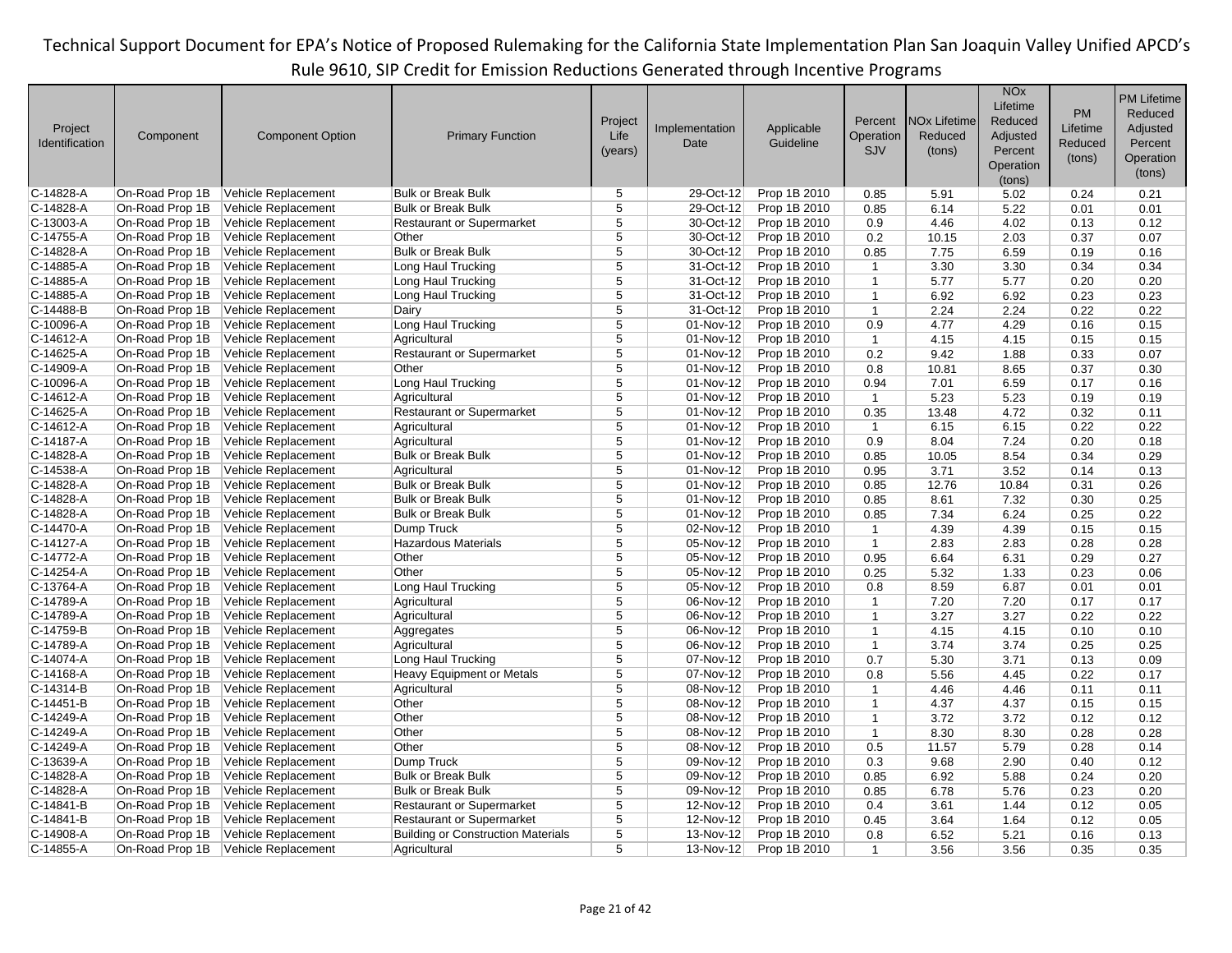| Project Identification | Component | Component Option | Primary Function | Project Life (years) | Implementation Date | Applicable Guideline | Percent Operation SJV | NOx Lifetime Reduced (tons) | NOx Lifetime Reduced Adjusted Percent Operation (tons) | PM Lifetime Reduced (tons) | PM Lifetime Reduced Adjusted Percent Operation (tons) |
|---|---|---|---|---|---|---|---|---|---|---|---|
| C-14828-A | On-Road Prop 1B | Vehicle Replacement | Bulk or Break Bulk | 5 | 29-Oct-12 | Prop 1B 2010 | 0.85 | 5.91 | 5.02 | 0.24 | 0.21 |
| C-14828-A | On-Road Prop 1B | Vehicle Replacement | Bulk or Break Bulk | 5 | 29-Oct-12 | Prop 1B 2010 | 0.85 | 6.14 | 5.22 | 0.01 | 0.01 |
| C-13003-A | On-Road Prop 1B | Vehicle Replacement | Restaurant or Supermarket | 5 | 30-Oct-12 | Prop 1B 2010 | 0.9 | 4.46 | 4.02 | 0.13 | 0.12 |
| C-14755-A | On-Road Prop 1B | Vehicle Replacement | Other | 5 | 30-Oct-12 | Prop 1B 2010 | 0.2 | 10.15 | 2.03 | 0.37 | 0.07 |
| C-14828-A | On-Road Prop 1B | Vehicle Replacement | Bulk or Break Bulk | 5 | 30-Oct-12 | Prop 1B 2010 | 0.85 | 7.75 | 6.59 | 0.19 | 0.16 |
| C-14885-A | On-Road Prop 1B | Vehicle Replacement | Long Haul Trucking | 5 | 31-Oct-12 | Prop 1B 2010 | 1 | 3.30 | 3.30 | 0.34 | 0.34 |
| C-14885-A | On-Road Prop 1B | Vehicle Replacement | Long Haul Trucking | 5 | 31-Oct-12 | Prop 1B 2010 | 1 | 5.77 | 5.77 | 0.20 | 0.20 |
| C-14885-A | On-Road Prop 1B | Vehicle Replacement | Long Haul Trucking | 5 | 31-Oct-12 | Prop 1B 2010 | 1 | 6.92 | 6.92 | 0.23 | 0.23 |
| C-14488-B | On-Road Prop 1B | Vehicle Replacement | Dairy | 5 | 31-Oct-12 | Prop 1B 2010 | 1 | 2.24 | 2.24 | 0.22 | 0.22 |
| C-10096-A | On-Road Prop 1B | Vehicle Replacement | Long Haul Trucking | 5 | 01-Nov-12 | Prop 1B 2010 | 0.9 | 4.77 | 4.29 | 0.16 | 0.15 |
| C-14612-A | On-Road Prop 1B | Vehicle Replacement | Agricultural | 5 | 01-Nov-12 | Prop 1B 2010 | 1 | 4.15 | 4.15 | 0.15 | 0.15 |
| C-14625-A | On-Road Prop 1B | Vehicle Replacement | Restaurant or Supermarket | 5 | 01-Nov-12 | Prop 1B 2010 | 0.2 | 9.42 | 1.88 | 0.33 | 0.07 |
| C-14909-A | On-Road Prop 1B | Vehicle Replacement | Other | 5 | 01-Nov-12 | Prop 1B 2010 | 0.8 | 10.81 | 8.65 | 0.37 | 0.30 |
| C-10096-A | On-Road Prop 1B | Vehicle Replacement | Long Haul Trucking | 5 | 01-Nov-12 | Prop 1B 2010 | 0.94 | 7.01 | 6.59 | 0.17 | 0.16 |
| C-14612-A | On-Road Prop 1B | Vehicle Replacement | Agricultural | 5 | 01-Nov-12 | Prop 1B 2010 | 1 | 5.23 | 5.23 | 0.19 | 0.19 |
| C-14625-A | On-Road Prop 1B | Vehicle Replacement | Restaurant or Supermarket | 5 | 01-Nov-12 | Prop 1B 2010 | 0.35 | 13.48 | 4.72 | 0.32 | 0.11 |
| C-14612-A | On-Road Prop 1B | Vehicle Replacement | Agricultural | 5 | 01-Nov-12 | Prop 1B 2010 | 1 | 6.15 | 6.15 | 0.22 | 0.22 |
| C-14187-A | On-Road Prop 1B | Vehicle Replacement | Agricultural | 5 | 01-Nov-12 | Prop 1B 2010 | 0.9 | 8.04 | 7.24 | 0.20 | 0.18 |
| C-14828-A | On-Road Prop 1B | Vehicle Replacement | Bulk or Break Bulk | 5 | 01-Nov-12 | Prop 1B 2010 | 0.85 | 10.05 | 8.54 | 0.34 | 0.29 |
| C-14538-A | On-Road Prop 1B | Vehicle Replacement | Agricultural | 5 | 01-Nov-12 | Prop 1B 2010 | 0.95 | 3.71 | 3.52 | 0.14 | 0.13 |
| C-14828-A | On-Road Prop 1B | Vehicle Replacement | Bulk or Break Bulk | 5 | 01-Nov-12 | Prop 1B 2010 | 0.85 | 12.76 | 10.84 | 0.31 | 0.26 |
| C-14828-A | On-Road Prop 1B | Vehicle Replacement | Bulk or Break Bulk | 5 | 01-Nov-12 | Prop 1B 2010 | 0.85 | 8.61 | 7.32 | 0.30 | 0.25 |
| C-14828-A | On-Road Prop 1B | Vehicle Replacement | Bulk or Break Bulk | 5 | 01-Nov-12 | Prop 1B 2010 | 0.85 | 7.34 | 6.24 | 0.25 | 0.22 |
| C-14470-A | On-Road Prop 1B | Vehicle Replacement | Dump Truck | 5 | 02-Nov-12 | Prop 1B 2010 | 1 | 4.39 | 4.39 | 0.15 | 0.15 |
| C-14127-A | On-Road Prop 1B | Vehicle Replacement | Hazardous Materials | 5 | 05-Nov-12 | Prop 1B 2010 | 1 | 2.83 | 2.83 | 0.28 | 0.28 |
| C-14772-A | On-Road Prop 1B | Vehicle Replacement | Other | 5 | 05-Nov-12 | Prop 1B 2010 | 0.95 | 6.64 | 6.31 | 0.29 | 0.27 |
| C-14254-A | On-Road Prop 1B | Vehicle Replacement | Other | 5 | 05-Nov-12 | Prop 1B 2010 | 0.25 | 5.32 | 1.33 | 0.23 | 0.06 |
| C-13764-A | On-Road Prop 1B | Vehicle Replacement | Long Haul Trucking | 5 | 05-Nov-12 | Prop 1B 2010 | 0.8 | 8.59 | 6.87 | 0.01 | 0.01 |
| C-14789-A | On-Road Prop 1B | Vehicle Replacement | Agricultural | 5 | 06-Nov-12 | Prop 1B 2010 | 1 | 7.20 | 7.20 | 0.17 | 0.17 |
| C-14789-A | On-Road Prop 1B | Vehicle Replacement | Agricultural | 5 | 06-Nov-12 | Prop 1B 2010 | 1 | 3.27 | 3.27 | 0.22 | 0.22 |
| C-14759-B | On-Road Prop 1B | Vehicle Replacement | Aggregates | 5 | 06-Nov-12 | Prop 1B 2010 | 1 | 4.15 | 4.15 | 0.10 | 0.10 |
| C-14789-A | On-Road Prop 1B | Vehicle Replacement | Agricultural | 5 | 06-Nov-12 | Prop 1B 2010 | 1 | 3.74 | 3.74 | 0.25 | 0.25 |
| C-14074-A | On-Road Prop 1B | Vehicle Replacement | Long Haul Trucking | 5 | 07-Nov-12 | Prop 1B 2010 | 0.7 | 5.30 | 3.71 | 0.13 | 0.09 |
| C-14168-A | On-Road Prop 1B | Vehicle Replacement | Heavy Equipment or Metals | 5 | 07-Nov-12 | Prop 1B 2010 | 0.8 | 5.56 | 4.45 | 0.22 | 0.17 |
| C-14314-B | On-Road Prop 1B | Vehicle Replacement | Agricultural | 5 | 08-Nov-12 | Prop 1B 2010 | 1 | 4.46 | 4.46 | 0.11 | 0.11 |
| C-14451-B | On-Road Prop 1B | Vehicle Replacement | Other | 5 | 08-Nov-12 | Prop 1B 2010 | 1 | 4.37 | 4.37 | 0.15 | 0.15 |
| C-14249-A | On-Road Prop 1B | Vehicle Replacement | Other | 5 | 08-Nov-12 | Prop 1B 2010 | 1 | 3.72 | 3.72 | 0.12 | 0.12 |
| C-14249-A | On-Road Prop 1B | Vehicle Replacement | Other | 5 | 08-Nov-12 | Prop 1B 2010 | 1 | 8.30 | 8.30 | 0.28 | 0.28 |
| C-14249-A | On-Road Prop 1B | Vehicle Replacement | Other | 5 | 08-Nov-12 | Prop 1B 2010 | 0.5 | 11.57 | 5.79 | 0.28 | 0.14 |
| C-13639-A | On-Road Prop 1B | Vehicle Replacement | Dump Truck | 5 | 09-Nov-12 | Prop 1B 2010 | 0.3 | 9.68 | 2.90 | 0.40 | 0.12 |
| C-14828-A | On-Road Prop 1B | Vehicle Replacement | Bulk or Break Bulk | 5 | 09-Nov-12 | Prop 1B 2010 | 0.85 | 6.92 | 5.88 | 0.24 | 0.20 |
| C-14828-A | On-Road Prop 1B | Vehicle Replacement | Bulk or Break Bulk | 5 | 09-Nov-12 | Prop 1B 2010 | 0.85 | 6.78 | 5.76 | 0.23 | 0.20 |
| C-14841-B | On-Road Prop 1B | Vehicle Replacement | Restaurant or Supermarket | 5 | 12-Nov-12 | Prop 1B 2010 | 0.4 | 3.61 | 1.44 | 0.12 | 0.05 |
| C-14841-B | On-Road Prop 1B | Vehicle Replacement | Restaurant or Supermarket | 5 | 12-Nov-12 | Prop 1B 2010 | 0.45 | 3.64 | 1.64 | 0.12 | 0.05 |
| C-14908-A | On-Road Prop 1B | Vehicle Replacement | Building or Construction Materials | 5 | 13-Nov-12 | Prop 1B 2010 | 0.8 | 6.52 | 5.21 | 0.16 | 0.13 |
| C-14855-A | On-Road Prop 1B | Vehicle Replacement | Agricultural | 5 | 13-Nov-12 | Prop 1B 2010 | 1 | 3.56 | 3.56 | 0.35 | 0.35 |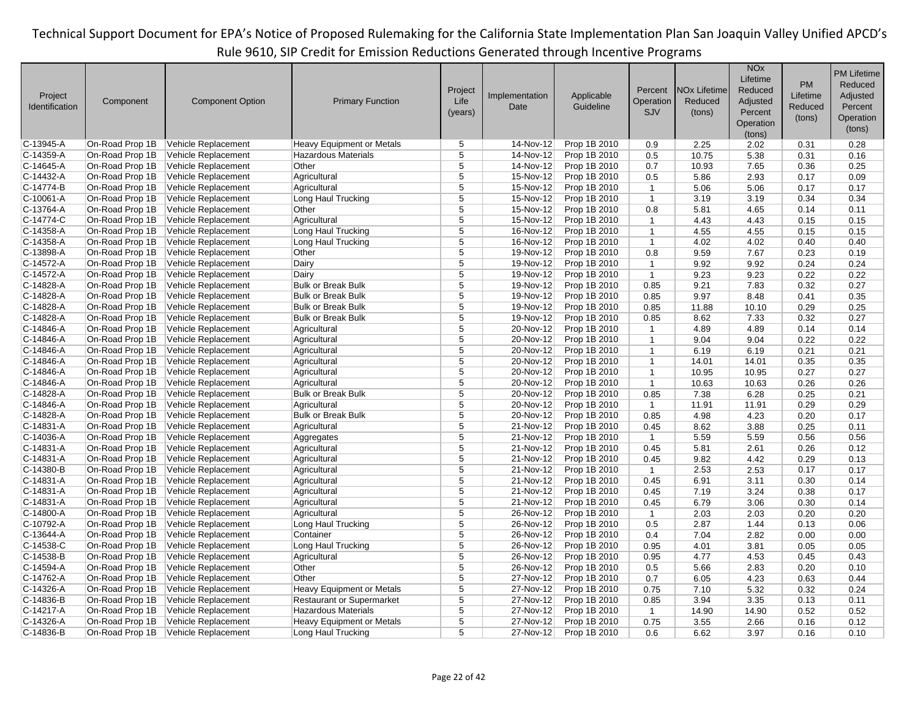Technical Support Document for EPA's Notice of Proposed Rulemaking for the California State Implementation Plan San Joaquin Valley Unified APCD's Rule 9610, SIP Credit for Emission Reductions Generated through Incentive Programs

| Project Identification | Component | Component Option | Primary Function | Project Life (years) | Implementation Date | Applicable Guideline | Percent Operation SJV | NOx Lifetime Reduced (tons) | NOx Lifetime Reduced Adjusted Percent Operation (tons) | PM Lifetime Reduced (tons) | PM Lifetime Reduced Adjusted Percent Operation (tons) |
|---|---|---|---|---|---|---|---|---|---|---|---|
| C-13945-A | On-Road Prop 1B | Vehicle Replacement | Heavy Equipment or Metals | 5 | 14-Nov-12 | Prop 1B 2010 | 0.9 | 2.25 | 2.02 | 0.31 | 0.28 |
| C-14359-A | On-Road Prop 1B | Vehicle Replacement | Hazardous Materials | 5 | 14-Nov-12 | Prop 1B 2010 | 0.5 | 10.75 | 5.38 | 0.31 | 0.16 |
| C-14645-A | On-Road Prop 1B | Vehicle Replacement | Other | 5 | 14-Nov-12 | Prop 1B 2010 | 0.7 | 10.93 | 7.65 | 0.36 | 0.25 |
| C-14432-A | On-Road Prop 1B | Vehicle Replacement | Agricultural | 5 | 15-Nov-12 | Prop 1B 2010 | 0.5 | 5.86 | 2.93 | 0.17 | 0.09 |
| C-14774-B | On-Road Prop 1B | Vehicle Replacement | Agricultural | 5 | 15-Nov-12 | Prop 1B 2010 | 1 | 5.06 | 5.06 | 0.17 | 0.17 |
| C-10061-A | On-Road Prop 1B | Vehicle Replacement | Long Haul Trucking | 5 | 15-Nov-12 | Prop 1B 2010 | 1 | 3.19 | 3.19 | 0.34 | 0.34 |
| C-13764-A | On-Road Prop 1B | Vehicle Replacement | Other | 5 | 15-Nov-12 | Prop 1B 2010 | 0.8 | 5.81 | 4.65 | 0.14 | 0.11 |
| C-14774-C | On-Road Prop 1B | Vehicle Replacement | Agricultural | 5 | 15-Nov-12 | Prop 1B 2010 | 1 | 4.43 | 4.43 | 0.15 | 0.15 |
| C-14358-A | On-Road Prop 1B | Vehicle Replacement | Long Haul Trucking | 5 | 16-Nov-12 | Prop 1B 2010 | 1 | 4.55 | 4.55 | 0.15 | 0.15 |
| C-14358-A | On-Road Prop 1B | Vehicle Replacement | Long Haul Trucking | 5 | 16-Nov-12 | Prop 1B 2010 | 1 | 4.02 | 4.02 | 0.40 | 0.40 |
| C-13898-A | On-Road Prop 1B | Vehicle Replacement | Other | 5 | 19-Nov-12 | Prop 1B 2010 | 0.8 | 9.59 | 7.67 | 0.23 | 0.19 |
| C-14572-A | On-Road Prop 1B | Vehicle Replacement | Dairy | 5 | 19-Nov-12 | Prop 1B 2010 | 1 | 9.92 | 9.92 | 0.24 | 0.24 |
| C-14572-A | On-Road Prop 1B | Vehicle Replacement | Dairy | 5 | 19-Nov-12 | Prop 1B 2010 | 1 | 9.23 | 9.23 | 0.22 | 0.22 |
| C-14828-A | On-Road Prop 1B | Vehicle Replacement | Bulk or Break Bulk | 5 | 19-Nov-12 | Prop 1B 2010 | 0.85 | 9.21 | 7.83 | 0.32 | 0.27 |
| C-14828-A | On-Road Prop 1B | Vehicle Replacement | Bulk or Break Bulk | 5 | 19-Nov-12 | Prop 1B 2010 | 0.85 | 9.97 | 8.48 | 0.41 | 0.35 |
| C-14828-A | On-Road Prop 1B | Vehicle Replacement | Bulk or Break Bulk | 5 | 19-Nov-12 | Prop 1B 2010 | 0.85 | 11.88 | 10.10 | 0.29 | 0.25 |
| C-14828-A | On-Road Prop 1B | Vehicle Replacement | Bulk or Break Bulk | 5 | 19-Nov-12 | Prop 1B 2010 | 0.85 | 8.62 | 7.33 | 0.32 | 0.27 |
| C-14846-A | On-Road Prop 1B | Vehicle Replacement | Agricultural | 5 | 20-Nov-12 | Prop 1B 2010 | 1 | 4.89 | 4.89 | 0.14 | 0.14 |
| C-14846-A | On-Road Prop 1B | Vehicle Replacement | Agricultural | 5 | 20-Nov-12 | Prop 1B 2010 | 1 | 9.04 | 9.04 | 0.22 | 0.22 |
| C-14846-A | On-Road Prop 1B | Vehicle Replacement | Agricultural | 5 | 20-Nov-12 | Prop 1B 2010 | 1 | 6.19 | 6.19 | 0.21 | 0.21 |
| C-14846-A | On-Road Prop 1B | Vehicle Replacement | Agricultural | 5 | 20-Nov-12 | Prop 1B 2010 | 1 | 14.01 | 14.01 | 0.35 | 0.35 |
| C-14846-A | On-Road Prop 1B | Vehicle Replacement | Agricultural | 5 | 20-Nov-12 | Prop 1B 2010 | 1 | 10.95 | 10.95 | 0.27 | 0.27 |
| C-14846-A | On-Road Prop 1B | Vehicle Replacement | Agricultural | 5 | 20-Nov-12 | Prop 1B 2010 | 1 | 10.63 | 10.63 | 0.26 | 0.26 |
| C-14828-A | On-Road Prop 1B | Vehicle Replacement | Bulk or Break Bulk | 5 | 20-Nov-12 | Prop 1B 2010 | 0.85 | 7.38 | 6.28 | 0.25 | 0.21 |
| C-14846-A | On-Road Prop 1B | Vehicle Replacement | Agricultural | 5 | 20-Nov-12 | Prop 1B 2010 | 1 | 11.91 | 11.91 | 0.29 | 0.29 |
| C-14828-A | On-Road Prop 1B | Vehicle Replacement | Bulk or Break Bulk | 5 | 20-Nov-12 | Prop 1B 2010 | 0.85 | 4.98 | 4.23 | 0.20 | 0.17 |
| C-14831-A | On-Road Prop 1B | Vehicle Replacement | Agricultural | 5 | 21-Nov-12 | Prop 1B 2010 | 0.45 | 8.62 | 3.88 | 0.25 | 0.11 |
| C-14036-A | On-Road Prop 1B | Vehicle Replacement | Aggregates | 5 | 21-Nov-12 | Prop 1B 2010 | 1 | 5.59 | 5.59 | 0.56 | 0.56 |
| C-14831-A | On-Road Prop 1B | Vehicle Replacement | Agricultural | 5 | 21-Nov-12 | Prop 1B 2010 | 0.45 | 5.81 | 2.61 | 0.26 | 0.12 |
| C-14831-A | On-Road Prop 1B | Vehicle Replacement | Agricultural | 5 | 21-Nov-12 | Prop 1B 2010 | 0.45 | 9.82 | 4.42 | 0.29 | 0.13 |
| C-14380-B | On-Road Prop 1B | Vehicle Replacement | Agricultural | 5 | 21-Nov-12 | Prop 1B 2010 | 1 | 2.53 | 2.53 | 0.17 | 0.17 |
| C-14831-A | On-Road Prop 1B | Vehicle Replacement | Agricultural | 5 | 21-Nov-12 | Prop 1B 2010 | 0.45 | 6.91 | 3.11 | 0.30 | 0.14 |
| C-14831-A | On-Road Prop 1B | Vehicle Replacement | Agricultural | 5 | 21-Nov-12 | Prop 1B 2010 | 0.45 | 7.19 | 3.24 | 0.38 | 0.17 |
| C-14831-A | On-Road Prop 1B | Vehicle Replacement | Agricultural | 5 | 21-Nov-12 | Prop 1B 2010 | 0.45 | 6.79 | 3.06 | 0.30 | 0.14 |
| C-14800-A | On-Road Prop 1B | Vehicle Replacement | Agricultural | 5 | 26-Nov-12 | Prop 1B 2010 | 1 | 2.03 | 2.03 | 0.20 | 0.20 |
| C-10792-A | On-Road Prop 1B | Vehicle Replacement | Long Haul Trucking | 5 | 26-Nov-12 | Prop 1B 2010 | 0.5 | 2.87 | 1.44 | 0.13 | 0.06 |
| C-13644-A | On-Road Prop 1B | Vehicle Replacement | Container | 5 | 26-Nov-12 | Prop 1B 2010 | 0.4 | 7.04 | 2.82 | 0.00 | 0.00 |
| C-14538-C | On-Road Prop 1B | Vehicle Replacement | Long Haul Trucking | 5 | 26-Nov-12 | Prop 1B 2010 | 0.95 | 4.01 | 3.81 | 0.05 | 0.05 |
| C-14538-B | On-Road Prop 1B | Vehicle Replacement | Agricultural | 5 | 26-Nov-12 | Prop 1B 2010 | 0.95 | 4.77 | 4.53 | 0.45 | 0.43 |
| C-14594-A | On-Road Prop 1B | Vehicle Replacement | Other | 5 | 26-Nov-12 | Prop 1B 2010 | 0.5 | 5.66 | 2.83 | 0.20 | 0.10 |
| C-14762-A | On-Road Prop 1B | Vehicle Replacement | Other | 5 | 27-Nov-12 | Prop 1B 2010 | 0.7 | 6.05 | 4.23 | 0.63 | 0.44 |
| C-14326-A | On-Road Prop 1B | Vehicle Replacement | Heavy Equipment or Metals | 5 | 27-Nov-12 | Prop 1B 2010 | 0.75 | 7.10 | 5.32 | 0.32 | 0.24 |
| C-14836-B | On-Road Prop 1B | Vehicle Replacement | Restaurant or Supermarket | 5 | 27-Nov-12 | Prop 1B 2010 | 0.85 | 3.94 | 3.35 | 0.13 | 0.11 |
| C-14217-A | On-Road Prop 1B | Vehicle Replacement | Hazardous Materials | 5 | 27-Nov-12 | Prop 1B 2010 | 1 | 14.90 | 14.90 | 0.52 | 0.52 |
| C-14326-A | On-Road Prop 1B | Vehicle Replacement | Heavy Equipment or Metals | 5 | 27-Nov-12 | Prop 1B 2010 | 0.75 | 3.55 | 2.66 | 0.16 | 0.12 |
| C-14836-B | On-Road Prop 1B | Vehicle Replacement | Long Haul Trucking | 5 | 27-Nov-12 | Prop 1B 2010 | 0.6 | 6.62 | 3.97 | 0.16 | 0.10 |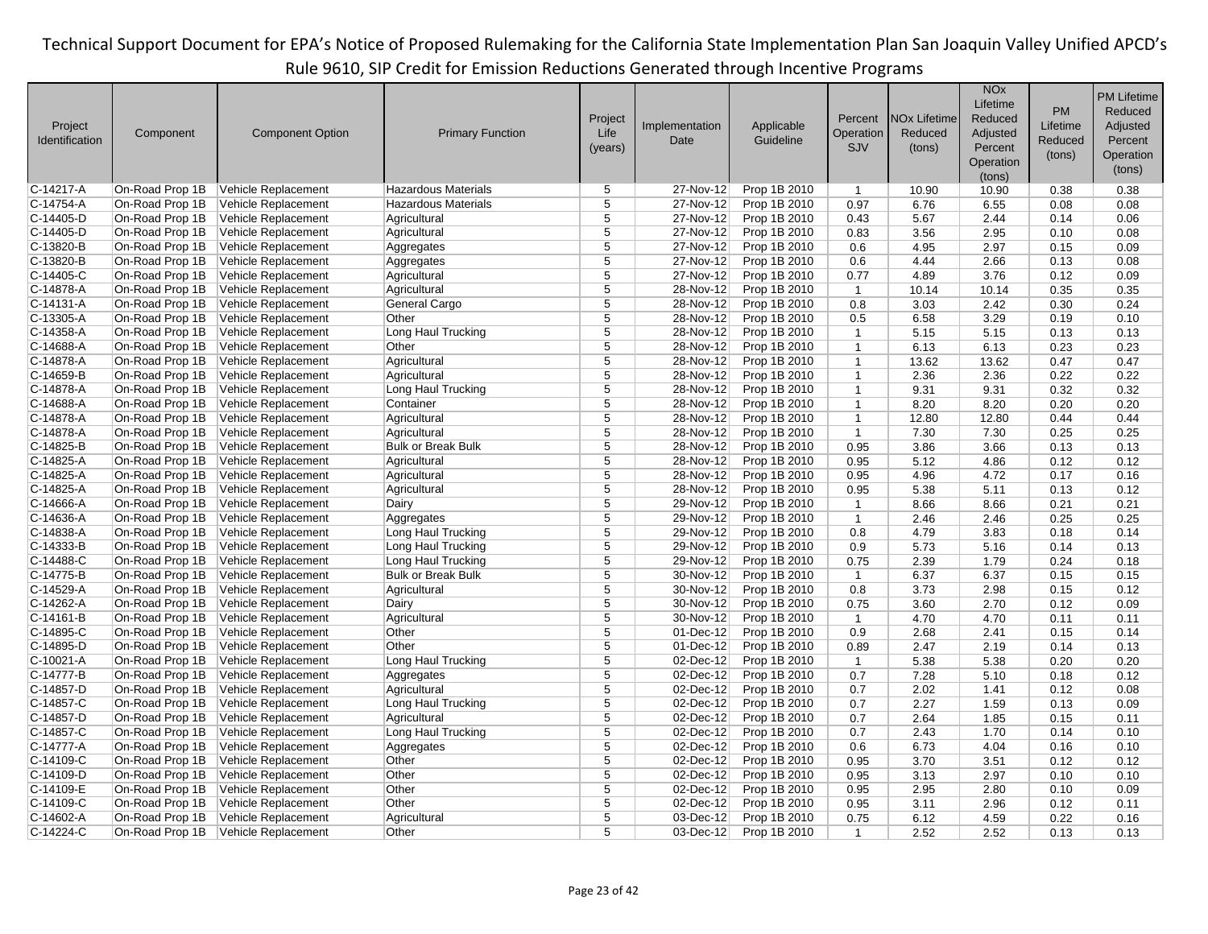| Project Identification | Component | Component Option | Primary Function | Project Life (years) | Implementation Date | Applicable Guideline | Percent Operation SJV | NOx Lifetime Reduced (tons) | NOx Lifetime Reduced Adjusted Percent Operation (tons) | PM Lifetime Reduced (tons) | PM Lifetime Reduced Adjusted Percent Operation (tons) |
|---|---|---|---|---|---|---|---|---|---|---|---|
| C-14217-A | On-Road Prop 1B | Vehicle Replacement | Hazardous Materials | 5 | 27-Nov-12 | Prop 1B 2010 | 1 | 10.90 | 10.90 | 0.38 | 0.38 |
| C-14754-A | On-Road Prop 1B | Vehicle Replacement | Hazardous Materials | 5 | 27-Nov-12 | Prop 1B 2010 | 0.97 | 6.76 | 6.55 | 0.08 | 0.08 |
| C-14405-D | On-Road Prop 1B | Vehicle Replacement | Agricultural | 5 | 27-Nov-12 | Prop 1B 2010 | 0.43 | 5.67 | 2.44 | 0.14 | 0.06 |
| C-14405-D | On-Road Prop 1B | Vehicle Replacement | Agricultural | 5 | 27-Nov-12 | Prop 1B 2010 | 0.83 | 3.56 | 2.95 | 0.10 | 0.08 |
| C-13820-B | On-Road Prop 1B | Vehicle Replacement | Aggregates | 5 | 27-Nov-12 | Prop 1B 2010 | 0.6 | 4.95 | 2.97 | 0.15 | 0.09 |
| C-13820-B | On-Road Prop 1B | Vehicle Replacement | Aggregates | 5 | 27-Nov-12 | Prop 1B 2010 | 0.6 | 4.44 | 2.66 | 0.13 | 0.08 |
| C-14405-C | On-Road Prop 1B | Vehicle Replacement | Agricultural | 5 | 27-Nov-12 | Prop 1B 2010 | 0.77 | 4.89 | 3.76 | 0.12 | 0.09 |
| C-14878-A | On-Road Prop 1B | Vehicle Replacement | Agricultural | 5 | 28-Nov-12 | Prop 1B 2010 | 1 | 10.14 | 10.14 | 0.35 | 0.35 |
| C-14131-A | On-Road Prop 1B | Vehicle Replacement | General Cargo | 5 | 28-Nov-12 | Prop 1B 2010 | 0.8 | 3.03 | 2.42 | 0.30 | 0.24 |
| C-13305-A | On-Road Prop 1B | Vehicle Replacement | Other | 5 | 28-Nov-12 | Prop 1B 2010 | 0.5 | 6.58 | 3.29 | 0.19 | 0.10 |
| C-14358-A | On-Road Prop 1B | Vehicle Replacement | Long Haul Trucking | 5 | 28-Nov-12 | Prop 1B 2010 | 1 | 5.15 | 5.15 | 0.13 | 0.13 |
| C-14688-A | On-Road Prop 1B | Vehicle Replacement | Other | 5 | 28-Nov-12 | Prop 1B 2010 | 1 | 6.13 | 6.13 | 0.23 | 0.23 |
| C-14878-A | On-Road Prop 1B | Vehicle Replacement | Agricultural | 5 | 28-Nov-12 | Prop 1B 2010 | 1 | 13.62 | 13.62 | 0.47 | 0.47 |
| C-14659-B | On-Road Prop 1B | Vehicle Replacement | Agricultural | 5 | 28-Nov-12 | Prop 1B 2010 | 1 | 2.36 | 2.36 | 0.22 | 0.22 |
| C-14878-A | On-Road Prop 1B | Vehicle Replacement | Long Haul Trucking | 5 | 28-Nov-12 | Prop 1B 2010 | 1 | 9.31 | 9.31 | 0.32 | 0.32 |
| C-14688-A | On-Road Prop 1B | Vehicle Replacement | Container | 5 | 28-Nov-12 | Prop 1B 2010 | 1 | 8.20 | 8.20 | 0.20 | 0.20 |
| C-14878-A | On-Road Prop 1B | Vehicle Replacement | Agricultural | 5 | 28-Nov-12 | Prop 1B 2010 | 1 | 12.80 | 12.80 | 0.44 | 0.44 |
| C-14878-A | On-Road Prop 1B | Vehicle Replacement | Agricultural | 5 | 28-Nov-12 | Prop 1B 2010 | 1 | 7.30 | 7.30 | 0.25 | 0.25 |
| C-14825-B | On-Road Prop 1B | Vehicle Replacement | Bulk or Break Bulk | 5 | 28-Nov-12 | Prop 1B 2010 | 0.95 | 3.86 | 3.66 | 0.13 | 0.13 |
| C-14825-A | On-Road Prop 1B | Vehicle Replacement | Agricultural | 5 | 28-Nov-12 | Prop 1B 2010 | 0.95 | 5.12 | 4.86 | 0.12 | 0.12 |
| C-14825-A | On-Road Prop 1B | Vehicle Replacement | Agricultural | 5 | 28-Nov-12 | Prop 1B 2010 | 0.95 | 4.96 | 4.72 | 0.17 | 0.16 |
| C-14825-A | On-Road Prop 1B | Vehicle Replacement | Agricultural | 5 | 28-Nov-12 | Prop 1B 2010 | 0.95 | 5.38 | 5.11 | 0.13 | 0.12 |
| C-14666-A | On-Road Prop 1B | Vehicle Replacement | Dairy | 5 | 29-Nov-12 | Prop 1B 2010 | 1 | 8.66 | 8.66 | 0.21 | 0.21 |
| C-14636-A | On-Road Prop 1B | Vehicle Replacement | Aggregates | 5 | 29-Nov-12 | Prop 1B 2010 | 1 | 2.46 | 2.46 | 0.25 | 0.25 |
| C-14838-A | On-Road Prop 1B | Vehicle Replacement | Long Haul Trucking | 5 | 29-Nov-12 | Prop 1B 2010 | 0.8 | 4.79 | 3.83 | 0.18 | 0.14 |
| C-14333-B | On-Road Prop 1B | Vehicle Replacement | Long Haul Trucking | 5 | 29-Nov-12 | Prop 1B 2010 | 0.9 | 5.73 | 5.16 | 0.14 | 0.13 |
| C-14488-C | On-Road Prop 1B | Vehicle Replacement | Long Haul Trucking | 5 | 29-Nov-12 | Prop 1B 2010 | 0.75 | 2.39 | 1.79 | 0.24 | 0.18 |
| C-14775-B | On-Road Prop 1B | Vehicle Replacement | Bulk or Break Bulk | 5 | 30-Nov-12 | Prop 1B 2010 | 1 | 6.37 | 6.37 | 0.15 | 0.15 |
| C-14529-A | On-Road Prop 1B | Vehicle Replacement | Agricultural | 5 | 30-Nov-12 | Prop 1B 2010 | 0.8 | 3.73 | 2.98 | 0.15 | 0.12 |
| C-14262-A | On-Road Prop 1B | Vehicle Replacement | Dairy | 5 | 30-Nov-12 | Prop 1B 2010 | 0.75 | 3.60 | 2.70 | 0.12 | 0.09 |
| C-14161-B | On-Road Prop 1B | Vehicle Replacement | Agricultural | 5 | 30-Nov-12 | Prop 1B 2010 | 1 | 4.70 | 4.70 | 0.11 | 0.11 |
| C-14895-C | On-Road Prop 1B | Vehicle Replacement | Other | 5 | 01-Dec-12 | Prop 1B 2010 | 0.9 | 2.68 | 2.41 | 0.15 | 0.14 |
| C-14895-D | On-Road Prop 1B | Vehicle Replacement | Other | 5 | 01-Dec-12 | Prop 1B 2010 | 0.89 | 2.47 | 2.19 | 0.14 | 0.13 |
| C-10021-A | On-Road Prop 1B | Vehicle Replacement | Long Haul Trucking | 5 | 02-Dec-12 | Prop 1B 2010 | 1 | 5.38 | 5.38 | 0.20 | 0.20 |
| C-14777-B | On-Road Prop 1B | Vehicle Replacement | Aggregates | 5 | 02-Dec-12 | Prop 1B 2010 | 0.7 | 7.28 | 5.10 | 0.18 | 0.12 |
| C-14857-D | On-Road Prop 1B | Vehicle Replacement | Agricultural | 5 | 02-Dec-12 | Prop 1B 2010 | 0.7 | 2.02 | 1.41 | 0.12 | 0.08 |
| C-14857-C | On-Road Prop 1B | Vehicle Replacement | Long Haul Trucking | 5 | 02-Dec-12 | Prop 1B 2010 | 0.7 | 2.27 | 1.59 | 0.13 | 0.09 |
| C-14857-D | On-Road Prop 1B | Vehicle Replacement | Agricultural | 5 | 02-Dec-12 | Prop 1B 2010 | 0.7 | 2.64 | 1.85 | 0.15 | 0.11 |
| C-14857-C | On-Road Prop 1B | Vehicle Replacement | Long Haul Trucking | 5 | 02-Dec-12 | Prop 1B 2010 | 0.7 | 2.43 | 1.70 | 0.14 | 0.10 |
| C-14777-A | On-Road Prop 1B | Vehicle Replacement | Aggregates | 5 | 02-Dec-12 | Prop 1B 2010 | 0.6 | 6.73 | 4.04 | 0.16 | 0.10 |
| C-14109-C | On-Road Prop 1B | Vehicle Replacement | Other | 5 | 02-Dec-12 | Prop 1B 2010 | 0.95 | 3.70 | 3.51 | 0.12 | 0.12 |
| C-14109-D | On-Road Prop 1B | Vehicle Replacement | Other | 5 | 02-Dec-12 | Prop 1B 2010 | 0.95 | 3.13 | 2.97 | 0.10 | 0.10 |
| C-14109-E | On-Road Prop 1B | Vehicle Replacement | Other | 5 | 02-Dec-12 | Prop 1B 2010 | 0.95 | 2.95 | 2.80 | 0.10 | 0.09 |
| C-14109-C | On-Road Prop 1B | Vehicle Replacement | Other | 5 | 02-Dec-12 | Prop 1B 2010 | 0.95 | 3.11 | 2.96 | 0.12 | 0.11 |
| C-14602-A | On-Road Prop 1B | Vehicle Replacement | Agricultural | 5 | 03-Dec-12 | Prop 1B 2010 | 0.75 | 6.12 | 4.59 | 0.22 | 0.16 |
| C-14224-C | On-Road Prop 1B | Vehicle Replacement | Other | 5 | 03-Dec-12 | Prop 1B 2010 | 1 | 2.52 | 2.52 | 0.13 | 0.13 |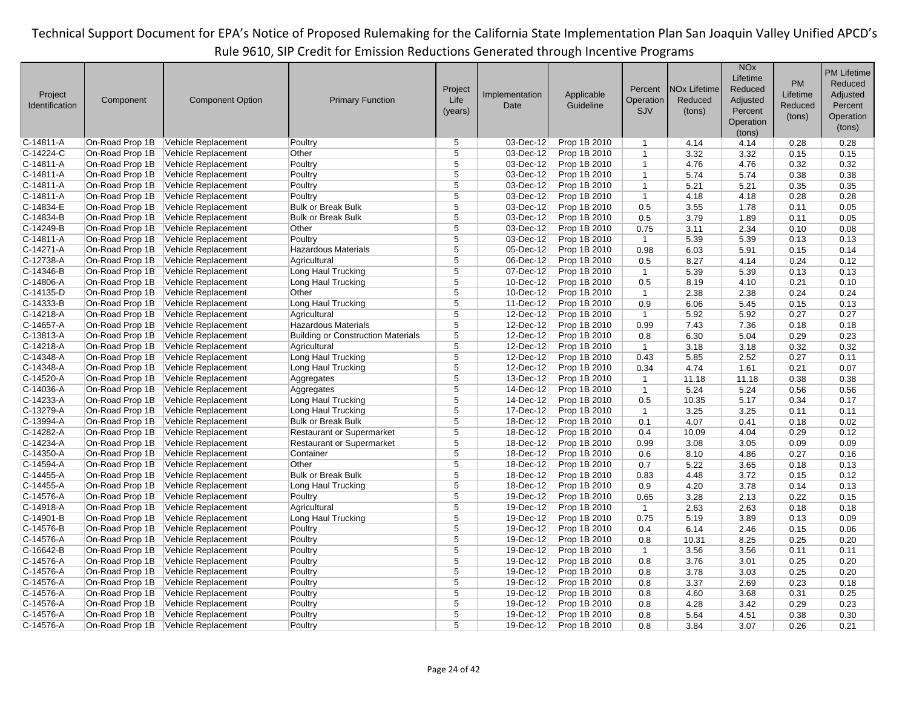| Project Identification | Component | Component Option | Primary Function | Project Life (years) | Implementation Date | Applicable Guideline | Percent Operation SJV | NOx Lifetime Reduced (tons) | NOx Lifetime Reduced Adjusted Percent Operation (tons) | PM Lifetime Reduced (tons) | PM Lifetime Reduced Adjusted Percent Operation (tons) |
|---|---|---|---|---|---|---|---|---|---|---|---|
| C-14811-A | On-Road Prop 1B | Vehicle Replacement | Poultry | 5 | 03-Dec-12 | Prop 1B 2010 | 1 | 4.14 | 4.14 | 0.28 | 0.28 |
| C-14224-C | On-Road Prop 1B | Vehicle Replacement | Other | 5 | 03-Dec-12 | Prop 1B 2010 | 1 | 3.32 | 3.32 | 0.15 | 0.15 |
| C-14811-A | On-Road Prop 1B | Vehicle Replacement | Poultry | 5 | 03-Dec-12 | Prop 1B 2010 | 1 | 4.76 | 4.76 | 0.32 | 0.32 |
| C-14811-A | On-Road Prop 1B | Vehicle Replacement | Poultry | 5 | 03-Dec-12 | Prop 1B 2010 | 1 | 5.74 | 5.74 | 0.38 | 0.38 |
| C-14811-A | On-Road Prop 1B | Vehicle Replacement | Poultry | 5 | 03-Dec-12 | Prop 1B 2010 | 1 | 5.21 | 5.21 | 0.35 | 0.35 |
| C-14811-A | On-Road Prop 1B | Vehicle Replacement | Poultry | 5 | 03-Dec-12 | Prop 1B 2010 | 1 | 4.18 | 4.18 | 0.28 | 0.28 |
| C-14834-E | On-Road Prop 1B | Vehicle Replacement | Bulk or Break Bulk | 5 | 03-Dec-12 | Prop 1B 2010 | 0.5 | 3.55 | 1.78 | 0.11 | 0.05 |
| C-14834-B | On-Road Prop 1B | Vehicle Replacement | Bulk or Break Bulk | 5 | 03-Dec-12 | Prop 1B 2010 | 0.5 | 3.79 | 1.89 | 0.11 | 0.05 |
| C-14249-B | On-Road Prop 1B | Vehicle Replacement | Other | 5 | 03-Dec-12 | Prop 1B 2010 | 0.75 | 3.11 | 2.34 | 0.10 | 0.08 |
| C-14811-A | On-Road Prop 1B | Vehicle Replacement | Poultry | 5 | 03-Dec-12 | Prop 1B 2010 | 1 | 5.39 | 5.39 | 0.13 | 0.13 |
| C-14271-A | On-Road Prop 1B | Vehicle Replacement | Hazardous Materials | 5 | 05-Dec-12 | Prop 1B 2010 | 0.98 | 6.03 | 5.91 | 0.15 | 0.14 |
| C-12738-A | On-Road Prop 1B | Vehicle Replacement | Agricultural | 5 | 06-Dec-12 | Prop 1B 2010 | 0.5 | 8.27 | 4.14 | 0.24 | 0.12 |
| C-14346-B | On-Road Prop 1B | Vehicle Replacement | Long Haul Trucking | 5 | 07-Dec-12 | Prop 1B 2010 | 1 | 5.39 | 5.39 | 0.13 | 0.13 |
| C-14806-A | On-Road Prop 1B | Vehicle Replacement | Long Haul Trucking | 5 | 10-Dec-12 | Prop 1B 2010 | 0.5 | 8.19 | 4.10 | 0.21 | 0.10 |
| C-14135-D | On-Road Prop 1B | Vehicle Replacement | Other | 5 | 10-Dec-12 | Prop 1B 2010 | 1 | 2.38 | 2.38 | 0.24 | 0.24 |
| C-14333-B | On-Road Prop 1B | Vehicle Replacement | Long Haul Trucking | 5 | 11-Dec-12 | Prop 1B 2010 | 0.9 | 6.06 | 5.45 | 0.15 | 0.13 |
| C-14218-A | On-Road Prop 1B | Vehicle Replacement | Agricultural | 5 | 12-Dec-12 | Prop 1B 2010 | 1 | 5.92 | 5.92 | 0.27 | 0.27 |
| C-14657-A | On-Road Prop 1B | Vehicle Replacement | Hazardous Materials | 5 | 12-Dec-12 | Prop 1B 2010 | 0.99 | 7.43 | 7.36 | 0.18 | 0.18 |
| C-13813-A | On-Road Prop 1B | Vehicle Replacement | Building or Construction Materials | 5 | 12-Dec-12 | Prop 1B 2010 | 0.8 | 6.30 | 5.04 | 0.29 | 0.23 |
| C-14218-A | On-Road Prop 1B | Vehicle Replacement | Agricultural | 5 | 12-Dec-12 | Prop 1B 2010 | 1 | 3.18 | 3.18 | 0.32 | 0.32 |
| C-14348-A | On-Road Prop 1B | Vehicle Replacement | Long Haul Trucking | 5 | 12-Dec-12 | Prop 1B 2010 | 0.43 | 5.85 | 2.52 | 0.27 | 0.11 |
| C-14348-A | On-Road Prop 1B | Vehicle Replacement | Long Haul Trucking | 5 | 12-Dec-12 | Prop 1B 2010 | 0.34 | 4.74 | 1.61 | 0.21 | 0.07 |
| C-14520-A | On-Road Prop 1B | Vehicle Replacement | Aggregates | 5 | 13-Dec-12 | Prop 1B 2010 | 1 | 11.18 | 11.18 | 0.38 | 0.38 |
| C-14036-A | On-Road Prop 1B | Vehicle Replacement | Aggregates | 5 | 14-Dec-12 | Prop 1B 2010 | 1 | 5.24 | 5.24 | 0.56 | 0.56 |
| C-14233-A | On-Road Prop 1B | Vehicle Replacement | Long Haul Trucking | 5 | 14-Dec-12 | Prop 1B 2010 | 0.5 | 10.35 | 5.17 | 0.34 | 0.17 |
| C-13279-A | On-Road Prop 1B | Vehicle Replacement | Long Haul Trucking | 5 | 17-Dec-12 | Prop 1B 2010 | 1 | 3.25 | 3.25 | 0.11 | 0.11 |
| C-13994-A | On-Road Prop 1B | Vehicle Replacement | Bulk or Break Bulk | 5 | 18-Dec-12 | Prop 1B 2010 | 0.1 | 4.07 | 0.41 | 0.18 | 0.02 |
| C-14282-A | On-Road Prop 1B | Vehicle Replacement | Restaurant or Supermarket | 5 | 18-Dec-12 | Prop 1B 2010 | 0.4 | 10.09 | 4.04 | 0.29 | 0.12 |
| C-14234-A | On-Road Prop 1B | Vehicle Replacement | Restaurant or Supermarket | 5 | 18-Dec-12 | Prop 1B 2010 | 0.99 | 3.08 | 3.05 | 0.09 | 0.09 |
| C-14350-A | On-Road Prop 1B | Vehicle Replacement | Container | 5 | 18-Dec-12 | Prop 1B 2010 | 0.6 | 8.10 | 4.86 | 0.27 | 0.16 |
| C-14594-A | On-Road Prop 1B | Vehicle Replacement | Other | 5 | 18-Dec-12 | Prop 1B 2010 | 0.7 | 5.22 | 3.65 | 0.18 | 0.13 |
| C-14455-A | On-Road Prop 1B | Vehicle Replacement | Bulk or Break Bulk | 5 | 18-Dec-12 | Prop 1B 2010 | 0.83 | 4.48 | 3.72 | 0.15 | 0.12 |
| C-14455-A | On-Road Prop 1B | Vehicle Replacement | Long Haul Trucking | 5 | 18-Dec-12 | Prop 1B 2010 | 0.9 | 4.20 | 3.78 | 0.14 | 0.13 |
| C-14576-A | On-Road Prop 1B | Vehicle Replacement | Poultry | 5 | 19-Dec-12 | Prop 1B 2010 | 0.65 | 3.28 | 2.13 | 0.22 | 0.15 |
| C-14918-A | On-Road Prop 1B | Vehicle Replacement | Agricultural | 5 | 19-Dec-12 | Prop 1B 2010 | 1 | 2.63 | 2.63 | 0.18 | 0.18 |
| C-14901-B | On-Road Prop 1B | Vehicle Replacement | Long Haul Trucking | 5 | 19-Dec-12 | Prop 1B 2010 | 0.75 | 5.19 | 3.89 | 0.13 | 0.09 |
| C-14576-B | On-Road Prop 1B | Vehicle Replacement | Poultry | 5 | 19-Dec-12 | Prop 1B 2010 | 0.4 | 6.14 | 2.46 | 0.15 | 0.06 |
| C-14576-A | On-Road Prop 1B | Vehicle Replacement | Poultry | 5 | 19-Dec-12 | Prop 1B 2010 | 0.8 | 10.31 | 8.25 | 0.25 | 0.20 |
| C-16642-B | On-Road Prop 1B | Vehicle Replacement | Poultry | 5 | 19-Dec-12 | Prop 1B 2010 | 1 | 3.56 | 3.56 | 0.11 | 0.11 |
| C-14576-A | On-Road Prop 1B | Vehicle Replacement | Poultry | 5 | 19-Dec-12 | Prop 1B 2010 | 0.8 | 3.76 | 3.01 | 0.25 | 0.20 |
| C-14576-A | On-Road Prop 1B | Vehicle Replacement | Poultry | 5 | 19-Dec-12 | Prop 1B 2010 | 0.8 | 3.78 | 3.03 | 0.25 | 0.20 |
| C-14576-A | On-Road Prop 1B | Vehicle Replacement | Poultry | 5 | 19-Dec-12 | Prop 1B 2010 | 0.8 | 3.37 | 2.69 | 0.23 | 0.18 |
| C-14576-A | On-Road Prop 1B | Vehicle Replacement | Poultry | 5 | 19-Dec-12 | Prop 1B 2010 | 0.8 | 4.60 | 3.68 | 0.31 | 0.25 |
| C-14576-A | On-Road Prop 1B | Vehicle Replacement | Poultry | 5 | 19-Dec-12 | Prop 1B 2010 | 0.8 | 4.28 | 3.42 | 0.29 | 0.23 |
| C-14576-A | On-Road Prop 1B | Vehicle Replacement | Poultry | 5 | 19-Dec-12 | Prop 1B 2010 | 0.8 | 5.64 | 4.51 | 0.38 | 0.30 |
| C-14576-A | On-Road Prop 1B | Vehicle Replacement | Poultry | 5 | 19-Dec-12 | Prop 1B 2010 | 0.8 | 3.84 | 3.07 | 0.26 | 0.21 |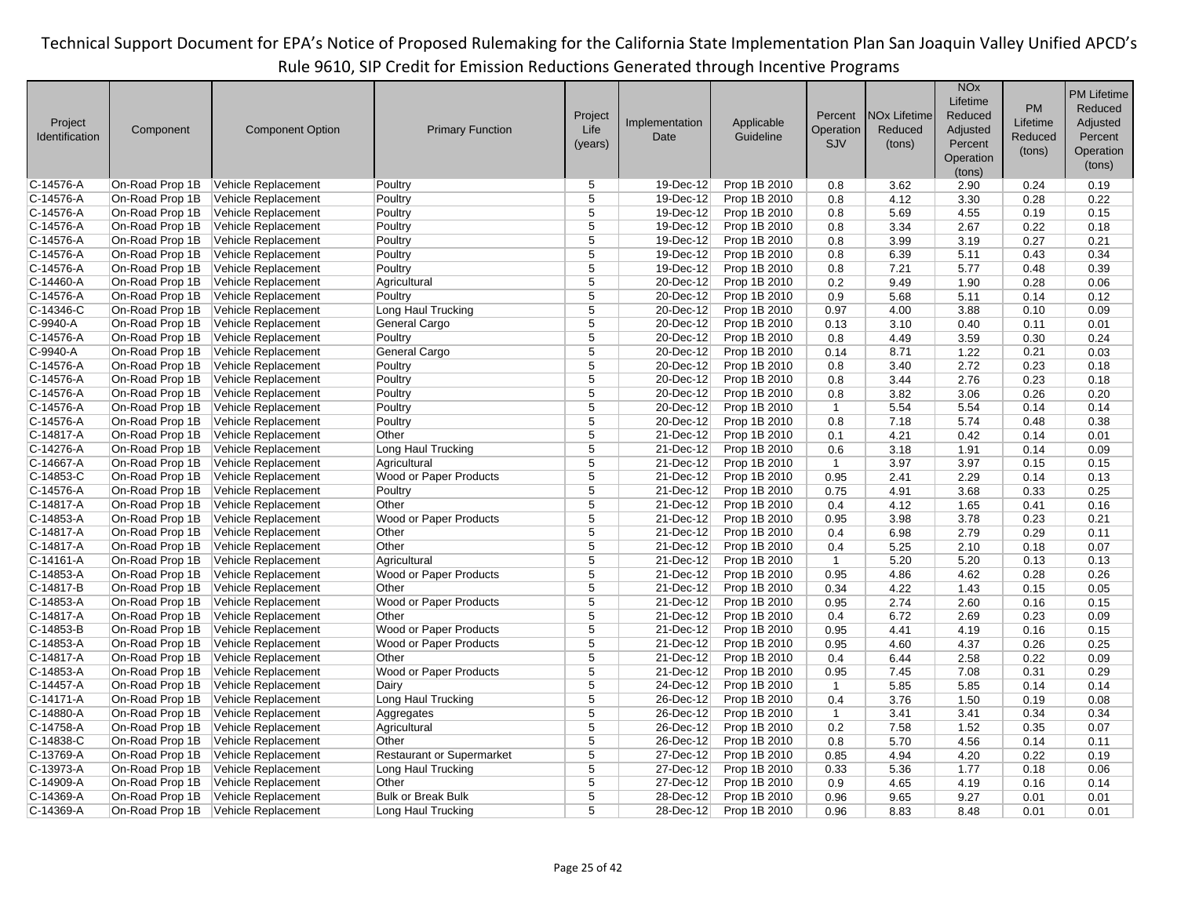Technical Support Document for EPA's Notice of Proposed Rulemaking for the California State Implementation Plan San Joaquin Valley Unified APCD's Rule 9610, SIP Credit for Emission Reductions Generated through Incentive Programs

| Project Identification | Component | Component Option | Primary Function | Project Life (years) | Implementation Date | Applicable Guideline | Percent Operation SJV | NOx Lifetime Reduced (tons) | NOx Lifetime Reduced Adjusted Percent Operation (tons) | PM Lifetime Reduced (tons) | PM Lifetime Reduced Adjusted Percent Operation (tons) |
|---|---|---|---|---|---|---|---|---|---|---|---|
| C-14576-A | On-Road Prop 1B | Vehicle Replacement | Poultry | 5 | 19-Dec-12 | Prop 1B 2010 | 0.8 | 3.62 | 2.90 | 0.24 | 0.19 |
| C-14576-A | On-Road Prop 1B | Vehicle Replacement | Poultry | 5 | 19-Dec-12 | Prop 1B 2010 | 0.8 | 4.12 | 3.30 | 0.28 | 0.22 |
| C-14576-A | On-Road Prop 1B | Vehicle Replacement | Poultry | 5 | 19-Dec-12 | Prop 1B 2010 | 0.8 | 5.69 | 4.55 | 0.19 | 0.15 |
| C-14576-A | On-Road Prop 1B | Vehicle Replacement | Poultry | 5 | 19-Dec-12 | Prop 1B 2010 | 0.8 | 3.34 | 2.67 | 0.22 | 0.18 |
| C-14576-A | On-Road Prop 1B | Vehicle Replacement | Poultry | 5 | 19-Dec-12 | Prop 1B 2010 | 0.8 | 3.99 | 3.19 | 0.27 | 0.21 |
| C-14576-A | On-Road Prop 1B | Vehicle Replacement | Poultry | 5 | 19-Dec-12 | Prop 1B 2010 | 0.8 | 6.39 | 5.11 | 0.43 | 0.34 |
| C-14576-A | On-Road Prop 1B | Vehicle Replacement | Poultry | 5 | 19-Dec-12 | Prop 1B 2010 | 0.8 | 7.21 | 5.77 | 0.48 | 0.39 |
| C-14460-A | On-Road Prop 1B | Vehicle Replacement | Agricultural | 5 | 20-Dec-12 | Prop 1B 2010 | 0.2 | 9.49 | 1.90 | 0.28 | 0.06 |
| C-14576-A | On-Road Prop 1B | Vehicle Replacement | Poultry | 5 | 20-Dec-12 | Prop 1B 2010 | 0.9 | 5.68 | 5.11 | 0.14 | 0.12 |
| C-14346-C | On-Road Prop 1B | Vehicle Replacement | Long Haul Trucking | 5 | 20-Dec-12 | Prop 1B 2010 | 0.97 | 4.00 | 3.88 | 0.10 | 0.09 |
| C-9940-A | On-Road Prop 1B | Vehicle Replacement | General Cargo | 5 | 20-Dec-12 | Prop 1B 2010 | 0.13 | 3.10 | 0.40 | 0.11 | 0.01 |
| C-14576-A | On-Road Prop 1B | Vehicle Replacement | Poultry | 5 | 20-Dec-12 | Prop 1B 2010 | 0.8 | 4.49 | 3.59 | 0.30 | 0.24 |
| C-9940-A | On-Road Prop 1B | Vehicle Replacement | General Cargo | 5 | 20-Dec-12 | Prop 1B 2010 | 0.14 | 8.71 | 1.22 | 0.21 | 0.03 |
| C-14576-A | On-Road Prop 1B | Vehicle Replacement | Poultry | 5 | 20-Dec-12 | Prop 1B 2010 | 0.8 | 3.40 | 2.72 | 0.23 | 0.18 |
| C-14576-A | On-Road Prop 1B | Vehicle Replacement | Poultry | 5 | 20-Dec-12 | Prop 1B 2010 | 0.8 | 3.44 | 2.76 | 0.23 | 0.18 |
| C-14576-A | On-Road Prop 1B | Vehicle Replacement | Poultry | 5 | 20-Dec-12 | Prop 1B 2010 | 0.8 | 3.82 | 3.06 | 0.26 | 0.20 |
| C-14576-A | On-Road Prop 1B | Vehicle Replacement | Poultry | 5 | 20-Dec-12 | Prop 1B 2010 | 1 | 5.54 | 5.54 | 0.14 | 0.14 |
| C-14576-A | On-Road Prop 1B | Vehicle Replacement | Poultry | 5 | 20-Dec-12 | Prop 1B 2010 | 0.8 | 7.18 | 5.74 | 0.48 | 0.38 |
| C-14817-A | On-Road Prop 1B | Vehicle Replacement | Other | 5 | 21-Dec-12 | Prop 1B 2010 | 0.1 | 4.21 | 0.42 | 0.14 | 0.01 |
| C-14276-A | On-Road Prop 1B | Vehicle Replacement | Long Haul Trucking | 5 | 21-Dec-12 | Prop 1B 2010 | 0.6 | 3.18 | 1.91 | 0.14 | 0.09 |
| C-14667-A | On-Road Prop 1B | Vehicle Replacement | Agricultural | 5 | 21-Dec-12 | Prop 1B 2010 | 1 | 3.97 | 3.97 | 0.15 | 0.15 |
| C-14853-C | On-Road Prop 1B | Vehicle Replacement | Wood or Paper Products | 5 | 21-Dec-12 | Prop 1B 2010 | 0.95 | 2.41 | 2.29 | 0.14 | 0.13 |
| C-14576-A | On-Road Prop 1B | Vehicle Replacement | Poultry | 5 | 21-Dec-12 | Prop 1B 2010 | 0.75 | 4.91 | 3.68 | 0.33 | 0.25 |
| C-14817-A | On-Road Prop 1B | Vehicle Replacement | Other | 5 | 21-Dec-12 | Prop 1B 2010 | 0.4 | 4.12 | 1.65 | 0.41 | 0.16 |
| C-14853-A | On-Road Prop 1B | Vehicle Replacement | Wood or Paper Products | 5 | 21-Dec-12 | Prop 1B 2010 | 0.95 | 3.98 | 3.78 | 0.23 | 0.21 |
| C-14817-A | On-Road Prop 1B | Vehicle Replacement | Other | 5 | 21-Dec-12 | Prop 1B 2010 | 0.4 | 6.98 | 2.79 | 0.29 | 0.11 |
| C-14817-A | On-Road Prop 1B | Vehicle Replacement | Other | 5 | 21-Dec-12 | Prop 1B 2010 | 0.4 | 5.25 | 2.10 | 0.18 | 0.07 |
| C-14161-A | On-Road Prop 1B | Vehicle Replacement | Agricultural | 5 | 21-Dec-12 | Prop 1B 2010 | 1 | 5.20 | 5.20 | 0.13 | 0.13 |
| C-14853-A | On-Road Prop 1B | Vehicle Replacement | Wood or Paper Products | 5 | 21-Dec-12 | Prop 1B 2010 | 0.95 | 4.86 | 4.62 | 0.28 | 0.26 |
| C-14817-B | On-Road Prop 1B | Vehicle Replacement | Other | 5 | 21-Dec-12 | Prop 1B 2010 | 0.34 | 4.22 | 1.43 | 0.15 | 0.05 |
| C-14853-A | On-Road Prop 1B | Vehicle Replacement | Wood or Paper Products | 5 | 21-Dec-12 | Prop 1B 2010 | 0.95 | 2.74 | 2.60 | 0.16 | 0.15 |
| C-14817-A | On-Road Prop 1B | Vehicle Replacement | Other | 5 | 21-Dec-12 | Prop 1B 2010 | 0.4 | 6.72 | 2.69 | 0.23 | 0.09 |
| C-14853-B | On-Road Prop 1B | Vehicle Replacement | Wood or Paper Products | 5 | 21-Dec-12 | Prop 1B 2010 | 0.95 | 4.41 | 4.19 | 0.16 | 0.15 |
| C-14853-A | On-Road Prop 1B | Vehicle Replacement | Wood or Paper Products | 5 | 21-Dec-12 | Prop 1B 2010 | 0.95 | 4.60 | 4.37 | 0.26 | 0.25 |
| C-14817-A | On-Road Prop 1B | Vehicle Replacement | Other | 5 | 21-Dec-12 | Prop 1B 2010 | 0.4 | 6.44 | 2.58 | 0.22 | 0.09 |
| C-14853-A | On-Road Prop 1B | Vehicle Replacement | Wood or Paper Products | 5 | 21-Dec-12 | Prop 1B 2010 | 0.95 | 7.45 | 7.08 | 0.31 | 0.29 |
| C-14457-A | On-Road Prop 1B | Vehicle Replacement | Dairy | 5 | 24-Dec-12 | Prop 1B 2010 | 1 | 5.85 | 5.85 | 0.14 | 0.14 |
| C-14171-A | On-Road Prop 1B | Vehicle Replacement | Long Haul Trucking | 5 | 26-Dec-12 | Prop 1B 2010 | 0.4 | 3.76 | 1.50 | 0.19 | 0.08 |
| C-14880-A | On-Road Prop 1B | Vehicle Replacement | Aggregates | 5 | 26-Dec-12 | Prop 1B 2010 | 1 | 3.41 | 3.41 | 0.34 | 0.34 |
| C-14758-A | On-Road Prop 1B | Vehicle Replacement | Agricultural | 5 | 26-Dec-12 | Prop 1B 2010 | 0.2 | 7.58 | 1.52 | 0.35 | 0.07 |
| C-14838-C | On-Road Prop 1B | Vehicle Replacement | Other | 5 | 26-Dec-12 | Prop 1B 2010 | 0.8 | 5.70 | 4.56 | 0.14 | 0.11 |
| C-13769-A | On-Road Prop 1B | Vehicle Replacement | Restaurant or Supermarket | 5 | 27-Dec-12 | Prop 1B 2010 | 0.85 | 4.94 | 4.20 | 0.22 | 0.19 |
| C-13973-A | On-Road Prop 1B | Vehicle Replacement | Long Haul Trucking | 5 | 27-Dec-12 | Prop 1B 2010 | 0.33 | 5.36 | 1.77 | 0.18 | 0.06 |
| C-14909-A | On-Road Prop 1B | Vehicle Replacement | Other | 5 | 27-Dec-12 | Prop 1B 2010 | 0.9 | 4.65 | 4.19 | 0.16 | 0.14 |
| C-14369-A | On-Road Prop 1B | Vehicle Replacement | Bulk or Break Bulk | 5 | 28-Dec-12 | Prop 1B 2010 | 0.96 | 9.65 | 9.27 | 0.01 | 0.01 |
| C-14369-A | On-Road Prop 1B | Vehicle Replacement | Long Haul Trucking | 5 | 28-Dec-12 | Prop 1B 2010 | 0.96 | 8.83 | 8.48 | 0.01 | 0.01 |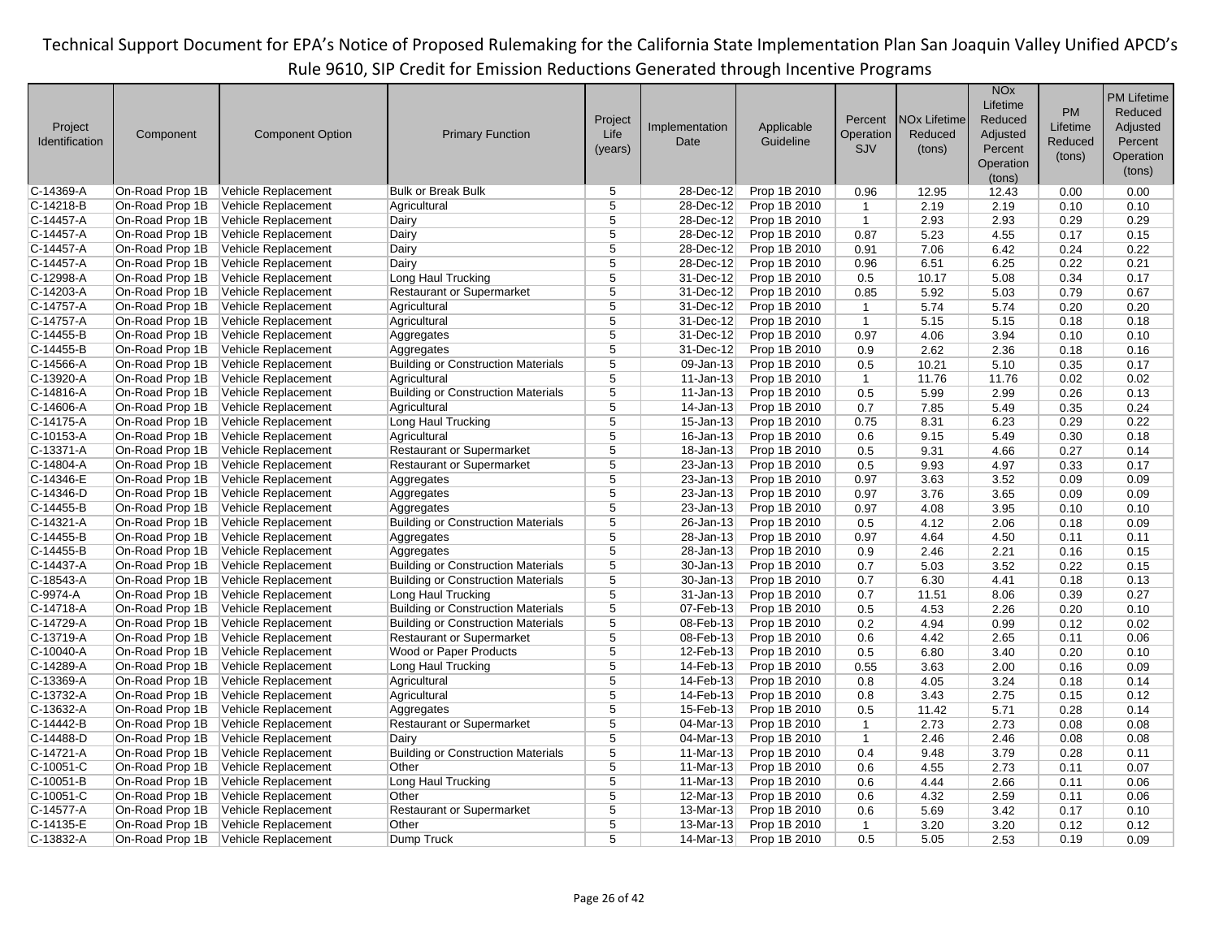Technical Support Document for EPA's Notice of Proposed Rulemaking for the California State Implementation Plan San Joaquin Valley Unified APCD's Rule 9610, SIP Credit for Emission Reductions Generated through Incentive Programs

| Project Identification | Component | Component Option | Primary Function | Project Life (years) | Implementation Date | Applicable Guideline | Percent Operation SJV | NOx Lifetime Reduced (tons) | NOx Lifetime Reduced Adjusted Percent Operation (tons) | PM Lifetime Reduced (tons) | PM Lifetime Reduced Adjusted Percent Operation (tons) |
|---|---|---|---|---|---|---|---|---|---|---|---|
| C-14369-A | On-Road Prop 1B | Vehicle Replacement | Bulk or Break Bulk | 5 | 28-Dec-12 | Prop 1B 2010 | 0.96 | 12.95 | 12.43 | 0.00 | 0.00 |
| C-14218-B | On-Road Prop 1B | Vehicle Replacement | Agricultural | 5 | 28-Dec-12 | Prop 1B 2010 | 1 | 2.19 | 2.19 | 0.10 | 0.10 |
| C-14457-A | On-Road Prop 1B | Vehicle Replacement | Dairy | 5 | 28-Dec-12 | Prop 1B 2010 | 1 | 2.93 | 2.93 | 0.29 | 0.29 |
| C-14457-A | On-Road Prop 1B | Vehicle Replacement | Dairy | 5 | 28-Dec-12 | Prop 1B 2010 | 0.87 | 5.23 | 4.55 | 0.17 | 0.15 |
| C-14457-A | On-Road Prop 1B | Vehicle Replacement | Dairy | 5 | 28-Dec-12 | Prop 1B 2010 | 0.91 | 7.06 | 6.42 | 0.24 | 0.22 |
| C-14457-A | On-Road Prop 1B | Vehicle Replacement | Dairy | 5 | 28-Dec-12 | Prop 1B 2010 | 0.96 | 6.51 | 6.25 | 0.22 | 0.21 |
| C-12998-A | On-Road Prop 1B | Vehicle Replacement | Long Haul Trucking | 5 | 31-Dec-12 | Prop 1B 2010 | 0.5 | 10.17 | 5.08 | 0.34 | 0.17 |
| C-14203-A | On-Road Prop 1B | Vehicle Replacement | Restaurant or Supermarket | 5 | 31-Dec-12 | Prop 1B 2010 | 0.85 | 5.92 | 5.03 | 0.79 | 0.67 |
| C-14757-A | On-Road Prop 1B | Vehicle Replacement | Agricultural | 5 | 31-Dec-12 | Prop 1B 2010 | 1 | 5.74 | 5.74 | 0.20 | 0.20 |
| C-14757-A | On-Road Prop 1B | Vehicle Replacement | Agricultural | 5 | 31-Dec-12 | Prop 1B 2010 | 1 | 5.15 | 5.15 | 0.18 | 0.18 |
| C-14455-B | On-Road Prop 1B | Vehicle Replacement | Aggregates | 5 | 31-Dec-12 | Prop 1B 2010 | 0.97 | 4.06 | 3.94 | 0.10 | 0.10 |
| C-14455-B | On-Road Prop 1B | Vehicle Replacement | Aggregates | 5 | 31-Dec-12 | Prop 1B 2010 | 0.9 | 2.62 | 2.36 | 0.18 | 0.16 |
| C-14566-A | On-Road Prop 1B | Vehicle Replacement | Building or Construction Materials | 5 | 09-Jan-13 | Prop 1B 2010 | 0.5 | 10.21 | 5.10 | 0.35 | 0.17 |
| C-13920-A | On-Road Prop 1B | Vehicle Replacement | Agricultural | 5 | 11-Jan-13 | Prop 1B 2010 | 1 | 11.76 | 11.76 | 0.02 | 0.02 |
| C-14816-A | On-Road Prop 1B | Vehicle Replacement | Building or Construction Materials | 5 | 11-Jan-13 | Prop 1B 2010 | 0.5 | 5.99 | 2.99 | 0.26 | 0.13 |
| C-14606-A | On-Road Prop 1B | Vehicle Replacement | Agricultural | 5 | 14-Jan-13 | Prop 1B 2010 | 0.7 | 7.85 | 5.49 | 0.35 | 0.24 |
| C-14175-A | On-Road Prop 1B | Vehicle Replacement | Long Haul Trucking | 5 | 15-Jan-13 | Prop 1B 2010 | 0.75 | 8.31 | 6.23 | 0.29 | 0.22 |
| C-10153-A | On-Road Prop 1B | Vehicle Replacement | Agricultural | 5 | 16-Jan-13 | Prop 1B 2010 | 0.6 | 9.15 | 5.49 | 0.30 | 0.18 |
| C-13371-A | On-Road Prop 1B | Vehicle Replacement | Restaurant or Supermarket | 5 | 18-Jan-13 | Prop 1B 2010 | 0.5 | 9.31 | 4.66 | 0.27 | 0.14 |
| C-14804-A | On-Road Prop 1B | Vehicle Replacement | Restaurant or Supermarket | 5 | 23-Jan-13 | Prop 1B 2010 | 0.5 | 9.93 | 4.97 | 0.33 | 0.17 |
| C-14346-E | On-Road Prop 1B | Vehicle Replacement | Aggregates | 5 | 23-Jan-13 | Prop 1B 2010 | 0.97 | 3.63 | 3.52 | 0.09 | 0.09 |
| C-14346-D | On-Road Prop 1B | Vehicle Replacement | Aggregates | 5 | 23-Jan-13 | Prop 1B 2010 | 0.97 | 3.76 | 3.65 | 0.09 | 0.09 |
| C-14455-B | On-Road Prop 1B | Vehicle Replacement | Aggregates | 5 | 23-Jan-13 | Prop 1B 2010 | 0.97 | 4.08 | 3.95 | 0.10 | 0.10 |
| C-14321-A | On-Road Prop 1B | Vehicle Replacement | Building or Construction Materials | 5 | 26-Jan-13 | Prop 1B 2010 | 0.5 | 4.12 | 2.06 | 0.18 | 0.09 |
| C-14455-B | On-Road Prop 1B | Vehicle Replacement | Aggregates | 5 | 28-Jan-13 | Prop 1B 2010 | 0.97 | 4.64 | 4.50 | 0.11 | 0.11 |
| C-14455-B | On-Road Prop 1B | Vehicle Replacement | Aggregates | 5 | 28-Jan-13 | Prop 1B 2010 | 0.9 | 2.46 | 2.21 | 0.16 | 0.15 |
| C-14437-A | On-Road Prop 1B | Vehicle Replacement | Building or Construction Materials | 5 | 30-Jan-13 | Prop 1B 2010 | 0.7 | 5.03 | 3.52 | 0.22 | 0.15 |
| C-18543-A | On-Road Prop 1B | Vehicle Replacement | Building or Construction Materials | 5 | 30-Jan-13 | Prop 1B 2010 | 0.7 | 6.30 | 4.41 | 0.18 | 0.13 |
| C-9974-A | On-Road Prop 1B | Vehicle Replacement | Long Haul Trucking | 5 | 31-Jan-13 | Prop 1B 2010 | 0.7 | 11.51 | 8.06 | 0.39 | 0.27 |
| C-14718-A | On-Road Prop 1B | Vehicle Replacement | Building or Construction Materials | 5 | 07-Feb-13 | Prop 1B 2010 | 0.5 | 4.53 | 2.26 | 0.20 | 0.10 |
| C-14729-A | On-Road Prop 1B | Vehicle Replacement | Building or Construction Materials | 5 | 08-Feb-13 | Prop 1B 2010 | 0.2 | 4.94 | 0.99 | 0.12 | 0.02 |
| C-13719-A | On-Road Prop 1B | Vehicle Replacement | Restaurant or Supermarket | 5 | 08-Feb-13 | Prop 1B 2010 | 0.6 | 4.42 | 2.65 | 0.11 | 0.06 |
| C-10040-A | On-Road Prop 1B | Vehicle Replacement | Wood or Paper Products | 5 | 12-Feb-13 | Prop 1B 2010 | 0.5 | 6.80 | 3.40 | 0.20 | 0.10 |
| C-14289-A | On-Road Prop 1B | Vehicle Replacement | Long Haul Trucking | 5 | 14-Feb-13 | Prop 1B 2010 | 0.55 | 3.63 | 2.00 | 0.16 | 0.09 |
| C-13369-A | On-Road Prop 1B | Vehicle Replacement | Agricultural | 5 | 14-Feb-13 | Prop 1B 2010 | 0.8 | 4.05 | 3.24 | 0.18 | 0.14 |
| C-13732-A | On-Road Prop 1B | Vehicle Replacement | Agricultural | 5 | 14-Feb-13 | Prop 1B 2010 | 0.8 | 3.43 | 2.75 | 0.15 | 0.12 |
| C-13632-A | On-Road Prop 1B | Vehicle Replacement | Aggregates | 5 | 15-Feb-13 | Prop 1B 2010 | 0.5 | 11.42 | 5.71 | 0.28 | 0.14 |
| C-14442-B | On-Road Prop 1B | Vehicle Replacement | Restaurant or Supermarket | 5 | 04-Mar-13 | Prop 1B 2010 | 1 | 2.73 | 2.73 | 0.08 | 0.08 |
| C-14488-D | On-Road Prop 1B | Vehicle Replacement | Dairy | 5 | 04-Mar-13 | Prop 1B 2010 | 1 | 2.46 | 2.46 | 0.08 | 0.08 |
| C-14721-A | On-Road Prop 1B | Vehicle Replacement | Building or Construction Materials | 5 | 11-Mar-13 | Prop 1B 2010 | 0.4 | 9.48 | 3.79 | 0.28 | 0.11 |
| C-10051-C | On-Road Prop 1B | Vehicle Replacement | Other | 5 | 11-Mar-13 | Prop 1B 2010 | 0.6 | 4.55 | 2.73 | 0.11 | 0.07 |
| C-10051-B | On-Road Prop 1B | Vehicle Replacement | Long Haul Trucking | 5 | 11-Mar-13 | Prop 1B 2010 | 0.6 | 4.44 | 2.66 | 0.11 | 0.06 |
| C-10051-C | On-Road Prop 1B | Vehicle Replacement | Other | 5 | 12-Mar-13 | Prop 1B 2010 | 0.6 | 4.32 | 2.59 | 0.11 | 0.06 |
| C-14577-A | On-Road Prop 1B | Vehicle Replacement | Restaurant or Supermarket | 5 | 13-Mar-13 | Prop 1B 2010 | 0.6 | 5.69 | 3.42 | 0.17 | 0.10 |
| C-14135-E | On-Road Prop 1B | Vehicle Replacement | Other | 5 | 13-Mar-13 | Prop 1B 2010 | 1 | 3.20 | 3.20 | 0.12 | 0.12 |
| C-13832-A | On-Road Prop 1B | Vehicle Replacement | Dump Truck | 5 | 14-Mar-13 | Prop 1B 2010 | 0.5 | 5.05 | 2.53 | 0.19 | 0.09 |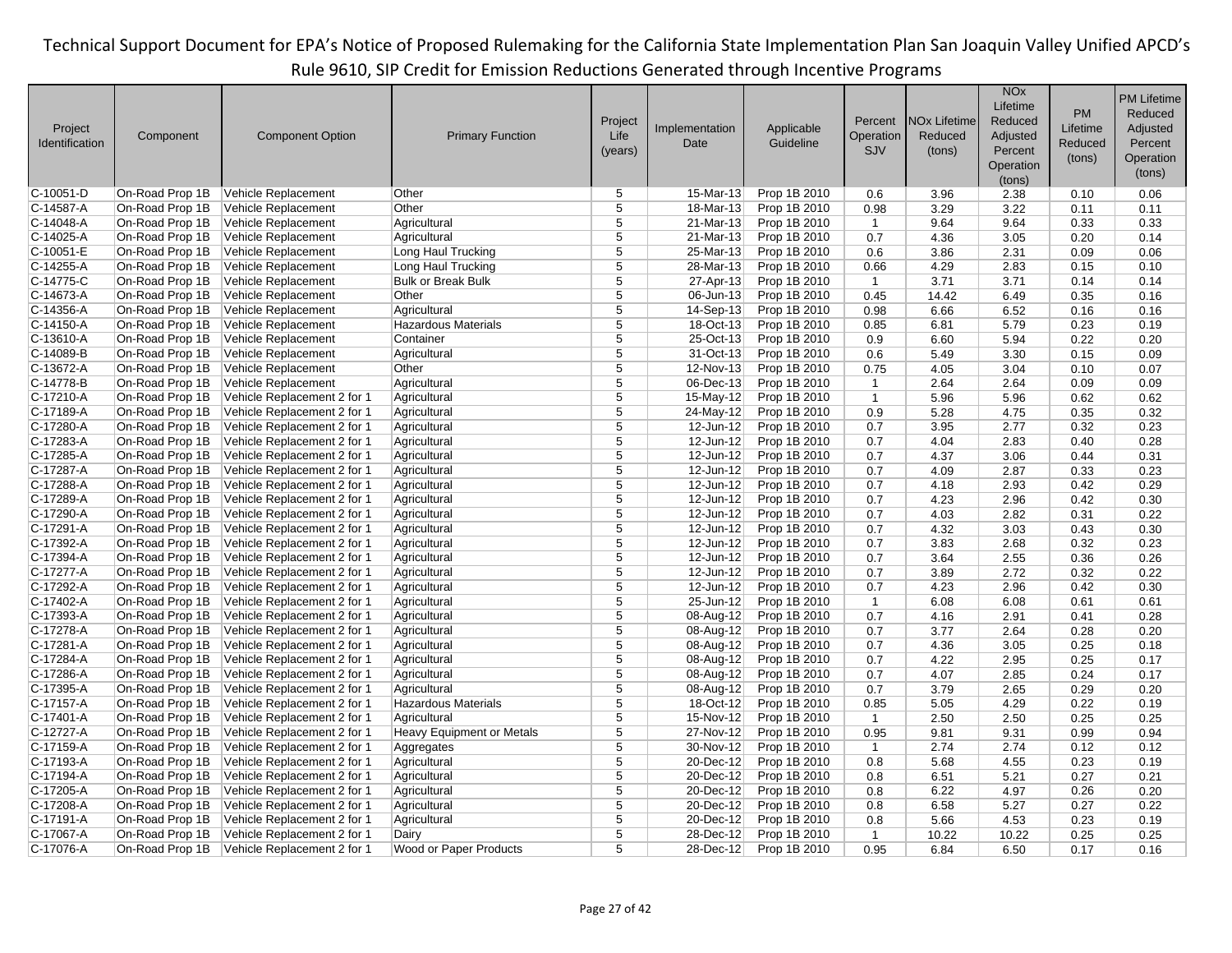| Project Identification | Component | Component Option | Primary Function | Project Life (years) | Implementation Date | Applicable Guideline | Percent Operation SJV | NOx Lifetime Reduced (tons) | NOx Lifetime Reduced Adjusted Percent Operation (tons) | PM Lifetime Reduced (tons) | PM Lifetime Reduced Adjusted Percent Operation (tons) |
|---|---|---|---|---|---|---|---|---|---|---|---|
| C-10051-D | On-Road Prop 1B | Vehicle Replacement | Other | 5 | 15-Mar-13 | Prop 1B 2010 | 0.6 | 3.96 | 2.38 | 0.10 | 0.06 |
| C-14587-A | On-Road Prop 1B | Vehicle Replacement | Other | 5 | 18-Mar-13 | Prop 1B 2010 | 0.98 | 3.29 | 3.22 | 0.11 | 0.11 |
| C-14048-A | On-Road Prop 1B | Vehicle Replacement | Agricultural | 5 | 21-Mar-13 | Prop 1B 2010 | 1 | 9.64 | 9.64 | 0.33 | 0.33 |
| C-14025-A | On-Road Prop 1B | Vehicle Replacement | Agricultural | 5 | 21-Mar-13 | Prop 1B 2010 | 0.7 | 4.36 | 3.05 | 0.20 | 0.14 |
| C-10051-E | On-Road Prop 1B | Vehicle Replacement | Long Haul Trucking | 5 | 25-Mar-13 | Prop 1B 2010 | 0.6 | 3.86 | 2.31 | 0.09 | 0.06 |
| C-14255-A | On-Road Prop 1B | Vehicle Replacement | Long Haul Trucking | 5 | 28-Mar-13 | Prop 1B 2010 | 0.66 | 4.29 | 2.83 | 0.15 | 0.10 |
| C-14775-C | On-Road Prop 1B | Vehicle Replacement | Bulk or Break Bulk | 5 | 27-Apr-13 | Prop 1B 2010 | 1 | 3.71 | 3.71 | 0.14 | 0.14 |
| C-14673-A | On-Road Prop 1B | Vehicle Replacement | Other | 5 | 06-Jun-13 | Prop 1B 2010 | 0.45 | 14.42 | 6.49 | 0.35 | 0.16 |
| C-14356-A | On-Road Prop 1B | Vehicle Replacement | Agricultural | 5 | 14-Sep-13 | Prop 1B 2010 | 0.98 | 6.66 | 6.52 | 0.16 | 0.16 |
| C-14150-A | On-Road Prop 1B | Vehicle Replacement | Hazardous Materials | 5 | 18-Oct-13 | Prop 1B 2010 | 0.85 | 6.81 | 5.79 | 0.23 | 0.19 |
| C-13610-A | On-Road Prop 1B | Vehicle Replacement | Container | 5 | 25-Oct-13 | Prop 1B 2010 | 0.9 | 6.60 | 5.94 | 0.22 | 0.20 |
| C-14089-B | On-Road Prop 1B | Vehicle Replacement | Agricultural | 5 | 31-Oct-13 | Prop 1B 2010 | 0.6 | 5.49 | 3.30 | 0.15 | 0.09 |
| C-13672-A | On-Road Prop 1B | Vehicle Replacement | Other | 5 | 12-Nov-13 | Prop 1B 2010 | 0.75 | 4.05 | 3.04 | 0.10 | 0.07 |
| C-14778-B | On-Road Prop 1B | Vehicle Replacement | Agricultural | 5 | 06-Dec-13 | Prop 1B 2010 | 1 | 2.64 | 2.64 | 0.09 | 0.09 |
| C-17210-A | On-Road Prop 1B | Vehicle Replacement 2 for 1 | Agricultural | 5 | 15-May-12 | Prop 1B 2010 | 1 | 5.96 | 5.96 | 0.62 | 0.62 |
| C-17189-A | On-Road Prop 1B | Vehicle Replacement 2 for 1 | Agricultural | 5 | 24-May-12 | Prop 1B 2010 | 0.9 | 5.28 | 4.75 | 0.35 | 0.32 |
| C-17280-A | On-Road Prop 1B | Vehicle Replacement 2 for 1 | Agricultural | 5 | 12-Jun-12 | Prop 1B 2010 | 0.7 | 3.95 | 2.77 | 0.32 | 0.23 |
| C-17283-A | On-Road Prop 1B | Vehicle Replacement 2 for 1 | Agricultural | 5 | 12-Jun-12 | Prop 1B 2010 | 0.7 | 4.04 | 2.83 | 0.40 | 0.28 |
| C-17285-A | On-Road Prop 1B | Vehicle Replacement 2 for 1 | Agricultural | 5 | 12-Jun-12 | Prop 1B 2010 | 0.7 | 4.37 | 3.06 | 0.44 | 0.31 |
| C-17287-A | On-Road Prop 1B | Vehicle Replacement 2 for 1 | Agricultural | 5 | 12-Jun-12 | Prop 1B 2010 | 0.7 | 4.09 | 2.87 | 0.33 | 0.23 |
| C-17288-A | On-Road Prop 1B | Vehicle Replacement 2 for 1 | Agricultural | 5 | 12-Jun-12 | Prop 1B 2010 | 0.7 | 4.18 | 2.93 | 0.42 | 0.29 |
| C-17289-A | On-Road Prop 1B | Vehicle Replacement 2 for 1 | Agricultural | 5 | 12-Jun-12 | Prop 1B 2010 | 0.7 | 4.23 | 2.96 | 0.42 | 0.30 |
| C-17290-A | On-Road Prop 1B | Vehicle Replacement 2 for 1 | Agricultural | 5 | 12-Jun-12 | Prop 1B 2010 | 0.7 | 4.03 | 2.82 | 0.31 | 0.22 |
| C-17291-A | On-Road Prop 1B | Vehicle Replacement 2 for 1 | Agricultural | 5 | 12-Jun-12 | Prop 1B 2010 | 0.7 | 4.32 | 3.03 | 0.43 | 0.30 |
| C-17392-A | On-Road Prop 1B | Vehicle Replacement 2 for 1 | Agricultural | 5 | 12-Jun-12 | Prop 1B 2010 | 0.7 | 3.83 | 2.68 | 0.32 | 0.23 |
| C-17394-A | On-Road Prop 1B | Vehicle Replacement 2 for 1 | Agricultural | 5 | 12-Jun-12 | Prop 1B 2010 | 0.7 | 3.64 | 2.55 | 0.36 | 0.26 |
| C-17277-A | On-Road Prop 1B | Vehicle Replacement 2 for 1 | Agricultural | 5 | 12-Jun-12 | Prop 1B 2010 | 0.7 | 3.89 | 2.72 | 0.32 | 0.22 |
| C-17292-A | On-Road Prop 1B | Vehicle Replacement 2 for 1 | Agricultural | 5 | 12-Jun-12 | Prop 1B 2010 | 0.7 | 4.23 | 2.96 | 0.42 | 0.30 |
| C-17402-A | On-Road Prop 1B | Vehicle Replacement 2 for 1 | Agricultural | 5 | 25-Jun-12 | Prop 1B 2010 | 1 | 6.08 | 6.08 | 0.61 | 0.61 |
| C-17393-A | On-Road Prop 1B | Vehicle Replacement 2 for 1 | Agricultural | 5 | 08-Aug-12 | Prop 1B 2010 | 0.7 | 4.16 | 2.91 | 0.41 | 0.28 |
| C-17278-A | On-Road Prop 1B | Vehicle Replacement 2 for 1 | Agricultural | 5 | 08-Aug-12 | Prop 1B 2010 | 0.7 | 3.77 | 2.64 | 0.28 | 0.20 |
| C-17281-A | On-Road Prop 1B | Vehicle Replacement 2 for 1 | Agricultural | 5 | 08-Aug-12 | Prop 1B 2010 | 0.7 | 4.36 | 3.05 | 0.25 | 0.18 |
| C-17284-A | On-Road Prop 1B | Vehicle Replacement 2 for 1 | Agricultural | 5 | 08-Aug-12 | Prop 1B 2010 | 0.7 | 4.22 | 2.95 | 0.25 | 0.17 |
| C-17286-A | On-Road Prop 1B | Vehicle Replacement 2 for 1 | Agricultural | 5 | 08-Aug-12 | Prop 1B 2010 | 0.7 | 4.07 | 2.85 | 0.24 | 0.17 |
| C-17395-A | On-Road Prop 1B | Vehicle Replacement 2 for 1 | Agricultural | 5 | 08-Aug-12 | Prop 1B 2010 | 0.7 | 3.79 | 2.65 | 0.29 | 0.20 |
| C-17157-A | On-Road Prop 1B | Vehicle Replacement 2 for 1 | Hazardous Materials | 5 | 18-Oct-12 | Prop 1B 2010 | 0.85 | 5.05 | 4.29 | 0.22 | 0.19 |
| C-17401-A | On-Road Prop 1B | Vehicle Replacement 2 for 1 | Agricultural | 5 | 15-Nov-12 | Prop 1B 2010 | 1 | 2.50 | 2.50 | 0.25 | 0.25 |
| C-12727-A | On-Road Prop 1B | Vehicle Replacement 2 for 1 | Heavy Equipment or Metals | 5 | 27-Nov-12 | Prop 1B 2010 | 0.95 | 9.81 | 9.31 | 0.99 | 0.94 |
| C-17159-A | On-Road Prop 1B | Vehicle Replacement 2 for 1 | Aggregates | 5 | 30-Nov-12 | Prop 1B 2010 | 1 | 2.74 | 2.74 | 0.12 | 0.12 |
| C-17193-A | On-Road Prop 1B | Vehicle Replacement 2 for 1 | Agricultural | 5 | 20-Dec-12 | Prop 1B 2010 | 0.8 | 5.68 | 4.55 | 0.23 | 0.19 |
| C-17194-A | On-Road Prop 1B | Vehicle Replacement 2 for 1 | Agricultural | 5 | 20-Dec-12 | Prop 1B 2010 | 0.8 | 6.51 | 5.21 | 0.27 | 0.21 |
| C-17205-A | On-Road Prop 1B | Vehicle Replacement 2 for 1 | Agricultural | 5 | 20-Dec-12 | Prop 1B 2010 | 0.8 | 6.22 | 4.97 | 0.26 | 0.20 |
| C-17208-A | On-Road Prop 1B | Vehicle Replacement 2 for 1 | Agricultural | 5 | 20-Dec-12 | Prop 1B 2010 | 0.8 | 6.58 | 5.27 | 0.27 | 0.22 |
| C-17191-A | On-Road Prop 1B | Vehicle Replacement 2 for 1 | Agricultural | 5 | 20-Dec-12 | Prop 1B 2010 | 0.8 | 5.66 | 4.53 | 0.23 | 0.19 |
| C-17067-A | On-Road Prop 1B | Vehicle Replacement 2 for 1 | Dairy | 5 | 28-Dec-12 | Prop 1B 2010 | 1 | 10.22 | 10.22 | 0.25 | 0.25 |
| C-17076-A | On-Road Prop 1B | Vehicle Replacement 2 for 1 | Wood or Paper Products | 5 | 28-Dec-12 | Prop 1B 2010 | 0.95 | 6.84 | 6.50 | 0.17 | 0.16 |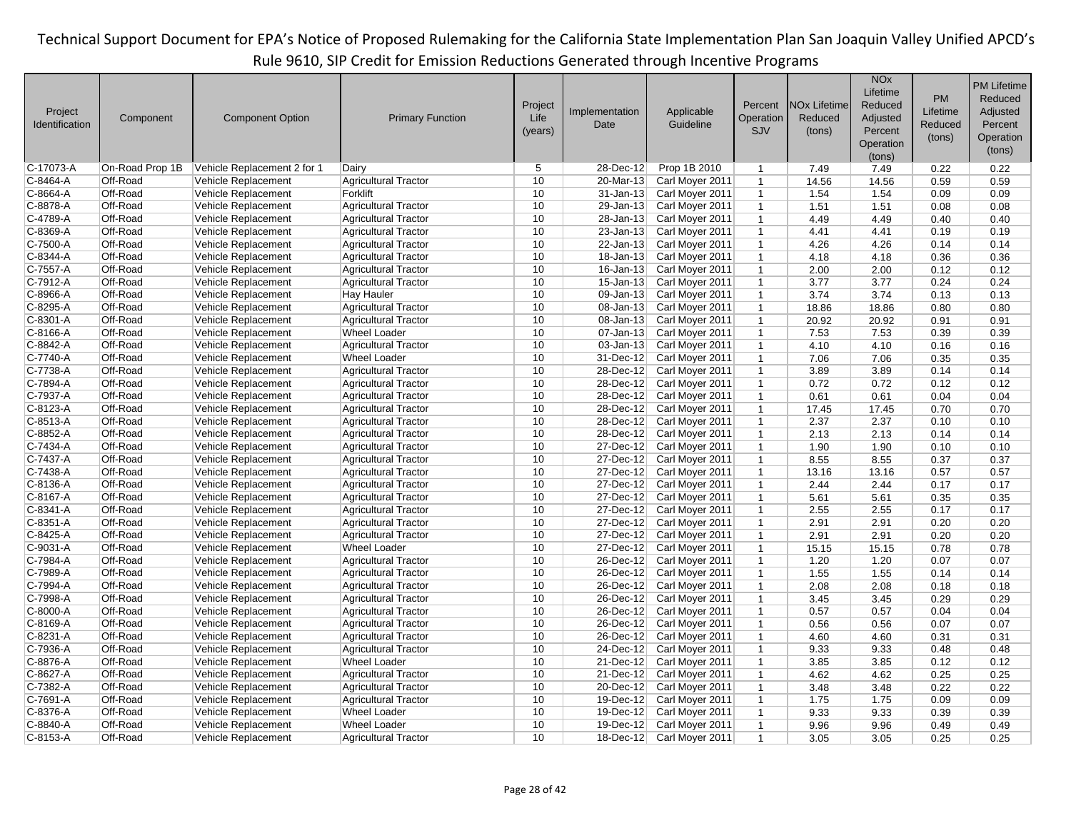| Project Identification | Component | Component Option | Primary Function | Project Life (years) | Implementation Date | Applicable Guideline | Percent Operation SJV | NOx Lifetime Reduced (tons) | NOx Lifetime Reduced Adjusted Percent Operation (tons) | PM Lifetime Reduced (tons) | PM Lifetime Reduced Adjusted Percent Operation (tons) |
|---|---|---|---|---|---|---|---|---|---|---|---|
| C-17073-A | On-Road Prop 1B | Vehicle Replacement 2 for 1 | Dairy | 5 | 28-Dec-12 | Prop 1B 2010 | 1 | 7.49 | 7.49 | 0.22 | 0.22 |
| C-8464-A | Off-Road | Vehicle Replacement | Agricultural Tractor | 10 | 20-Mar-13 | Carl Moyer 2011 | 1 | 14.56 | 14.56 | 0.59 | 0.59 |
| C-8664-A | Off-Road | Vehicle Replacement | Forklift | 10 | 31-Jan-13 | Carl Moyer 2011 | 1 | 1.54 | 1.54 | 0.09 | 0.09 |
| C-8878-A | Off-Road | Vehicle Replacement | Agricultural Tractor | 10 | 29-Jan-13 | Carl Moyer 2011 | 1 | 1.51 | 1.51 | 0.08 | 0.08 |
| C-4789-A | Off-Road | Vehicle Replacement | Agricultural Tractor | 10 | 28-Jan-13 | Carl Moyer 2011 | 1 | 4.49 | 4.49 | 0.40 | 0.40 |
| C-8369-A | Off-Road | Vehicle Replacement | Agricultural Tractor | 10 | 23-Jan-13 | Carl Moyer 2011 | 1 | 4.41 | 4.41 | 0.19 | 0.19 |
| C-7500-A | Off-Road | Vehicle Replacement | Agricultural Tractor | 10 | 22-Jan-13 | Carl Moyer 2011 | 1 | 4.26 | 4.26 | 0.14 | 0.14 |
| C-8344-A | Off-Road | Vehicle Replacement | Agricultural Tractor | 10 | 18-Jan-13 | Carl Moyer 2011 | 1 | 4.18 | 4.18 | 0.36 | 0.36 |
| C-7557-A | Off-Road | Vehicle Replacement | Agricultural Tractor | 10 | 16-Jan-13 | Carl Moyer 2011 | 1 | 2.00 | 2.00 | 0.12 | 0.12 |
| C-7912-A | Off-Road | Vehicle Replacement | Agricultural Tractor | 10 | 15-Jan-13 | Carl Moyer 2011 | 1 | 3.77 | 3.77 | 0.24 | 0.24 |
| C-8966-A | Off-Road | Vehicle Replacement | Hay Hauler | 10 | 09-Jan-13 | Carl Moyer 2011 | 1 | 3.74 | 3.74 | 0.13 | 0.13 |
| C-8295-A | Off-Road | Vehicle Replacement | Agricultural Tractor | 10 | 08-Jan-13 | Carl Moyer 2011 | 1 | 18.86 | 18.86 | 0.80 | 0.80 |
| C-8301-A | Off-Road | Vehicle Replacement | Agricultural Tractor | 10 | 08-Jan-13 | Carl Moyer 2011 | 1 | 20.92 | 20.92 | 0.91 | 0.91 |
| C-8166-A | Off-Road | Vehicle Replacement | Wheel Loader | 10 | 07-Jan-13 | Carl Moyer 2011 | 1 | 7.53 | 7.53 | 0.39 | 0.39 |
| C-8842-A | Off-Road | Vehicle Replacement | Agricultural Tractor | 10 | 03-Jan-13 | Carl Moyer 2011 | 1 | 4.10 | 4.10 | 0.16 | 0.16 |
| C-7740-A | Off-Road | Vehicle Replacement | Wheel Loader | 10 | 31-Dec-12 | Carl Moyer 2011 | 1 | 7.06 | 7.06 | 0.35 | 0.35 |
| C-7738-A | Off-Road | Vehicle Replacement | Agricultural Tractor | 10 | 28-Dec-12 | Carl Moyer 2011 | 1 | 3.89 | 3.89 | 0.14 | 0.14 |
| C-7894-A | Off-Road | Vehicle Replacement | Agricultural Tractor | 10 | 28-Dec-12 | Carl Moyer 2011 | 1 | 0.72 | 0.72 | 0.12 | 0.12 |
| C-7937-A | Off-Road | Vehicle Replacement | Agricultural Tractor | 10 | 28-Dec-12 | Carl Moyer 2011 | 1 | 0.61 | 0.61 | 0.04 | 0.04 |
| C-8123-A | Off-Road | Vehicle Replacement | Agricultural Tractor | 10 | 28-Dec-12 | Carl Moyer 2011 | 1 | 17.45 | 17.45 | 0.70 | 0.70 |
| C-8513-A | Off-Road | Vehicle Replacement | Agricultural Tractor | 10 | 28-Dec-12 | Carl Moyer 2011 | 1 | 2.37 | 2.37 | 0.10 | 0.10 |
| C-8852-A | Off-Road | Vehicle Replacement | Agricultural Tractor | 10 | 28-Dec-12 | Carl Moyer 2011 | 1 | 2.13 | 2.13 | 0.14 | 0.14 |
| C-7434-A | Off-Road | Vehicle Replacement | Agricultural Tractor | 10 | 27-Dec-12 | Carl Moyer 2011 | 1 | 1.90 | 1.90 | 0.10 | 0.10 |
| C-7437-A | Off-Road | Vehicle Replacement | Agricultural Tractor | 10 | 27-Dec-12 | Carl Moyer 2011 | 1 | 8.55 | 8.55 | 0.37 | 0.37 |
| C-7438-A | Off-Road | Vehicle Replacement | Agricultural Tractor | 10 | 27-Dec-12 | Carl Moyer 2011 | 1 | 13.16 | 13.16 | 0.57 | 0.57 |
| C-8136-A | Off-Road | Vehicle Replacement | Agricultural Tractor | 10 | 27-Dec-12 | Carl Moyer 2011 | 1 | 2.44 | 2.44 | 0.17 | 0.17 |
| C-8167-A | Off-Road | Vehicle Replacement | Agricultural Tractor | 10 | 27-Dec-12 | Carl Moyer 2011 | 1 | 5.61 | 5.61 | 0.35 | 0.35 |
| C-8341-A | Off-Road | Vehicle Replacement | Agricultural Tractor | 10 | 27-Dec-12 | Carl Moyer 2011 | 1 | 2.55 | 2.55 | 0.17 | 0.17 |
| C-8351-A | Off-Road | Vehicle Replacement | Agricultural Tractor | 10 | 27-Dec-12 | Carl Moyer 2011 | 1 | 2.91 | 2.91 | 0.20 | 0.20 |
| C-8425-A | Off-Road | Vehicle Replacement | Agricultural Tractor | 10 | 27-Dec-12 | Carl Moyer 2011 | 1 | 2.91 | 2.91 | 0.20 | 0.20 |
| C-9031-A | Off-Road | Vehicle Replacement | Wheel Loader | 10 | 27-Dec-12 | Carl Moyer 2011 | 1 | 15.15 | 15.15 | 0.78 | 0.78 |
| C-7984-A | Off-Road | Vehicle Replacement | Agricultural Tractor | 10 | 26-Dec-12 | Carl Moyer 2011 | 1 | 1.20 | 1.20 | 0.07 | 0.07 |
| C-7989-A | Off-Road | Vehicle Replacement | Agricultural Tractor | 10 | 26-Dec-12 | Carl Moyer 2011 | 1 | 1.55 | 1.55 | 0.14 | 0.14 |
| C-7994-A | Off-Road | Vehicle Replacement | Agricultural Tractor | 10 | 26-Dec-12 | Carl Moyer 2011 | 1 | 2.08 | 2.08 | 0.18 | 0.18 |
| C-7998-A | Off-Road | Vehicle Replacement | Agricultural Tractor | 10 | 26-Dec-12 | Carl Moyer 2011 | 1 | 3.45 | 3.45 | 0.29 | 0.29 |
| C-8000-A | Off-Road | Vehicle Replacement | Agricultural Tractor | 10 | 26-Dec-12 | Carl Moyer 2011 | 1 | 0.57 | 0.57 | 0.04 | 0.04 |
| C-8169-A | Off-Road | Vehicle Replacement | Agricultural Tractor | 10 | 26-Dec-12 | Carl Moyer 2011 | 1 | 0.56 | 0.56 | 0.07 | 0.07 |
| C-8231-A | Off-Road | Vehicle Replacement | Agricultural Tractor | 10 | 26-Dec-12 | Carl Moyer 2011 | 1 | 4.60 | 4.60 | 0.31 | 0.31 |
| C-7936-A | Off-Road | Vehicle Replacement | Agricultural Tractor | 10 | 24-Dec-12 | Carl Moyer 2011 | 1 | 9.33 | 9.33 | 0.48 | 0.48 |
| C-8876-A | Off-Road | Vehicle Replacement | Wheel Loader | 10 | 21-Dec-12 | Carl Moyer 2011 | 1 | 3.85 | 3.85 | 0.12 | 0.12 |
| C-8627-A | Off-Road | Vehicle Replacement | Agricultural Tractor | 10 | 21-Dec-12 | Carl Moyer 2011 | 1 | 4.62 | 4.62 | 0.25 | 0.25 |
| C-7382-A | Off-Road | Vehicle Replacement | Agricultural Tractor | 10 | 20-Dec-12 | Carl Moyer 2011 | 1 | 3.48 | 3.48 | 0.22 | 0.22 |
| C-7691-A | Off-Road | Vehicle Replacement | Agricultural Tractor | 10 | 19-Dec-12 | Carl Moyer 2011 | 1 | 1.75 | 1.75 | 0.09 | 0.09 |
| C-8376-A | Off-Road | Vehicle Replacement | Wheel Loader | 10 | 19-Dec-12 | Carl Moyer 2011 | 1 | 9.33 | 9.33 | 0.39 | 0.39 |
| C-8840-A | Off-Road | Vehicle Replacement | Wheel Loader | 10 | 19-Dec-12 | Carl Moyer 2011 | 1 | 9.96 | 9.96 | 0.49 | 0.49 |
| C-8153-A | Off-Road | Vehicle Replacement | Agricultural Tractor | 10 | 18-Dec-12 | Carl Moyer 2011 | 1 | 3.05 | 3.05 | 0.25 | 0.25 |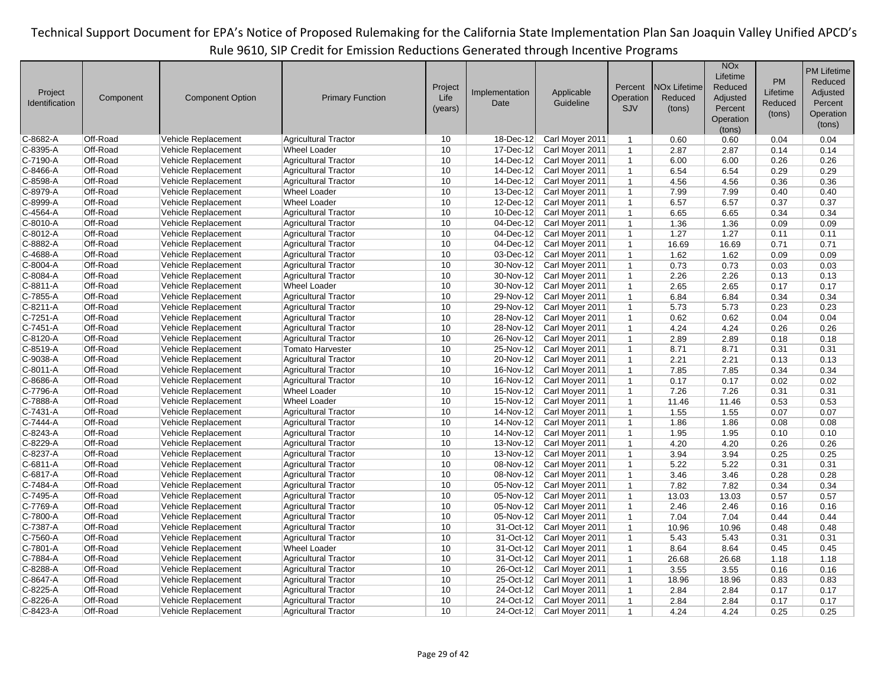| Project Identification | Component | Component Option | Primary Function | Project Life (years) | Implementation Date | Applicable Guideline | Percent Operation SJV | NOx Lifetime Reduced (tons) | NOx Lifetime Reduced Adjusted Percent Operation (tons) | PM Lifetime Reduced (tons) | PM Lifetime Reduced Adjusted Percent Operation (tons) |
|---|---|---|---|---|---|---|---|---|---|---|---|
| C-8682-A | Off-Road | Vehicle Replacement | Agricultural Tractor | 10 | 18-Dec-12 | Carl Moyer 2011 | 1 | 0.60 | 0.60 | 0.04 | 0.04 |
| C-8395-A | Off-Road | Vehicle Replacement | Wheel Loader | 10 | 17-Dec-12 | Carl Moyer 2011 | 1 | 2.87 | 2.87 | 0.14 | 0.14 |
| C-7190-A | Off-Road | Vehicle Replacement | Agricultural Tractor | 10 | 14-Dec-12 | Carl Moyer 2011 | 1 | 6.00 | 6.00 | 0.26 | 0.26 |
| C-8466-A | Off-Road | Vehicle Replacement | Agricultural Tractor | 10 | 14-Dec-12 | Carl Moyer 2011 | 1 | 6.54 | 6.54 | 0.29 | 0.29 |
| C-8598-A | Off-Road | Vehicle Replacement | Agricultural Tractor | 10 | 14-Dec-12 | Carl Moyer 2011 | 1 | 4.56 | 4.56 | 0.36 | 0.36 |
| C-8979-A | Off-Road | Vehicle Replacement | Wheel Loader | 10 | 13-Dec-12 | Carl Moyer 2011 | 1 | 7.99 | 7.99 | 0.40 | 0.40 |
| C-8999-A | Off-Road | Vehicle Replacement | Wheel Loader | 10 | 12-Dec-12 | Carl Moyer 2011 | 1 | 6.57 | 6.57 | 0.37 | 0.37 |
| C-4564-A | Off-Road | Vehicle Replacement | Agricultural Tractor | 10 | 10-Dec-12 | Carl Moyer 2011 | 1 | 6.65 | 6.65 | 0.34 | 0.34 |
| C-8010-A | Off-Road | Vehicle Replacement | Agricultural Tractor | 10 | 04-Dec-12 | Carl Moyer 2011 | 1 | 1.36 | 1.36 | 0.09 | 0.09 |
| C-8012-A | Off-Road | Vehicle Replacement | Agricultural Tractor | 10 | 04-Dec-12 | Carl Moyer 2011 | 1 | 1.27 | 1.27 | 0.11 | 0.11 |
| C-8882-A | Off-Road | Vehicle Replacement | Agricultural Tractor | 10 | 04-Dec-12 | Carl Moyer 2011 | 1 | 16.69 | 16.69 | 0.71 | 0.71 |
| C-4688-A | Off-Road | Vehicle Replacement | Agricultural Tractor | 10 | 03-Dec-12 | Carl Moyer 2011 | 1 | 1.62 | 1.62 | 0.09 | 0.09 |
| C-8004-A | Off-Road | Vehicle Replacement | Agricultural Tractor | 10 | 30-Nov-12 | Carl Moyer 2011 | 1 | 0.73 | 0.73 | 0.03 | 0.03 |
| C-8084-A | Off-Road | Vehicle Replacement | Agricultural Tractor | 10 | 30-Nov-12 | Carl Moyer 2011 | 1 | 2.26 | 2.26 | 0.13 | 0.13 |
| C-8811-A | Off-Road | Vehicle Replacement | Wheel Loader | 10 | 30-Nov-12 | Carl Moyer 2011 | 1 | 2.65 | 2.65 | 0.17 | 0.17 |
| C-7855-A | Off-Road | Vehicle Replacement | Agricultural Tractor | 10 | 29-Nov-12 | Carl Moyer 2011 | 1 | 6.84 | 6.84 | 0.34 | 0.34 |
| C-8211-A | Off-Road | Vehicle Replacement | Agricultural Tractor | 10 | 29-Nov-12 | Carl Moyer 2011 | 1 | 5.73 | 5.73 | 0.23 | 0.23 |
| C-7251-A | Off-Road | Vehicle Replacement | Agricultural Tractor | 10 | 28-Nov-12 | Carl Moyer 2011 | 1 | 0.62 | 0.62 | 0.04 | 0.04 |
| C-7451-A | Off-Road | Vehicle Replacement | Agricultural Tractor | 10 | 28-Nov-12 | Carl Moyer 2011 | 1 | 4.24 | 4.24 | 0.26 | 0.26 |
| C-8120-A | Off-Road | Vehicle Replacement | Agricultural Tractor | 10 | 26-Nov-12 | Carl Moyer 2011 | 1 | 2.89 | 2.89 | 0.18 | 0.18 |
| C-8519-A | Off-Road | Vehicle Replacement | Tomato Harvester | 10 | 25-Nov-12 | Carl Moyer 2011 | 1 | 8.71 | 8.71 | 0.31 | 0.31 |
| C-9038-A | Off-Road | Vehicle Replacement | Agricultural Tractor | 10 | 20-Nov-12 | Carl Moyer 2011 | 1 | 2.21 | 2.21 | 0.13 | 0.13 |
| C-8011-A | Off-Road | Vehicle Replacement | Agricultural Tractor | 10 | 16-Nov-12 | Carl Moyer 2011 | 1 | 7.85 | 7.85 | 0.34 | 0.34 |
| C-8686-A | Off-Road | Vehicle Replacement | Agricultural Tractor | 10 | 16-Nov-12 | Carl Moyer 2011 | 1 | 0.17 | 0.17 | 0.02 | 0.02 |
| C-7796-A | Off-Road | Vehicle Replacement | Wheel Loader | 10 | 15-Nov-12 | Carl Moyer 2011 | 1 | 7.26 | 7.26 | 0.31 | 0.31 |
| C-7888-A | Off-Road | Vehicle Replacement | Wheel Loader | 10 | 15-Nov-12 | Carl Moyer 2011 | 1 | 11.46 | 11.46 | 0.53 | 0.53 |
| C-7431-A | Off-Road | Vehicle Replacement | Agricultural Tractor | 10 | 14-Nov-12 | Carl Moyer 2011 | 1 | 1.55 | 1.55 | 0.07 | 0.07 |
| C-7444-A | Off-Road | Vehicle Replacement | Agricultural Tractor | 10 | 14-Nov-12 | Carl Moyer 2011 | 1 | 1.86 | 1.86 | 0.08 | 0.08 |
| C-8243-A | Off-Road | Vehicle Replacement | Agricultural Tractor | 10 | 14-Nov-12 | Carl Moyer 2011 | 1 | 1.95 | 1.95 | 0.10 | 0.10 |
| C-8229-A | Off-Road | Vehicle Replacement | Agricultural Tractor | 10 | 13-Nov-12 | Carl Moyer 2011 | 1 | 4.20 | 4.20 | 0.26 | 0.26 |
| C-8237-A | Off-Road | Vehicle Replacement | Agricultural Tractor | 10 | 13-Nov-12 | Carl Moyer 2011 | 1 | 3.94 | 3.94 | 0.25 | 0.25 |
| C-6811-A | Off-Road | Vehicle Replacement | Agricultural Tractor | 10 | 08-Nov-12 | Carl Moyer 2011 | 1 | 5.22 | 5.22 | 0.31 | 0.31 |
| C-6817-A | Off-Road | Vehicle Replacement | Agricultural Tractor | 10 | 08-Nov-12 | Carl Moyer 2011 | 1 | 3.46 | 3.46 | 0.28 | 0.28 |
| C-7484-A | Off-Road | Vehicle Replacement | Agricultural Tractor | 10 | 05-Nov-12 | Carl Moyer 2011 | 1 | 7.82 | 7.82 | 0.34 | 0.34 |
| C-7495-A | Off-Road | Vehicle Replacement | Agricultural Tractor | 10 | 05-Nov-12 | Carl Moyer 2011 | 1 | 13.03 | 13.03 | 0.57 | 0.57 |
| C-7769-A | Off-Road | Vehicle Replacement | Agricultural Tractor | 10 | 05-Nov-12 | Carl Moyer 2011 | 1 | 2.46 | 2.46 | 0.16 | 0.16 |
| C-7800-A | Off-Road | Vehicle Replacement | Agricultural Tractor | 10 | 05-Nov-12 | Carl Moyer 2011 | 1 | 7.04 | 7.04 | 0.44 | 0.44 |
| C-7387-A | Off-Road | Vehicle Replacement | Agricultural Tractor | 10 | 31-Oct-12 | Carl Moyer 2011 | 1 | 10.96 | 10.96 | 0.48 | 0.48 |
| C-7560-A | Off-Road | Vehicle Replacement | Agricultural Tractor | 10 | 31-Oct-12 | Carl Moyer 2011 | 1 | 5.43 | 5.43 | 0.31 | 0.31 |
| C-7801-A | Off-Road | Vehicle Replacement | Wheel Loader | 10 | 31-Oct-12 | Carl Moyer 2011 | 1 | 8.64 | 8.64 | 0.45 | 0.45 |
| C-7884-A | Off-Road | Vehicle Replacement | Agricultural Tractor | 10 | 31-Oct-12 | Carl Moyer 2011 | 1 | 26.68 | 26.68 | 1.18 | 1.18 |
| C-8288-A | Off-Road | Vehicle Replacement | Agricultural Tractor | 10 | 26-Oct-12 | Carl Moyer 2011 | 1 | 3.55 | 3.55 | 0.16 | 0.16 |
| C-8647-A | Off-Road | Vehicle Replacement | Agricultural Tractor | 10 | 25-Oct-12 | Carl Moyer 2011 | 1 | 18.96 | 18.96 | 0.83 | 0.83 |
| C-8225-A | Off-Road | Vehicle Replacement | Agricultural Tractor | 10 | 24-Oct-12 | Carl Moyer 2011 | 1 | 2.84 | 2.84 | 0.17 | 0.17 |
| C-8226-A | Off-Road | Vehicle Replacement | Agricultural Tractor | 10 | 24-Oct-12 | Carl Moyer 2011 | 1 | 2.84 | 2.84 | 0.17 | 0.17 |
| C-8423-A | Off-Road | Vehicle Replacement | Agricultural Tractor | 10 | 24-Oct-12 | Carl Moyer 2011 | 1 | 4.24 | 4.24 | 0.25 | 0.25 |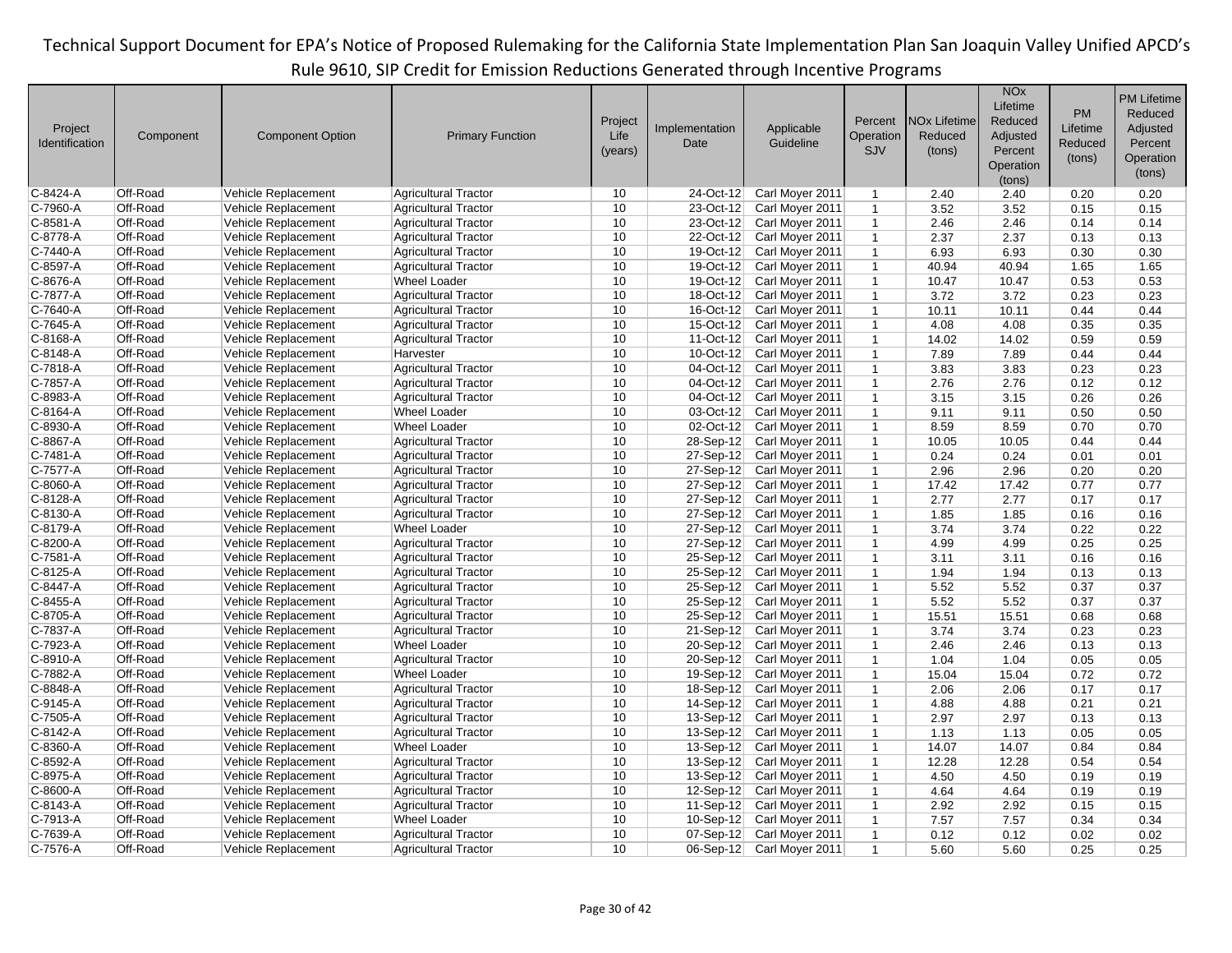| Project Identification | Component | Component Option | Primary Function | Project Life (years) | Implementation Date | Applicable Guideline | Percent Operation SJV | NOx Lifetime Reduced (tons) | NOx Lifetime Reduced Adjusted Percent Operation (tons) | PM Lifetime Reduced (tons) | PM Lifetime Reduced Adjusted Percent Operation (tons) |
|---|---|---|---|---|---|---|---|---|---|---|---|
| C-8424-A | Off-Road | Vehicle Replacement | Agricultural Tractor | 10 | 24-Oct-12 | Carl Moyer 2011 | 1 | 2.40 | 2.40 | 0.20 | 0.20 |
| C-7960-A | Off-Road | Vehicle Replacement | Agricultural Tractor | 10 | 23-Oct-12 | Carl Moyer 2011 | 1 | 3.52 | 3.52 | 0.15 | 0.15 |
| C-8581-A | Off-Road | Vehicle Replacement | Agricultural Tractor | 10 | 23-Oct-12 | Carl Moyer 2011 | 1 | 2.46 | 2.46 | 0.14 | 0.14 |
| C-8778-A | Off-Road | Vehicle Replacement | Agricultural Tractor | 10 | 22-Oct-12 | Carl Moyer 2011 | 1 | 2.37 | 2.37 | 0.13 | 0.13 |
| C-7440-A | Off-Road | Vehicle Replacement | Agricultural Tractor | 10 | 19-Oct-12 | Carl Moyer 2011 | 1 | 6.93 | 6.93 | 0.30 | 0.30 |
| C-8597-A | Off-Road | Vehicle Replacement | Agricultural Tractor | 10 | 19-Oct-12 | Carl Moyer 2011 | 1 | 40.94 | 40.94 | 1.65 | 1.65 |
| C-8676-A | Off-Road | Vehicle Replacement | Wheel Loader | 10 | 19-Oct-12 | Carl Moyer 2011 | 1 | 10.47 | 10.47 | 0.53 | 0.53 |
| C-7877-A | Off-Road | Vehicle Replacement | Agricultural Tractor | 10 | 18-Oct-12 | Carl Moyer 2011 | 1 | 3.72 | 3.72 | 0.23 | 0.23 |
| C-7640-A | Off-Road | Vehicle Replacement | Agricultural Tractor | 10 | 16-Oct-12 | Carl Moyer 2011 | 1 | 10.11 | 10.11 | 0.44 | 0.44 |
| C-7645-A | Off-Road | Vehicle Replacement | Agricultural Tractor | 10 | 15-Oct-12 | Carl Moyer 2011 | 1 | 4.08 | 4.08 | 0.35 | 0.35 |
| C-8168-A | Off-Road | Vehicle Replacement | Agricultural Tractor | 10 | 11-Oct-12 | Carl Moyer 2011 | 1 | 14.02 | 14.02 | 0.59 | 0.59 |
| C-8148-A | Off-Road | Vehicle Replacement | Harvester | 10 | 10-Oct-12 | Carl Moyer 2011 | 1 | 7.89 | 7.89 | 0.44 | 0.44 |
| C-7818-A | Off-Road | Vehicle Replacement | Agricultural Tractor | 10 | 04-Oct-12 | Carl Moyer 2011 | 1 | 3.83 | 3.83 | 0.23 | 0.23 |
| C-7857-A | Off-Road | Vehicle Replacement | Agricultural Tractor | 10 | 04-Oct-12 | Carl Moyer 2011 | 1 | 2.76 | 2.76 | 0.12 | 0.12 |
| C-8983-A | Off-Road | Vehicle Replacement | Agricultural Tractor | 10 | 04-Oct-12 | Carl Moyer 2011 | 1 | 3.15 | 3.15 | 0.26 | 0.26 |
| C-8164-A | Off-Road | Vehicle Replacement | Wheel Loader | 10 | 03-Oct-12 | Carl Moyer 2011 | 1 | 9.11 | 9.11 | 0.50 | 0.50 |
| C-8930-A | Off-Road | Vehicle Replacement | Wheel Loader | 10 | 02-Oct-12 | Carl Moyer 2011 | 1 | 8.59 | 8.59 | 0.70 | 0.70 |
| C-8867-A | Off-Road | Vehicle Replacement | Agricultural Tractor | 10 | 28-Sep-12 | Carl Moyer 2011 | 1 | 10.05 | 10.05 | 0.44 | 0.44 |
| C-7481-A | Off-Road | Vehicle Replacement | Agricultural Tractor | 10 | 27-Sep-12 | Carl Moyer 2011 | 1 | 0.24 | 0.24 | 0.01 | 0.01 |
| C-7577-A | Off-Road | Vehicle Replacement | Agricultural Tractor | 10 | 27-Sep-12 | Carl Moyer 2011 | 1 | 2.96 | 2.96 | 0.20 | 0.20 |
| C-8060-A | Off-Road | Vehicle Replacement | Agricultural Tractor | 10 | 27-Sep-12 | Carl Moyer 2011 | 1 | 17.42 | 17.42 | 0.77 | 0.77 |
| C-8128-A | Off-Road | Vehicle Replacement | Agricultural Tractor | 10 | 27-Sep-12 | Carl Moyer 2011 | 1 | 2.77 | 2.77 | 0.17 | 0.17 |
| C-8130-A | Off-Road | Vehicle Replacement | Agricultural Tractor | 10 | 27-Sep-12 | Carl Moyer 2011 | 1 | 1.85 | 1.85 | 0.16 | 0.16 |
| C-8179-A | Off-Road | Vehicle Replacement | Wheel Loader | 10 | 27-Sep-12 | Carl Moyer 2011 | 1 | 3.74 | 3.74 | 0.22 | 0.22 |
| C-8200-A | Off-Road | Vehicle Replacement | Agricultural Tractor | 10 | 27-Sep-12 | Carl Moyer 2011 | 1 | 4.99 | 4.99 | 0.25 | 0.25 |
| C-7581-A | Off-Road | Vehicle Replacement | Agricultural Tractor | 10 | 25-Sep-12 | Carl Moyer 2011 | 1 | 3.11 | 3.11 | 0.16 | 0.16 |
| C-8125-A | Off-Road | Vehicle Replacement | Agricultural Tractor | 10 | 25-Sep-12 | Carl Moyer 2011 | 1 | 1.94 | 1.94 | 0.13 | 0.13 |
| C-8447-A | Off-Road | Vehicle Replacement | Agricultural Tractor | 10 | 25-Sep-12 | Carl Moyer 2011 | 1 | 5.52 | 5.52 | 0.37 | 0.37 |
| C-8455-A | Off-Road | Vehicle Replacement | Agricultural Tractor | 10 | 25-Sep-12 | Carl Moyer 2011 | 1 | 5.52 | 5.52 | 0.37 | 0.37 |
| C-8705-A | Off-Road | Vehicle Replacement | Agricultural Tractor | 10 | 25-Sep-12 | Carl Moyer 2011 | 1 | 15.51 | 15.51 | 0.68 | 0.68 |
| C-7837-A | Off-Road | Vehicle Replacement | Agricultural Tractor | 10 | 21-Sep-12 | Carl Moyer 2011 | 1 | 3.74 | 3.74 | 0.23 | 0.23 |
| C-7923-A | Off-Road | Vehicle Replacement | Wheel Loader | 10 | 20-Sep-12 | Carl Moyer 2011 | 1 | 2.46 | 2.46 | 0.13 | 0.13 |
| C-8910-A | Off-Road | Vehicle Replacement | Agricultural Tractor | 10 | 20-Sep-12 | Carl Moyer 2011 | 1 | 1.04 | 1.04 | 0.05 | 0.05 |
| C-7882-A | Off-Road | Vehicle Replacement | Wheel Loader | 10 | 19-Sep-12 | Carl Moyer 2011 | 1 | 15.04 | 15.04 | 0.72 | 0.72 |
| C-8848-A | Off-Road | Vehicle Replacement | Agricultural Tractor | 10 | 18-Sep-12 | Carl Moyer 2011 | 1 | 2.06 | 2.06 | 0.17 | 0.17 |
| C-9145-A | Off-Road | Vehicle Replacement | Agricultural Tractor | 10 | 14-Sep-12 | Carl Moyer 2011 | 1 | 4.88 | 4.88 | 0.21 | 0.21 |
| C-7505-A | Off-Road | Vehicle Replacement | Agricultural Tractor | 10 | 13-Sep-12 | Carl Moyer 2011 | 1 | 2.97 | 2.97 | 0.13 | 0.13 |
| C-8142-A | Off-Road | Vehicle Replacement | Agricultural Tractor | 10 | 13-Sep-12 | Carl Moyer 2011 | 1 | 1.13 | 1.13 | 0.05 | 0.05 |
| C-8360-A | Off-Road | Vehicle Replacement | Wheel Loader | 10 | 13-Sep-12 | Carl Moyer 2011 | 1 | 14.07 | 14.07 | 0.84 | 0.84 |
| C-8592-A | Off-Road | Vehicle Replacement | Agricultural Tractor | 10 | 13-Sep-12 | Carl Moyer 2011 | 1 | 12.28 | 12.28 | 0.54 | 0.54 |
| C-8975-A | Off-Road | Vehicle Replacement | Agricultural Tractor | 10 | 13-Sep-12 | Carl Moyer 2011 | 1 | 4.50 | 4.50 | 0.19 | 0.19 |
| C-8600-A | Off-Road | Vehicle Replacement | Agricultural Tractor | 10 | 12-Sep-12 | Carl Moyer 2011 | 1 | 4.64 | 4.64 | 0.19 | 0.19 |
| C-8143-A | Off-Road | Vehicle Replacement | Agricultural Tractor | 10 | 11-Sep-12 | Carl Moyer 2011 | 1 | 2.92 | 2.92 | 0.15 | 0.15 |
| C-7913-A | Off-Road | Vehicle Replacement | Wheel Loader | 10 | 10-Sep-12 | Carl Moyer 2011 | 1 | 7.57 | 7.57 | 0.34 | 0.34 |
| C-7639-A | Off-Road | Vehicle Replacement | Agricultural Tractor | 10 | 07-Sep-12 | Carl Moyer 2011 | 1 | 0.12 | 0.12 | 0.02 | 0.02 |
| C-7576-A | Off-Road | Vehicle Replacement | Agricultural Tractor | 10 | 06-Sep-12 | Carl Moyer 2011 | 1 | 5.60 | 5.60 | 0.25 | 0.25 |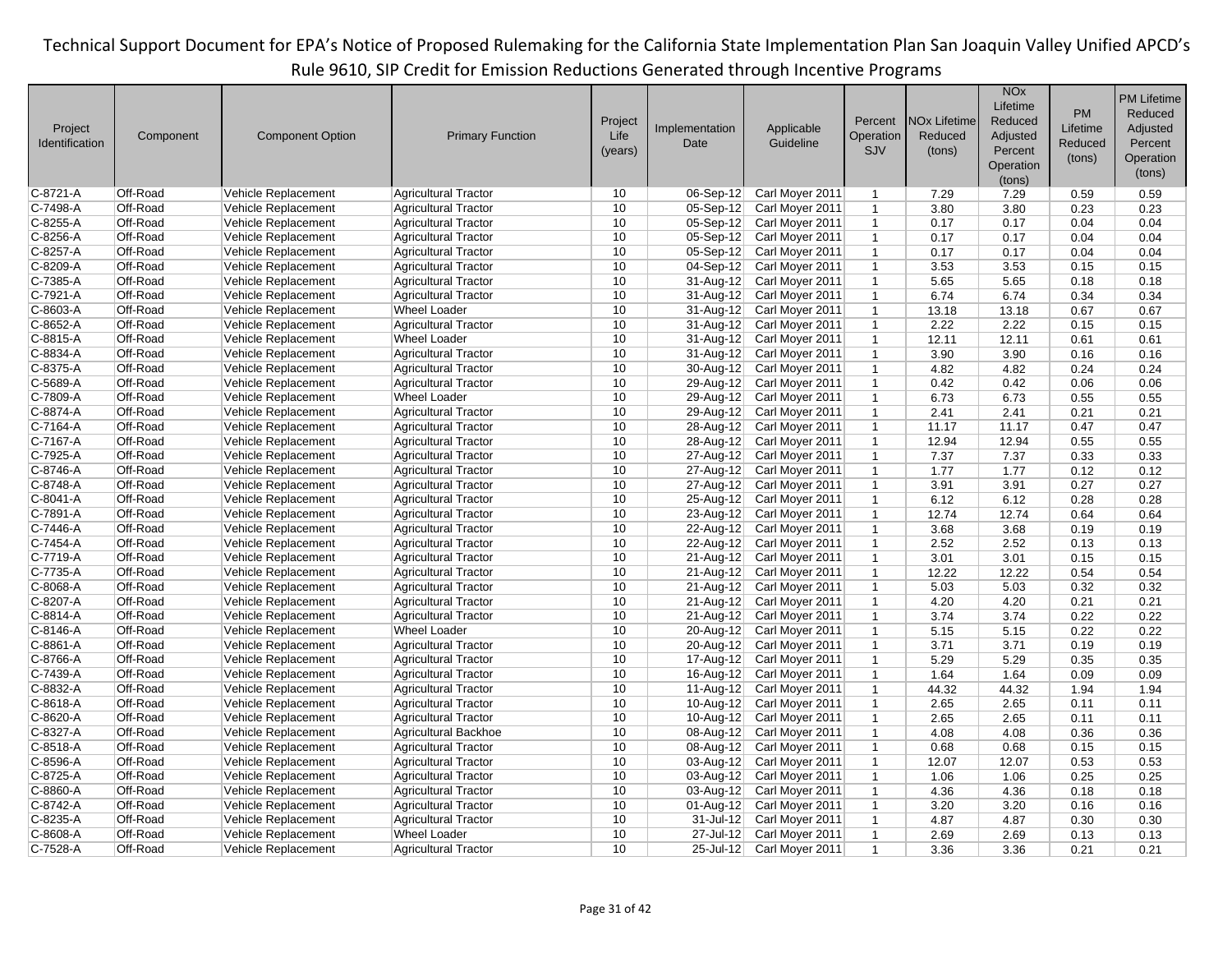| Project Identification | Component | Component Option | Primary Function | Project Life (years) | Implementation Date | Applicable Guideline | Percent Operation SJV | NOx Lifetime Reduced (tons) | NOx Lifetime Reduced Adjusted Percent Operation (tons) | PM Lifetime Reduced (tons) | PM Lifetime Reduced Adjusted Percent Operation (tons) |
|---|---|---|---|---|---|---|---|---|---|---|---|
| C-8721-A | Off-Road | Vehicle Replacement | Agricultural Tractor | 10 | 06-Sep-12 | Carl Moyer 2011 | 1 | 7.29 | 7.29 | 0.59 | 0.59 |
| C-7498-A | Off-Road | Vehicle Replacement | Agricultural Tractor | 10 | 05-Sep-12 | Carl Moyer 2011 | 1 | 3.80 | 3.80 | 0.23 | 0.23 |
| C-8255-A | Off-Road | Vehicle Replacement | Agricultural Tractor | 10 | 05-Sep-12 | Carl Moyer 2011 | 1 | 0.17 | 0.17 | 0.04 | 0.04 |
| C-8256-A | Off-Road | Vehicle Replacement | Agricultural Tractor | 10 | 05-Sep-12 | Carl Moyer 2011 | 1 | 0.17 | 0.17 | 0.04 | 0.04 |
| C-8257-A | Off-Road | Vehicle Replacement | Agricultural Tractor | 10 | 05-Sep-12 | Carl Moyer 2011 | 1 | 0.17 | 0.17 | 0.04 | 0.04 |
| C-8209-A | Off-Road | Vehicle Replacement | Agricultural Tractor | 10 | 04-Sep-12 | Carl Moyer 2011 | 1 | 3.53 | 3.53 | 0.15 | 0.15 |
| C-7385-A | Off-Road | Vehicle Replacement | Agricultural Tractor | 10 | 31-Aug-12 | Carl Moyer 2011 | 1 | 5.65 | 5.65 | 0.18 | 0.18 |
| C-7921-A | Off-Road | Vehicle Replacement | Agricultural Tractor | 10 | 31-Aug-12 | Carl Moyer 2011 | 1 | 6.74 | 6.74 | 0.34 | 0.34 |
| C-8603-A | Off-Road | Vehicle Replacement | Wheel Loader | 10 | 31-Aug-12 | Carl Moyer 2011 | 1 | 13.18 | 13.18 | 0.67 | 0.67 |
| C-8652-A | Off-Road | Vehicle Replacement | Agricultural Tractor | 10 | 31-Aug-12 | Carl Moyer 2011 | 1 | 2.22 | 2.22 | 0.15 | 0.15 |
| C-8815-A | Off-Road | Vehicle Replacement | Wheel Loader | 10 | 31-Aug-12 | Carl Moyer 2011 | 1 | 12.11 | 12.11 | 0.61 | 0.61 |
| C-8834-A | Off-Road | Vehicle Replacement | Agricultural Tractor | 10 | 31-Aug-12 | Carl Moyer 2011 | 1 | 3.90 | 3.90 | 0.16 | 0.16 |
| C-8375-A | Off-Road | Vehicle Replacement | Agricultural Tractor | 10 | 30-Aug-12 | Carl Moyer 2011 | 1 | 4.82 | 4.82 | 0.24 | 0.24 |
| C-5689-A | Off-Road | Vehicle Replacement | Agricultural Tractor | 10 | 29-Aug-12 | Carl Moyer 2011 | 1 | 0.42 | 0.42 | 0.06 | 0.06 |
| C-7809-A | Off-Road | Vehicle Replacement | Wheel Loader | 10 | 29-Aug-12 | Carl Moyer 2011 | 1 | 6.73 | 6.73 | 0.55 | 0.55 |
| C-8874-A | Off-Road | Vehicle Replacement | Agricultural Tractor | 10 | 29-Aug-12 | Carl Moyer 2011 | 1 | 2.41 | 2.41 | 0.21 | 0.21 |
| C-7164-A | Off-Road | Vehicle Replacement | Agricultural Tractor | 10 | 28-Aug-12 | Carl Moyer 2011 | 1 | 11.17 | 11.17 | 0.47 | 0.47 |
| C-7167-A | Off-Road | Vehicle Replacement | Agricultural Tractor | 10 | 28-Aug-12 | Carl Moyer 2011 | 1 | 12.94 | 12.94 | 0.55 | 0.55 |
| C-7925-A | Off-Road | Vehicle Replacement | Agricultural Tractor | 10 | 27-Aug-12 | Carl Moyer 2011 | 1 | 7.37 | 7.37 | 0.33 | 0.33 |
| C-8746-A | Off-Road | Vehicle Replacement | Agricultural Tractor | 10 | 27-Aug-12 | Carl Moyer 2011 | 1 | 1.77 | 1.77 | 0.12 | 0.12 |
| C-8748-A | Off-Road | Vehicle Replacement | Agricultural Tractor | 10 | 27-Aug-12 | Carl Moyer 2011 | 1 | 3.91 | 3.91 | 0.27 | 0.27 |
| C-8041-A | Off-Road | Vehicle Replacement | Agricultural Tractor | 10 | 25-Aug-12 | Carl Moyer 2011 | 1 | 6.12 | 6.12 | 0.28 | 0.28 |
| C-7891-A | Off-Road | Vehicle Replacement | Agricultural Tractor | 10 | 23-Aug-12 | Carl Moyer 2011 | 1 | 12.74 | 12.74 | 0.64 | 0.64 |
| C-7446-A | Off-Road | Vehicle Replacement | Agricultural Tractor | 10 | 22-Aug-12 | Carl Moyer 2011 | 1 | 3.68 | 3.68 | 0.19 | 0.19 |
| C-7454-A | Off-Road | Vehicle Replacement | Agricultural Tractor | 10 | 22-Aug-12 | Carl Moyer 2011 | 1 | 2.52 | 2.52 | 0.13 | 0.13 |
| C-7719-A | Off-Road | Vehicle Replacement | Agricultural Tractor | 10 | 21-Aug-12 | Carl Moyer 2011 | 1 | 3.01 | 3.01 | 0.15 | 0.15 |
| C-7735-A | Off-Road | Vehicle Replacement | Agricultural Tractor | 10 | 21-Aug-12 | Carl Moyer 2011 | 1 | 12.22 | 12.22 | 0.54 | 0.54 |
| C-8068-A | Off-Road | Vehicle Replacement | Agricultural Tractor | 10 | 21-Aug-12 | Carl Moyer 2011 | 1 | 5.03 | 5.03 | 0.32 | 0.32 |
| C-8207-A | Off-Road | Vehicle Replacement | Agricultural Tractor | 10 | 21-Aug-12 | Carl Moyer 2011 | 1 | 4.20 | 4.20 | 0.21 | 0.21 |
| C-8814-A | Off-Road | Vehicle Replacement | Agricultural Tractor | 10 | 21-Aug-12 | Carl Moyer 2011 | 1 | 3.74 | 3.74 | 0.22 | 0.22 |
| C-8146-A | Off-Road | Vehicle Replacement | Wheel Loader | 10 | 20-Aug-12 | Carl Moyer 2011 | 1 | 5.15 | 5.15 | 0.22 | 0.22 |
| C-8861-A | Off-Road | Vehicle Replacement | Agricultural Tractor | 10 | 20-Aug-12 | Carl Moyer 2011 | 1 | 3.71 | 3.71 | 0.19 | 0.19 |
| C-8766-A | Off-Road | Vehicle Replacement | Agricultural Tractor | 10 | 17-Aug-12 | Carl Moyer 2011 | 1 | 5.29 | 5.29 | 0.35 | 0.35 |
| C-7439-A | Off-Road | Vehicle Replacement | Agricultural Tractor | 10 | 16-Aug-12 | Carl Moyer 2011 | 1 | 1.64 | 1.64 | 0.09 | 0.09 |
| C-8832-A | Off-Road | Vehicle Replacement | Agricultural Tractor | 10 | 11-Aug-12 | Carl Moyer 2011 | 1 | 44.32 | 44.32 | 1.94 | 1.94 |
| C-8618-A | Off-Road | Vehicle Replacement | Agricultural Tractor | 10 | 10-Aug-12 | Carl Moyer 2011 | 1 | 2.65 | 2.65 | 0.11 | 0.11 |
| C-8620-A | Off-Road | Vehicle Replacement | Agricultural Tractor | 10 | 10-Aug-12 | Carl Moyer 2011 | 1 | 2.65 | 2.65 | 0.11 | 0.11 |
| C-8327-A | Off-Road | Vehicle Replacement | Agricultural Backhoe | 10 | 08-Aug-12 | Carl Moyer 2011 | 1 | 4.08 | 4.08 | 0.36 | 0.36 |
| C-8518-A | Off-Road | Vehicle Replacement | Agricultural Tractor | 10 | 08-Aug-12 | Carl Moyer 2011 | 1 | 0.68 | 0.68 | 0.15 | 0.15 |
| C-8596-A | Off-Road | Vehicle Replacement | Agricultural Tractor | 10 | 03-Aug-12 | Carl Moyer 2011 | 1 | 12.07 | 12.07 | 0.53 | 0.53 |
| C-8725-A | Off-Road | Vehicle Replacement | Agricultural Tractor | 10 | 03-Aug-12 | Carl Moyer 2011 | 1 | 1.06 | 1.06 | 0.25 | 0.25 |
| C-8860-A | Off-Road | Vehicle Replacement | Agricultural Tractor | 10 | 03-Aug-12 | Carl Moyer 2011 | 1 | 4.36 | 4.36 | 0.18 | 0.18 |
| C-8742-A | Off-Road | Vehicle Replacement | Agricultural Tractor | 10 | 01-Aug-12 | Carl Moyer 2011 | 1 | 3.20 | 3.20 | 0.16 | 0.16 |
| C-8235-A | Off-Road | Vehicle Replacement | Agricultural Tractor | 10 | 31-Jul-12 | Carl Moyer 2011 | 1 | 4.87 | 4.87 | 0.30 | 0.30 |
| C-8608-A | Off-Road | Vehicle Replacement | Wheel Loader | 10 | 27-Jul-12 | Carl Moyer 2011 | 1 | 2.69 | 2.69 | 0.13 | 0.13 |
| C-7528-A | Off-Road | Vehicle Replacement | Agricultural Tractor | 10 | 25-Jul-12 | Carl Moyer 2011 | 1 | 3.36 | 3.36 | 0.21 | 0.21 |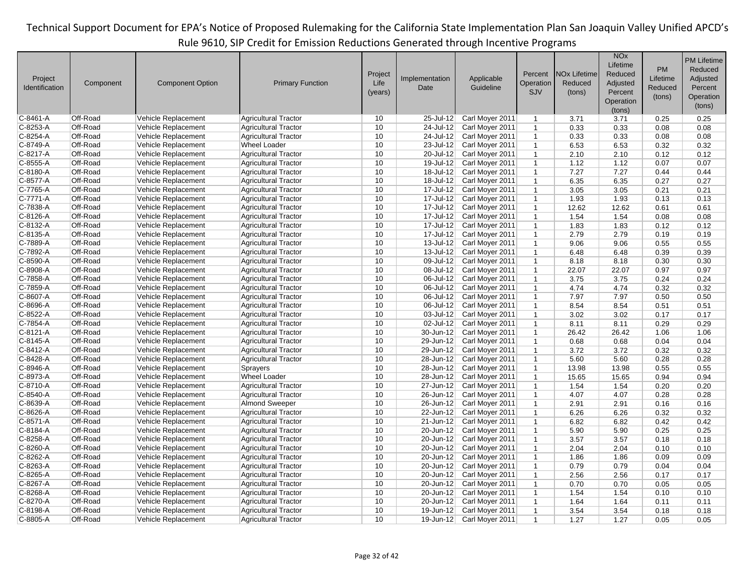Technical Support Document for EPA's Notice of Proposed Rulemaking for the California State Implementation Plan San Joaquin Valley Unified APCD's Rule 9610, SIP Credit for Emission Reductions Generated through Incentive Programs

| Project Identification | Component | Component Option | Primary Function | Project Life (years) | Implementation Date | Applicable Guideline | Percent Operation SJV | NOx Lifetime Reduced (tons) | NOx Lifetime Reduced Adjusted Percent Operation (tons) | PM Lifetime Reduced (tons) | PM Lifetime Reduced Adjusted Percent Operation (tons) |
|---|---|---|---|---|---|---|---|---|---|---|---|
| C-8461-A | Off-Road | Vehicle Replacement | Agricultural Tractor | 10 | 25-Jul-12 | Carl Moyer 2011 | 1 | 3.71 | 3.71 | 0.25 | 0.25 |
| C-8253-A | Off-Road | Vehicle Replacement | Agricultural Tractor | 10 | 24-Jul-12 | Carl Moyer 2011 | 1 | 0.33 | 0.33 | 0.08 | 0.08 |
| C-8254-A | Off-Road | Vehicle Replacement | Agricultural Tractor | 10 | 24-Jul-12 | Carl Moyer 2011 | 1 | 0.33 | 0.33 | 0.08 | 0.08 |
| C-8749-A | Off-Road | Vehicle Replacement | Wheel Loader | 10 | 23-Jul-12 | Carl Moyer 2011 | 1 | 6.53 | 6.53 | 0.32 | 0.32 |
| C-8217-A | Off-Road | Vehicle Replacement | Agricultural Tractor | 10 | 20-Jul-12 | Carl Moyer 2011 | 1 | 2.10 | 2.10 | 0.12 | 0.12 |
| C-8555-A | Off-Road | Vehicle Replacement | Agricultural Tractor | 10 | 19-Jul-12 | Carl Moyer 2011 | 1 | 1.12 | 1.12 | 0.07 | 0.07 |
| C-8180-A | Off-Road | Vehicle Replacement | Agricultural Tractor | 10 | 18-Jul-12 | Carl Moyer 2011 | 1 | 7.27 | 7.27 | 0.44 | 0.44 |
| C-8577-A | Off-Road | Vehicle Replacement | Agricultural Tractor | 10 | 18-Jul-12 | Carl Moyer 2011 | 1 | 6.35 | 6.35 | 0.27 | 0.27 |
| C-7765-A | Off-Road | Vehicle Replacement | Agricultural Tractor | 10 | 17-Jul-12 | Carl Moyer 2011 | 1 | 3.05 | 3.05 | 0.21 | 0.21 |
| C-7771-A | Off-Road | Vehicle Replacement | Agricultural Tractor | 10 | 17-Jul-12 | Carl Moyer 2011 | 1 | 1.93 | 1.93 | 0.13 | 0.13 |
| C-7838-A | Off-Road | Vehicle Replacement | Agricultural Tractor | 10 | 17-Jul-12 | Carl Moyer 2011 | 1 | 12.62 | 12.62 | 0.61 | 0.61 |
| C-8126-A | Off-Road | Vehicle Replacement | Agricultural Tractor | 10 | 17-Jul-12 | Carl Moyer 2011 | 1 | 1.54 | 1.54 | 0.08 | 0.08 |
| C-8132-A | Off-Road | Vehicle Replacement | Agricultural Tractor | 10 | 17-Jul-12 | Carl Moyer 2011 | 1 | 1.83 | 1.83 | 0.12 | 0.12 |
| C-8135-A | Off-Road | Vehicle Replacement | Agricultural Tractor | 10 | 17-Jul-12 | Carl Moyer 2011 | 1 | 2.79 | 2.79 | 0.19 | 0.19 |
| C-7889-A | Off-Road | Vehicle Replacement | Agricultural Tractor | 10 | 13-Jul-12 | Carl Moyer 2011 | 1 | 9.06 | 9.06 | 0.55 | 0.55 |
| C-7892-A | Off-Road | Vehicle Replacement | Agricultural Tractor | 10 | 13-Jul-12 | Carl Moyer 2011 | 1 | 6.48 | 6.48 | 0.39 | 0.39 |
| C-8590-A | Off-Road | Vehicle Replacement | Agricultural Tractor | 10 | 09-Jul-12 | Carl Moyer 2011 | 1 | 8.18 | 8.18 | 0.30 | 0.30 |
| C-8908-A | Off-Road | Vehicle Replacement | Agricultural Tractor | 10 | 08-Jul-12 | Carl Moyer 2011 | 1 | 22.07 | 22.07 | 0.97 | 0.97 |
| C-7858-A | Off-Road | Vehicle Replacement | Agricultural Tractor | 10 | 06-Jul-12 | Carl Moyer 2011 | 1 | 3.75 | 3.75 | 0.24 | 0.24 |
| C-7859-A | Off-Road | Vehicle Replacement | Agricultural Tractor | 10 | 06-Jul-12 | Carl Moyer 2011 | 1 | 4.74 | 4.74 | 0.32 | 0.32 |
| C-8607-A | Off-Road | Vehicle Replacement | Agricultural Tractor | 10 | 06-Jul-12 | Carl Moyer 2011 | 1 | 7.97 | 7.97 | 0.50 | 0.50 |
| C-8696-A | Off-Road | Vehicle Replacement | Agricultural Tractor | 10 | 06-Jul-12 | Carl Moyer 2011 | 1 | 8.54 | 8.54 | 0.51 | 0.51 |
| C-8522-A | Off-Road | Vehicle Replacement | Agricultural Tractor | 10 | 03-Jul-12 | Carl Moyer 2011 | 1 | 3.02 | 3.02 | 0.17 | 0.17 |
| C-7854-A | Off-Road | Vehicle Replacement | Agricultural Tractor | 10 | 02-Jul-12 | Carl Moyer 2011 | 1 | 8.11 | 8.11 | 0.29 | 0.29 |
| C-8121-A | Off-Road | Vehicle Replacement | Agricultural Tractor | 10 | 30-Jun-12 | Carl Moyer 2011 | 1 | 26.42 | 26.42 | 1.06 | 1.06 |
| C-8145-A | Off-Road | Vehicle Replacement | Agricultural Tractor | 10 | 29-Jun-12 | Carl Moyer 2011 | 1 | 0.68 | 0.68 | 0.04 | 0.04 |
| C-8412-A | Off-Road | Vehicle Replacement | Agricultural Tractor | 10 | 29-Jun-12 | Carl Moyer 2011 | 1 | 3.72 | 3.72 | 0.32 | 0.32 |
| C-8428-A | Off-Road | Vehicle Replacement | Agricultural Tractor | 10 | 28-Jun-12 | Carl Moyer 2011 | 1 | 5.60 | 5.60 | 0.28 | 0.28 |
| C-8946-A | Off-Road | Vehicle Replacement | Sprayers | 10 | 28-Jun-12 | Carl Moyer 2011 | 1 | 13.98 | 13.98 | 0.55 | 0.55 |
| C-8973-A | Off-Road | Vehicle Replacement | Wheel Loader | 10 | 28-Jun-12 | Carl Moyer 2011 | 1 | 15.65 | 15.65 | 0.94 | 0.94 |
| C-8710-A | Off-Road | Vehicle Replacement | Agricultural Tractor | 10 | 27-Jun-12 | Carl Moyer 2011 | 1 | 1.54 | 1.54 | 0.20 | 0.20 |
| C-8540-A | Off-Road | Vehicle Replacement | Agricultural Tractor | 10 | 26-Jun-12 | Carl Moyer 2011 | 1 | 4.07 | 4.07 | 0.28 | 0.28 |
| C-8639-A | Off-Road | Vehicle Replacement | Almond Sweeper | 10 | 26-Jun-12 | Carl Moyer 2011 | 1 | 2.91 | 2.91 | 0.16 | 0.16 |
| C-8626-A | Off-Road | Vehicle Replacement | Agricultural Tractor | 10 | 22-Jun-12 | Carl Moyer 2011 | 1 | 6.26 | 6.26 | 0.32 | 0.32 |
| C-8571-A | Off-Road | Vehicle Replacement | Agricultural Tractor | 10 | 21-Jun-12 | Carl Moyer 2011 | 1 | 6.82 | 6.82 | 0.42 | 0.42 |
| C-8184-A | Off-Road | Vehicle Replacement | Agricultural Tractor | 10 | 20-Jun-12 | Carl Moyer 2011 | 1 | 5.90 | 5.90 | 0.25 | 0.25 |
| C-8258-A | Off-Road | Vehicle Replacement | Agricultural Tractor | 10 | 20-Jun-12 | Carl Moyer 2011 | 1 | 3.57 | 3.57 | 0.18 | 0.18 |
| C-8260-A | Off-Road | Vehicle Replacement | Agricultural Tractor | 10 | 20-Jun-12 | Carl Moyer 2011 | 1 | 2.04 | 2.04 | 0.10 | 0.10 |
| C-8262-A | Off-Road | Vehicle Replacement | Agricultural Tractor | 10 | 20-Jun-12 | Carl Moyer 2011 | 1 | 1.86 | 1.86 | 0.09 | 0.09 |
| C-8263-A | Off-Road | Vehicle Replacement | Agricultural Tractor | 10 | 20-Jun-12 | Carl Moyer 2011 | 1 | 0.79 | 0.79 | 0.04 | 0.04 |
| C-8265-A | Off-Road | Vehicle Replacement | Agricultural Tractor | 10 | 20-Jun-12 | Carl Moyer 2011 | 1 | 2.56 | 2.56 | 0.17 | 0.17 |
| C-8267-A | Off-Road | Vehicle Replacement | Agricultural Tractor | 10 | 20-Jun-12 | Carl Moyer 2011 | 1 | 0.70 | 0.70 | 0.05 | 0.05 |
| C-8268-A | Off-Road | Vehicle Replacement | Agricultural Tractor | 10 | 20-Jun-12 | Carl Moyer 2011 | 1 | 1.54 | 1.54 | 0.10 | 0.10 |
| C-8270-A | Off-Road | Vehicle Replacement | Agricultural Tractor | 10 | 20-Jun-12 | Carl Moyer 2011 | 1 | 1.64 | 1.64 | 0.11 | 0.11 |
| C-8198-A | Off-Road | Vehicle Replacement | Agricultural Tractor | 10 | 19-Jun-12 | Carl Moyer 2011 | 1 | 3.54 | 3.54 | 0.18 | 0.18 |
| C-8805-A | Off-Road | Vehicle Replacement | Agricultural Tractor | 10 | 19-Jun-12 | Carl Moyer 2011 | 1 | 1.27 | 1.27 | 0.05 | 0.05 |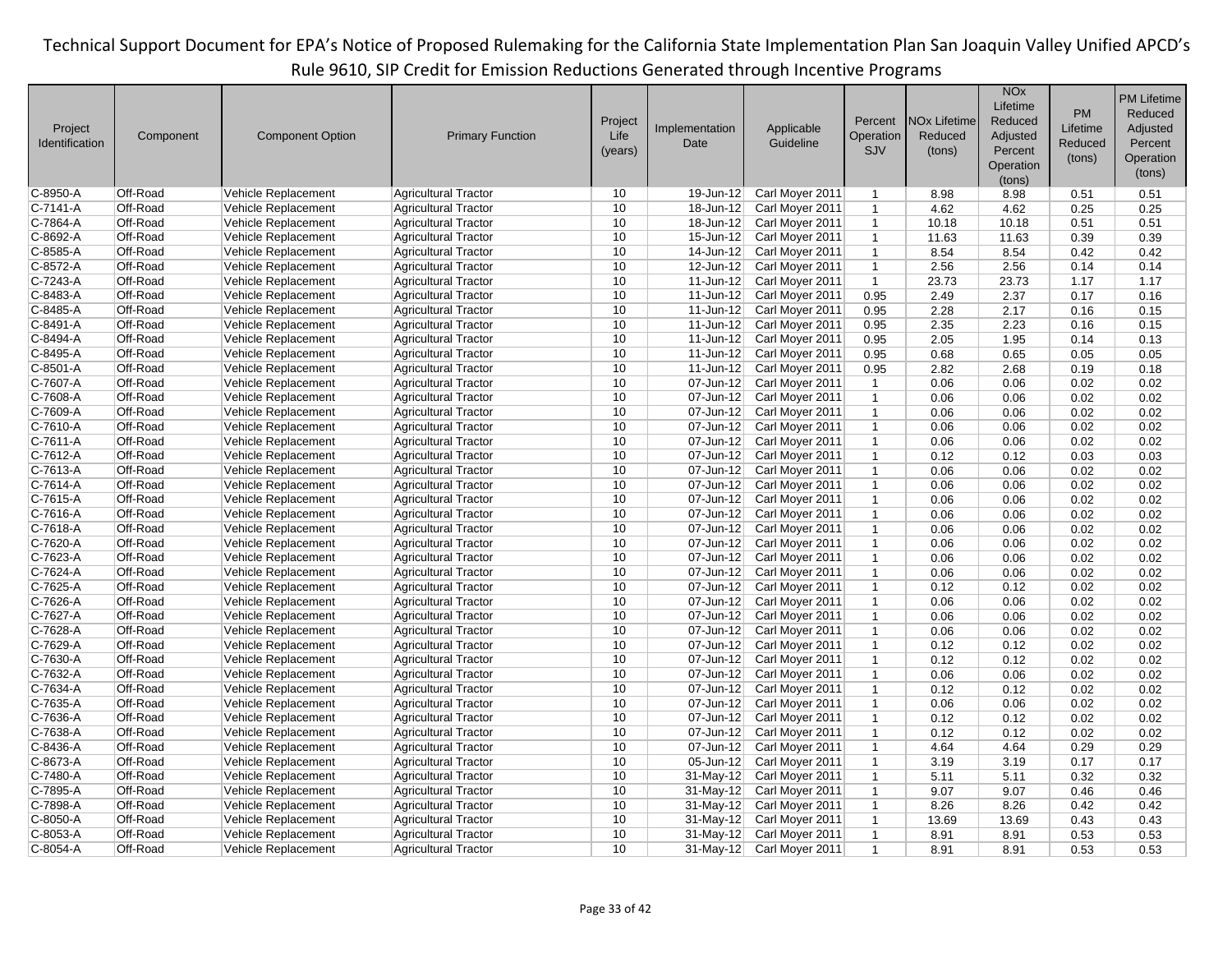| Project Identification | Component | Component Option | Primary Function | Project Life (years) | Implementation Date | Applicable Guideline | Percent Operation SJV | NOx Lifetime Reduced (tons) | NOx Lifetime Reduced Adjusted Percent Operation (tons) | PM Lifetime Reduced (tons) | PM Lifetime Reduced Adjusted Percent Operation (tons) |
|---|---|---|---|---|---|---|---|---|---|---|---|
| C-8950-A | Off-Road | Vehicle Replacement | Agricultural Tractor | 10 | 19-Jun-12 | Carl Moyer 2011 | 1 | 8.98 | 8.98 | 0.51 | 0.51 |
| C-7141-A | Off-Road | Vehicle Replacement | Agricultural Tractor | 10 | 18-Jun-12 | Carl Moyer 2011 | 1 | 4.62 | 4.62 | 0.25 | 0.25 |
| C-7864-A | Off-Road | Vehicle Replacement | Agricultural Tractor | 10 | 18-Jun-12 | Carl Moyer 2011 | 1 | 10.18 | 10.18 | 0.51 | 0.51 |
| C-8692-A | Off-Road | Vehicle Replacement | Agricultural Tractor | 10 | 15-Jun-12 | Carl Moyer 2011 | 1 | 11.63 | 11.63 | 0.39 | 0.39 |
| C-8585-A | Off-Road | Vehicle Replacement | Agricultural Tractor | 10 | 14-Jun-12 | Carl Moyer 2011 | 1 | 8.54 | 8.54 | 0.42 | 0.42 |
| C-8572-A | Off-Road | Vehicle Replacement | Agricultural Tractor | 10 | 12-Jun-12 | Carl Moyer 2011 | 1 | 2.56 | 2.56 | 0.14 | 0.14 |
| C-7243-A | Off-Road | Vehicle Replacement | Agricultural Tractor | 10 | 11-Jun-12 | Carl Moyer 2011 | 1 | 23.73 | 23.73 | 1.17 | 1.17 |
| C-8483-A | Off-Road | Vehicle Replacement | Agricultural Tractor | 10 | 11-Jun-12 | Carl Moyer 2011 | 0.95 | 2.49 | 2.37 | 0.17 | 0.16 |
| C-8485-A | Off-Road | Vehicle Replacement | Agricultural Tractor | 10 | 11-Jun-12 | Carl Moyer 2011 | 0.95 | 2.28 | 2.17 | 0.16 | 0.15 |
| C-8491-A | Off-Road | Vehicle Replacement | Agricultural Tractor | 10 | 11-Jun-12 | Carl Moyer 2011 | 0.95 | 2.35 | 2.23 | 0.16 | 0.15 |
| C-8494-A | Off-Road | Vehicle Replacement | Agricultural Tractor | 10 | 11-Jun-12 | Carl Moyer 2011 | 0.95 | 2.05 | 1.95 | 0.14 | 0.13 |
| C-8495-A | Off-Road | Vehicle Replacement | Agricultural Tractor | 10 | 11-Jun-12 | Carl Moyer 2011 | 0.95 | 0.68 | 0.65 | 0.05 | 0.05 |
| C-8501-A | Off-Road | Vehicle Replacement | Agricultural Tractor | 10 | 11-Jun-12 | Carl Moyer 2011 | 0.95 | 2.82 | 2.68 | 0.19 | 0.18 |
| C-7607-A | Off-Road | Vehicle Replacement | Agricultural Tractor | 10 | 07-Jun-12 | Carl Moyer 2011 | 1 | 0.06 | 0.06 | 0.02 | 0.02 |
| C-7608-A | Off-Road | Vehicle Replacement | Agricultural Tractor | 10 | 07-Jun-12 | Carl Moyer 2011 | 1 | 0.06 | 0.06 | 0.02 | 0.02 |
| C-7609-A | Off-Road | Vehicle Replacement | Agricultural Tractor | 10 | 07-Jun-12 | Carl Moyer 2011 | 1 | 0.06 | 0.06 | 0.02 | 0.02 |
| C-7610-A | Off-Road | Vehicle Replacement | Agricultural Tractor | 10 | 07-Jun-12 | Carl Moyer 2011 | 1 | 0.06 | 0.06 | 0.02 | 0.02 |
| C-7611-A | Off-Road | Vehicle Replacement | Agricultural Tractor | 10 | 07-Jun-12 | Carl Moyer 2011 | 1 | 0.06 | 0.06 | 0.02 | 0.02 |
| C-7612-A | Off-Road | Vehicle Replacement | Agricultural Tractor | 10 | 07-Jun-12 | Carl Moyer 2011 | 1 | 0.12 | 0.12 | 0.03 | 0.03 |
| C-7613-A | Off-Road | Vehicle Replacement | Agricultural Tractor | 10 | 07-Jun-12 | Carl Moyer 2011 | 1 | 0.06 | 0.06 | 0.02 | 0.02 |
| C-7614-A | Off-Road | Vehicle Replacement | Agricultural Tractor | 10 | 07-Jun-12 | Carl Moyer 2011 | 1 | 0.06 | 0.06 | 0.02 | 0.02 |
| C-7615-A | Off-Road | Vehicle Replacement | Agricultural Tractor | 10 | 07-Jun-12 | Carl Moyer 2011 | 1 | 0.06 | 0.06 | 0.02 | 0.02 |
| C-7616-A | Off-Road | Vehicle Replacement | Agricultural Tractor | 10 | 07-Jun-12 | Carl Moyer 2011 | 1 | 0.06 | 0.06 | 0.02 | 0.02 |
| C-7618-A | Off-Road | Vehicle Replacement | Agricultural Tractor | 10 | 07-Jun-12 | Carl Moyer 2011 | 1 | 0.06 | 0.06 | 0.02 | 0.02 |
| C-7620-A | Off-Road | Vehicle Replacement | Agricultural Tractor | 10 | 07-Jun-12 | Carl Moyer 2011 | 1 | 0.06 | 0.06 | 0.02 | 0.02 |
| C-7623-A | Off-Road | Vehicle Replacement | Agricultural Tractor | 10 | 07-Jun-12 | Carl Moyer 2011 | 1 | 0.06 | 0.06 | 0.02 | 0.02 |
| C-7624-A | Off-Road | Vehicle Replacement | Agricultural Tractor | 10 | 07-Jun-12 | Carl Moyer 2011 | 1 | 0.06 | 0.06 | 0.02 | 0.02 |
| C-7625-A | Off-Road | Vehicle Replacement | Agricultural Tractor | 10 | 07-Jun-12 | Carl Moyer 2011 | 1 | 0.12 | 0.12 | 0.02 | 0.02 |
| C-7626-A | Off-Road | Vehicle Replacement | Agricultural Tractor | 10 | 07-Jun-12 | Carl Moyer 2011 | 1 | 0.06 | 0.06 | 0.02 | 0.02 |
| C-7627-A | Off-Road | Vehicle Replacement | Agricultural Tractor | 10 | 07-Jun-12 | Carl Moyer 2011 | 1 | 0.06 | 0.06 | 0.02 | 0.02 |
| C-7628-A | Off-Road | Vehicle Replacement | Agricultural Tractor | 10 | 07-Jun-12 | Carl Moyer 2011 | 1 | 0.06 | 0.06 | 0.02 | 0.02 |
| C-7629-A | Off-Road | Vehicle Replacement | Agricultural Tractor | 10 | 07-Jun-12 | Carl Moyer 2011 | 1 | 0.12 | 0.12 | 0.02 | 0.02 |
| C-7630-A | Off-Road | Vehicle Replacement | Agricultural Tractor | 10 | 07-Jun-12 | Carl Moyer 2011 | 1 | 0.12 | 0.12 | 0.02 | 0.02 |
| C-7632-A | Off-Road | Vehicle Replacement | Agricultural Tractor | 10 | 07-Jun-12 | Carl Moyer 2011 | 1 | 0.06 | 0.06 | 0.02 | 0.02 |
| C-7634-A | Off-Road | Vehicle Replacement | Agricultural Tractor | 10 | 07-Jun-12 | Carl Moyer 2011 | 1 | 0.12 | 0.12 | 0.02 | 0.02 |
| C-7635-A | Off-Road | Vehicle Replacement | Agricultural Tractor | 10 | 07-Jun-12 | Carl Moyer 2011 | 1 | 0.06 | 0.06 | 0.02 | 0.02 |
| C-7636-A | Off-Road | Vehicle Replacement | Agricultural Tractor | 10 | 07-Jun-12 | Carl Moyer 2011 | 1 | 0.12 | 0.12 | 0.02 | 0.02 |
| C-7638-A | Off-Road | Vehicle Replacement | Agricultural Tractor | 10 | 07-Jun-12 | Carl Moyer 2011 | 1 | 0.12 | 0.12 | 0.02 | 0.02 |
| C-8436-A | Off-Road | Vehicle Replacement | Agricultural Tractor | 10 | 07-Jun-12 | Carl Moyer 2011 | 1 | 4.64 | 4.64 | 0.29 | 0.29 |
| C-8673-A | Off-Road | Vehicle Replacement | Agricultural Tractor | 10 | 05-Jun-12 | Carl Moyer 2011 | 1 | 3.19 | 3.19 | 0.17 | 0.17 |
| C-7480-A | Off-Road | Vehicle Replacement | Agricultural Tractor | 10 | 31-May-12 | Carl Moyer 2011 | 1 | 5.11 | 5.11 | 0.32 | 0.32 |
| C-7895-A | Off-Road | Vehicle Replacement | Agricultural Tractor | 10 | 31-May-12 | Carl Moyer 2011 | 1 | 9.07 | 9.07 | 0.46 | 0.46 |
| C-7898-A | Off-Road | Vehicle Replacement | Agricultural Tractor | 10 | 31-May-12 | Carl Moyer 2011 | 1 | 8.26 | 8.26 | 0.42 | 0.42 |
| C-8050-A | Off-Road | Vehicle Replacement | Agricultural Tractor | 10 | 31-May-12 | Carl Moyer 2011 | 1 | 13.69 | 13.69 | 0.43 | 0.43 |
| C-8053-A | Off-Road | Vehicle Replacement | Agricultural Tractor | 10 | 31-May-12 | Carl Moyer 2011 | 1 | 8.91 | 8.91 | 0.53 | 0.53 |
| C-8054-A | Off-Road | Vehicle Replacement | Agricultural Tractor | 10 | 31-May-12 | Carl Moyer 2011 | 1 | 8.91 | 8.91 | 0.53 | 0.53 |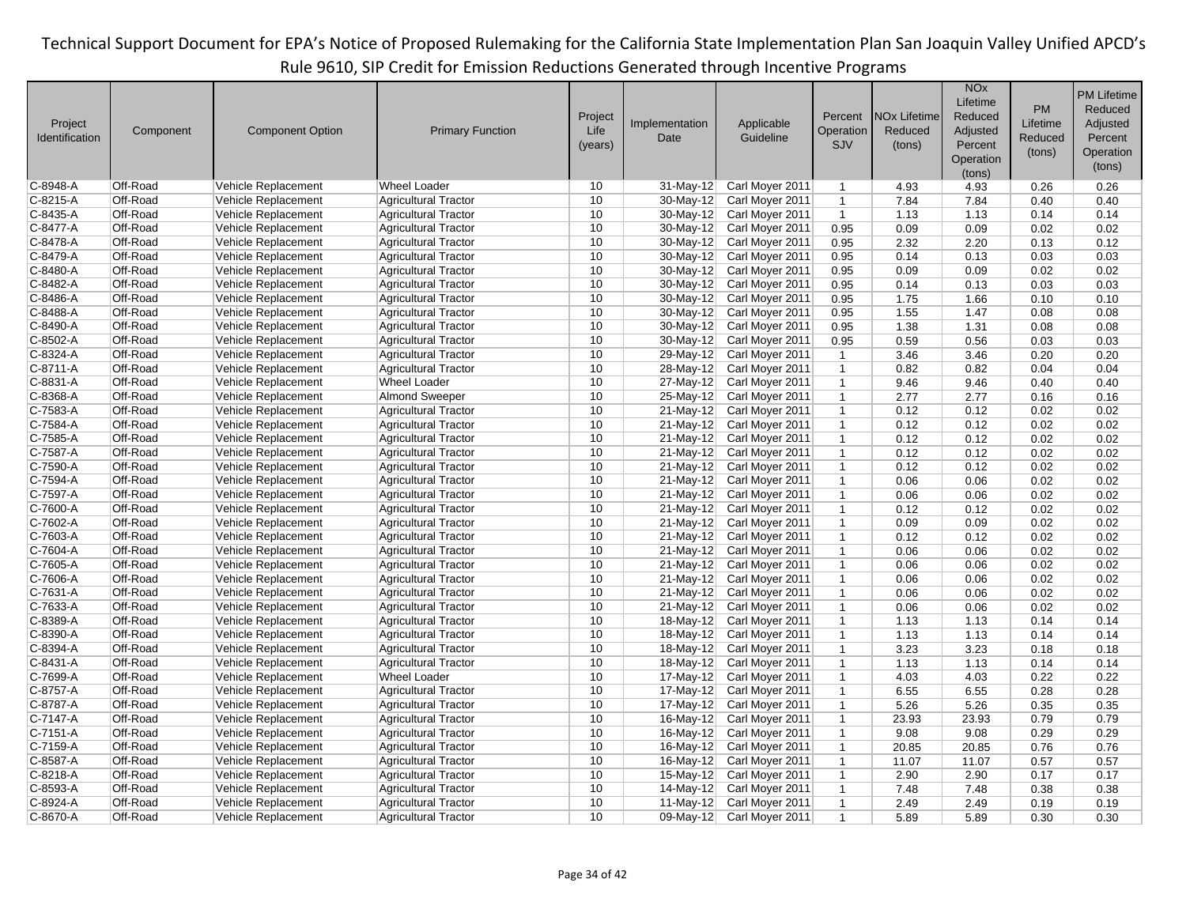| Project Identification | Component | Component Option | Primary Function | Project Life (years) | Implementation Date | Applicable Guideline | Percent Operation SJV | NOx Lifetime Reduced (tons) | NOx Lifetime Reduced Adjusted Percent Operation (tons) | PM Lifetime Reduced (tons) | PM Lifetime Reduced Adjusted Percent Operation (tons) |
|---|---|---|---|---|---|---|---|---|---|---|---|
| C-8948-A | Off-Road | Vehicle Replacement | Wheel Loader | 10 | 31-May-12 | Carl Moyer 2011 | 1 | 4.93 | 4.93 | 0.26 | 0.26 |
| C-8215-A | Off-Road | Vehicle Replacement | Agricultural Tractor | 10 | 30-May-12 | Carl Moyer 2011 | 1 | 7.84 | 7.84 | 0.40 | 0.40 |
| C-8435-A | Off-Road | Vehicle Replacement | Agricultural Tractor | 10 | 30-May-12 | Carl Moyer 2011 | 1 | 1.13 | 1.13 | 0.14 | 0.14 |
| C-8477-A | Off-Road | Vehicle Replacement | Agricultural Tractor | 10 | 30-May-12 | Carl Moyer 2011 | 0.95 | 0.09 | 0.09 | 0.02 | 0.02 |
| C-8478-A | Off-Road | Vehicle Replacement | Agricultural Tractor | 10 | 30-May-12 | Carl Moyer 2011 | 0.95 | 2.32 | 2.20 | 0.13 | 0.12 |
| C-8479-A | Off-Road | Vehicle Replacement | Agricultural Tractor | 10 | 30-May-12 | Carl Moyer 2011 | 0.95 | 0.14 | 0.13 | 0.03 | 0.03 |
| C-8480-A | Off-Road | Vehicle Replacement | Agricultural Tractor | 10 | 30-May-12 | Carl Moyer 2011 | 0.95 | 0.09 | 0.09 | 0.02 | 0.02 |
| C-8482-A | Off-Road | Vehicle Replacement | Agricultural Tractor | 10 | 30-May-12 | Carl Moyer 2011 | 0.95 | 0.14 | 0.13 | 0.03 | 0.03 |
| C-8486-A | Off-Road | Vehicle Replacement | Agricultural Tractor | 10 | 30-May-12 | Carl Moyer 2011 | 0.95 | 1.75 | 1.66 | 0.10 | 0.10 |
| C-8488-A | Off-Road | Vehicle Replacement | Agricultural Tractor | 10 | 30-May-12 | Carl Moyer 2011 | 0.95 | 1.55 | 1.47 | 0.08 | 0.08 |
| C-8490-A | Off-Road | Vehicle Replacement | Agricultural Tractor | 10 | 30-May-12 | Carl Moyer 2011 | 0.95 | 1.38 | 1.31 | 0.08 | 0.08 |
| C-8502-A | Off-Road | Vehicle Replacement | Agricultural Tractor | 10 | 30-May-12 | Carl Moyer 2011 | 0.95 | 0.59 | 0.56 | 0.03 | 0.03 |
| C-8324-A | Off-Road | Vehicle Replacement | Agricultural Tractor | 10 | 29-May-12 | Carl Moyer 2011 | 1 | 3.46 | 3.46 | 0.20 | 0.20 |
| C-8711-A | Off-Road | Vehicle Replacement | Agricultural Tractor | 10 | 28-May-12 | Carl Moyer 2011 | 1 | 0.82 | 0.82 | 0.04 | 0.04 |
| C-8831-A | Off-Road | Vehicle Replacement | Wheel Loader | 10 | 27-May-12 | Carl Moyer 2011 | 1 | 9.46 | 9.46 | 0.40 | 0.40 |
| C-8368-A | Off-Road | Vehicle Replacement | Almond Sweeper | 10 | 25-May-12 | Carl Moyer 2011 | 1 | 2.77 | 2.77 | 0.16 | 0.16 |
| C-7583-A | Off-Road | Vehicle Replacement | Agricultural Tractor | 10 | 21-May-12 | Carl Moyer 2011 | 1 | 0.12 | 0.12 | 0.02 | 0.02 |
| C-7584-A | Off-Road | Vehicle Replacement | Agricultural Tractor | 10 | 21-May-12 | Carl Moyer 2011 | 1 | 0.12 | 0.12 | 0.02 | 0.02 |
| C-7585-A | Off-Road | Vehicle Replacement | Agricultural Tractor | 10 | 21-May-12 | Carl Moyer 2011 | 1 | 0.12 | 0.12 | 0.02 | 0.02 |
| C-7587-A | Off-Road | Vehicle Replacement | Agricultural Tractor | 10 | 21-May-12 | Carl Moyer 2011 | 1 | 0.12 | 0.12 | 0.02 | 0.02 |
| C-7590-A | Off-Road | Vehicle Replacement | Agricultural Tractor | 10 | 21-May-12 | Carl Moyer 2011 | 1 | 0.12 | 0.12 | 0.02 | 0.02 |
| C-7594-A | Off-Road | Vehicle Replacement | Agricultural Tractor | 10 | 21-May-12 | Carl Moyer 2011 | 1 | 0.06 | 0.06 | 0.02 | 0.02 |
| C-7597-A | Off-Road | Vehicle Replacement | Agricultural Tractor | 10 | 21-May-12 | Carl Moyer 2011 | 1 | 0.06 | 0.06 | 0.02 | 0.02 |
| C-7600-A | Off-Road | Vehicle Replacement | Agricultural Tractor | 10 | 21-May-12 | Carl Moyer 2011 | 1 | 0.12 | 0.12 | 0.02 | 0.02 |
| C-7602-A | Off-Road | Vehicle Replacement | Agricultural Tractor | 10 | 21-May-12 | Carl Moyer 2011 | 1 | 0.09 | 0.09 | 0.02 | 0.02 |
| C-7603-A | Off-Road | Vehicle Replacement | Agricultural Tractor | 10 | 21-May-12 | Carl Moyer 2011 | 1 | 0.12 | 0.12 | 0.02 | 0.02 |
| C-7604-A | Off-Road | Vehicle Replacement | Agricultural Tractor | 10 | 21-May-12 | Carl Moyer 2011 | 1 | 0.06 | 0.06 | 0.02 | 0.02 |
| C-7605-A | Off-Road | Vehicle Replacement | Agricultural Tractor | 10 | 21-May-12 | Carl Moyer 2011 | 1 | 0.06 | 0.06 | 0.02 | 0.02 |
| C-7606-A | Off-Road | Vehicle Replacement | Agricultural Tractor | 10 | 21-May-12 | Carl Moyer 2011 | 1 | 0.06 | 0.06 | 0.02 | 0.02 |
| C-7631-A | Off-Road | Vehicle Replacement | Agricultural Tractor | 10 | 21-May-12 | Carl Moyer 2011 | 1 | 0.06 | 0.06 | 0.02 | 0.02 |
| C-7633-A | Off-Road | Vehicle Replacement | Agricultural Tractor | 10 | 21-May-12 | Carl Moyer 2011 | 1 | 0.06 | 0.06 | 0.02 | 0.02 |
| C-8389-A | Off-Road | Vehicle Replacement | Agricultural Tractor | 10 | 18-May-12 | Carl Moyer 2011 | 1 | 1.13 | 1.13 | 0.14 | 0.14 |
| C-8390-A | Off-Road | Vehicle Replacement | Agricultural Tractor | 10 | 18-May-12 | Carl Moyer 2011 | 1 | 1.13 | 1.13 | 0.14 | 0.14 |
| C-8394-A | Off-Road | Vehicle Replacement | Agricultural Tractor | 10 | 18-May-12 | Carl Moyer 2011 | 1 | 3.23 | 3.23 | 0.18 | 0.18 |
| C-8431-A | Off-Road | Vehicle Replacement | Agricultural Tractor | 10 | 18-May-12 | Carl Moyer 2011 | 1 | 1.13 | 1.13 | 0.14 | 0.14 |
| C-7699-A | Off-Road | Vehicle Replacement | Wheel Loader | 10 | 17-May-12 | Carl Moyer 2011 | 1 | 4.03 | 4.03 | 0.22 | 0.22 |
| C-8757-A | Off-Road | Vehicle Replacement | Agricultural Tractor | 10 | 17-May-12 | Carl Moyer 2011 | 1 | 6.55 | 6.55 | 0.28 | 0.28 |
| C-8787-A | Off-Road | Vehicle Replacement | Agricultural Tractor | 10 | 17-May-12 | Carl Moyer 2011 | 1 | 5.26 | 5.26 | 0.35 | 0.35 |
| C-7147-A | Off-Road | Vehicle Replacement | Agricultural Tractor | 10 | 16-May-12 | Carl Moyer 2011 | 1 | 23.93 | 23.93 | 0.79 | 0.79 |
| C-7151-A | Off-Road | Vehicle Replacement | Agricultural Tractor | 10 | 16-May-12 | Carl Moyer 2011 | 1 | 9.08 | 9.08 | 0.29 | 0.29 |
| C-7159-A | Off-Road | Vehicle Replacement | Agricultural Tractor | 10 | 16-May-12 | Carl Moyer 2011 | 1 | 20.85 | 20.85 | 0.76 | 0.76 |
| C-8587-A | Off-Road | Vehicle Replacement | Agricultural Tractor | 10 | 16-May-12 | Carl Moyer 2011 | 1 | 11.07 | 11.07 | 0.57 | 0.57 |
| C-8218-A | Off-Road | Vehicle Replacement | Agricultural Tractor | 10 | 15-May-12 | Carl Moyer 2011 | 1 | 2.90 | 2.90 | 0.17 | 0.17 |
| C-8593-A | Off-Road | Vehicle Replacement | Agricultural Tractor | 10 | 14-May-12 | Carl Moyer 2011 | 1 | 7.48 | 7.48 | 0.38 | 0.38 |
| C-8924-A | Off-Road | Vehicle Replacement | Agricultural Tractor | 10 | 11-May-12 | Carl Moyer 2011 | 1 | 2.49 | 2.49 | 0.19 | 0.19 |
| C-8670-A | Off-Road | Vehicle Replacement | Agricultural Tractor | 10 | 09-May-12 | Carl Moyer 2011 | 1 | 5.89 | 5.89 | 0.30 | 0.30 |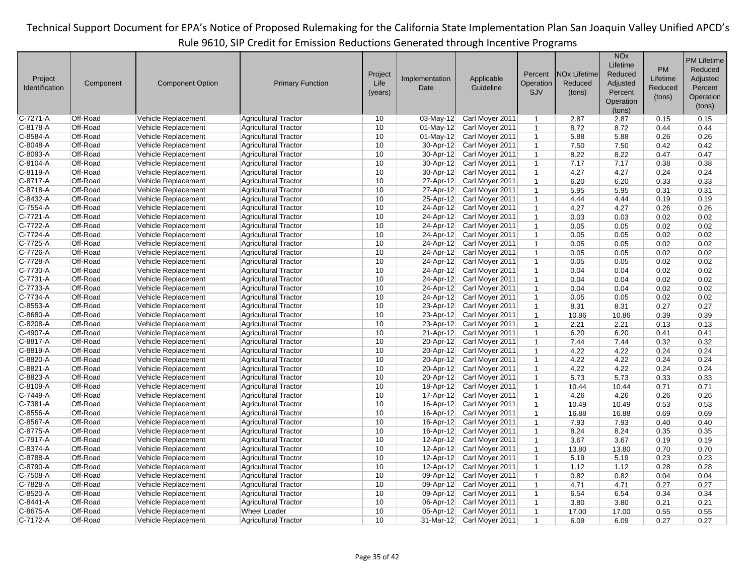| Project Identification | Component | Component Option | Primary Function | Project Life (years) | Implementation Date | Applicable Guideline | Percent Operation SJV | NOx Lifetime Reduced (tons) | NOx Lifetime Reduced Adjusted Percent Operation (tons) | PM Lifetime Reduced (tons) | PM Lifetime Reduced Adjusted Percent Operation (tons) |
|---|---|---|---|---|---|---|---|---|---|---|---|
| C-7271-A | Off-Road | Vehicle Replacement | Agricultural Tractor | 10 | 03-May-12 | Carl Moyer 2011 | 1 | 2.87 | 2.87 | 0.15 | 0.15 |
| C-8178-A | Off-Road | Vehicle Replacement | Agricultural Tractor | 10 | 01-May-12 | Carl Moyer 2011 | 1 | 8.72 | 8.72 | 0.44 | 0.44 |
| C-8584-A | Off-Road | Vehicle Replacement | Agricultural Tractor | 10 | 01-May-12 | Carl Moyer 2011 | 1 | 5.88 | 5.88 | 0.26 | 0.26 |
| C-8048-A | Off-Road | Vehicle Replacement | Agricultural Tractor | 10 | 30-Apr-12 | Carl Moyer 2011 | 1 | 7.50 | 7.50 | 0.42 | 0.42 |
| C-8093-A | Off-Road | Vehicle Replacement | Agricultural Tractor | 10 | 30-Apr-12 | Carl Moyer 2011 | 1 | 8.22 | 8.22 | 0.47 | 0.47 |
| C-8104-A | Off-Road | Vehicle Replacement | Agricultural Tractor | 10 | 30-Apr-12 | Carl Moyer 2011 | 1 | 7.17 | 7.17 | 0.38 | 0.38 |
| C-8119-A | Off-Road | Vehicle Replacement | Agricultural Tractor | 10 | 30-Apr-12 | Carl Moyer 2011 | 1 | 4.27 | 4.27 | 0.24 | 0.24 |
| C-8717-A | Off-Road | Vehicle Replacement | Agricultural Tractor | 10 | 27-Apr-12 | Carl Moyer 2011 | 1 | 6.20 | 6.20 | 0.33 | 0.33 |
| C-8718-A | Off-Road | Vehicle Replacement | Agricultural Tractor | 10 | 27-Apr-12 | Carl Moyer 2011 | 1 | 5.95 | 5.95 | 0.31 | 0.31 |
| C-8432-A | Off-Road | Vehicle Replacement | Agricultural Tractor | 10 | 25-Apr-12 | Carl Moyer 2011 | 1 | 4.44 | 4.44 | 0.19 | 0.19 |
| C-7554-A | Off-Road | Vehicle Replacement | Agricultural Tractor | 10 | 24-Apr-12 | Carl Moyer 2011 | 1 | 4.27 | 4.27 | 0.26 | 0.26 |
| C-7721-A | Off-Road | Vehicle Replacement | Agricultural Tractor | 10 | 24-Apr-12 | Carl Moyer 2011 | 1 | 0.03 | 0.03 | 0.02 | 0.02 |
| C-7722-A | Off-Road | Vehicle Replacement | Agricultural Tractor | 10 | 24-Apr-12 | Carl Moyer 2011 | 1 | 0.05 | 0.05 | 0.02 | 0.02 |
| C-7724-A | Off-Road | Vehicle Replacement | Agricultural Tractor | 10 | 24-Apr-12 | Carl Moyer 2011 | 1 | 0.05 | 0.05 | 0.02 | 0.02 |
| C-7725-A | Off-Road | Vehicle Replacement | Agricultural Tractor | 10 | 24-Apr-12 | Carl Moyer 2011 | 1 | 0.05 | 0.05 | 0.02 | 0.02 |
| C-7726-A | Off-Road | Vehicle Replacement | Agricultural Tractor | 10 | 24-Apr-12 | Carl Moyer 2011 | 1 | 0.05 | 0.05 | 0.02 | 0.02 |
| C-7728-A | Off-Road | Vehicle Replacement | Agricultural Tractor | 10 | 24-Apr-12 | Carl Moyer 2011 | 1 | 0.05 | 0.05 | 0.02 | 0.02 |
| C-7730-A | Off-Road | Vehicle Replacement | Agricultural Tractor | 10 | 24-Apr-12 | Carl Moyer 2011 | 1 | 0.04 | 0.04 | 0.02 | 0.02 |
| C-7731-A | Off-Road | Vehicle Replacement | Agricultural Tractor | 10 | 24-Apr-12 | Carl Moyer 2011 | 1 | 0.04 | 0.04 | 0.02 | 0.02 |
| C-7733-A | Off-Road | Vehicle Replacement | Agricultural Tractor | 10 | 24-Apr-12 | Carl Moyer 2011 | 1 | 0.04 | 0.04 | 0.02 | 0.02 |
| C-7734-A | Off-Road | Vehicle Replacement | Agricultural Tractor | 10 | 24-Apr-12 | Carl Moyer 2011 | 1 | 0.05 | 0.05 | 0.02 | 0.02 |
| C-8553-A | Off-Road | Vehicle Replacement | Agricultural Tractor | 10 | 23-Apr-12 | Carl Moyer 2011 | 1 | 8.31 | 8.31 | 0.27 | 0.27 |
| C-8680-A | Off-Road | Vehicle Replacement | Agricultural Tractor | 10 | 23-Apr-12 | Carl Moyer 2011 | 1 | 10.86 | 10.86 | 0.39 | 0.39 |
| C-8208-A | Off-Road | Vehicle Replacement | Agricultural Tractor | 10 | 23-Apr-12 | Carl Moyer 2011 | 1 | 2.21 | 2.21 | 0.13 | 0.13 |
| C-4907-A | Off-Road | Vehicle Replacement | Agricultural Tractor | 10 | 21-Apr-12 | Carl Moyer 2011 | 1 | 6.20 | 6.20 | 0.41 | 0.41 |
| C-8817-A | Off-Road | Vehicle Replacement | Agricultural Tractor | 10 | 20-Apr-12 | Carl Moyer 2011 | 1 | 7.44 | 7.44 | 0.32 | 0.32 |
| C-8819-A | Off-Road | Vehicle Replacement | Agricultural Tractor | 10 | 20-Apr-12 | Carl Moyer 2011 | 1 | 4.22 | 4.22 | 0.24 | 0.24 |
| C-8820-A | Off-Road | Vehicle Replacement | Agricultural Tractor | 10 | 20-Apr-12 | Carl Moyer 2011 | 1 | 4.22 | 4.22 | 0.24 | 0.24 |
| C-8821-A | Off-Road | Vehicle Replacement | Agricultural Tractor | 10 | 20-Apr-12 | Carl Moyer 2011 | 1 | 4.22 | 4.22 | 0.24 | 0.24 |
| C-8823-A | Off-Road | Vehicle Replacement | Agricultural Tractor | 10 | 20-Apr-12 | Carl Moyer 2011 | 1 | 5.73 | 5.73 | 0.33 | 0.33 |
| C-8109-A | Off-Road | Vehicle Replacement | Agricultural Tractor | 10 | 18-Apr-12 | Carl Moyer 2011 | 1 | 10.44 | 10.44 | 0.71 | 0.71 |
| C-7449-A | Off-Road | Vehicle Replacement | Agricultural Tractor | 10 | 17-Apr-12 | Carl Moyer 2011 | 1 | 4.26 | 4.26 | 0.26 | 0.26 |
| C-7381-A | Off-Road | Vehicle Replacement | Agricultural Tractor | 10 | 16-Apr-12 | Carl Moyer 2011 | 1 | 10.49 | 10.49 | 0.53 | 0.53 |
| C-8556-A | Off-Road | Vehicle Replacement | Agricultural Tractor | 10 | 16-Apr-12 | Carl Moyer 2011 | 1 | 16.88 | 16.88 | 0.69 | 0.69 |
| C-8567-A | Off-Road | Vehicle Replacement | Agricultural Tractor | 10 | 16-Apr-12 | Carl Moyer 2011 | 1 | 7.93 | 7.93 | 0.40 | 0.40 |
| C-8775-A | Off-Road | Vehicle Replacement | Agricultural Tractor | 10 | 16-Apr-12 | Carl Moyer 2011 | 1 | 8.24 | 8.24 | 0.35 | 0.35 |
| C-7917-A | Off-Road | Vehicle Replacement | Agricultural Tractor | 10 | 12-Apr-12 | Carl Moyer 2011 | 1 | 3.67 | 3.67 | 0.19 | 0.19 |
| C-8374-A | Off-Road | Vehicle Replacement | Agricultural Tractor | 10 | 12-Apr-12 | Carl Moyer 2011 | 1 | 13.80 | 13.80 | 0.70 | 0.70 |
| C-8788-A | Off-Road | Vehicle Replacement | Agricultural Tractor | 10 | 12-Apr-12 | Carl Moyer 2011 | 1 | 5.19 | 5.19 | 0.23 | 0.23 |
| C-8790-A | Off-Road | Vehicle Replacement | Agricultural Tractor | 10 | 12-Apr-12 | Carl Moyer 2011 | 1 | 1.12 | 1.12 | 0.28 | 0.28 |
| C-7508-A | Off-Road | Vehicle Replacement | Agricultural Tractor | 10 | 09-Apr-12 | Carl Moyer 2011 | 1 | 0.82 | 0.82 | 0.04 | 0.04 |
| C-7828-A | Off-Road | Vehicle Replacement | Agricultural Tractor | 10 | 09-Apr-12 | Carl Moyer 2011 | 1 | 4.71 | 4.71 | 0.27 | 0.27 |
| C-8520-A | Off-Road | Vehicle Replacement | Agricultural Tractor | 10 | 09-Apr-12 | Carl Moyer 2011 | 1 | 6.54 | 6.54 | 0.34 | 0.34 |
| C-8441-A | Off-Road | Vehicle Replacement | Agricultural Tractor | 10 | 06-Apr-12 | Carl Moyer 2011 | 1 | 3.80 | 3.80 | 0.21 | 0.21 |
| C-8675-A | Off-Road | Vehicle Replacement | Wheel Loader | 10 | 05-Apr-12 | Carl Moyer 2011 | 1 | 17.00 | 17.00 | 0.55 | 0.55 |
| C-7172-A | Off-Road | Vehicle Replacement | Agricultural Tractor | 10 | 31-Mar-12 | Carl Moyer 2011 | 1 | 6.09 | 6.09 | 0.27 | 0.27 |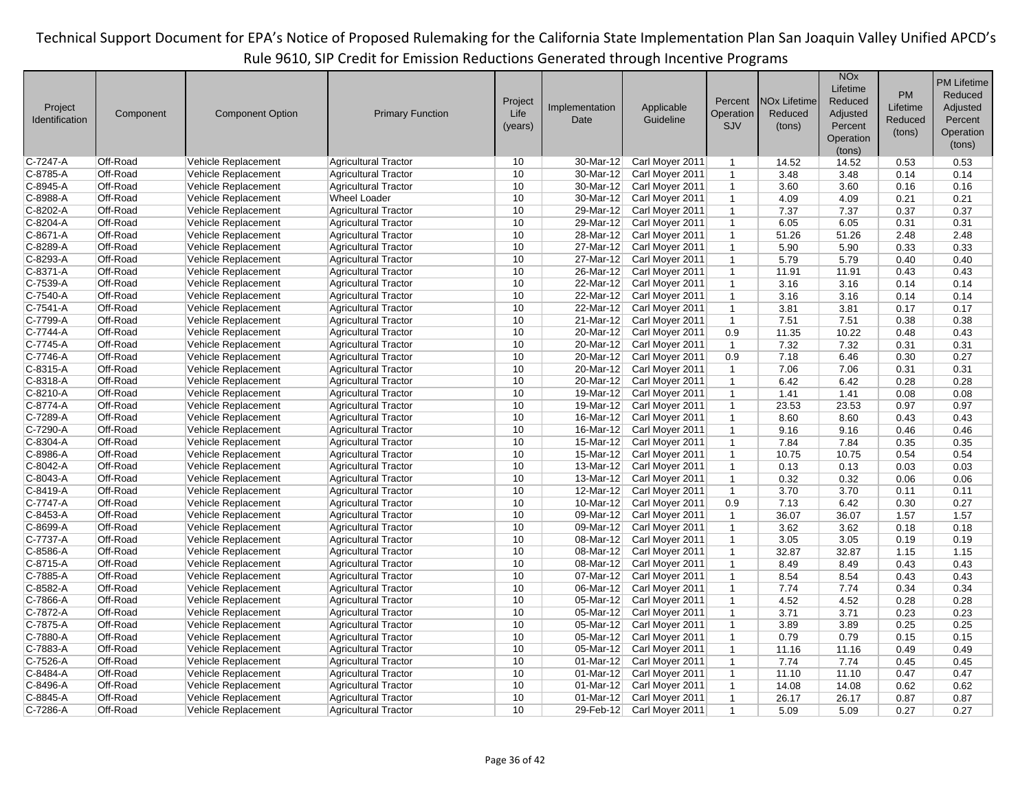Technical Support Document for EPA's Notice of Proposed Rulemaking for the California State Implementation Plan San Joaquin Valley Unified APCD's Rule 9610, SIP Credit for Emission Reductions Generated through Incentive Programs

| Project Identification | Component | Component Option | Primary Function | Project Life (years) | Implementation Date | Applicable Guideline | Percent Operation SJV | NOx Lifetime Reduced (tons) | NOx Lifetime Reduced Adjusted Percent Operation (tons) | PM Lifetime Reduced (tons) | PM Lifetime Reduced Adjusted Percent Operation (tons) |
|---|---|---|---|---|---|---|---|---|---|---|---|
| C-7247-A | Off-Road | Vehicle Replacement | Agricultural Tractor | 10 | 30-Mar-12 | Carl Moyer 2011 | 1 | 14.52 | 14.52 | 0.53 | 0.53 |
| C-8785-A | Off-Road | Vehicle Replacement | Agricultural Tractor | 10 | 30-Mar-12 | Carl Moyer 2011 | 1 | 3.48 | 3.48 | 0.14 | 0.14 |
| C-8945-A | Off-Road | Vehicle Replacement | Agricultural Tractor | 10 | 30-Mar-12 | Carl Moyer 2011 | 1 | 3.60 | 3.60 | 0.16 | 0.16 |
| C-8988-A | Off-Road | Vehicle Replacement | Wheel Loader | 10 | 30-Mar-12 | Carl Moyer 2011 | 1 | 4.09 | 4.09 | 0.21 | 0.21 |
| C-8202-A | Off-Road | Vehicle Replacement | Agricultural Tractor | 10 | 29-Mar-12 | Carl Moyer 2011 | 1 | 7.37 | 7.37 | 0.37 | 0.37 |
| C-8204-A | Off-Road | Vehicle Replacement | Agricultural Tractor | 10 | 29-Mar-12 | Carl Moyer 2011 | 1 | 6.05 | 6.05 | 0.31 | 0.31 |
| C-8671-A | Off-Road | Vehicle Replacement | Agricultural Tractor | 10 | 28-Mar-12 | Carl Moyer 2011 | 1 | 51.26 | 51.26 | 2.48 | 2.48 |
| C-8289-A | Off-Road | Vehicle Replacement | Agricultural Tractor | 10 | 27-Mar-12 | Carl Moyer 2011 | 1 | 5.90 | 5.90 | 0.33 | 0.33 |
| C-8293-A | Off-Road | Vehicle Replacement | Agricultural Tractor | 10 | 27-Mar-12 | Carl Moyer 2011 | 1 | 5.79 | 5.79 | 0.40 | 0.40 |
| C-8371-A | Off-Road | Vehicle Replacement | Agricultural Tractor | 10 | 26-Mar-12 | Carl Moyer 2011 | 1 | 11.91 | 11.91 | 0.43 | 0.43 |
| C-7539-A | Off-Road | Vehicle Replacement | Agricultural Tractor | 10 | 22-Mar-12 | Carl Moyer 2011 | 1 | 3.16 | 3.16 | 0.14 | 0.14 |
| C-7540-A | Off-Road | Vehicle Replacement | Agricultural Tractor | 10 | 22-Mar-12 | Carl Moyer 2011 | 1 | 3.16 | 3.16 | 0.14 | 0.14 |
| C-7541-A | Off-Road | Vehicle Replacement | Agricultural Tractor | 10 | 22-Mar-12 | Carl Moyer 2011 | 1 | 3.81 | 3.81 | 0.17 | 0.17 |
| C-7799-A | Off-Road | Vehicle Replacement | Agricultural Tractor | 10 | 21-Mar-12 | Carl Moyer 2011 | 1 | 7.51 | 7.51 | 0.38 | 0.38 |
| C-7744-A | Off-Road | Vehicle Replacement | Agricultural Tractor | 10 | 20-Mar-12 | Carl Moyer 2011 | 0.9 | 11.35 | 10.22 | 0.48 | 0.43 |
| C-7745-A | Off-Road | Vehicle Replacement | Agricultural Tractor | 10 | 20-Mar-12 | Carl Moyer 2011 | 1 | 7.32 | 7.32 | 0.31 | 0.31 |
| C-7746-A | Off-Road | Vehicle Replacement | Agricultural Tractor | 10 | 20-Mar-12 | Carl Moyer 2011 | 0.9 | 7.18 | 6.46 | 0.30 | 0.27 |
| C-8315-A | Off-Road | Vehicle Replacement | Agricultural Tractor | 10 | 20-Mar-12 | Carl Moyer 2011 | 1 | 7.06 | 7.06 | 0.31 | 0.31 |
| C-8318-A | Off-Road | Vehicle Replacement | Agricultural Tractor | 10 | 20-Mar-12 | Carl Moyer 2011 | 1 | 6.42 | 6.42 | 0.28 | 0.28 |
| C-8210-A | Off-Road | Vehicle Replacement | Agricultural Tractor | 10 | 19-Mar-12 | Carl Moyer 2011 | 1 | 1.41 | 1.41 | 0.08 | 0.08 |
| C-8774-A | Off-Road | Vehicle Replacement | Agricultural Tractor | 10 | 19-Mar-12 | Carl Moyer 2011 | 1 | 23.53 | 23.53 | 0.97 | 0.97 |
| C-7289-A | Off-Road | Vehicle Replacement | Agricultural Tractor | 10 | 16-Mar-12 | Carl Moyer 2011 | 1 | 8.60 | 8.60 | 0.43 | 0.43 |
| C-7290-A | Off-Road | Vehicle Replacement | Agricultural Tractor | 10 | 16-Mar-12 | Carl Moyer 2011 | 1 | 9.16 | 9.16 | 0.46 | 0.46 |
| C-8304-A | Off-Road | Vehicle Replacement | Agricultural Tractor | 10 | 15-Mar-12 | Carl Moyer 2011 | 1 | 7.84 | 7.84 | 0.35 | 0.35 |
| C-8986-A | Off-Road | Vehicle Replacement | Agricultural Tractor | 10 | 15-Mar-12 | Carl Moyer 2011 | 1 | 10.75 | 10.75 | 0.54 | 0.54 |
| C-8042-A | Off-Road | Vehicle Replacement | Agricultural Tractor | 10 | 13-Mar-12 | Carl Moyer 2011 | 1 | 0.13 | 0.13 | 0.03 | 0.03 |
| C-8043-A | Off-Road | Vehicle Replacement | Agricultural Tractor | 10 | 13-Mar-12 | Carl Moyer 2011 | 1 | 0.32 | 0.32 | 0.06 | 0.06 |
| C-8419-A | Off-Road | Vehicle Replacement | Agricultural Tractor | 10 | 12-Mar-12 | Carl Moyer 2011 | 1 | 3.70 | 3.70 | 0.11 | 0.11 |
| C-7747-A | Off-Road | Vehicle Replacement | Agricultural Tractor | 10 | 10-Mar-12 | Carl Moyer 2011 | 0.9 | 7.13 | 6.42 | 0.30 | 0.27 |
| C-8453-A | Off-Road | Vehicle Replacement | Agricultural Tractor | 10 | 09-Mar-12 | Carl Moyer 2011 | 1 | 36.07 | 36.07 | 1.57 | 1.57 |
| C-8699-A | Off-Road | Vehicle Replacement | Agricultural Tractor | 10 | 09-Mar-12 | Carl Moyer 2011 | 1 | 3.62 | 3.62 | 0.18 | 0.18 |
| C-7737-A | Off-Road | Vehicle Replacement | Agricultural Tractor | 10 | 08-Mar-12 | Carl Moyer 2011 | 1 | 3.05 | 3.05 | 0.19 | 0.19 |
| C-8586-A | Off-Road | Vehicle Replacement | Agricultural Tractor | 10 | 08-Mar-12 | Carl Moyer 2011 | 1 | 32.87 | 32.87 | 1.15 | 1.15 |
| C-8715-A | Off-Road | Vehicle Replacement | Agricultural Tractor | 10 | 08-Mar-12 | Carl Moyer 2011 | 1 | 8.49 | 8.49 | 0.43 | 0.43 |
| C-7885-A | Off-Road | Vehicle Replacement | Agricultural Tractor | 10 | 07-Mar-12 | Carl Moyer 2011 | 1 | 8.54 | 8.54 | 0.43 | 0.43 |
| C-8582-A | Off-Road | Vehicle Replacement | Agricultural Tractor | 10 | 06-Mar-12 | Carl Moyer 2011 | 1 | 7.74 | 7.74 | 0.34 | 0.34 |
| C-7866-A | Off-Road | Vehicle Replacement | Agricultural Tractor | 10 | 05-Mar-12 | Carl Moyer 2011 | 1 | 4.52 | 4.52 | 0.28 | 0.28 |
| C-7872-A | Off-Road | Vehicle Replacement | Agricultural Tractor | 10 | 05-Mar-12 | Carl Moyer 2011 | 1 | 3.71 | 3.71 | 0.23 | 0.23 |
| C-7875-A | Off-Road | Vehicle Replacement | Agricultural Tractor | 10 | 05-Mar-12 | Carl Moyer 2011 | 1 | 3.89 | 3.89 | 0.25 | 0.25 |
| C-7880-A | Off-Road | Vehicle Replacement | Agricultural Tractor | 10 | 05-Mar-12 | Carl Moyer 2011 | 1 | 0.79 | 0.79 | 0.15 | 0.15 |
| C-7883-A | Off-Road | Vehicle Replacement | Agricultural Tractor | 10 | 05-Mar-12 | Carl Moyer 2011 | 1 | 11.16 | 11.16 | 0.49 | 0.49 |
| C-7526-A | Off-Road | Vehicle Replacement | Agricultural Tractor | 10 | 01-Mar-12 | Carl Moyer 2011 | 1 | 7.74 | 7.74 | 0.45 | 0.45 |
| C-8484-A | Off-Road | Vehicle Replacement | Agricultural Tractor | 10 | 01-Mar-12 | Carl Moyer 2011 | 1 | 11.10 | 11.10 | 0.47 | 0.47 |
| C-8496-A | Off-Road | Vehicle Replacement | Agricultural Tractor | 10 | 01-Mar-12 | Carl Moyer 2011 | 1 | 14.08 | 14.08 | 0.62 | 0.62 |
| C-8845-A | Off-Road | Vehicle Replacement | Agricultural Tractor | 10 | 01-Mar-12 | Carl Moyer 2011 | 1 | 26.17 | 26.17 | 0.87 | 0.87 |
| C-7286-A | Off-Road | Vehicle Replacement | Agricultural Tractor | 10 | 29-Feb-12 | Carl Moyer 2011 | 1 | 5.09 | 5.09 | 0.27 | 0.27 |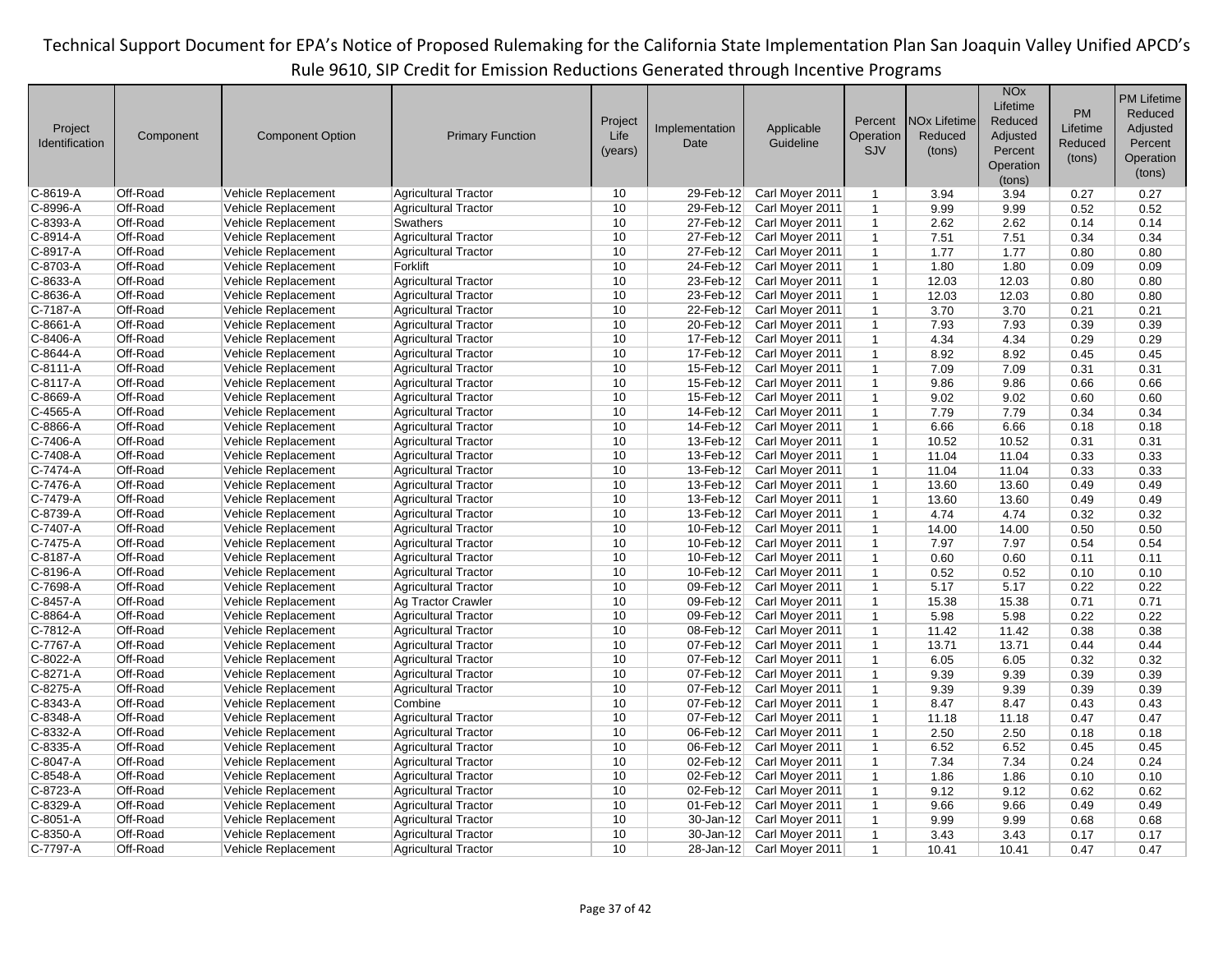| Project Identification | Component | Component Option | Primary Function | Project Life (years) | Implementation Date | Applicable Guideline | Percent Operation SJV | NOx Lifetime Reduced (tons) | NOx Lifetime Reduced Adjusted Percent Operation (tons) | PM Lifetime Reduced (tons) | PM Lifetime Reduced Adjusted Percent Operation (tons) |
|---|---|---|---|---|---|---|---|---|---|---|---|
| C-8619-A | Off-Road | Vehicle Replacement | Agricultural Tractor | 10 | 29-Feb-12 | Carl Moyer 2011 | 1 | 3.94 | 3.94 | 0.27 | 0.27 |
| C-8996-A | Off-Road | Vehicle Replacement | Agricultural Tractor | 10 | 29-Feb-12 | Carl Moyer 2011 | 1 | 9.99 | 9.99 | 0.52 | 0.52 |
| C-8393-A | Off-Road | Vehicle Replacement | Swathers | 10 | 27-Feb-12 | Carl Moyer 2011 | 1 | 2.62 | 2.62 | 0.14 | 0.14 |
| C-8914-A | Off-Road | Vehicle Replacement | Agricultural Tractor | 10 | 27-Feb-12 | Carl Moyer 2011 | 1 | 7.51 | 7.51 | 0.34 | 0.34 |
| C-8917-A | Off-Road | Vehicle Replacement | Agricultural Tractor | 10 | 27-Feb-12 | Carl Moyer 2011 | 1 | 1.77 | 1.77 | 0.80 | 0.80 |
| C-8703-A | Off-Road | Vehicle Replacement | Forklift | 10 | 24-Feb-12 | Carl Moyer 2011 | 1 | 1.80 | 1.80 | 0.09 | 0.09 |
| C-8633-A | Off-Road | Vehicle Replacement | Agricultural Tractor | 10 | 23-Feb-12 | Carl Moyer 2011 | 1 | 12.03 | 12.03 | 0.80 | 0.80 |
| C-8636-A | Off-Road | Vehicle Replacement | Agricultural Tractor | 10 | 23-Feb-12 | Carl Moyer 2011 | 1 | 12.03 | 12.03 | 0.80 | 0.80 |
| C-7187-A | Off-Road | Vehicle Replacement | Agricultural Tractor | 10 | 22-Feb-12 | Carl Moyer 2011 | 1 | 3.70 | 3.70 | 0.21 | 0.21 |
| C-8661-A | Off-Road | Vehicle Replacement | Agricultural Tractor | 10 | 20-Feb-12 | Carl Moyer 2011 | 1 | 7.93 | 7.93 | 0.39 | 0.39 |
| C-8406-A | Off-Road | Vehicle Replacement | Agricultural Tractor | 10 | 17-Feb-12 | Carl Moyer 2011 | 1 | 4.34 | 4.34 | 0.29 | 0.29 |
| C-8644-A | Off-Road | Vehicle Replacement | Agricultural Tractor | 10 | 17-Feb-12 | Carl Moyer 2011 | 1 | 8.92 | 8.92 | 0.45 | 0.45 |
| C-8111-A | Off-Road | Vehicle Replacement | Agricultural Tractor | 10 | 15-Feb-12 | Carl Moyer 2011 | 1 | 7.09 | 7.09 | 0.31 | 0.31 |
| C-8117-A | Off-Road | Vehicle Replacement | Agricultural Tractor | 10 | 15-Feb-12 | Carl Moyer 2011 | 1 | 9.86 | 9.86 | 0.66 | 0.66 |
| C-8669-A | Off-Road | Vehicle Replacement | Agricultural Tractor | 10 | 15-Feb-12 | Carl Moyer 2011 | 1 | 9.02 | 9.02 | 0.60 | 0.60 |
| C-4565-A | Off-Road | Vehicle Replacement | Agricultural Tractor | 10 | 14-Feb-12 | Carl Moyer 2011 | 1 | 7.79 | 7.79 | 0.34 | 0.34 |
| C-8866-A | Off-Road | Vehicle Replacement | Agricultural Tractor | 10 | 14-Feb-12 | Carl Moyer 2011 | 1 | 6.66 | 6.66 | 0.18 | 0.18 |
| C-7406-A | Off-Road | Vehicle Replacement | Agricultural Tractor | 10 | 13-Feb-12 | Carl Moyer 2011 | 1 | 10.52 | 10.52 | 0.31 | 0.31 |
| C-7408-A | Off-Road | Vehicle Replacement | Agricultural Tractor | 10 | 13-Feb-12 | Carl Moyer 2011 | 1 | 11.04 | 11.04 | 0.33 | 0.33 |
| C-7474-A | Off-Road | Vehicle Replacement | Agricultural Tractor | 10 | 13-Feb-12 | Carl Moyer 2011 | 1 | 11.04 | 11.04 | 0.33 | 0.33 |
| C-7476-A | Off-Road | Vehicle Replacement | Agricultural Tractor | 10 | 13-Feb-12 | Carl Moyer 2011 | 1 | 13.60 | 13.60 | 0.49 | 0.49 |
| C-7479-A | Off-Road | Vehicle Replacement | Agricultural Tractor | 10 | 13-Feb-12 | Carl Moyer 2011 | 1 | 13.60 | 13.60 | 0.49 | 0.49 |
| C-8739-A | Off-Road | Vehicle Replacement | Agricultural Tractor | 10 | 13-Feb-12 | Carl Moyer 2011 | 1 | 4.74 | 4.74 | 0.32 | 0.32 |
| C-7407-A | Off-Road | Vehicle Replacement | Agricultural Tractor | 10 | 10-Feb-12 | Carl Moyer 2011 | 1 | 14.00 | 14.00 | 0.50 | 0.50 |
| C-7475-A | Off-Road | Vehicle Replacement | Agricultural Tractor | 10 | 10-Feb-12 | Carl Moyer 2011 | 1 | 7.97 | 7.97 | 0.54 | 0.54 |
| C-8187-A | Off-Road | Vehicle Replacement | Agricultural Tractor | 10 | 10-Feb-12 | Carl Moyer 2011 | 1 | 0.60 | 0.60 | 0.11 | 0.11 |
| C-8196-A | Off-Road | Vehicle Replacement | Agricultural Tractor | 10 | 10-Feb-12 | Carl Moyer 2011 | 1 | 0.52 | 0.52 | 0.10 | 0.10 |
| C-7698-A | Off-Road | Vehicle Replacement | Agricultural Tractor | 10 | 09-Feb-12 | Carl Moyer 2011 | 1 | 5.17 | 5.17 | 0.22 | 0.22 |
| C-8457-A | Off-Road | Vehicle Replacement | Ag Tractor Crawler | 10 | 09-Feb-12 | Carl Moyer 2011 | 1 | 15.38 | 15.38 | 0.71 | 0.71 |
| C-8864-A | Off-Road | Vehicle Replacement | Agricultural Tractor | 10 | 09-Feb-12 | Carl Moyer 2011 | 1 | 5.98 | 5.98 | 0.22 | 0.22 |
| C-7812-A | Off-Road | Vehicle Replacement | Agricultural Tractor | 10 | 08-Feb-12 | Carl Moyer 2011 | 1 | 11.42 | 11.42 | 0.38 | 0.38 |
| C-7767-A | Off-Road | Vehicle Replacement | Agricultural Tractor | 10 | 07-Feb-12 | Carl Moyer 2011 | 1 | 13.71 | 13.71 | 0.44 | 0.44 |
| C-8022-A | Off-Road | Vehicle Replacement | Agricultural Tractor | 10 | 07-Feb-12 | Carl Moyer 2011 | 1 | 6.05 | 6.05 | 0.32 | 0.32 |
| C-8271-A | Off-Road | Vehicle Replacement | Agricultural Tractor | 10 | 07-Feb-12 | Carl Moyer 2011 | 1 | 9.39 | 9.39 | 0.39 | 0.39 |
| C-8275-A | Off-Road | Vehicle Replacement | Agricultural Tractor | 10 | 07-Feb-12 | Carl Moyer 2011 | 1 | 9.39 | 9.39 | 0.39 | 0.39 |
| C-8343-A | Off-Road | Vehicle Replacement | Combine | 10 | 07-Feb-12 | Carl Moyer 2011 | 1 | 8.47 | 8.47 | 0.43 | 0.43 |
| C-8348-A | Off-Road | Vehicle Replacement | Agricultural Tractor | 10 | 07-Feb-12 | Carl Moyer 2011 | 1 | 11.18 | 11.18 | 0.47 | 0.47 |
| C-8332-A | Off-Road | Vehicle Replacement | Agricultural Tractor | 10 | 06-Feb-12 | Carl Moyer 2011 | 1 | 2.50 | 2.50 | 0.18 | 0.18 |
| C-8335-A | Off-Road | Vehicle Replacement | Agricultural Tractor | 10 | 06-Feb-12 | Carl Moyer 2011 | 1 | 6.52 | 6.52 | 0.45 | 0.45 |
| C-8047-A | Off-Road | Vehicle Replacement | Agricultural Tractor | 10 | 02-Feb-12 | Carl Moyer 2011 | 1 | 7.34 | 7.34 | 0.24 | 0.24 |
| C-8548-A | Off-Road | Vehicle Replacement | Agricultural Tractor | 10 | 02-Feb-12 | Carl Moyer 2011 | 1 | 1.86 | 1.86 | 0.10 | 0.10 |
| C-8723-A | Off-Road | Vehicle Replacement | Agricultural Tractor | 10 | 02-Feb-12 | Carl Moyer 2011 | 1 | 9.12 | 9.12 | 0.62 | 0.62 |
| C-8329-A | Off-Road | Vehicle Replacement | Agricultural Tractor | 10 | 01-Feb-12 | Carl Moyer 2011 | 1 | 9.66 | 9.66 | 0.49 | 0.49 |
| C-8051-A | Off-Road | Vehicle Replacement | Agricultural Tractor | 10 | 30-Jan-12 | Carl Moyer 2011 | 1 | 9.99 | 9.99 | 0.68 | 0.68 |
| C-8350-A | Off-Road | Vehicle Replacement | Agricultural Tractor | 10 | 30-Jan-12 | Carl Moyer 2011 | 1 | 3.43 | 3.43 | 0.17 | 0.17 |
| C-7797-A | Off-Road | Vehicle Replacement | Agricultural Tractor | 10 | 28-Jan-12 | Carl Moyer 2011 | 1 | 10.41 | 10.41 | 0.47 | 0.47 |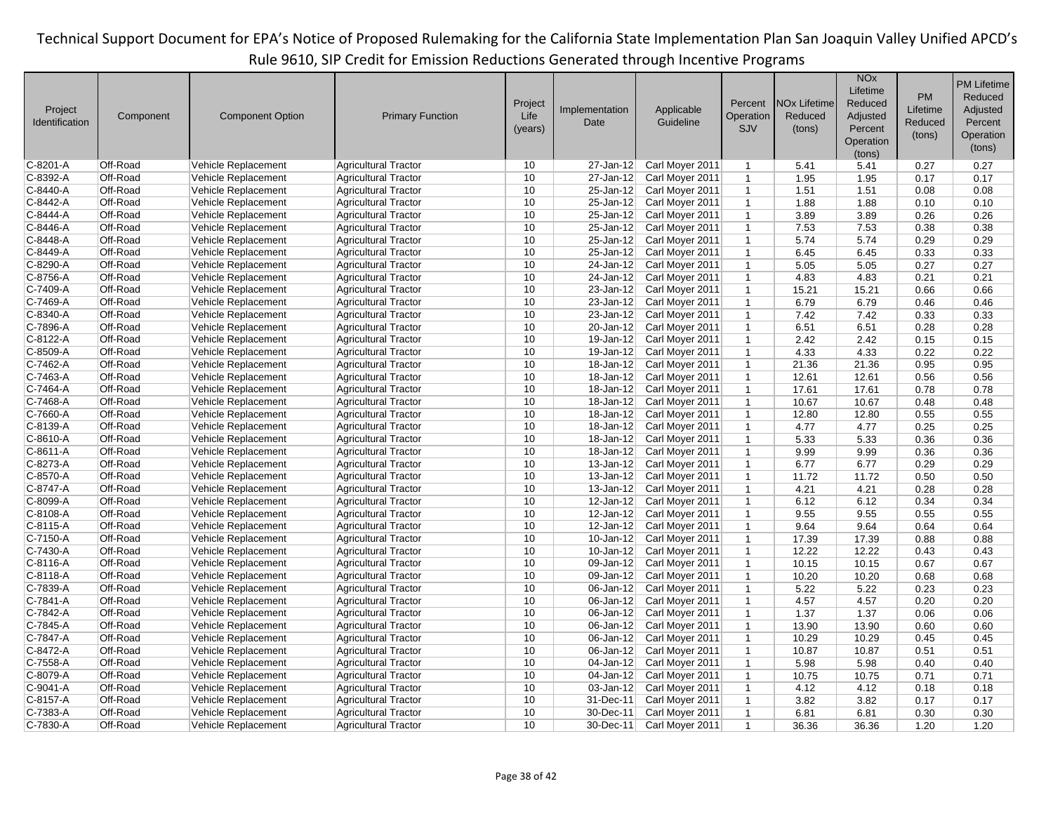| Project Identification | Component | Component Option | Primary Function | Project Life (years) | Implementation Date | Applicable Guideline | Percent Operation SJV | NOx Lifetime Reduced (tons) | NOx Lifetime Reduced Adjusted Percent Operation (tons) | PM Lifetime Reduced (tons) | PM Lifetime Reduced Adjusted Percent Operation (tons) |
|---|---|---|---|---|---|---|---|---|---|---|---|
| C-8201-A | Off-Road | Vehicle Replacement | Agricultural Tractor | 10 | 27-Jan-12 | Carl Moyer 2011 | 1 | 5.41 | 5.41 | 0.27 | 0.27 |
| C-8392-A | Off-Road | Vehicle Replacement | Agricultural Tractor | 10 | 27-Jan-12 | Carl Moyer 2011 | 1 | 1.95 | 1.95 | 0.17 | 0.17 |
| C-8440-A | Off-Road | Vehicle Replacement | Agricultural Tractor | 10 | 25-Jan-12 | Carl Moyer 2011 | 1 | 1.51 | 1.51 | 0.08 | 0.08 |
| C-8442-A | Off-Road | Vehicle Replacement | Agricultural Tractor | 10 | 25-Jan-12 | Carl Moyer 2011 | 1 | 1.88 | 1.88 | 0.10 | 0.10 |
| C-8444-A | Off-Road | Vehicle Replacement | Agricultural Tractor | 10 | 25-Jan-12 | Carl Moyer 2011 | 1 | 3.89 | 3.89 | 0.26 | 0.26 |
| C-8446-A | Off-Road | Vehicle Replacement | Agricultural Tractor | 10 | 25-Jan-12 | Carl Moyer 2011 | 1 | 7.53 | 7.53 | 0.38 | 0.38 |
| C-8448-A | Off-Road | Vehicle Replacement | Agricultural Tractor | 10 | 25-Jan-12 | Carl Moyer 2011 | 1 | 5.74 | 5.74 | 0.29 | 0.29 |
| C-8449-A | Off-Road | Vehicle Replacement | Agricultural Tractor | 10 | 25-Jan-12 | Carl Moyer 2011 | 1 | 6.45 | 6.45 | 0.33 | 0.33 |
| C-8290-A | Off-Road | Vehicle Replacement | Agricultural Tractor | 10 | 24-Jan-12 | Carl Moyer 2011 | 1 | 5.05 | 5.05 | 0.27 | 0.27 |
| C-8756-A | Off-Road | Vehicle Replacement | Agricultural Tractor | 10 | 24-Jan-12 | Carl Moyer 2011 | 1 | 4.83 | 4.83 | 0.21 | 0.21 |
| C-7409-A | Off-Road | Vehicle Replacement | Agricultural Tractor | 10 | 23-Jan-12 | Carl Moyer 2011 | 1 | 15.21 | 15.21 | 0.66 | 0.66 |
| C-7469-A | Off-Road | Vehicle Replacement | Agricultural Tractor | 10 | 23-Jan-12 | Carl Moyer 2011 | 1 | 6.79 | 6.79 | 0.46 | 0.46 |
| C-8340-A | Off-Road | Vehicle Replacement | Agricultural Tractor | 10 | 23-Jan-12 | Carl Moyer 2011 | 1 | 7.42 | 7.42 | 0.33 | 0.33 |
| C-7896-A | Off-Road | Vehicle Replacement | Agricultural Tractor | 10 | 20-Jan-12 | Carl Moyer 2011 | 1 | 6.51 | 6.51 | 0.28 | 0.28 |
| C-8122-A | Off-Road | Vehicle Replacement | Agricultural Tractor | 10 | 19-Jan-12 | Carl Moyer 2011 | 1 | 2.42 | 2.42 | 0.15 | 0.15 |
| C-8509-A | Off-Road | Vehicle Replacement | Agricultural Tractor | 10 | 19-Jan-12 | Carl Moyer 2011 | 1 | 4.33 | 4.33 | 0.22 | 0.22 |
| C-7462-A | Off-Road | Vehicle Replacement | Agricultural Tractor | 10 | 18-Jan-12 | Carl Moyer 2011 | 1 | 21.36 | 21.36 | 0.95 | 0.95 |
| C-7463-A | Off-Road | Vehicle Replacement | Agricultural Tractor | 10 | 18-Jan-12 | Carl Moyer 2011 | 1 | 12.61 | 12.61 | 0.56 | 0.56 |
| C-7464-A | Off-Road | Vehicle Replacement | Agricultural Tractor | 10 | 18-Jan-12 | Carl Moyer 2011 | 1 | 17.61 | 17.61 | 0.78 | 0.78 |
| C-7468-A | Off-Road | Vehicle Replacement | Agricultural Tractor | 10 | 18-Jan-12 | Carl Moyer 2011 | 1 | 10.67 | 10.67 | 0.48 | 0.48 |
| C-7660-A | Off-Road | Vehicle Replacement | Agricultural Tractor | 10 | 18-Jan-12 | Carl Moyer 2011 | 1 | 12.80 | 12.80 | 0.55 | 0.55 |
| C-8139-A | Off-Road | Vehicle Replacement | Agricultural Tractor | 10 | 18-Jan-12 | Carl Moyer 2011 | 1 | 4.77 | 4.77 | 0.25 | 0.25 |
| C-8610-A | Off-Road | Vehicle Replacement | Agricultural Tractor | 10 | 18-Jan-12 | Carl Moyer 2011 | 1 | 5.33 | 5.33 | 0.36 | 0.36 |
| C-8611-A | Off-Road | Vehicle Replacement | Agricultural Tractor | 10 | 18-Jan-12 | Carl Moyer 2011 | 1 | 9.99 | 9.99 | 0.36 | 0.36 |
| C-8273-A | Off-Road | Vehicle Replacement | Agricultural Tractor | 10 | 13-Jan-12 | Carl Moyer 2011 | 1 | 6.77 | 6.77 | 0.29 | 0.29 |
| C-8570-A | Off-Road | Vehicle Replacement | Agricultural Tractor | 10 | 13-Jan-12 | Carl Moyer 2011 | 1 | 11.72 | 11.72 | 0.50 | 0.50 |
| C-8747-A | Off-Road | Vehicle Replacement | Agricultural Tractor | 10 | 13-Jan-12 | Carl Moyer 2011 | 1 | 4.21 | 4.21 | 0.28 | 0.28 |
| C-8099-A | Off-Road | Vehicle Replacement | Agricultural Tractor | 10 | 12-Jan-12 | Carl Moyer 2011 | 1 | 6.12 | 6.12 | 0.34 | 0.34 |
| C-8108-A | Off-Road | Vehicle Replacement | Agricultural Tractor | 10 | 12-Jan-12 | Carl Moyer 2011 | 1 | 9.55 | 9.55 | 0.55 | 0.55 |
| C-8115-A | Off-Road | Vehicle Replacement | Agricultural Tractor | 10 | 12-Jan-12 | Carl Moyer 2011 | 1 | 9.64 | 9.64 | 0.64 | 0.64 |
| C-7150-A | Off-Road | Vehicle Replacement | Agricultural Tractor | 10 | 10-Jan-12 | Carl Moyer 2011 | 1 | 17.39 | 17.39 | 0.88 | 0.88 |
| C-7430-A | Off-Road | Vehicle Replacement | Agricultural Tractor | 10 | 10-Jan-12 | Carl Moyer 2011 | 1 | 12.22 | 12.22 | 0.43 | 0.43 |
| C-8116-A | Off-Road | Vehicle Replacement | Agricultural Tractor | 10 | 09-Jan-12 | Carl Moyer 2011 | 1 | 10.15 | 10.15 | 0.67 | 0.67 |
| C-8118-A | Off-Road | Vehicle Replacement | Agricultural Tractor | 10 | 09-Jan-12 | Carl Moyer 2011 | 1 | 10.20 | 10.20 | 0.68 | 0.68 |
| C-7839-A | Off-Road | Vehicle Replacement | Agricultural Tractor | 10 | 06-Jan-12 | Carl Moyer 2011 | 1 | 5.22 | 5.22 | 0.23 | 0.23 |
| C-7841-A | Off-Road | Vehicle Replacement | Agricultural Tractor | 10 | 06-Jan-12 | Carl Moyer 2011 | 1 | 4.57 | 4.57 | 0.20 | 0.20 |
| C-7842-A | Off-Road | Vehicle Replacement | Agricultural Tractor | 10 | 06-Jan-12 | Carl Moyer 2011 | 1 | 1.37 | 1.37 | 0.06 | 0.06 |
| C-7845-A | Off-Road | Vehicle Replacement | Agricultural Tractor | 10 | 06-Jan-12 | Carl Moyer 2011 | 1 | 13.90 | 13.90 | 0.60 | 0.60 |
| C-7847-A | Off-Road | Vehicle Replacement | Agricultural Tractor | 10 | 06-Jan-12 | Carl Moyer 2011 | 1 | 10.29 | 10.29 | 0.45 | 0.45 |
| C-8472-A | Off-Road | Vehicle Replacement | Agricultural Tractor | 10 | 06-Jan-12 | Carl Moyer 2011 | 1 | 10.87 | 10.87 | 0.51 | 0.51 |
| C-7558-A | Off-Road | Vehicle Replacement | Agricultural Tractor | 10 | 04-Jan-12 | Carl Moyer 2011 | 1 | 5.98 | 5.98 | 0.40 | 0.40 |
| C-8079-A | Off-Road | Vehicle Replacement | Agricultural Tractor | 10 | 04-Jan-12 | Carl Moyer 2011 | 1 | 10.75 | 10.75 | 0.71 | 0.71 |
| C-9041-A | Off-Road | Vehicle Replacement | Agricultural Tractor | 10 | 03-Jan-12 | Carl Moyer 2011 | 1 | 4.12 | 4.12 | 0.18 | 0.18 |
| C-8157-A | Off-Road | Vehicle Replacement | Agricultural Tractor | 10 | 31-Dec-11 | Carl Moyer 2011 | 1 | 3.82 | 3.82 | 0.17 | 0.17 |
| C-7383-A | Off-Road | Vehicle Replacement | Agricultural Tractor | 10 | 30-Dec-11 | Carl Moyer 2011 | 1 | 6.81 | 6.81 | 0.30 | 0.30 |
| C-7830-A | Off-Road | Vehicle Replacement | Agricultural Tractor | 10 | 30-Dec-11 | Carl Moyer 2011 | 1 | 36.36 | 36.36 | 1.20 | 1.20 |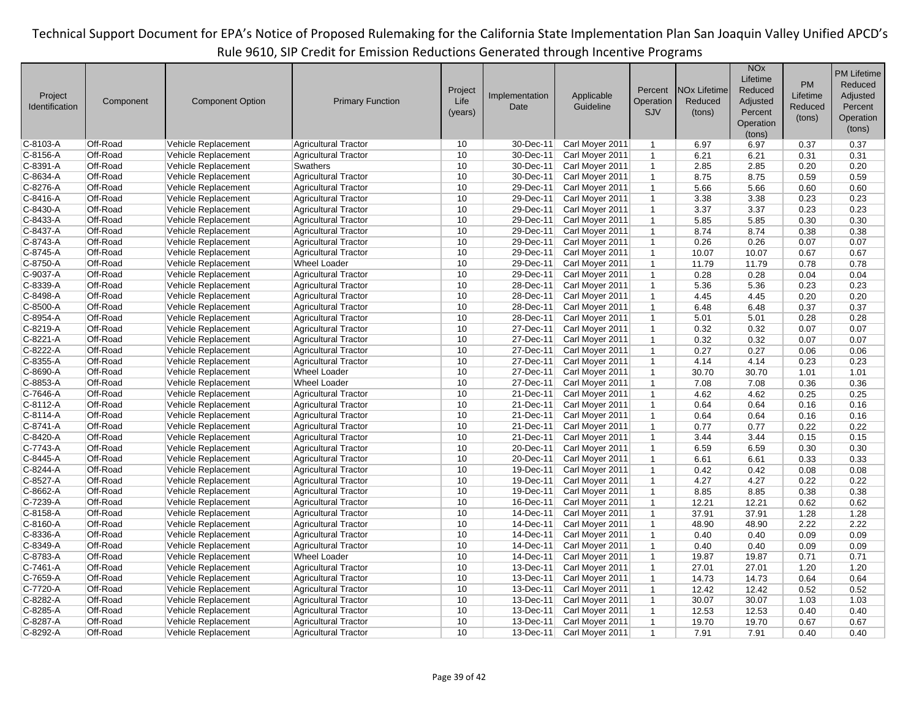Technical Support Document for EPA's Notice of Proposed Rulemaking for the California State Implementation Plan San Joaquin Valley Unified APCD's Rule 9610, SIP Credit for Emission Reductions Generated through Incentive Programs

| Project Identification | Component | Component Option | Primary Function | Project Life (years) | Implementation Date | Applicable Guideline | Percent Operation SJV | NOx Lifetime Reduced (tons) | NOx Lifetime Reduced Adjusted Percent Operation (tons) | PM Lifetime Reduced (tons) | PM Lifetime Reduced Adjusted Percent Operation (tons) |
|---|---|---|---|---|---|---|---|---|---|---|---|
| C-8103-A | Off-Road | Vehicle Replacement | Agricultural Tractor | 10 | 30-Dec-11 | Carl Moyer 2011 | 1 | 6.97 | 6.97 | 0.37 | 0.37 |
| C-8156-A | Off-Road | Vehicle Replacement | Agricultural Tractor | 10 | 30-Dec-11 | Carl Moyer 2011 | 1 | 6.21 | 6.21 | 0.31 | 0.31 |
| C-8391-A | Off-Road | Vehicle Replacement | Swathers | 10 | 30-Dec-11 | Carl Moyer 2011 | 1 | 2.85 | 2.85 | 0.20 | 0.20 |
| C-8634-A | Off-Road | Vehicle Replacement | Agricultural Tractor | 10 | 30-Dec-11 | Carl Moyer 2011 | 1 | 8.75 | 8.75 | 0.59 | 0.59 |
| C-8276-A | Off-Road | Vehicle Replacement | Agricultural Tractor | 10 | 29-Dec-11 | Carl Moyer 2011 | 1 | 5.66 | 5.66 | 0.60 | 0.60 |
| C-8416-A | Off-Road | Vehicle Replacement | Agricultural Tractor | 10 | 29-Dec-11 | Carl Moyer 2011 | 1 | 3.38 | 3.38 | 0.23 | 0.23 |
| C-8430-A | Off-Road | Vehicle Replacement | Agricultural Tractor | 10 | 29-Dec-11 | Carl Moyer 2011 | 1 | 3.37 | 3.37 | 0.23 | 0.23 |
| C-8433-A | Off-Road | Vehicle Replacement | Agricultural Tractor | 10 | 29-Dec-11 | Carl Moyer 2011 | 1 | 5.85 | 5.85 | 0.30 | 0.30 |
| C-8437-A | Off-Road | Vehicle Replacement | Agricultural Tractor | 10 | 29-Dec-11 | Carl Moyer 2011 | 1 | 8.74 | 8.74 | 0.38 | 0.38 |
| C-8743-A | Off-Road | Vehicle Replacement | Agricultural Tractor | 10 | 29-Dec-11 | Carl Moyer 2011 | 1 | 0.26 | 0.26 | 0.07 | 0.07 |
| C-8745-A | Off-Road | Vehicle Replacement | Agricultural Tractor | 10 | 29-Dec-11 | Carl Moyer 2011 | 1 | 10.07 | 10.07 | 0.67 | 0.67 |
| C-8750-A | Off-Road | Vehicle Replacement | Wheel Loader | 10 | 29-Dec-11 | Carl Moyer 2011 | 1 | 11.79 | 11.79 | 0.78 | 0.78 |
| C-9037-A | Off-Road | Vehicle Replacement | Agricultural Tractor | 10 | 29-Dec-11 | Carl Moyer 2011 | 1 | 0.28 | 0.28 | 0.04 | 0.04 |
| C-8339-A | Off-Road | Vehicle Replacement | Agricultural Tractor | 10 | 28-Dec-11 | Carl Moyer 2011 | 1 | 5.36 | 5.36 | 0.23 | 0.23 |
| C-8498-A | Off-Road | Vehicle Replacement | Agricultural Tractor | 10 | 28-Dec-11 | Carl Moyer 2011 | 1 | 4.45 | 4.45 | 0.20 | 0.20 |
| C-8500-A | Off-Road | Vehicle Replacement | Agricultural Tractor | 10 | 28-Dec-11 | Carl Moyer 2011 | 1 | 6.48 | 6.48 | 0.37 | 0.37 |
| C-8954-A | Off-Road | Vehicle Replacement | Agricultural Tractor | 10 | 28-Dec-11 | Carl Moyer 2011 | 1 | 5.01 | 5.01 | 0.28 | 0.28 |
| C-8219-A | Off-Road | Vehicle Replacement | Agricultural Tractor | 10 | 27-Dec-11 | Carl Moyer 2011 | 1 | 0.32 | 0.32 | 0.07 | 0.07 |
| C-8221-A | Off-Road | Vehicle Replacement | Agricultural Tractor | 10 | 27-Dec-11 | Carl Moyer 2011 | 1 | 0.32 | 0.32 | 0.07 | 0.07 |
| C-8222-A | Off-Road | Vehicle Replacement | Agricultural Tractor | 10 | 27-Dec-11 | Carl Moyer 2011 | 1 | 0.27 | 0.27 | 0.06 | 0.06 |
| C-8355-A | Off-Road | Vehicle Replacement | Agricultural Tractor | 10 | 27-Dec-11 | Carl Moyer 2011 | 1 | 4.14 | 4.14 | 0.23 | 0.23 |
| C-8690-A | Off-Road | Vehicle Replacement | Wheel Loader | 10 | 27-Dec-11 | Carl Moyer 2011 | 1 | 30.70 | 30.70 | 1.01 | 1.01 |
| C-8853-A | Off-Road | Vehicle Replacement | Wheel Loader | 10 | 27-Dec-11 | Carl Moyer 2011 | 1 | 7.08 | 7.08 | 0.36 | 0.36 |
| C-7646-A | Off-Road | Vehicle Replacement | Agricultural Tractor | 10 | 21-Dec-11 | Carl Moyer 2011 | 1 | 4.62 | 4.62 | 0.25 | 0.25 |
| C-8112-A | Off-Road | Vehicle Replacement | Agricultural Tractor | 10 | 21-Dec-11 | Carl Moyer 2011 | 1 | 0.64 | 0.64 | 0.16 | 0.16 |
| C-8114-A | Off-Road | Vehicle Replacement | Agricultural Tractor | 10 | 21-Dec-11 | Carl Moyer 2011 | 1 | 0.64 | 0.64 | 0.16 | 0.16 |
| C-8741-A | Off-Road | Vehicle Replacement | Agricultural Tractor | 10 | 21-Dec-11 | Carl Moyer 2011 | 1 | 0.77 | 0.77 | 0.22 | 0.22 |
| C-8420-A | Off-Road | Vehicle Replacement | Agricultural Tractor | 10 | 21-Dec-11 | Carl Moyer 2011 | 1 | 3.44 | 3.44 | 0.15 | 0.15 |
| C-7743-A | Off-Road | Vehicle Replacement | Agricultural Tractor | 10 | 20-Dec-11 | Carl Moyer 2011 | 1 | 6.59 | 6.59 | 0.30 | 0.30 |
| C-8445-A | Off-Road | Vehicle Replacement | Agricultural Tractor | 10 | 20-Dec-11 | Carl Moyer 2011 | 1 | 6.61 | 6.61 | 0.33 | 0.33 |
| C-8244-A | Off-Road | Vehicle Replacement | Agricultural Tractor | 10 | 19-Dec-11 | Carl Moyer 2011 | 1 | 0.42 | 0.42 | 0.08 | 0.08 |
| C-8527-A | Off-Road | Vehicle Replacement | Agricultural Tractor | 10 | 19-Dec-11 | Carl Moyer 2011 | 1 | 4.27 | 4.27 | 0.22 | 0.22 |
| C-8662-A | Off-Road | Vehicle Replacement | Agricultural Tractor | 10 | 19-Dec-11 | Carl Moyer 2011 | 1 | 8.85 | 8.85 | 0.38 | 0.38 |
| C-7239-A | Off-Road | Vehicle Replacement | Agricultural Tractor | 10 | 16-Dec-11 | Carl Moyer 2011 | 1 | 12.21 | 12.21 | 0.62 | 0.62 |
| C-8158-A | Off-Road | Vehicle Replacement | Agricultural Tractor | 10 | 14-Dec-11 | Carl Moyer 2011 | 1 | 37.91 | 37.91 | 1.28 | 1.28 |
| C-8160-A | Off-Road | Vehicle Replacement | Agricultural Tractor | 10 | 14-Dec-11 | Carl Moyer 2011 | 1 | 48.90 | 48.90 | 2.22 | 2.22 |
| C-8336-A | Off-Road | Vehicle Replacement | Agricultural Tractor | 10 | 14-Dec-11 | Carl Moyer 2011 | 1 | 0.40 | 0.40 | 0.09 | 0.09 |
| C-8349-A | Off-Road | Vehicle Replacement | Agricultural Tractor | 10 | 14-Dec-11 | Carl Moyer 2011 | 1 | 0.40 | 0.40 | 0.09 | 0.09 |
| C-8783-A | Off-Road | Vehicle Replacement | Wheel Loader | 10 | 14-Dec-11 | Carl Moyer 2011 | 1 | 19.87 | 19.87 | 0.71 | 0.71 |
| C-7461-A | Off-Road | Vehicle Replacement | Agricultural Tractor | 10 | 13-Dec-11 | Carl Moyer 2011 | 1 | 27.01 | 27.01 | 1.20 | 1.20 |
| C-7659-A | Off-Road | Vehicle Replacement | Agricultural Tractor | 10 | 13-Dec-11 | Carl Moyer 2011 | 1 | 14.73 | 14.73 | 0.64 | 0.64 |
| C-7720-A | Off-Road | Vehicle Replacement | Agricultural Tractor | 10 | 13-Dec-11 | Carl Moyer 2011 | 1 | 12.42 | 12.42 | 0.52 | 0.52 |
| C-8282-A | Off-Road | Vehicle Replacement | Agricultural Tractor | 10 | 13-Dec-11 | Carl Moyer 2011 | 1 | 30.07 | 30.07 | 1.03 | 1.03 |
| C-8285-A | Off-Road | Vehicle Replacement | Agricultural Tractor | 10 | 13-Dec-11 | Carl Moyer 2011 | 1 | 12.53 | 12.53 | 0.40 | 0.40 |
| C-8287-A | Off-Road | Vehicle Replacement | Agricultural Tractor | 10 | 13-Dec-11 | Carl Moyer 2011 | 1 | 19.70 | 19.70 | 0.67 | 0.67 |
| C-8292-A | Off-Road | Vehicle Replacement | Agricultural Tractor | 10 | 13-Dec-11 | Carl Moyer 2011 | 1 | 7.91 | 7.91 | 0.40 | 0.40 |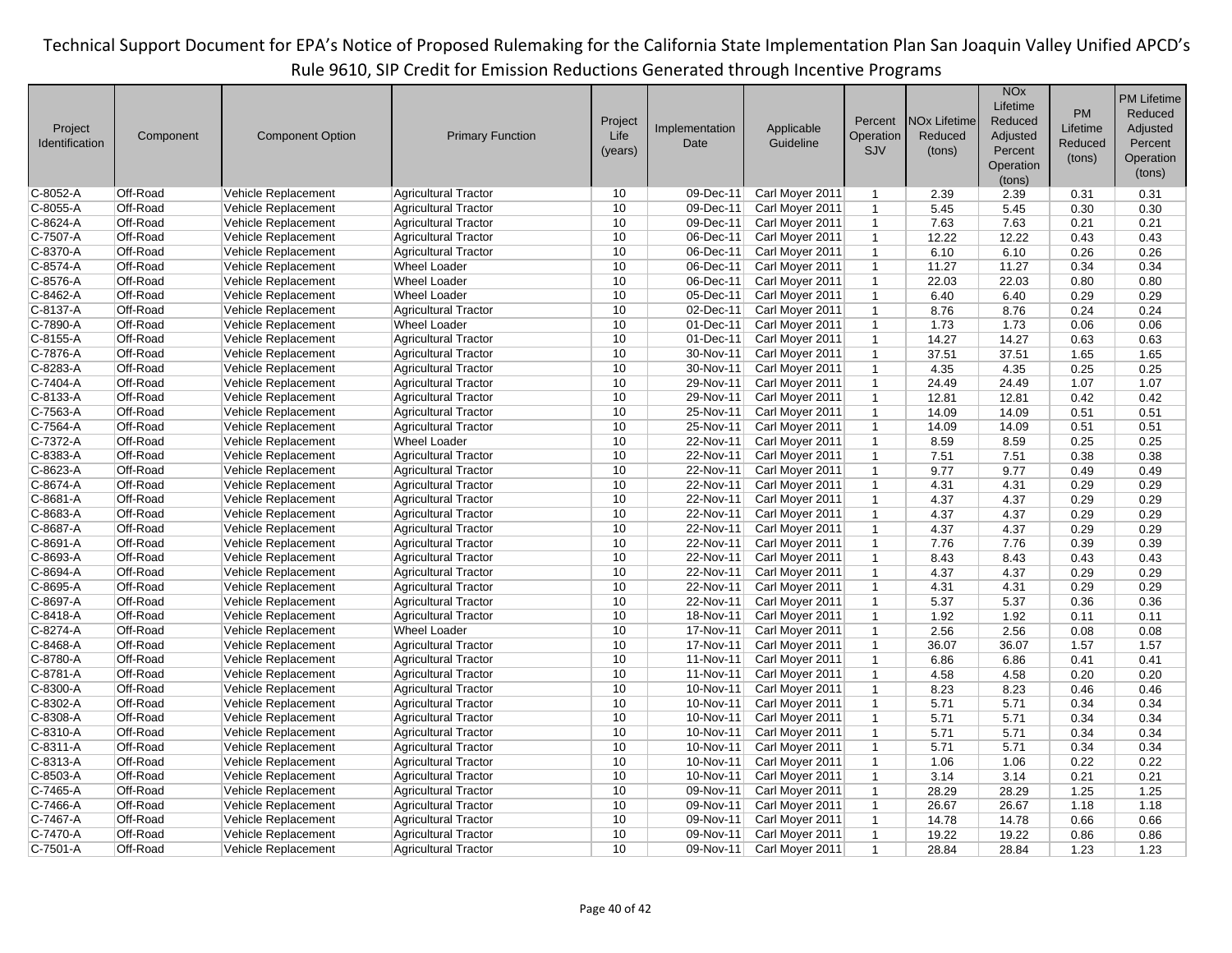| Project Identification | Component | Component Option | Primary Function | Project Life (years) | Implementation Date | Applicable Guideline | Percent Operation SJV | NOx Lifetime Reduced (tons) | NOx Lifetime Reduced Adjusted Percent Operation (tons) | PM Lifetime Reduced (tons) | PM Lifetime Reduced Adjusted Percent Operation (tons) |
|---|---|---|---|---|---|---|---|---|---|---|---|
| C-8052-A | Off-Road | Vehicle Replacement | Agricultural Tractor | 10 | 09-Dec-11 | Carl Moyer 2011 | 1 | 2.39 | 2.39 | 0.31 | 0.31 |
| C-8055-A | Off-Road | Vehicle Replacement | Agricultural Tractor | 10 | 09-Dec-11 | Carl Moyer 2011 | 1 | 5.45 | 5.45 | 0.30 | 0.30 |
| C-8624-A | Off-Road | Vehicle Replacement | Agricultural Tractor | 10 | 09-Dec-11 | Carl Moyer 2011 | 1 | 7.63 | 7.63 | 0.21 | 0.21 |
| C-7507-A | Off-Road | Vehicle Replacement | Agricultural Tractor | 10 | 06-Dec-11 | Carl Moyer 2011 | 1 | 12.22 | 12.22 | 0.43 | 0.43 |
| C-8370-A | Off-Road | Vehicle Replacement | Agricultural Tractor | 10 | 06-Dec-11 | Carl Moyer 2011 | 1 | 6.10 | 6.10 | 0.26 | 0.26 |
| C-8574-A | Off-Road | Vehicle Replacement | Wheel Loader | 10 | 06-Dec-11 | Carl Moyer 2011 | 1 | 11.27 | 11.27 | 0.34 | 0.34 |
| C-8576-A | Off-Road | Vehicle Replacement | Wheel Loader | 10 | 06-Dec-11 | Carl Moyer 2011 | 1 | 22.03 | 22.03 | 0.80 | 0.80 |
| C-8462-A | Off-Road | Vehicle Replacement | Wheel Loader | 10 | 05-Dec-11 | Carl Moyer 2011 | 1 | 6.40 | 6.40 | 0.29 | 0.29 |
| C-8137-A | Off-Road | Vehicle Replacement | Agricultural Tractor | 10 | 02-Dec-11 | Carl Moyer 2011 | 1 | 8.76 | 8.76 | 0.24 | 0.24 |
| C-7890-A | Off-Road | Vehicle Replacement | Wheel Loader | 10 | 01-Dec-11 | Carl Moyer 2011 | 1 | 1.73 | 1.73 | 0.06 | 0.06 |
| C-8155-A | Off-Road | Vehicle Replacement | Agricultural Tractor | 10 | 01-Dec-11 | Carl Moyer 2011 | 1 | 14.27 | 14.27 | 0.63 | 0.63 |
| C-7876-A | Off-Road | Vehicle Replacement | Agricultural Tractor | 10 | 30-Nov-11 | Carl Moyer 2011 | 1 | 37.51 | 37.51 | 1.65 | 1.65 |
| C-8283-A | Off-Road | Vehicle Replacement | Agricultural Tractor | 10 | 30-Nov-11 | Carl Moyer 2011 | 1 | 4.35 | 4.35 | 0.25 | 0.25 |
| C-7404-A | Off-Road | Vehicle Replacement | Agricultural Tractor | 10 | 29-Nov-11 | Carl Moyer 2011 | 1 | 24.49 | 24.49 | 1.07 | 1.07 |
| C-8133-A | Off-Road | Vehicle Replacement | Agricultural Tractor | 10 | 29-Nov-11 | Carl Moyer 2011 | 1 | 12.81 | 12.81 | 0.42 | 0.42 |
| C-7563-A | Off-Road | Vehicle Replacement | Agricultural Tractor | 10 | 25-Nov-11 | Carl Moyer 2011 | 1 | 14.09 | 14.09 | 0.51 | 0.51 |
| C-7564-A | Off-Road | Vehicle Replacement | Agricultural Tractor | 10 | 25-Nov-11 | Carl Moyer 2011 | 1 | 14.09 | 14.09 | 0.51 | 0.51 |
| C-7372-A | Off-Road | Vehicle Replacement | Wheel Loader | 10 | 22-Nov-11 | Carl Moyer 2011 | 1 | 8.59 | 8.59 | 0.25 | 0.25 |
| C-8383-A | Off-Road | Vehicle Replacement | Agricultural Tractor | 10 | 22-Nov-11 | Carl Moyer 2011 | 1 | 7.51 | 7.51 | 0.38 | 0.38 |
| C-8623-A | Off-Road | Vehicle Replacement | Agricultural Tractor | 10 | 22-Nov-11 | Carl Moyer 2011 | 1 | 9.77 | 9.77 | 0.49 | 0.49 |
| C-8674-A | Off-Road | Vehicle Replacement | Agricultural Tractor | 10 | 22-Nov-11 | Carl Moyer 2011 | 1 | 4.31 | 4.31 | 0.29 | 0.29 |
| C-8681-A | Off-Road | Vehicle Replacement | Agricultural Tractor | 10 | 22-Nov-11 | Carl Moyer 2011 | 1 | 4.37 | 4.37 | 0.29 | 0.29 |
| C-8683-A | Off-Road | Vehicle Replacement | Agricultural Tractor | 10 | 22-Nov-11 | Carl Moyer 2011 | 1 | 4.37 | 4.37 | 0.29 | 0.29 |
| C-8687-A | Off-Road | Vehicle Replacement | Agricultural Tractor | 10 | 22-Nov-11 | Carl Moyer 2011 | 1 | 4.37 | 4.37 | 0.29 | 0.29 |
| C-8691-A | Off-Road | Vehicle Replacement | Agricultural Tractor | 10 | 22-Nov-11 | Carl Moyer 2011 | 1 | 7.76 | 7.76 | 0.39 | 0.39 |
| C-8693-A | Off-Road | Vehicle Replacement | Agricultural Tractor | 10 | 22-Nov-11 | Carl Moyer 2011 | 1 | 8.43 | 8.43 | 0.43 | 0.43 |
| C-8694-A | Off-Road | Vehicle Replacement | Agricultural Tractor | 10 | 22-Nov-11 | Carl Moyer 2011 | 1 | 4.37 | 4.37 | 0.29 | 0.29 |
| C-8695-A | Off-Road | Vehicle Replacement | Agricultural Tractor | 10 | 22-Nov-11 | Carl Moyer 2011 | 1 | 4.31 | 4.31 | 0.29 | 0.29 |
| C-8697-A | Off-Road | Vehicle Replacement | Agricultural Tractor | 10 | 22-Nov-11 | Carl Moyer 2011 | 1 | 5.37 | 5.37 | 0.36 | 0.36 |
| C-8418-A | Off-Road | Vehicle Replacement | Agricultural Tractor | 10 | 18-Nov-11 | Carl Moyer 2011 | 1 | 1.92 | 1.92 | 0.11 | 0.11 |
| C-8274-A | Off-Road | Vehicle Replacement | Wheel Loader | 10 | 17-Nov-11 | Carl Moyer 2011 | 1 | 2.56 | 2.56 | 0.08 | 0.08 |
| C-8468-A | Off-Road | Vehicle Replacement | Agricultural Tractor | 10 | 17-Nov-11 | Carl Moyer 2011 | 1 | 36.07 | 36.07 | 1.57 | 1.57 |
| C-8780-A | Off-Road | Vehicle Replacement | Agricultural Tractor | 10 | 11-Nov-11 | Carl Moyer 2011 | 1 | 6.86 | 6.86 | 0.41 | 0.41 |
| C-8781-A | Off-Road | Vehicle Replacement | Agricultural Tractor | 10 | 11-Nov-11 | Carl Moyer 2011 | 1 | 4.58 | 4.58 | 0.20 | 0.20 |
| C-8300-A | Off-Road | Vehicle Replacement | Agricultural Tractor | 10 | 10-Nov-11 | Carl Moyer 2011 | 1 | 8.23 | 8.23 | 0.46 | 0.46 |
| C-8302-A | Off-Road | Vehicle Replacement | Agricultural Tractor | 10 | 10-Nov-11 | Carl Moyer 2011 | 1 | 5.71 | 5.71 | 0.34 | 0.34 |
| C-8308-A | Off-Road | Vehicle Replacement | Agricultural Tractor | 10 | 10-Nov-11 | Carl Moyer 2011 | 1 | 5.71 | 5.71 | 0.34 | 0.34 |
| C-8310-A | Off-Road | Vehicle Replacement | Agricultural Tractor | 10 | 10-Nov-11 | Carl Moyer 2011 | 1 | 5.71 | 5.71 | 0.34 | 0.34 |
| C-8311-A | Off-Road | Vehicle Replacement | Agricultural Tractor | 10 | 10-Nov-11 | Carl Moyer 2011 | 1 | 5.71 | 5.71 | 0.34 | 0.34 |
| C-8313-A | Off-Road | Vehicle Replacement | Agricultural Tractor | 10 | 10-Nov-11 | Carl Moyer 2011 | 1 | 1.06 | 1.06 | 0.22 | 0.22 |
| C-8503-A | Off-Road | Vehicle Replacement | Agricultural Tractor | 10 | 10-Nov-11 | Carl Moyer 2011 | 1 | 3.14 | 3.14 | 0.21 | 0.21 |
| C-7465-A | Off-Road | Vehicle Replacement | Agricultural Tractor | 10 | 09-Nov-11 | Carl Moyer 2011 | 1 | 28.29 | 28.29 | 1.25 | 1.25 |
| C-7466-A | Off-Road | Vehicle Replacement | Agricultural Tractor | 10 | 09-Nov-11 | Carl Moyer 2011 | 1 | 26.67 | 26.67 | 1.18 | 1.18 |
| C-7467-A | Off-Road | Vehicle Replacement | Agricultural Tractor | 10 | 09-Nov-11 | Carl Moyer 2011 | 1 | 14.78 | 14.78 | 0.66 | 0.66 |
| C-7470-A | Off-Road | Vehicle Replacement | Agricultural Tractor | 10 | 09-Nov-11 | Carl Moyer 2011 | 1 | 19.22 | 19.22 | 0.86 | 0.86 |
| C-7501-A | Off-Road | Vehicle Replacement | Agricultural Tractor | 10 | 09-Nov-11 | Carl Moyer 2011 | 1 | 28.84 | 28.84 | 1.23 | 1.23 |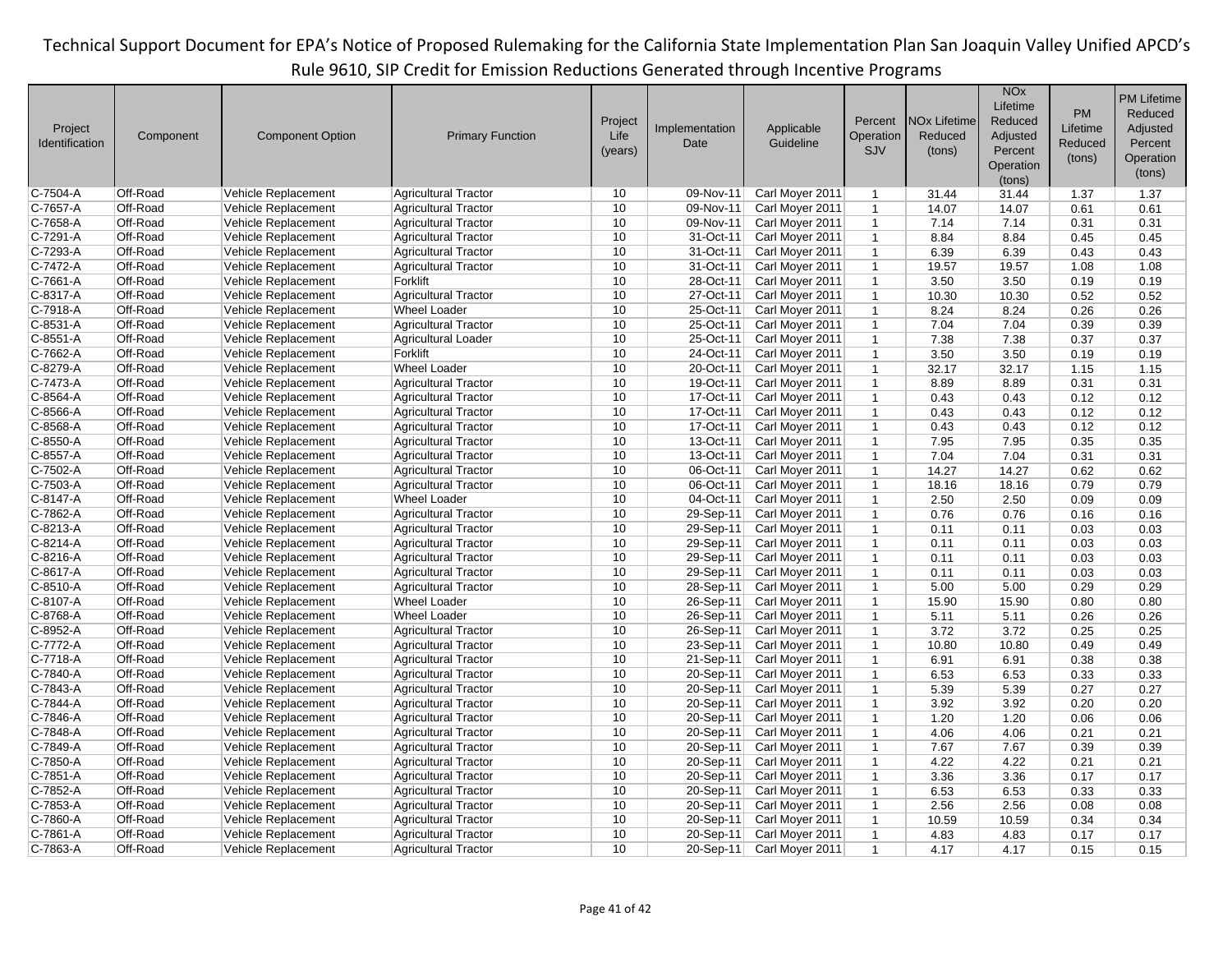| Project Identification | Component | Component Option | Primary Function | Project Life (years) | Implementation Date | Applicable Guideline | Percent Operation SJV | NOx Lifetime Reduced (tons) | NOx Lifetime Reduced Adjusted Percent Operation (tons) | PM Lifetime Reduced (tons) | PM Lifetime Reduced Adjusted Percent Operation (tons) |
|---|---|---|---|---|---|---|---|---|---|---|---|
| C-7504-A | Off-Road | Vehicle Replacement | Agricultural Tractor | 10 | 09-Nov-11 | Carl Moyer 2011 | 1 | 31.44 | 31.44 | 1.37 | 1.37 |
| C-7657-A | Off-Road | Vehicle Replacement | Agricultural Tractor | 10 | 09-Nov-11 | Carl Moyer 2011 | 1 | 14.07 | 14.07 | 0.61 | 0.61 |
| C-7658-A | Off-Road | Vehicle Replacement | Agricultural Tractor | 10 | 09-Nov-11 | Carl Moyer 2011 | 1 | 7.14 | 7.14 | 0.31 | 0.31 |
| C-7291-A | Off-Road | Vehicle Replacement | Agricultural Tractor | 10 | 31-Oct-11 | Carl Moyer 2011 | 1 | 8.84 | 8.84 | 0.45 | 0.45 |
| C-7293-A | Off-Road | Vehicle Replacement | Agricultural Tractor | 10 | 31-Oct-11 | Carl Moyer 2011 | 1 | 6.39 | 6.39 | 0.43 | 0.43 |
| C-7472-A | Off-Road | Vehicle Replacement | Agricultural Tractor | 10 | 31-Oct-11 | Carl Moyer 2011 | 1 | 19.57 | 19.57 | 1.08 | 1.08 |
| C-7661-A | Off-Road | Vehicle Replacement | Forklift | 10 | 28-Oct-11 | Carl Moyer 2011 | 1 | 3.50 | 3.50 | 0.19 | 0.19 |
| C-8317-A | Off-Road | Vehicle Replacement | Agricultural Tractor | 10 | 27-Oct-11 | Carl Moyer 2011 | 1 | 10.30 | 10.30 | 0.52 | 0.52 |
| C-7918-A | Off-Road | Vehicle Replacement | Wheel Loader | 10 | 25-Oct-11 | Carl Moyer 2011 | 1 | 8.24 | 8.24 | 0.26 | 0.26 |
| C-8531-A | Off-Road | Vehicle Replacement | Agricultural Tractor | 10 | 25-Oct-11 | Carl Moyer 2011 | 1 | 7.04 | 7.04 | 0.39 | 0.39 |
| C-8551-A | Off-Road | Vehicle Replacement | Agricultural Loader | 10 | 25-Oct-11 | Carl Moyer 2011 | 1 | 7.38 | 7.38 | 0.37 | 0.37 |
| C-7662-A | Off-Road | Vehicle Replacement | Forklift | 10 | 24-Oct-11 | Carl Moyer 2011 | 1 | 3.50 | 3.50 | 0.19 | 0.19 |
| C-8279-A | Off-Road | Vehicle Replacement | Wheel Loader | 10 | 20-Oct-11 | Carl Moyer 2011 | 1 | 32.17 | 32.17 | 1.15 | 1.15 |
| C-7473-A | Off-Road | Vehicle Replacement | Agricultural Tractor | 10 | 19-Oct-11 | Carl Moyer 2011 | 1 | 8.89 | 8.89 | 0.31 | 0.31 |
| C-8564-A | Off-Road | Vehicle Replacement | Agricultural Tractor | 10 | 17-Oct-11 | Carl Moyer 2011 | 1 | 0.43 | 0.43 | 0.12 | 0.12 |
| C-8566-A | Off-Road | Vehicle Replacement | Agricultural Tractor | 10 | 17-Oct-11 | Carl Moyer 2011 | 1 | 0.43 | 0.43 | 0.12 | 0.12 |
| C-8568-A | Off-Road | Vehicle Replacement | Agricultural Tractor | 10 | 17-Oct-11 | Carl Moyer 2011 | 1 | 0.43 | 0.43 | 0.12 | 0.12 |
| C-8550-A | Off-Road | Vehicle Replacement | Agricultural Tractor | 10 | 13-Oct-11 | Carl Moyer 2011 | 1 | 7.95 | 7.95 | 0.35 | 0.35 |
| C-8557-A | Off-Road | Vehicle Replacement | Agricultural Tractor | 10 | 13-Oct-11 | Carl Moyer 2011 | 1 | 7.04 | 7.04 | 0.31 | 0.31 |
| C-7502-A | Off-Road | Vehicle Replacement | Agricultural Tractor | 10 | 06-Oct-11 | Carl Moyer 2011 | 1 | 14.27 | 14.27 | 0.62 | 0.62 |
| C-7503-A | Off-Road | Vehicle Replacement | Agricultural Tractor | 10 | 06-Oct-11 | Carl Moyer 2011 | 1 | 18.16 | 18.16 | 0.79 | 0.79 |
| C-8147-A | Off-Road | Vehicle Replacement | Wheel Loader | 10 | 04-Oct-11 | Carl Moyer 2011 | 1 | 2.50 | 2.50 | 0.09 | 0.09 |
| C-7862-A | Off-Road | Vehicle Replacement | Agricultural Tractor | 10 | 29-Sep-11 | Carl Moyer 2011 | 1 | 0.76 | 0.76 | 0.16 | 0.16 |
| C-8213-A | Off-Road | Vehicle Replacement | Agricultural Tractor | 10 | 29-Sep-11 | Carl Moyer 2011 | 1 | 0.11 | 0.11 | 0.03 | 0.03 |
| C-8214-A | Off-Road | Vehicle Replacement | Agricultural Tractor | 10 | 29-Sep-11 | Carl Moyer 2011 | 1 | 0.11 | 0.11 | 0.03 | 0.03 |
| C-8216-A | Off-Road | Vehicle Replacement | Agricultural Tractor | 10 | 29-Sep-11 | Carl Moyer 2011 | 1 | 0.11 | 0.11 | 0.03 | 0.03 |
| C-8617-A | Off-Road | Vehicle Replacement | Agricultural Tractor | 10 | 29-Sep-11 | Carl Moyer 2011 | 1 | 0.11 | 0.11 | 0.03 | 0.03 |
| C-8510-A | Off-Road | Vehicle Replacement | Agricultural Tractor | 10 | 28-Sep-11 | Carl Moyer 2011 | 1 | 5.00 | 5.00 | 0.29 | 0.29 |
| C-8107-A | Off-Road | Vehicle Replacement | Wheel Loader | 10 | 26-Sep-11 | Carl Moyer 2011 | 1 | 15.90 | 15.90 | 0.80 | 0.80 |
| C-8768-A | Off-Road | Vehicle Replacement | Wheel Loader | 10 | 26-Sep-11 | Carl Moyer 2011 | 1 | 5.11 | 5.11 | 0.26 | 0.26 |
| C-8952-A | Off-Road | Vehicle Replacement | Agricultural Tractor | 10 | 26-Sep-11 | Carl Moyer 2011 | 1 | 3.72 | 3.72 | 0.25 | 0.25 |
| C-7772-A | Off-Road | Vehicle Replacement | Agricultural Tractor | 10 | 23-Sep-11 | Carl Moyer 2011 | 1 | 10.80 | 10.80 | 0.49 | 0.49 |
| C-7718-A | Off-Road | Vehicle Replacement | Agricultural Tractor | 10 | 21-Sep-11 | Carl Moyer 2011 | 1 | 6.91 | 6.91 | 0.38 | 0.38 |
| C-7840-A | Off-Road | Vehicle Replacement | Agricultural Tractor | 10 | 20-Sep-11 | Carl Moyer 2011 | 1 | 6.53 | 6.53 | 0.33 | 0.33 |
| C-7843-A | Off-Road | Vehicle Replacement | Agricultural Tractor | 10 | 20-Sep-11 | Carl Moyer 2011 | 1 | 5.39 | 5.39 | 0.27 | 0.27 |
| C-7844-A | Off-Road | Vehicle Replacement | Agricultural Tractor | 10 | 20-Sep-11 | Carl Moyer 2011 | 1 | 3.92 | 3.92 | 0.20 | 0.20 |
| C-7846-A | Off-Road | Vehicle Replacement | Agricultural Tractor | 10 | 20-Sep-11 | Carl Moyer 2011 | 1 | 1.20 | 1.20 | 0.06 | 0.06 |
| C-7848-A | Off-Road | Vehicle Replacement | Agricultural Tractor | 10 | 20-Sep-11 | Carl Moyer 2011 | 1 | 4.06 | 4.06 | 0.21 | 0.21 |
| C-7849-A | Off-Road | Vehicle Replacement | Agricultural Tractor | 10 | 20-Sep-11 | Carl Moyer 2011 | 1 | 7.67 | 7.67 | 0.39 | 0.39 |
| C-7850-A | Off-Road | Vehicle Replacement | Agricultural Tractor | 10 | 20-Sep-11 | Carl Moyer 2011 | 1 | 4.22 | 4.22 | 0.21 | 0.21 |
| C-7851-A | Off-Road | Vehicle Replacement | Agricultural Tractor | 10 | 20-Sep-11 | Carl Moyer 2011 | 1 | 3.36 | 3.36 | 0.17 | 0.17 |
| C-7852-A | Off-Road | Vehicle Replacement | Agricultural Tractor | 10 | 20-Sep-11 | Carl Moyer 2011 | 1 | 6.53 | 6.53 | 0.33 | 0.33 |
| C-7853-A | Off-Road | Vehicle Replacement | Agricultural Tractor | 10 | 20-Sep-11 | Carl Moyer 2011 | 1 | 2.56 | 2.56 | 0.08 | 0.08 |
| C-7860-A | Off-Road | Vehicle Replacement | Agricultural Tractor | 10 | 20-Sep-11 | Carl Moyer 2011 | 1 | 10.59 | 10.59 | 0.34 | 0.34 |
| C-7861-A | Off-Road | Vehicle Replacement | Agricultural Tractor | 10 | 20-Sep-11 | Carl Moyer 2011 | 1 | 4.83 | 4.83 | 0.17 | 0.17 |
| C-7863-A | Off-Road | Vehicle Replacement | Agricultural Tractor | 10 | 20-Sep-11 | Carl Moyer 2011 | 1 | 4.17 | 4.17 | 0.15 | 0.15 |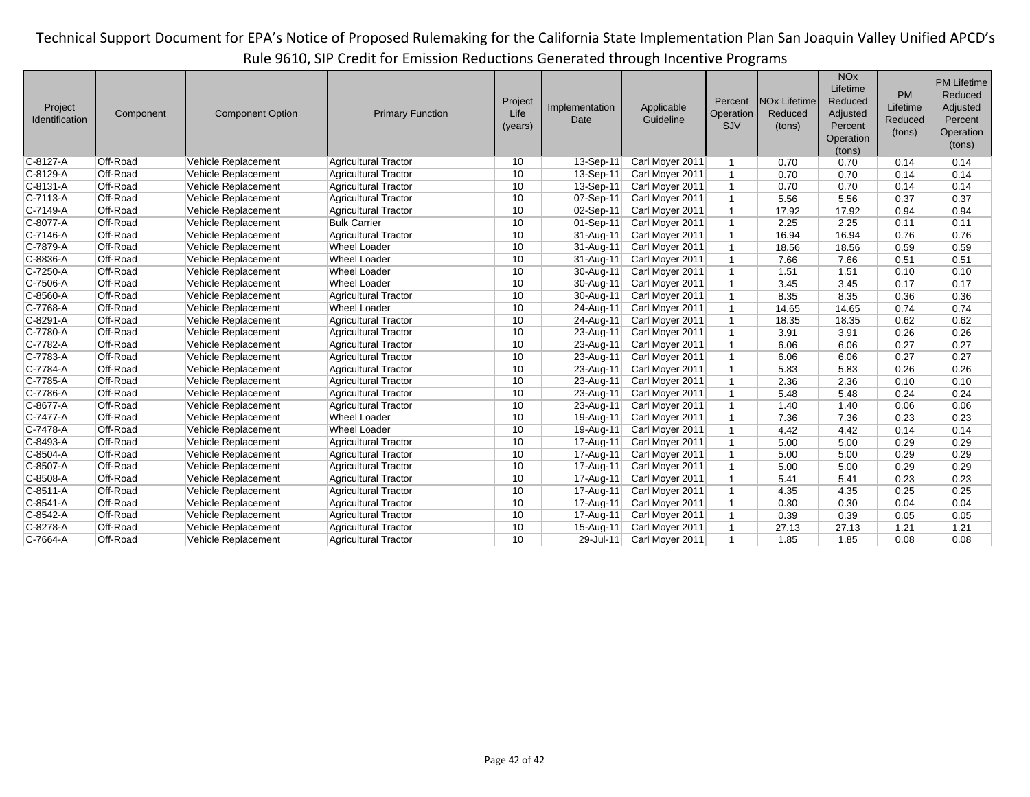| Project Identification | Component | Component Option | Primary Function | Project Life (years) | Implementation Date | Applicable Guideline | Percent Operation SJV | NOx Lifetime Reduced (tons) | NOx Lifetime Reduced Adjusted Percent Operation (tons) | PM Lifetime Reduced (tons) | PM Lifetime Reduced Adjusted Percent Operation (tons) |
|---|---|---|---|---|---|---|---|---|---|---|---|
| C-8127-A | Off-Road | Vehicle Replacement | Agricultural Tractor | 10 | 13-Sep-11 | Carl Moyer 2011 | 1 | 0.70 | 0.70 | 0.14 | 0.14 |
| C-8129-A | Off-Road | Vehicle Replacement | Agricultural Tractor | 10 | 13-Sep-11 | Carl Moyer 2011 | 1 | 0.70 | 0.70 | 0.14 | 0.14 |
| C-8131-A | Off-Road | Vehicle Replacement | Agricultural Tractor | 10 | 13-Sep-11 | Carl Moyer 2011 | 1 | 0.70 | 0.70 | 0.14 | 0.14 |
| C-7113-A | Off-Road | Vehicle Replacement | Agricultural Tractor | 10 | 07-Sep-11 | Carl Moyer 2011 | 1 | 5.56 | 5.56 | 0.37 | 0.37 |
| C-7149-A | Off-Road | Vehicle Replacement | Agricultural Tractor | 10 | 02-Sep-11 | Carl Moyer 2011 | 1 | 17.92 | 17.92 | 0.94 | 0.94 |
| C-8077-A | Off-Road | Vehicle Replacement | Bulk Carrier | 10 | 01-Sep-11 | Carl Moyer 2011 | 1 | 2.25 | 2.25 | 0.11 | 0.11 |
| C-7146-A | Off-Road | Vehicle Replacement | Agricultural Tractor | 10 | 31-Aug-11 | Carl Moyer 2011 | 1 | 16.94 | 16.94 | 0.76 | 0.76 |
| C-7879-A | Off-Road | Vehicle Replacement | Wheel Loader | 10 | 31-Aug-11 | Carl Moyer 2011 | 1 | 18.56 | 18.56 | 0.59 | 0.59 |
| C-8836-A | Off-Road | Vehicle Replacement | Wheel Loader | 10 | 31-Aug-11 | Carl Moyer 2011 | 1 | 7.66 | 7.66 | 0.51 | 0.51 |
| C-7250-A | Off-Road | Vehicle Replacement | Wheel Loader | 10 | 30-Aug-11 | Carl Moyer 2011 | 1 | 1.51 | 1.51 | 0.10 | 0.10 |
| C-7506-A | Off-Road | Vehicle Replacement | Wheel Loader | 10 | 30-Aug-11 | Carl Moyer 2011 | 1 | 3.45 | 3.45 | 0.17 | 0.17 |
| C-8560-A | Off-Road | Vehicle Replacement | Agricultural Tractor | 10 | 30-Aug-11 | Carl Moyer 2011 | 1 | 8.35 | 8.35 | 0.36 | 0.36 |
| C-7768-A | Off-Road | Vehicle Replacement | Wheel Loader | 10 | 24-Aug-11 | Carl Moyer 2011 | 1 | 14.65 | 14.65 | 0.74 | 0.74 |
| C-8291-A | Off-Road | Vehicle Replacement | Agricultural Tractor | 10 | 24-Aug-11 | Carl Moyer 2011 | 1 | 18.35 | 18.35 | 0.62 | 0.62 |
| C-7780-A | Off-Road | Vehicle Replacement | Agricultural Tractor | 10 | 23-Aug-11 | Carl Moyer 2011 | 1 | 3.91 | 3.91 | 0.26 | 0.26 |
| C-7782-A | Off-Road | Vehicle Replacement | Agricultural Tractor | 10 | 23-Aug-11 | Carl Moyer 2011 | 1 | 6.06 | 6.06 | 0.27 | 0.27 |
| C-7783-A | Off-Road | Vehicle Replacement | Agricultural Tractor | 10 | 23-Aug-11 | Carl Moyer 2011 | 1 | 6.06 | 6.06 | 0.27 | 0.27 |
| C-7784-A | Off-Road | Vehicle Replacement | Agricultural Tractor | 10 | 23-Aug-11 | Carl Moyer 2011 | 1 | 5.83 | 5.83 | 0.26 | 0.26 |
| C-7785-A | Off-Road | Vehicle Replacement | Agricultural Tractor | 10 | 23-Aug-11 | Carl Moyer 2011 | 1 | 2.36 | 2.36 | 0.10 | 0.10 |
| C-7786-A | Off-Road | Vehicle Replacement | Agricultural Tractor | 10 | 23-Aug-11 | Carl Moyer 2011 | 1 | 5.48 | 5.48 | 0.24 | 0.24 |
| C-8677-A | Off-Road | Vehicle Replacement | Agricultural Tractor | 10 | 23-Aug-11 | Carl Moyer 2011 | 1 | 1.40 | 1.40 | 0.06 | 0.06 |
| C-7477-A | Off-Road | Vehicle Replacement | Wheel Loader | 10 | 19-Aug-11 | Carl Moyer 2011 | 1 | 7.36 | 7.36 | 0.23 | 0.23 |
| C-7478-A | Off-Road | Vehicle Replacement | Wheel Loader | 10 | 19-Aug-11 | Carl Moyer 2011 | 1 | 4.42 | 4.42 | 0.14 | 0.14 |
| C-8493-A | Off-Road | Vehicle Replacement | Agricultural Tractor | 10 | 17-Aug-11 | Carl Moyer 2011 | 1 | 5.00 | 5.00 | 0.29 | 0.29 |
| C-8504-A | Off-Road | Vehicle Replacement | Agricultural Tractor | 10 | 17-Aug-11 | Carl Moyer 2011 | 1 | 5.00 | 5.00 | 0.29 | 0.29 |
| C-8507-A | Off-Road | Vehicle Replacement | Agricultural Tractor | 10 | 17-Aug-11 | Carl Moyer 2011 | 1 | 5.00 | 5.00 | 0.29 | 0.29 |
| C-8508-A | Off-Road | Vehicle Replacement | Agricultural Tractor | 10 | 17-Aug-11 | Carl Moyer 2011 | 1 | 5.41 | 5.41 | 0.23 | 0.23 |
| C-8511-A | Off-Road | Vehicle Replacement | Agricultural Tractor | 10 | 17-Aug-11 | Carl Moyer 2011 | 1 | 4.35 | 4.35 | 0.25 | 0.25 |
| C-8541-A | Off-Road | Vehicle Replacement | Agricultural Tractor | 10 | 17-Aug-11 | Carl Moyer 2011 | 1 | 0.30 | 0.30 | 0.04 | 0.04 |
| C-8542-A | Off-Road | Vehicle Replacement | Agricultural Tractor | 10 | 17-Aug-11 | Carl Moyer 2011 | 1 | 0.39 | 0.39 | 0.05 | 0.05 |
| C-8278-A | Off-Road | Vehicle Replacement | Agricultural Tractor | 10 | 15-Aug-11 | Carl Moyer 2011 | 1 | 27.13 | 27.13 | 1.21 | 1.21 |
| C-7664-A | Off-Road | Vehicle Replacement | Agricultural Tractor | 10 | 29-Jul-11 | Carl Moyer 2011 | 1 | 1.85 | 1.85 | 0.08 | 0.08 |